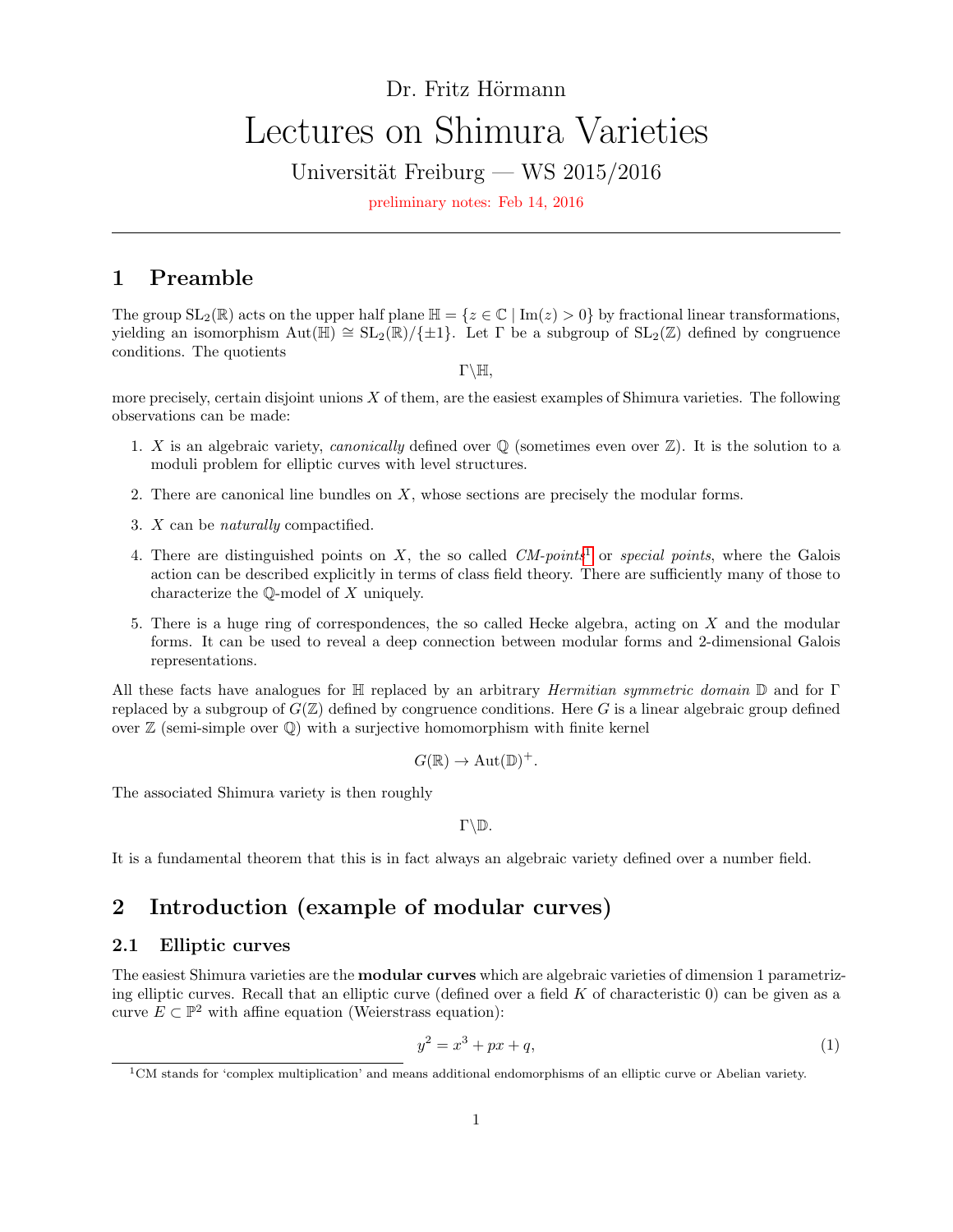Dr. Fritz Hörmann

# Lectures on Shimura Varieties

Universität Freiburg — WS 2015/2016

preliminary notes: Feb 14, 2016

---

## 1 Preamble

The group $\mathrm{SL}_2(\mathbb{R})$ acts on the upper half plane $\mathbb{H} = \{z \in \mathbb{C} \mid \mathrm{Im}(z) > 0\}$ by fractional linear transformations, yielding an isomorphism $\mathrm{Aut}(\mathbb{H}) \cong \mathrm{SL}_2(\mathbb{R})/\{\pm 1\}$. Let $\Gamma$ be a subgroup of $\mathrm{SL}_2(\mathbb{Z})$ defined by congruence conditions. The quotients

$$\Gamma\backslash\mathbb{H},$$

more precisely, certain disjoint unions $X$ of them, are the easiest examples of Shimura varieties. The following observations can be made:

1. $X$ is an algebraic variety, *canonically* defined over $\mathbb{Q}$ (sometimes even over $\mathbb{Z}$). It is the solution to a moduli problem for elliptic curves with level structures.
2. There are canonical line bundles on $X$, whose sections are precisely the modular forms.
3. $X$ can be *naturally* compactified.
4. There are distinguished points on $X$, the so called *CM-points*[1] or *special points*, where the Galois action can be described explicitly in terms of class field theory. There are sufficiently many of those to characterize the $\mathbb{Q}$-model of $X$ uniquely.
5. There is a huge ring of correspondences, the so called Hecke algebra, acting on $X$ and the modular forms. It can be used to reveal a deep connection between modular forms and 2-dimensional Galois representations.

All these facts have analogues for $\mathbb{H}$ replaced by an arbitrary *Hermitian symmetric domain* $\mathbb{D}$ and for $\Gamma$ replaced by a subgroup of $G(\mathbb{Z})$ defined by congruence conditions. Here $G$ is a linear algebraic group defined over $\mathbb{Z}$ (semi-simple over $\mathbb{Q}$) with a surjective homomorphism with finite kernel

$$G(\mathbb{R}) \to \mathrm{Aut}(\mathbb{D})^+.$$

The associated Shimura variety is then roughly

$$\Gamma\backslash\mathbb{D}.$$

It is a fundamental theorem that this is in fact always an algebraic variety defined over a number field.

## 2 Introduction (example of modular curves)

### 2.1 Elliptic curves

The easiest Shimura varieties are the **modular curves** which are algebraic varieties of dimension 1 parametrizing elliptic curves. Recall that an elliptic curve (defined over a field $K$ of characteristic 0) can be given as a curve $E \subset \mathbb{P}^2$ with affine equation (Weierstrass equation):

$$y^2 = x^3 + px + q, \tag{1}$$

[1] CM stands for 'complex multiplication' and means additional endomorphisms of an elliptic curve or Abelian variety.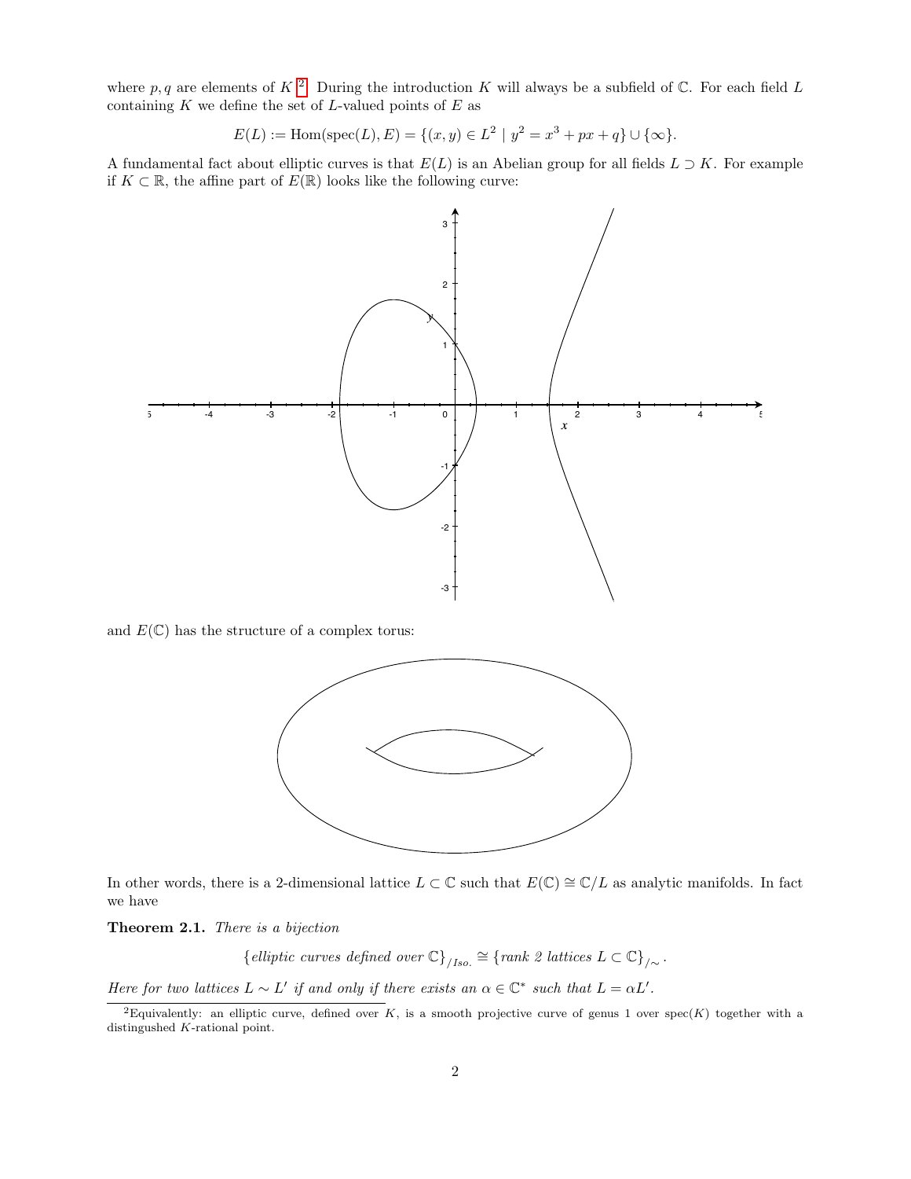where $p, q$ are elements of $K$ [2]. During the introduction $K$ will always be a subfield of $\mathbb{C}$. For each field $L$ containing $K$ we define the set of $L$-valued points of $E$ as

$$E(L) := \mathrm{Hom}(\mathrm{spec}(L), E) = \{(x, y) \in L^2 \mid y^2 = x^3 + px + q\} \cup \{\infty\}.$$

A fundamental fact about elliptic curves is that $E(L)$ is an Abelian group for all fields $L \supset K$. For example if $K \subset \mathbb{R}$, the affine part of $E(\mathbb{R})$ looks like the following curve:

and $E(\mathbb{C})$ has the structure of a complex torus:

In other words, there is a 2-dimensional lattice $L \subset \mathbb{C}$ such that $E(\mathbb{C}) \cong \mathbb{C}/L$ as analytic manifolds. In fact we have

**Theorem 2.1.** *There is a bijection*

$$\{\textit{elliptic curves defined over } \mathbb{C}\}_{/Iso.} \cong \{\textit{rank 2 lattices } L \subset \mathbb{C}\}_{/\sim}.$$

*Here for two lattices $L \sim L'$ if and only if there exists an $\alpha \in \mathbb{C}^*$ such that $L = \alpha L'$.*

[2] Equivalently: an elliptic curve, defined over $K$, is a smooth projective curve of genus 1 over $\mathrm{spec}(K)$ together with a distingushed $K$-rational point.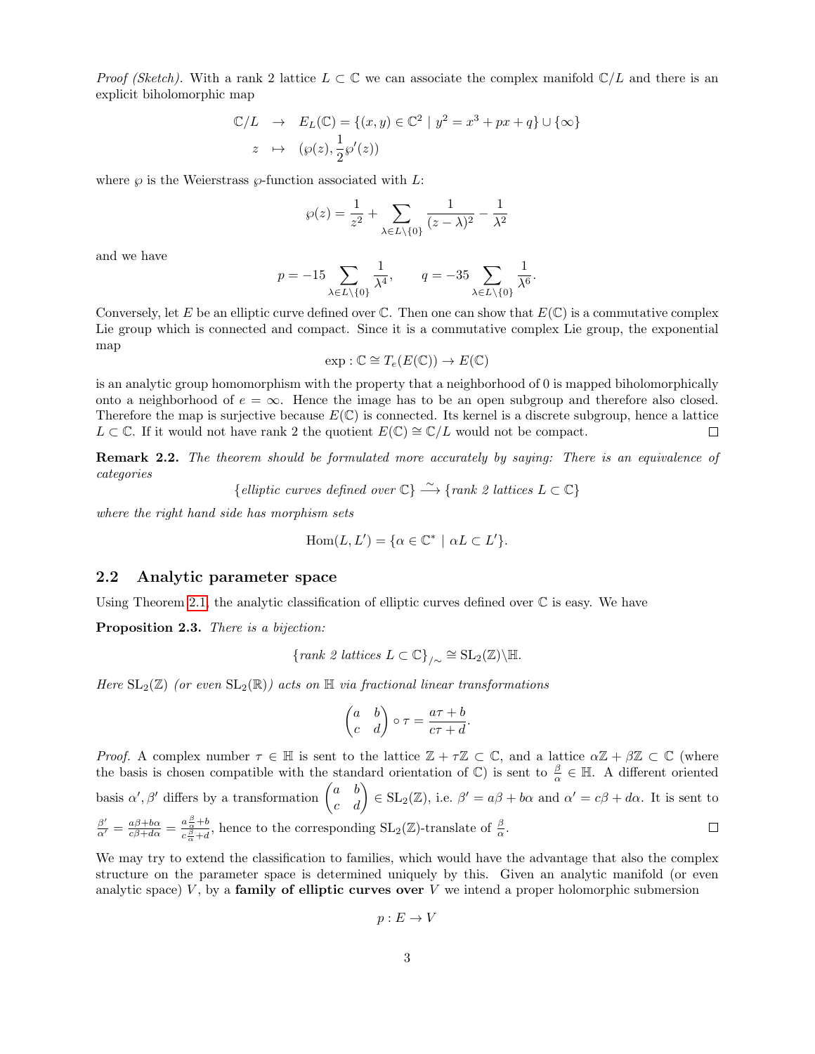*Proof (Sketch).* With a rank 2 lattice $L \subset \mathbb{C}$ we can associate the complex manifold $\mathbb{C}/L$ and there is an explicit biholomorphic map

$$\begin{array}{rcl} \mathbb{C}/L & \to & E_L(\mathbb{C}) = \{(x,y) \in \mathbb{C}^2 \mid y^2 = x^3 + px + q\} \cup \{\infty\} \\ z & \mapsto & (\wp(z), \frac{1}{2}\wp'(z)) \end{array}$$

where $\wp$ is the Weierstrass $\wp$-function associated with $L$:

$$\wp(z) = \frac{1}{z^2} + \sum_{\lambda \in L \setminus \{0\}} \frac{1}{(z-\lambda)^2} - \frac{1}{\lambda^2}$$

and we have

$$p = -15 \sum_{\lambda \in L \setminus \{0\}} \frac{1}{\lambda^4}, \qquad q = -35 \sum_{\lambda \in L \setminus \{0\}} \frac{1}{\lambda^6}.$$

Conversely, let $E$ be an elliptic curve defined over $\mathbb{C}$. Then one can show that $E(\mathbb{C})$ is a commutative complex Lie group which is connected and compact. Since it is a commutative complex Lie group, the exponential map

$$\exp : \mathbb{C} \cong T_e(E(\mathbb{C})) \to E(\mathbb{C})$$

is an analytic group homomorphism with the property that a neighborhood of 0 is mapped biholomorphically onto a neighborhood of $e = \infty$. Hence the image has to be an open subgroup and therefore also closed. Therefore the map is surjective because $E(\mathbb{C})$ is connected. Its kernel is a discrete subgroup, hence a lattice $L \subset \mathbb{C}$. If it would not have rank 2 the quotient $E(\mathbb{C}) \cong \mathbb{C}/L$ would not be compact. $\square$

**Remark 2.2.** *The theorem should be formulated more accurately by saying: There is an equivalence of categories*

$$\{\text{elliptic curves defined over } \mathbb{C}\} \xrightarrow{\sim} \{\text{rank 2 lattices } L \subset \mathbb{C}\}$$

*where the right hand side has morphism sets*

$$\mathrm{Hom}(L, L') = \{\alpha \in \mathbb{C}^* \mid \alpha L \subset L'\}.$$

## 2.2 Analytic parameter space

Using Theorem 2.1, the analytic classification of elliptic curves defined over $\mathbb{C}$ is easy. We have

**Proposition 2.3.** *There is a bijection:*

$$\{\text{rank 2 lattices } L \subset \mathbb{C}\}_{/\sim} \cong \mathrm{SL}_2(\mathbb{Z})\backslash\mathbb{H}.$$

*Here $\mathrm{SL}_2(\mathbb{Z})$ (or even $\mathrm{SL}_2(\mathbb{R})$) acts on $\mathbb{H}$ via fractional linear transformations*

$$\begin{pmatrix} a & b \\ c & d \end{pmatrix} \circ \tau = \frac{a\tau + b}{c\tau + d}.$$

*Proof.* A complex number $\tau \in \mathbb{H}$ is sent to the lattice $\mathbb{Z} + \tau\mathbb{Z} \subset \mathbb{C}$, and a lattice $\alpha\mathbb{Z} + \beta\mathbb{Z} \subset \mathbb{C}$ (where the basis is chosen compatible with the standard orientation of $\mathbb{C}$) is sent to $\frac{\beta}{\alpha} \in \mathbb{H}$. A different oriented basis $\alpha', \beta'$ differs by a transformation $\begin{pmatrix} a & b \\ c & d \end{pmatrix} \in \mathrm{SL}_2(\mathbb{Z})$, i.e. $\beta' = a\beta + b\alpha$ and $\alpha' = c\beta + d\alpha$. It is sent to $\frac{\beta'}{\alpha'} = \frac{a\beta + b\alpha}{c\beta + d\alpha} = \frac{a\frac{\beta}{\alpha} + b}{c\frac{\beta}{\alpha} + d}$, hence to the corresponding $\mathrm{SL}_2(\mathbb{Z})$-translate of $\frac{\beta}{\alpha}$. $\square$

We may try to extend the classification to families, which would have the advantage that also the complex structure on the parameter space is determined uniquely by this. Given an analytic manifold (or even analytic space) $V$, by a **family of elliptic curves over** $V$ we intend a proper holomorphic submersion

$$p : E \to V$$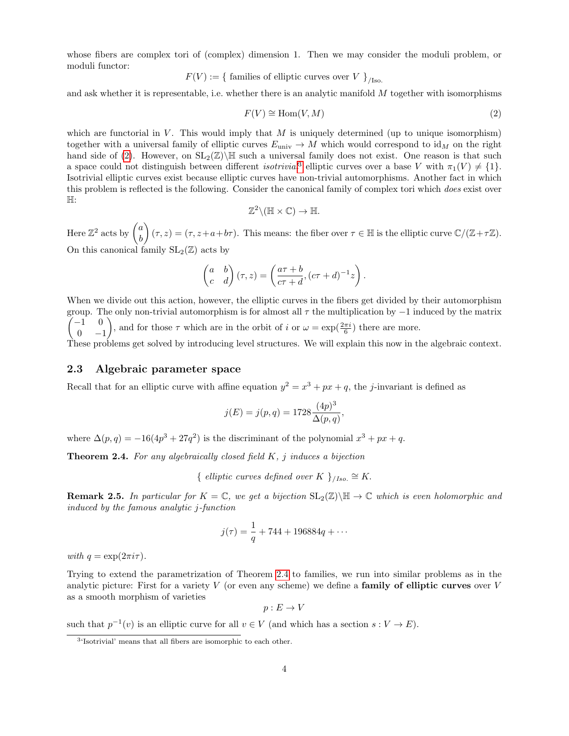whose fibers are complex tori of (complex) dimension 1. Then we may consider the moduli problem, or moduli functor:

$$F(V) := \{ \text{ families of elliptic curves over } V \ \}_{/\text{Iso.}}$$

and ask whether it is representable, i.e. whether there is an analytic manifold $M$ together with isomorphisms

$$F(V) \cong \operatorname{Hom}(V, M) \tag{2}$$

which are functorial in $V$. This would imply that $M$ is uniquely determined (up to unique isomorphism) together with a universal family of elliptic curves $E_{\text{univ}} \to M$ which would correspond to $\text{id}_M$ on the right hand side of (2). However, on $\mathrm{SL}_2(\mathbb{Z})\backslash\mathbb{H}$ such a universal family does not exist. One reason is that such a space could not distinguish between different *isotrivial*[3] elliptic curves over a base $V$ with $\pi_1(V) \neq \{1\}$. Isotrivial elliptic curves exist because elliptic curves have non-trivial automorphisms. Another fact in which this problem is reflected is the following. Consider the canonical family of complex tori which *does* exist over $\mathbb{H}$:

$$\mathbb{Z}^2\backslash(\mathbb{H}\times\mathbb{C}) \to \mathbb{H}.$$

Here $\mathbb{Z}^2$ acts by $\begin{pmatrix} a \\ b \end{pmatrix}(\tau, z) = (\tau, z + a + b\tau)$. This means: the fiber over $\tau \in \mathbb{H}$ is the elliptic curve $\mathbb{C}/(\mathbb{Z}+\tau\mathbb{Z})$. On this canonical family $\mathrm{SL}_2(\mathbb{Z})$ acts by

$$\begin{pmatrix} a & b \\ c & d \end{pmatrix}(\tau, z) = \left(\frac{a\tau+b}{c\tau+d}, (c\tau+d)^{-1}z\right).$$

When we divide out this action, however, the elliptic curves in the fibers get divided by their automorphism group. The only non-trivial automorphism is for almost all $\tau$ the multiplication by $-1$ induced by the matrix $\begin{pmatrix} -1 & 0 \\ 0 & -1 \end{pmatrix}$, and for those $\tau$ which are in the orbit of $i$ or $\omega = \exp(\frac{2\pi i}{6})$ there are more.
These problems get solved by introducing level structures. We will explain this now in the algebraic context.

### 2.3 Algebraic parameter space

Recall that for an elliptic curve with affine equation $y^2 = x^3 + px + q$, the $j$-invariant is defined as

$$j(E) = j(p,q) = 1728\frac{(4p)^3}{\Delta(p,q)},$$

where $\Delta(p,q) = -16(4p^3 + 27q^2)$ is the discriminant of the polynomial $x^3 + px + q$.

**Theorem 2.4.** *For any algebraically closed field $K$, $j$ induces a bijection*

$$\{ \textit{ elliptic curves defined over } K \ \}_{/\textit{Iso.}} \cong K.$$

**Remark 2.5.** *In particular for $K = \mathbb{C}$, we get a bijection $\mathrm{SL}_2(\mathbb{Z})\backslash\mathbb{H} \to \mathbb{C}$ which is even holomorphic and induced by the famous analytic $j$-function*

$$j(\tau) = \frac{1}{q} + 744 + 196884q + \cdots$$

*with $q = \exp(2\pi i\tau)$.*

Trying to extend the parametrization of Theorem 2.4 to families, we run into similar problems as in the analytic picture: First for a variety $V$ (or even any scheme) we define a **family of elliptic curves** over $V$ as a smooth morphism of varieties

$$p : E \to V$$

such that $p^{-1}(v)$ is an elliptic curve for all $v \in V$ (and which has a section $s : V \to E$).

[3] 'Isotrivial' means that all fibers are isomorphic to each other.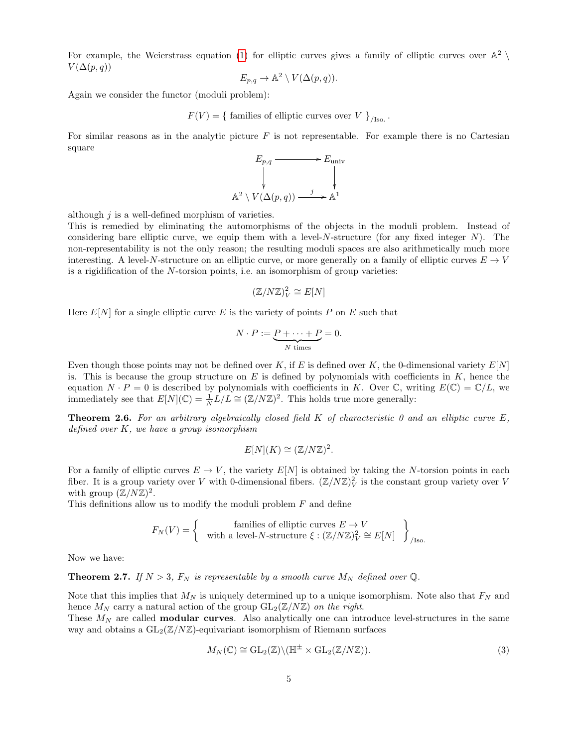For example, the Weierstrass equation (1) for elliptic curves gives a family of elliptic curves over $\mathbb{A}^2 \setminus V(\Delta(p, q))$

$$E_{p,q} \to \mathbb{A}^2 \setminus V(\Delta(p, q)).$$

Again we consider the functor (moduli problem):

$$F(V) = \{ \text{ families of elliptic curves over } V \ \}_{/\text{Iso.}}.$$

For similar reasons as in the analytic picture $F$ is not representable. For example there is no Cartesian square

$$\begin{array}{ccc} E_{p,q} & \longrightarrow & E_{\text{univ}} \\ \downarrow & & \downarrow \\ \mathbb{A}^2 \setminus V(\Delta(p,q)) & \xrightarrow{\ j\ } & \mathbb{A}^1 \end{array}$$

although $j$ is a well-defined morphism of varieties.

This is remedied by eliminating the automorphisms of the objects in the moduli problem. Instead of considering bare elliptic curve, we equip them with a level-$N$-structure (for any fixed integer $N$). The non-representability is not the only reason; the resulting moduli spaces are also arithmetically much more interesting. A level-$N$-structure on an elliptic curve, or more generally on a family of elliptic curves $E \to V$ is a rigidification of the $N$-torsion points, i.e. an isomorphism of group varieties:

$$(\mathbb{Z}/N\mathbb{Z})^2_V \cong E[N]$$

Here $E[N]$ for a single elliptic curve $E$ is the variety of points $P$ on $E$ such that

$$N \cdot P := \underbrace{P + \cdots + P}_{N \text{ times}} = 0.$$

Even though those points may not be defined over $K$, if $E$ is defined over $K$, the 0-dimensional variety $E[N]$ is. This is because the group structure on $E$ is defined by polynomials with coefficients in $K$, hence the equation $N \cdot P = 0$ is described by polynomials with coefficients in $K$. Over $\mathbb{C}$, writing $E(\mathbb{C}) = \mathbb{C}/L$, we immediately see that $E[N](\mathbb{C}) = \frac{1}{N}L/L \cong (\mathbb{Z}/N\mathbb{Z})^2$. This holds true more generally:

**Theorem 2.6.** *For an arbitrary algebraically closed field $K$ of characteristic 0 and an elliptic curve $E$, defined over $K$, we have a group isomorphism*

$$E[N](K) \cong (\mathbb{Z}/N\mathbb{Z})^2.$$

For a family of elliptic curves $E \to V$, the variety $E[N]$ is obtained by taking the $N$-torsion points in each fiber. It is a group variety over $V$ with 0-dimensional fibers. $(\mathbb{Z}/N\mathbb{Z})^2_V$ is the constant group variety over $V$ with group $(\mathbb{Z}/N\mathbb{Z})^2$.

This definitions allow us to modify the moduli problem $F$ and define

$$F_N(V) = \left\{ \begin{array}{c} \text{families of elliptic curves } E \to V \\ \text{with a level-}N\text{-structure } \xi : (\mathbb{Z}/N\mathbb{Z})^2_V \cong E[N] \end{array} \right\}_{/\text{Iso.}}$$

Now we have:

**Theorem 2.7.** *If $N > 3$, $F_N$ is representable by a smooth curve $M_N$ defined over $\mathbb{Q}$.*

Note that this implies that $M_N$ is uniquely determined up to a unique isomorphism. Note also that $F_N$ and hence $M_N$ carry a natural action of the group $\mathrm{GL}_2(\mathbb{Z}/N\mathbb{Z})$ *on the right*.

These $M_N$ are called **modular curves**. Also analytically one can introduce level-structures in the same way and obtains a $\mathrm{GL}_2(\mathbb{Z}/N\mathbb{Z})$-equivariant isomorphism of Riemann surfaces

$$M_N(\mathbb{C}) \cong \mathrm{GL}_2(\mathbb{Z})\backslash(\mathbb{H}^{\pm} \times \mathrm{GL}_2(\mathbb{Z}/N\mathbb{Z})). \tag{3}$$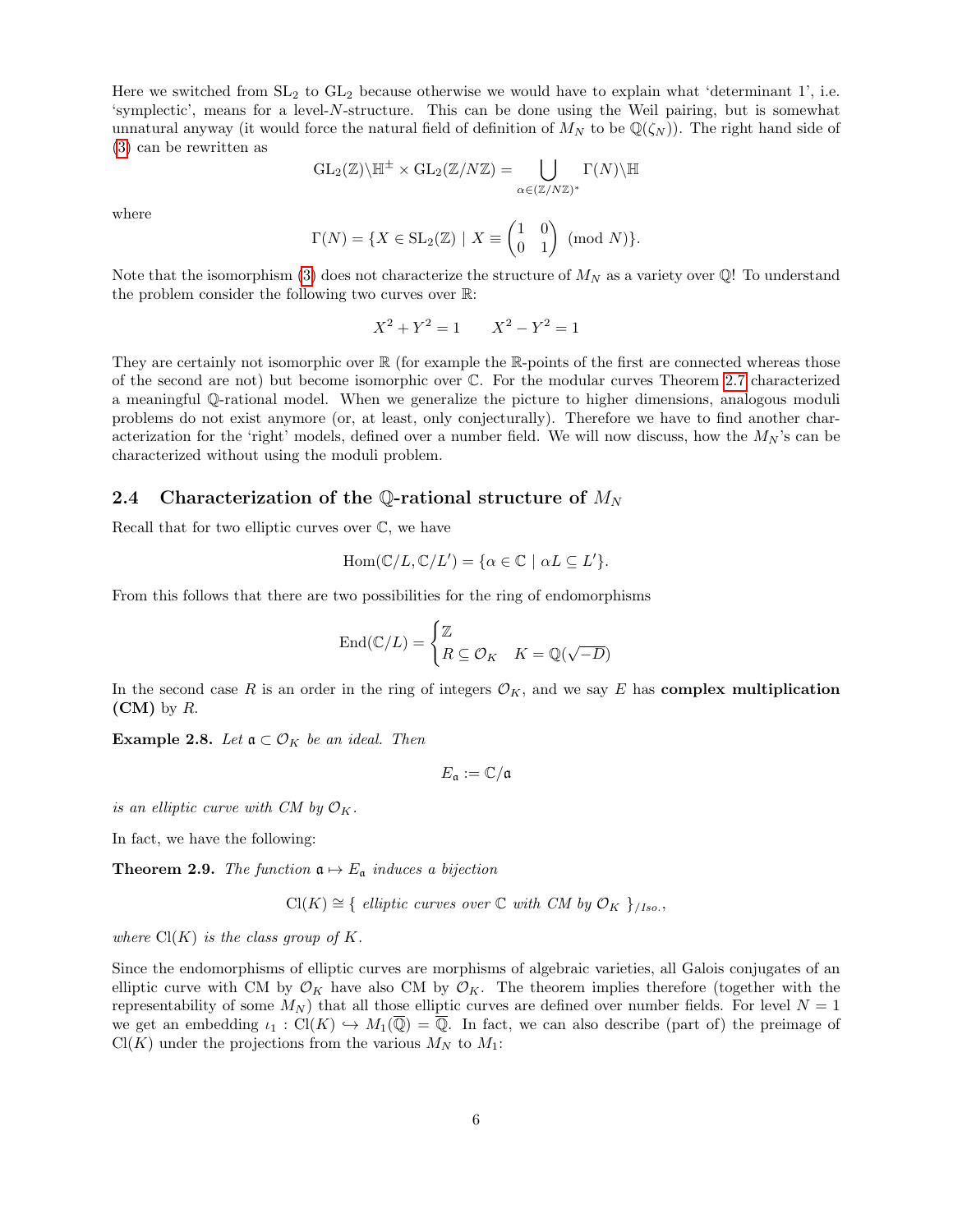Here we switched from $\mathrm{SL}_2$ to $\mathrm{GL}_2$ because otherwise we would have to explain what 'determinant 1', i.e. 'symplectic', means for a level-$N$-structure. This can be done using the Weil pairing, but is somewhat unnatural anyway (it would force the natural field of definition of $M_N$ to be $\mathbb{Q}(\zeta_N)$). The right hand side of (3) can be rewritten as

$$\mathrm{GL}_2(\mathbb{Z})\backslash\mathbb{H}^{\pm} \times \mathrm{GL}_2(\mathbb{Z}/N\mathbb{Z}) = \bigcup_{\alpha \in (\mathbb{Z}/N\mathbb{Z})^*} \Gamma(N)\backslash\mathbb{H}$$

where

$$\Gamma(N) = \{X \in \mathrm{SL}_2(\mathbb{Z}) \mid X \equiv \begin{pmatrix} 1 & 0 \\ 0 & 1 \end{pmatrix} \pmod N\}.$$

Note that the isomorphism (3) does not characterize the structure of $M_N$ as a variety over $\mathbb{Q}$! To understand the problem consider the following two curves over $\mathbb{R}$:

$$X^2 + Y^2 = 1 \qquad X^2 - Y^2 = 1$$

They are certainly not isomorphic over $\mathbb{R}$ (for example the $\mathbb{R}$-points of the first are connected whereas those of the second are not) but become isomorphic over $\mathbb{C}$. For the modular curves Theorem 2.7 characterized a meaningful $\mathbb{Q}$-rational model. When we generalize the picture to higher dimensions, analogous moduli problems do not exist anymore (or, at least, only conjecturally). Therefore we have to find another characterization for the 'right' models, defined over a number field. We will now discuss, how the $M_N$'s can be characterized without using the moduli problem.

### 2.4 Characterization of the $\mathbb{Q}$-rational structure of $M_N$

Recall that for two elliptic curves over $\mathbb{C}$, we have

$$\mathrm{Hom}(\mathbb{C}/L, \mathbb{C}/L') = \{\alpha \in \mathbb{C} \mid \alpha L \subseteq L'\}.$$

From this follows that there are two possibilities for the ring of endomorphisms

$$\mathrm{End}(\mathbb{C}/L) = \begin{cases} \mathbb{Z} \\ R \subseteq \mathcal{O}_K \quad K = \mathbb{Q}(\sqrt{-D}) \end{cases}$$

In the second case $R$ is an order in the ring of integers $\mathcal{O}_K$, and we say $E$ has **complex multiplication (CM)** by $R$.

**Example 2.8.** *Let $\mathfrak{a} \subset \mathcal{O}_K$ be an ideal. Then*

$$E_{\mathfrak{a}} := \mathbb{C}/\mathfrak{a}$$

*is an elliptic curve with CM by $\mathcal{O}_K$.*

In fact, we have the following:

**Theorem 2.9.** *The function $\mathfrak{a} \mapsto E_{\mathfrak{a}}$ induces a bijection*

$$\mathrm{Cl}(K) \cong \{ \text{ elliptic curves over } \mathbb{C} \text{ with CM by } \mathcal{O}_K \ \}_{/Iso.},$$

*where $\mathrm{Cl}(K)$ is the class group of $K$.*

Since the endomorphisms of elliptic curves are morphisms of algebraic varieties, all Galois conjugates of an elliptic curve with CM by $\mathcal{O}_K$ have also CM by $\mathcal{O}_K$. The theorem implies therefore (together with the representability of some $M_N$) that all those elliptic curves are defined over number fields. For level $N = 1$ we get an embedding $\iota_1 : \mathrm{Cl}(K) \hookrightarrow M_1(\overline{\mathbb{Q}}) = \overline{\mathbb{Q}}$. In fact, we can also describe (part of) the preimage of $\mathrm{Cl}(K)$ under the projections from the various $M_N$ to $M_1$: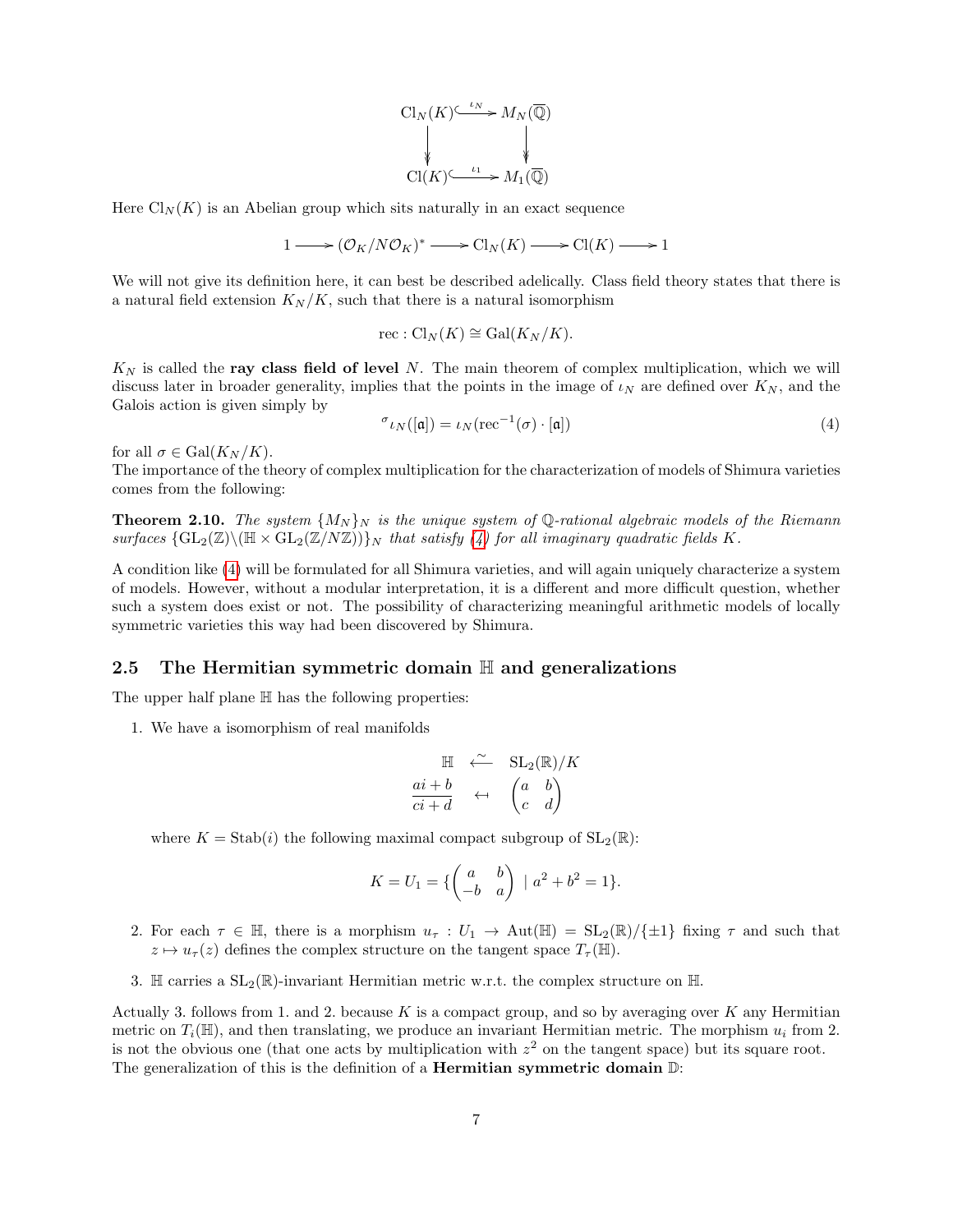$$\begin{array}{ccc}
\mathrm{Cl}_N(K) & \overset{\iota_N}{\hookrightarrow} & M_N(\overline{\mathbb{Q}}) \\
\downarrow & & \downarrow \\
\mathrm{Cl}(K) & \overset{\iota_1}{\hookrightarrow} & M_1(\overline{\mathbb{Q}})
\end{array}$$

Here $\mathrm{Cl}_N(K)$ is an Abelian group which sits naturally in an exact sequence

$$1 \longrightarrow (\mathcal{O}_K/N\mathcal{O}_K)^* \longrightarrow \mathrm{Cl}_N(K) \longrightarrow \mathrm{Cl}(K) \longrightarrow 1$$

We will not give its definition here, it can best be described adelically. Class field theory states that there is a natural field extension $K_N/K$, such that there is a natural isomorphism

$$\mathrm{rec} : \mathrm{Cl}_N(K) \cong \mathrm{Gal}(K_N/K).$$

$K_N$ is called the **ray class field of level** $N$. The main theorem of complex multiplication, which we will discuss later in broader generality, implies that the points in the image of $\iota_N$ are defined over $K_N$, and the Galois action is given simply by

$$^{\sigma}\iota_N([\mathfrak{a}]) = \iota_N(\mathrm{rec}^{-1}(\sigma) \cdot [\mathfrak{a}]) \tag{4}$$

for all $\sigma \in \mathrm{Gal}(K_N/K)$.
The importance of the theory of complex multiplication for the characterization of models of Shimura varieties comes from the following:

**Theorem 2.10.** *The system $\{M_N\}_N$ is the unique system of $\mathbb{Q}$-rational algebraic models of the Riemann surfaces $\{\mathrm{GL}_2(\mathbb{Z})\backslash(\mathbb{H} \times \mathrm{GL}_2(\mathbb{Z}/N\mathbb{Z}))\}_N$ that satisfy (4) for all imaginary quadratic fields $K$.*

A condition like (4) will be formulated for all Shimura varieties, and will again uniquely characterize a system of models. However, without a modular interpretation, it is a different and more difficult question, whether such a system does exist or not. The possibility of characterizing meaningful arithmetic models of locally symmetric varieties this way had been discovered by Shimura.

## 2.5 The Hermitian symmetric domain $\mathbb{H}$ and generalizations

The upper half plane $\mathbb{H}$ has the following properties:

1. We have a isomorphism of real manifolds

$$\begin{array}{ccc}
\mathbb{H} & \overset{\sim}{\longleftarrow} & \mathrm{SL}_2(\mathbb{R})/K \\
\dfrac{ai+b}{ci+d} & \longleftarrow\!\shortmid & \begin{pmatrix} a & b \\ c & d \end{pmatrix}
\end{array}$$

   where $K = \mathrm{Stab}(i)$ the following maximal compact subgroup of $\mathrm{SL}_2(\mathbb{R})$:

$$K = U_1 = \{\begin{pmatrix} a & b \\ -b & a \end{pmatrix} \mid a^2 + b^2 = 1\}.$$

2. For each $\tau \in \mathbb{H}$, there is a morphism $u_\tau : U_1 \to \mathrm{Aut}(\mathbb{H}) = \mathrm{SL}_2(\mathbb{R})/\{\pm 1\}$ fixing $\tau$ and such that $z \mapsto u_\tau(z)$ defines the complex structure on the tangent space $T_\tau(\mathbb{H})$.

3. $\mathbb{H}$ carries a $\mathrm{SL}_2(\mathbb{R})$-invariant Hermitian metric w.r.t. the complex structure on $\mathbb{H}$.

Actually 3. follows from 1. and 2. because $K$ is a compact group, and so by averaging over $K$ any Hermitian metric on $T_i(\mathbb{H})$, and then translating, we produce an invariant Hermitian metric. The morphism $u_i$ from 2. is not the obvious one (that one acts by multiplication with $z^2$ on the tangent space) but its square root. The generalization of this is the definition of a **Hermitian symmetric domain** $\mathbb{D}$: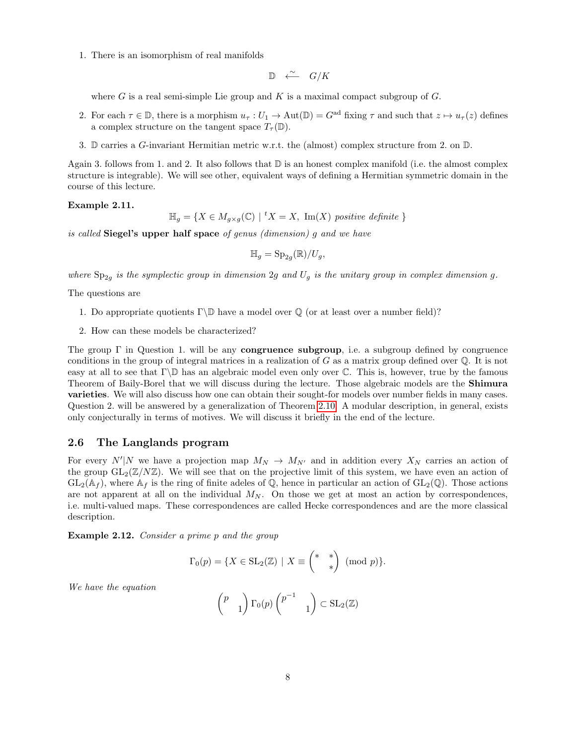1. There is an isomorphism of real manifolds

$$\mathbb{D} \xleftarrow{\sim} G/K$$

   where $G$ is a real semi-simple Lie group and $K$ is a maximal compact subgroup of $G$.

2. For each $\tau \in \mathbb{D}$, there is a morphism $u_\tau : U_1 \to \mathrm{Aut}(\mathbb{D}) = G^{\mathrm{ad}}$ fixing $\tau$ and such that $z \mapsto u_\tau(z)$ defines a complex structure on the tangent space $T_\tau(\mathbb{D})$.

3. $\mathbb{D}$ carries a $G$-invariant Hermitian metric w.r.t. the (almost) complex structure from 2. on $\mathbb{D}$.

Again 3. follows from 1. and 2. It also follows that $\mathbb{D}$ is an honest complex manifold (i.e. the almost complex structure is integrable). We will see other, equivalent ways of defining a Hermitian symmetric domain in the course of this lecture.

**Example 2.11.**

$$\mathbb{H}_g = \{X \in M_{g\times g}(\mathbb{C}) \mid {}^tX = X,\ \mathrm{Im}(X) \text{ positive definite }\}$$

*is called* **Siegel's upper half space** *of genus (dimension) $g$ and we have*

$$\mathbb{H}_g = \mathrm{Sp}_{2g}(\mathbb{R})/U_g,$$

*where $\mathrm{Sp}_{2g}$ is the symplectic group in dimension $2g$ and $U_g$ is the unitary group in complex dimension $g$.*

The questions are

1. Do appropriate quotients $\Gamma\backslash\mathbb{D}$ have a model over $\mathbb{Q}$ (or at least over a number field)?

2. How can these models be characterized?

The group $\Gamma$ in Question 1. will be any **congruence subgroup**, i.e. a subgroup defined by congruence conditions in the group of integral matrices in a realization of $G$ as a matrix group defined over $\mathbb{Q}$. It is not easy at all to see that $\Gamma\backslash\mathbb{D}$ has an algebraic model even only over $\mathbb{C}$. This is, however, true by the famous Theorem of Baily-Borel that we will discuss during the lecture. Those algebraic models are the **Shimura varieties**. We will also discuss how one can obtain their sought-for models over number fields in many cases. Question 2. will be answered by a generalization of Theorem 2.10. A modular description, in general, exists only conjecturally in terms of motives. We will discuss it briefly in the end of the lecture.

## 2.6 The Langlands program

For every $N'|N$ we have a projection map $M_N \to M_{N'}$ and in addition every $X_N$ carries an action of the group $\mathrm{GL}_2(\mathbb{Z}/N\mathbb{Z})$. We will see that on the projective limit of this system, we have even an action of $\mathrm{GL}_2(\mathbb{A}_f)$, where $\mathbb{A}_f$ is the ring of finite adeles of $\mathbb{Q}$, hence in particular an action of $\mathrm{GL}_2(\mathbb{Q})$. Those actions are not apparent at all on the individual $M_N$. On those we get at most an action by correspondences, i.e. multi-valued maps. These correspondences are called Hecke correspondences and are the more classical description.

**Example 2.12.** *Consider a prime $p$ and the group*

$$\Gamma_0(p) = \{X \in \mathrm{SL}_2(\mathbb{Z}) \mid X \equiv \begin{pmatrix} * & * \\ & * \end{pmatrix} \pmod{p}\}.$$

*We have the equation*

$$\begin{pmatrix} p & \\ & 1 \end{pmatrix} \Gamma_0(p) \begin{pmatrix} p^{-1} & \\ & 1 \end{pmatrix} \subset \mathrm{SL}_2(\mathbb{Z})$$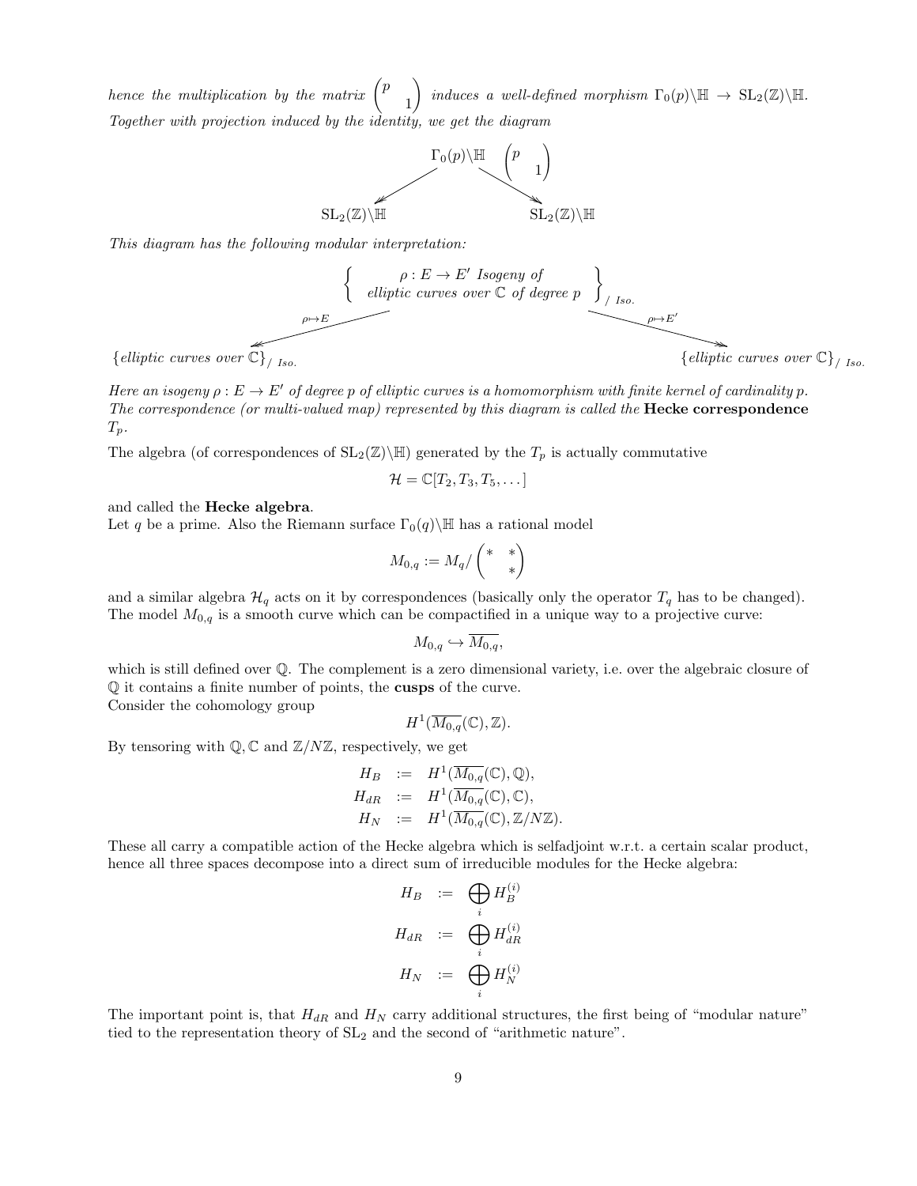*hence the multiplication by the matrix* $\begin{pmatrix} p & \\ & 1 \end{pmatrix}$ *induces a well-defined morphism* $\Gamma_0(p)\backslash\mathbb{H} \to \mathrm{SL}_2(\mathbb{Z})\backslash\mathbb{H}$. *Together with projection induced by the identity, we get the diagram*

$$\begin{array}{ccc} & \Gamma_0(p)\backslash\mathbb{H} \quad \begin{pmatrix} p & \\ & 1 \end{pmatrix} & \\ \swarrow & & \searrow \\ \mathrm{SL}_2(\mathbb{Z})\backslash\mathbb{H} & & \mathrm{SL}_2(\mathbb{Z})\backslash\mathbb{H} \end{array}$$

*This diagram has the following modular interpretation:*

$$\begin{array}{ccc} & \left\{ \begin{array}{c} \rho : E \to E' \textit{ Isogeny of} \\ \textit{elliptic curves over } \mathbb{C} \textit{ of degree } p \end{array} \right\}_{/\ Iso.} & \\ {\scriptstyle \rho \mapsto E} \swarrow & & \searrow {\scriptstyle \rho \mapsto E'} \\ \{\textit{elliptic curves over } \mathbb{C}\}_{/\ Iso.} & & \{\textit{elliptic curves over } \mathbb{C}\}_{/\ Iso.} \end{array}$$

*Here an isogeny* $\rho : E \to E'$ *of degree* $p$ *of elliptic curves is a homomorphism with finite kernel of cardinality* $p$. *The correspondence (or multi-valued map) represented by this diagram is called the* **Hecke correspondence** $T_p$.

The algebra (of correspondences of $\mathrm{SL}_2(\mathbb{Z})\backslash\mathbb{H}$) generated by the $T_p$ is actually commutative

$$\mathcal{H} = \mathbb{C}[T_2, T_3, T_5, \dots]$$

and called the **Hecke algebra**.

Let $q$ be a prime. Also the Riemann surface $\Gamma_0(q)\backslash\mathbb{H}$ has a rational model

$$M_{0,q} := M_q / \begin{pmatrix} * & * \\ & * \end{pmatrix}$$

and a similar algebra $\mathcal{H}_q$ acts on it by correspondences (basically only the operator $T_q$ has to be changed). The model $M_{0,q}$ is a smooth curve which can be compactified in a unique way to a projective curve:

$$M_{0,q} \hookrightarrow \overline{M_{0,q}},$$

which is still defined over $\mathbb{Q}$. The complement is a zero dimensional variety, i.e. over the algebraic closure of $\mathbb{Q}$ it contains a finite number of points, the **cusps** of the curve.

Consider the cohomology group

$$H^1(\overline{M_{0,q}}(\mathbb{C}), \mathbb{Z}).$$

By tensoring with $\mathbb{Q}, \mathbb{C}$ and $\mathbb{Z}/N\mathbb{Z}$, respectively, we get

$$\begin{aligned} H_B &:= H^1(\overline{M_{0,q}}(\mathbb{C}), \mathbb{Q}), \\ H_{dR} &:= H^1(\overline{M_{0,q}}(\mathbb{C}), \mathbb{C}), \\ H_N &:= H^1(\overline{M_{0,q}}(\mathbb{C}), \mathbb{Z}/N\mathbb{Z}). \end{aligned}$$

These all carry a compatible action of the Hecke algebra which is selfadjoint w.r.t. a certain scalar product, hence all three spaces decompose into a direct sum of irreducible modules for the Hecke algebra:

$$\begin{aligned} H_B &:= \bigoplus_i H_B^{(i)} \\ H_{dR} &:= \bigoplus_i H_{dR}^{(i)} \\ H_N &:= \bigoplus_i H_N^{(i)} \end{aligned}$$

The important point is, that $H_{dR}$ and $H_N$ carry additional structures, the first being of "modular nature" tied to the representation theory of $\mathrm{SL}_2$ and the second of "arithmetic nature".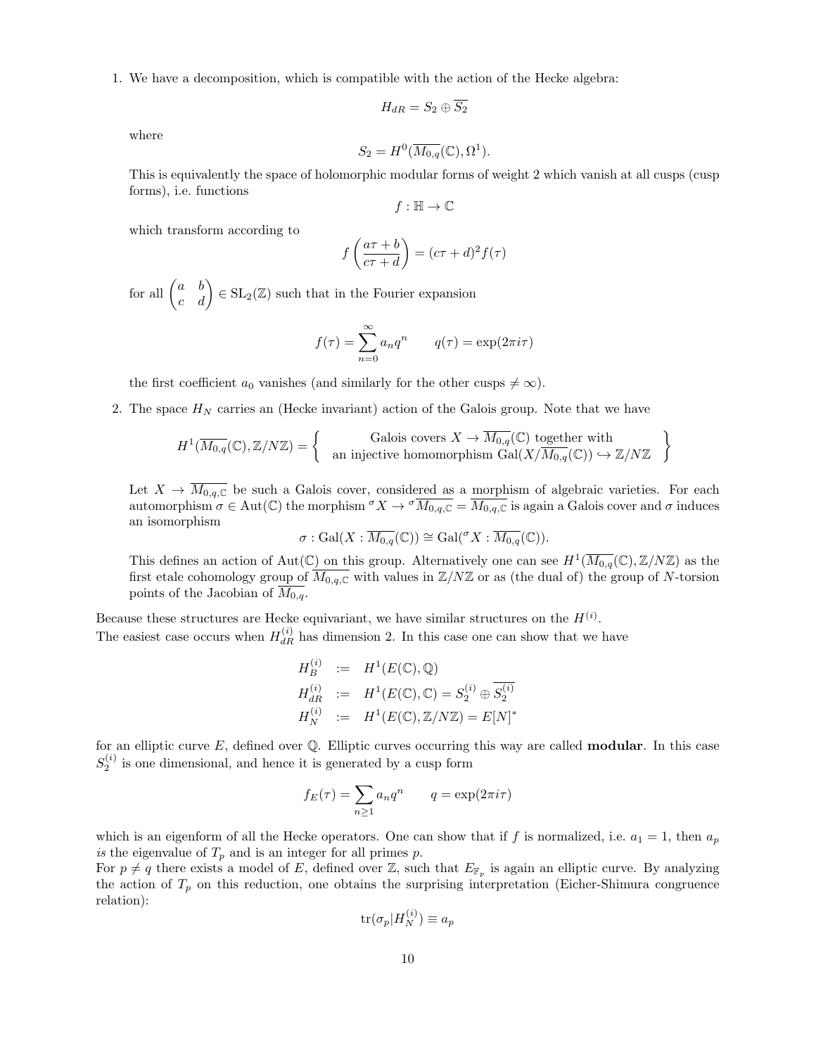1. We have a decomposition, which is compatible with the action of the Hecke algebra:

$$H_{dR} = S_2 \oplus \overline{S_2}$$

where

$$S_2 = H^0(\overline{M_{0,q}}(\mathbb{C}), \Omega^1).$$

This is equivalently the space of holomorphic modular forms of weight 2 which vanish at all cusps (cusp forms), i.e. functions

$$f : \mathbb{H} \to \mathbb{C}$$

which transform according to

$$f\left(\frac{a\tau + b}{c\tau + d}\right) = (c\tau + d)^2 f(\tau)$$

for all $\begin{pmatrix} a & b \\ c & d \end{pmatrix} \in \mathrm{SL}_2(\mathbb{Z})$ such that in the Fourier expansion

$$f(\tau) = \sum_{n=0}^{\infty} a_n q^n \qquad q(\tau) = \exp(2\pi i \tau)$$

the first coefficient $a_0$ vanishes (and similarly for the other cusps $\neq \infty$).

2. The space $H_N$ carries an (Hecke invariant) action of the Galois group. Note that we have

$$H^1(\overline{M_{0,q}}(\mathbb{C}), \mathbb{Z}/N\mathbb{Z}) = \left\{ \begin{array}{c} \text{Galois covers } X \to \overline{M_{0,q}}(\mathbb{C}) \text{ together with} \\ \text{an injective homomorphism } \mathrm{Gal}(X/\overline{M_{0,q}}(\mathbb{C})) \hookrightarrow \mathbb{Z}/N\mathbb{Z} \end{array} \right\}$$

Let $X \to \overline{M_{0,q,\mathbb{C}}}$ be such a Galois cover, considered as a morphism of algebraic varieties. For each automorphism $\sigma \in \mathrm{Aut}(\mathbb{C})$ the morphism ${}^\sigma X \to {}^\sigma\overline{M_{0,q,\mathbb{C}}} = \overline{M_{0,q,\mathbb{C}}}$ is again a Galois cover and $\sigma$ induces an isomorphism

$$\sigma : \mathrm{Gal}(X : \overline{M_{0,q}}(\mathbb{C})) \cong \mathrm{Gal}({}^\sigma X : \overline{M_{0,q}}(\mathbb{C})).$$

This defines an action of $\mathrm{Aut}(\mathbb{C})$ on this group. Alternatively one can see $H^1(\overline{M_{0,q}}(\mathbb{C}), \mathbb{Z}/N\mathbb{Z})$ as the first etale cohomology group of $\overline{M_{0,q,\mathbb{C}}}$ with values in $\mathbb{Z}/N\mathbb{Z}$ or as (the dual of) the group of $N$-torsion points of the Jacobian of $\overline{M_{0,q}}$.

Because these structures are Hecke equivariant, we have similar structures on the $H^{(i)}$.

The easiest case occurs when $H_{dR}^{(i)}$ has dimension 2. In this case one can show that we have

$$\begin{aligned} H_B^{(i)} &:= H^1(E(\mathbb{C}), \mathbb{Q}) \\ H_{dR}^{(i)} &:= H^1(E(\mathbb{C}), \mathbb{C}) = S_2^{(i)} \oplus \overline{S_2^{(i)}} \\ H_N^{(i)} &:= H^1(E(\mathbb{C}), \mathbb{Z}/N\mathbb{Z}) = E[N]^* \end{aligned}$$

for an elliptic curve $E$, defined over $\mathbb{Q}$. Elliptic curves occurring this way are called **modular**. In this case $S_2^{(i)}$ is one dimensional, and hence it is generated by a cusp form

$$f_E(\tau) = \sum_{n \geq 1} a_n q^n \qquad q = \exp(2\pi i \tau)$$

which is an eigenform of all the Hecke operators. One can show that if $f$ is normalized, i.e. $a_1 = 1$, then $a_p$ *is* the eigenvalue of $T_p$ and is an integer for all primes $p$.

For $p \neq q$ there exists a model of $E$, defined over $\mathbb{Z}$, such that $E_{\mathbb{F}_p}$ is again an elliptic curve. By analyzing the action of $T_p$ on this reduction, one obtains the surprising interpretation (Eicher-Shimura congruence relation):

$$\mathrm{tr}(\sigma_p | H_N^{(i)}) \equiv a_p$$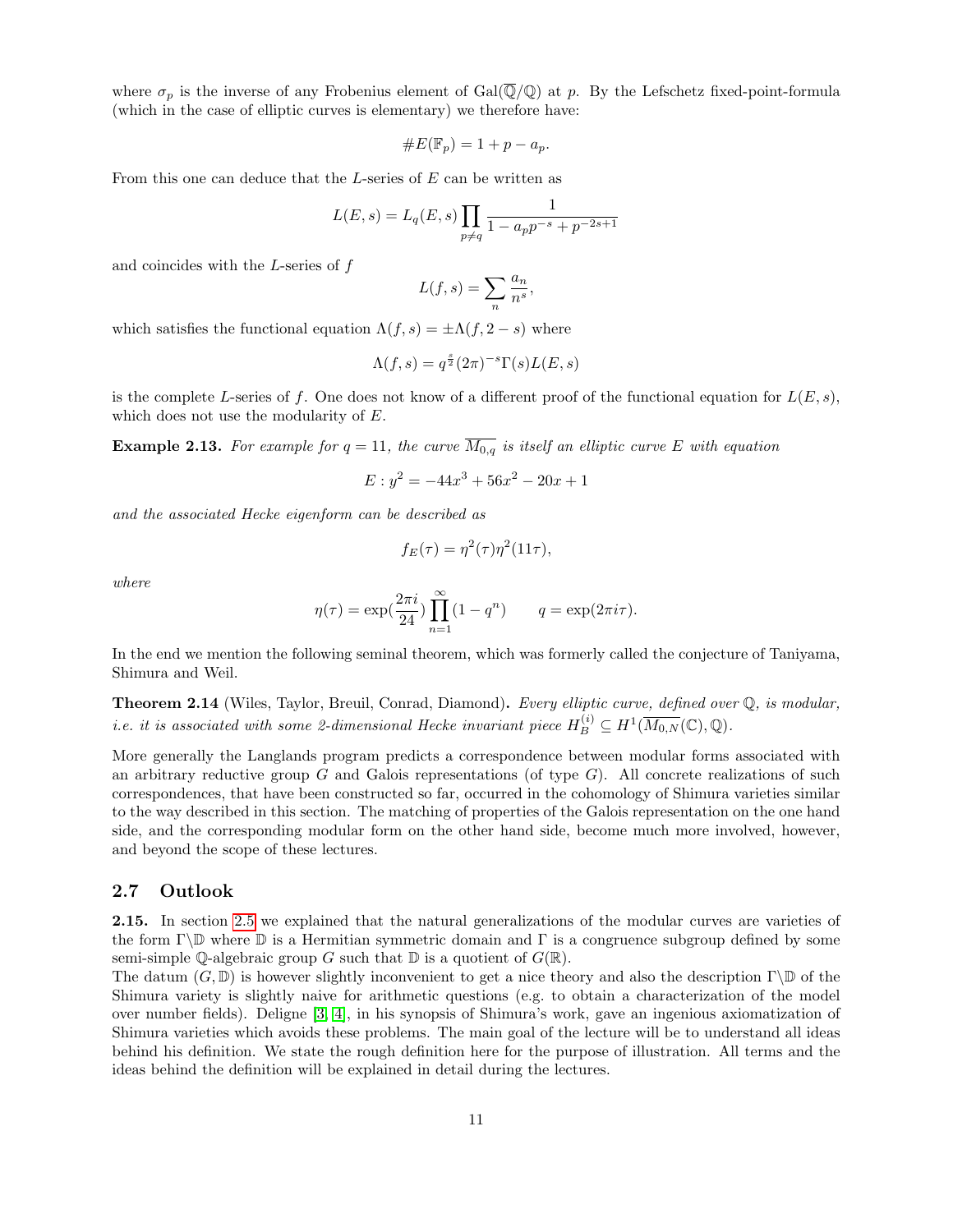where $\sigma_p$ is the inverse of any Frobenius element of $\mathrm{Gal}(\overline{\mathbb{Q}}/\mathbb{Q})$ at $p$. By the Lefschetz fixed-point-formula (which in the case of elliptic curves is elementary) we therefore have:

$$\#E(\mathbb{F}_p) = 1 + p - a_p.$$

From this one can deduce that the $L$-series of $E$ can be written as

$$L(E,s) = L_q(E,s) \prod_{p \neq q} \frac{1}{1 - a_p p^{-s} + p^{-2s+1}}$$

and coincides with the $L$-series of $f$

$$L(f,s) = \sum_n \frac{a_n}{n^s},$$

which satisfies the functional equation $\Lambda(f,s) = \pm\Lambda(f, 2-s)$ where

$$\Lambda(f,s) = q^{\frac{s}{2}}(2\pi)^{-s}\Gamma(s)L(E,s)$$

is the complete $L$-series of $f$. One does not know of a different proof of the functional equation for $L(E,s)$, which does not use the modularity of $E$.

**Example 2.13.** *For example for $q = 11$, the curve $\overline{M_{0,q}}$ is itself an elliptic curve $E$ with equation*

$$E : y^2 = -44x^3 + 56x^2 - 20x + 1$$

*and the associated Hecke eigenform can be described as*

$$f_E(\tau) = \eta^2(\tau)\eta^2(11\tau),$$

*where*

$$\eta(\tau) = \exp(\frac{2\pi i}{24}) \prod_{n=1}^{\infty} (1 - q^n) \qquad q = \exp(2\pi i \tau).$$

In the end we mention the following seminal theorem, which was formerly called the conjecture of Taniyama, Shimura and Weil.

**Theorem 2.14** (Wiles, Taylor, Breuil, Conrad, Diamond)**.** *Every elliptic curve, defined over $\mathbb{Q}$, is modular, i.e. it is associated with some 2-dimensional Hecke invariant piece $H_B^{(i)} \subseteq H^1(\overline{M_{0,N}}(\mathbb{C}), \mathbb{Q})$.*

More generally the Langlands program predicts a correspondence between modular forms associated with an arbitrary reductive group $G$ and Galois representations (of type $G$). All concrete realizations of such correspondences, that have been constructed so far, occurred in the cohomology of Shimura varieties similar to the way described in this section. The matching of properties of the Galois representation on the one hand side, and the corresponding modular form on the other hand side, become much more involved, however, and beyond the scope of these lectures.

## 2.7 Outlook

**2.15.** In section 2.5 we explained that the natural generalizations of the modular curves are varieties of the form $\Gamma\backslash\mathbb{D}$ where $\mathbb{D}$ is a Hermitian symmetric domain and $\Gamma$ is a congruence subgroup defined by some semi-simple $\mathbb{Q}$-algebraic group $G$ such that $\mathbb{D}$ is a quotient of $G(\mathbb{R})$.

The datum $(G, \mathbb{D})$ is however slightly inconvenient to get a nice theory and also the description $\Gamma\backslash\mathbb{D}$ of the Shimura variety is slightly naive for arithmetic questions (e.g. to obtain a characterization of the model over number fields). Deligne [3, 4], in his synopsis of Shimura's work, gave an ingenious axiomatization of Shimura varieties which avoids these problems. The main goal of the lecture will be to understand all ideas behind his definition. We state the rough definition here for the purpose of illustration. All terms and the ideas behind the definition will be explained in detail during the lectures.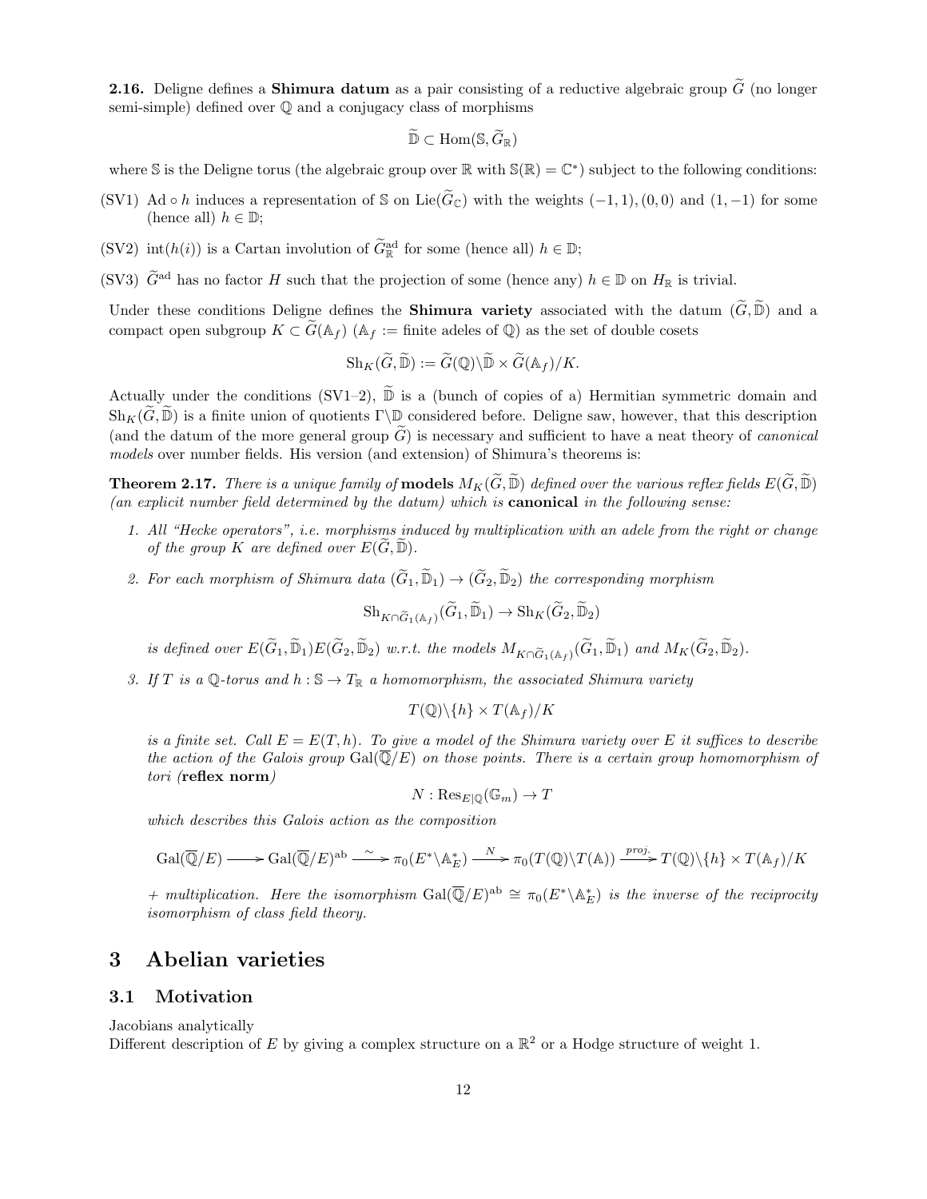**2.16.** Deligne defines a **Shimura datum** as a pair consisting of a reductive algebraic group $\widetilde{G}$ (no longer semi-simple) defined over $\mathbb{Q}$ and a conjugacy class of morphisms

$$\widetilde{\mathbb{D}} \subset \operatorname{Hom}(\mathbb{S}, \widetilde{G}_{\mathbb{R}})$$

where $\mathbb{S}$ is the Deligne torus (the algebraic group over $\mathbb{R}$ with $\mathbb{S}(\mathbb{R}) = \mathbb{C}^*$) subject to the following conditions:

(SV1) $\operatorname{Ad} \circ h$ induces a representation of $\mathbb{S}$ on $\operatorname{Lie}(\widetilde{G}_{\mathbb{C}})$ with the weights $(-1,1), (0,0)$ and $(1,-1)$ for some (hence all) $h \in \mathbb{D}$;

(SV2) $\operatorname{int}(h(i))$ is a Cartan involution of $\widetilde{G}^{\text{ad}}_{\mathbb{R}}$ for some (hence all) $h \in \mathbb{D}$;

(SV3) $\widetilde{G}^{\text{ad}}$ has no factor $H$ such that the projection of some (hence any) $h \in \mathbb{D}$ on $H_{\mathbb{R}}$ is trivial.

Under these conditions Deligne defines the **Shimura variety** associated with the datum $(\widetilde{G}, \widetilde{\mathbb{D}})$ and a compact open subgroup $K \subset \widetilde{G}(\mathbb{A}_f)$ ($\mathbb{A}_f :=$ finite adeles of $\mathbb{Q}$) as the set of double cosets

$$\operatorname{Sh}_K(\widetilde{G}, \widetilde{\mathbb{D}}) := \widetilde{G}(\mathbb{Q}) \backslash \widetilde{\mathbb{D}} \times \widetilde{G}(\mathbb{A}_f)/K.$$

Actually under the conditions (SV1–2), $\widetilde{\mathbb{D}}$ is a (bunch of copies of a) Hermitian symmetric domain and $\operatorname{Sh}_K(\widetilde{G}, \widetilde{\mathbb{D}})$ is a finite union of quotients $\Gamma \backslash \mathbb{D}$ considered before. Deligne saw, however, that this description (and the datum of the more general group $\widetilde{G}$) is necessary and sufficient to have a neat theory of *canonical models* over number fields. His version (and extension) of Shimura's theorems is:

**Theorem 2.17.** *There is a unique family of* **models** $M_K(\widetilde{G}, \widetilde{\mathbb{D}})$ *defined over the various reflex fields* $E(\widetilde{G}, \widetilde{\mathbb{D}})$ *(an explicit number field determined by the datum) which is* **canonical** *in the following sense:*

1. *All "Hecke operators", i.e. morphisms induced by multiplication with an adele from the right or change of the group $K$ are defined over $E(\widetilde{G}, \widetilde{\mathbb{D}})$.*

2. *For each morphism of Shimura data $(\widetilde{G}_1, \widetilde{\mathbb{D}}_1) \to (\widetilde{G}_2, \widetilde{\mathbb{D}}_2)$ the corresponding morphism*

$$\operatorname{Sh}_{K \cap \widetilde{G}_1(\mathbb{A}_f)}(\widetilde{G}_1, \widetilde{\mathbb{D}}_1) \to \operatorname{Sh}_K(\widetilde{G}_2, \widetilde{\mathbb{D}}_2)$$

*is defined over $E(\widetilde{G}_1, \widetilde{\mathbb{D}}_1)E(\widetilde{G}_2, \widetilde{\mathbb{D}}_2)$ w.r.t. the models $M_{K \cap \widetilde{G}_1(\mathbb{A}_f)}(\widetilde{G}_1, \widetilde{\mathbb{D}}_1)$ and $M_K(\widetilde{G}_2, \widetilde{\mathbb{D}}_2)$.*

3. *If $T$ is a $\mathbb{Q}$-torus and $h : \mathbb{S} \to T_{\mathbb{R}}$ a homomorphism, the associated Shimura variety*

$$T(\mathbb{Q}) \backslash \{h\} \times T(\mathbb{A}_f)/K$$

*is a finite set. Call $E = E(T, h)$. To give a model of the Shimura variety over $E$ it suffices to describe the action of the Galois group $\operatorname{Gal}(\overline{\mathbb{Q}}/E)$ on those points. There is a certain group homomorphism of tori (***reflex norm***)*

$$N : \operatorname{Res}_{E|\mathbb{Q}}(\mathbb{G}_m) \to T$$

*which describes this Galois action as the composition*

$$\operatorname{Gal}(\overline{\mathbb{Q}}/E) \longrightarrow \operatorname{Gal}(\overline{\mathbb{Q}}/E)^{\text{ab}} \xrightarrow{\sim} \pi_0(E^* \backslash \mathbb{A}_E^*) \xrightarrow{N} \pi_0(T(\mathbb{Q}) \backslash T(\mathbb{A})) \xrightarrow{proj.} T(\mathbb{Q}) \backslash \{h\} \times T(\mathbb{A}_f)/K$$

*+ multiplication. Here the isomorphism $\operatorname{Gal}(\overline{\mathbb{Q}}/E)^{\text{ab}} \cong \pi_0(E^* \backslash \mathbb{A}_E^*)$ is the inverse of the reciprocity isomorphism of class field theory.*

# 3 Abelian varieties

## 3.1 Motivation

Jacobians analytically
Different description of $E$ by giving a complex structure on a $\mathbb{R}^2$ or a Hodge structure of weight 1.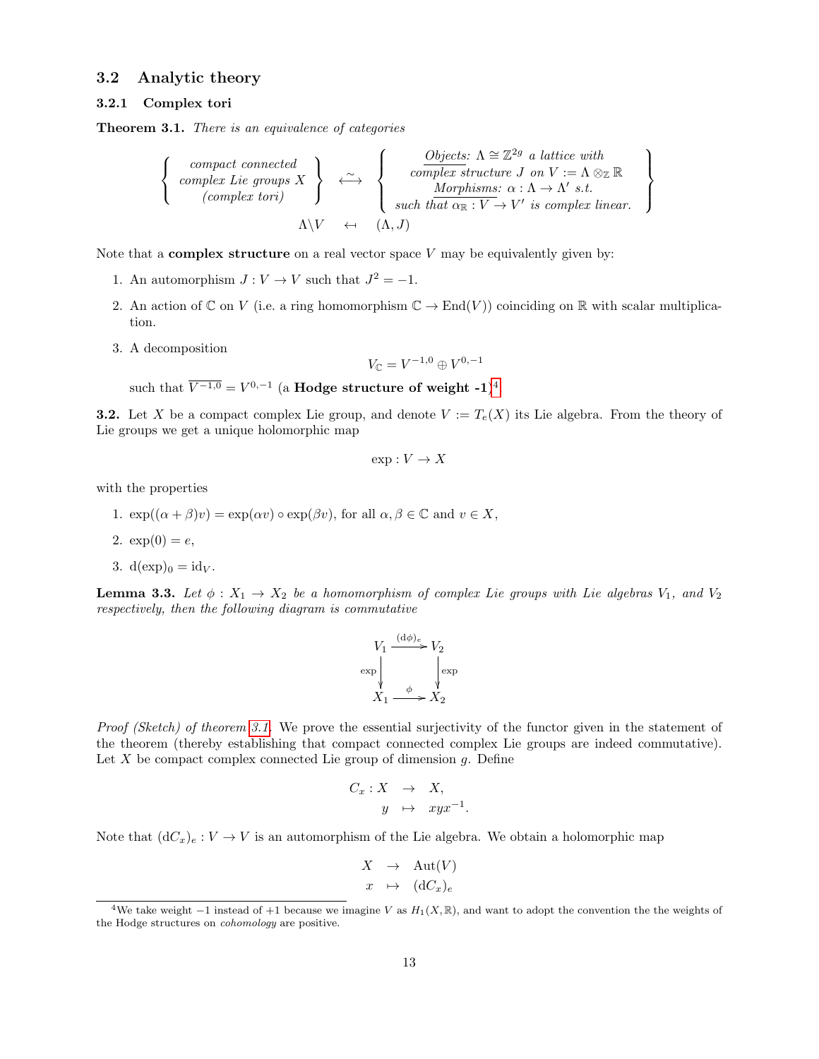## 3.2 Analytic theory

### 3.2.1 Complex tori

**Theorem 3.1.** *There is an equivalence of categories*

$$\left\{ \begin{array}{c} \textit{compact connected} \\ \textit{complex Lie groups } X \\ \textit{(complex tori)} \end{array} \right\} \overset{\sim}{\longleftrightarrow} \left\{ \begin{array}{c} \underline{\textit{Objects:}}\ \Lambda \cong \mathbb{Z}^{2g} \textit{ a lattice with} \\ \textit{complex structure } J \textit{ on } V := \Lambda \otimes_{\mathbb{Z}} \mathbb{R} \\ \underline{\textit{Morphisms:}}\ \alpha : \Lambda \to \Lambda' \textit{ s.t.} \\ \textit{such that } \alpha_{\mathbb{R}} : V \to V' \textit{ is complex linear.} \end{array} \right\}$$

$$\Lambda \backslash V \quad \leftarrow\!\shortmid \quad (\Lambda, J)$$

Note that a **complex structure** on a real vector space $V$ may be equivalently given by:

1. An automorphism $J : V \to V$ such that $J^2 = -1$.
2. An action of $\mathbb{C}$ on $V$ (i.e. a ring homomorphism $\mathbb{C} \to \operatorname{End}(V)$) coinciding on $\mathbb{R}$ with scalar multiplication.
3. A decomposition
$$V_{\mathbb{C}} = V^{-1,0} \oplus V^{0,-1}$$
such that $\overline{V^{-1,0}} = V^{0,-1}$ (a **Hodge structure of weight -1**)[4]

**3.2.** Let $X$ be a compact complex Lie group, and denote $V := T_e(X)$ its Lie algebra. From the theory of Lie groups we get a unique holomorphic map

$$\exp : V \to X$$

with the properties

1. $\exp((\alpha + \beta)v) = \exp(\alpha v) \circ \exp(\beta v)$, for all $\alpha, \beta \in \mathbb{C}$ and $v \in X$,
2. $\exp(0) = e$,
3. $\mathrm{d}(\exp)_0 = \mathrm{id}_V$.

**Lemma 3.3.** *Let $\phi : X_1 \to X_2$ be a homomorphism of complex Lie groups with Lie algebras $V_1$, and $V_2$ respectively, then the following diagram is commutative*

$$\begin{array}{ccc} V_1 & \xrightarrow{(\mathrm{d}\phi)_e} & V_2 \\ {\scriptstyle \exp}\downarrow & & \downarrow{\scriptstyle \exp} \\ X_1 & \xrightarrow{\phi} & X_2 \end{array}$$

*Proof (Sketch) of theorem 3.1.* We prove the essential surjectivity of the functor given in the statement of the theorem (thereby establishing that compact connected complex Lie groups are indeed commutative). Let $X$ be compact complex connected Lie group of dimension $g$. Define

$$\begin{aligned} C_x : X &\to X, \\ y &\mapsto xyx^{-1}. \end{aligned}$$

Note that $(\mathrm{d}C_x)_e : V \to V$ is an automorphism of the Lie algebra. We obtain a holomorphic map

$$\begin{aligned} X &\to \operatorname{Aut}(V) \\ x &\mapsto (\mathrm{d}C_x)_e \end{aligned}$$

[4] We take weight $-1$ instead of $+1$ because we imagine $V$ as $H_1(X, \mathbb{R})$, and want to adopt the convention the the weights of the Hodge structures on *cohomology* are positive.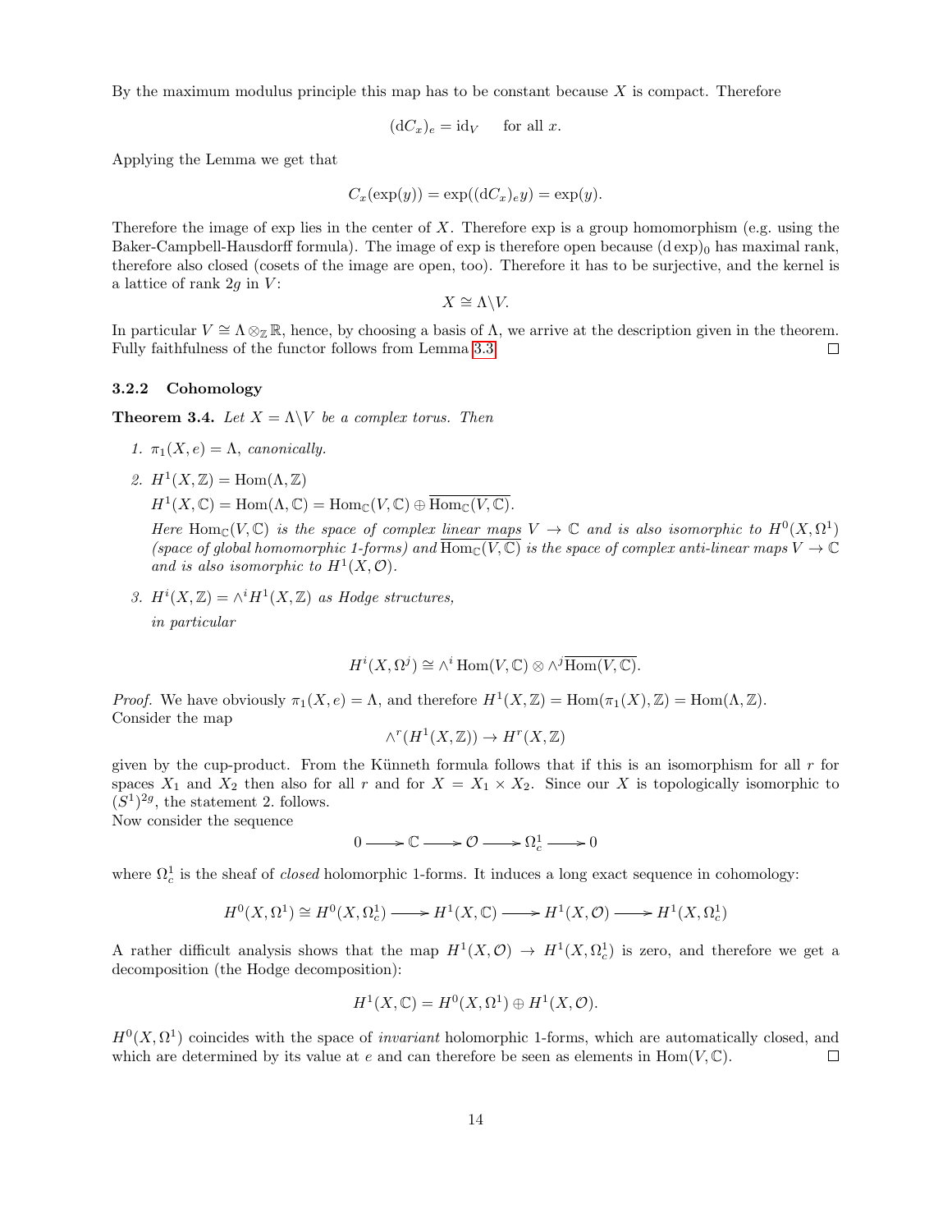By the maximum modulus principle this map has to be constant because $X$ is compact. Therefore

$$(\mathrm{d}C_x)_e = \mathrm{id}_V \quad \text{for all } x.$$

Applying the Lemma we get that

$$C_x(\exp(y)) = \exp((\mathrm{d}C_x)_e y) = \exp(y).$$

Therefore the image of exp lies in the center of $X$. Therefore exp is a group homomorphism (e.g. using the Baker-Campbell-Hausdorff formula). The image of exp is therefore open because $(\mathrm{d}\exp)_0$ has maximal rank, therefore also closed (cosets of the image are open, too). Therefore it has to be surjective, and the kernel is a lattice of rank $2g$ in $V$:

$$X \cong \Lambda \backslash V.$$

In particular $V \cong \Lambda \otimes_{\mathbb{Z}} \mathbb{R}$, hence, by choosing a basis of $\Lambda$, we arrive at the description given in the theorem. Fully faithfulness of the functor follows from Lemma 3.3. ☐

### 3.2.2 Cohomology

**Theorem 3.4.** *Let $X = \Lambda \backslash V$ be a complex torus. Then*

1. *$\pi_1(X, e) = \Lambda$, canonically.*
2. *$H^1(X, \mathbb{Z}) = \mathrm{Hom}(\Lambda, \mathbb{Z})$*

   *$H^1(X, \mathbb{C}) = \mathrm{Hom}(\Lambda, \mathbb{C}) = \mathrm{Hom}_{\mathbb{C}}(V, \mathbb{C}) \oplus \overline{\mathrm{Hom}_{\mathbb{C}}(V, \mathbb{C})}$.*

   *Here $\mathrm{Hom}_{\mathbb{C}}(V, \mathbb{C})$ is the space of complex linear maps $V \to \mathbb{C}$ and is also isomorphic to $H^0(X, \Omega^1)$ (space of global homomorphic 1-forms) and $\overline{\mathrm{Hom}_{\mathbb{C}}(V, \mathbb{C})}$ is the space of complex anti-linear maps $V \to \mathbb{C}$ and is also isomorphic to $H^1(X, \mathcal{O})$.*
3. *$H^i(X, \mathbb{Z}) = \wedge^i H^1(X, \mathbb{Z})$ as Hodge structures,*

   *in particular*

$$H^i(X, \Omega^j) \cong \wedge^i \mathrm{Hom}(V, \mathbb{C}) \otimes \wedge^j \overline{\mathrm{Hom}(V, \mathbb{C})}.$$

*Proof.* We have obviously $\pi_1(X, e) = \Lambda$, and therefore $H^1(X, \mathbb{Z}) = \mathrm{Hom}(\pi_1(X), \mathbb{Z}) = \mathrm{Hom}(\Lambda, \mathbb{Z})$.
Consider the map

$$\wedge^r(H^1(X, \mathbb{Z})) \to H^r(X, \mathbb{Z})$$

given by the cup-product. From the Künneth formula follows that if this is an isomorphism for all $r$ for spaces $X_1$ and $X_2$ then also for all $r$ and for $X = X_1 \times X_2$. Since our $X$ is topologically isomorphic to $(S^1)^{2g}$, the statement 2. follows.
Now consider the sequence

$$0 \longrightarrow \mathbb{C} \longrightarrow \mathcal{O} \longrightarrow \Omega_c^1 \longrightarrow 0$$

where $\Omega_c^1$ is the sheaf of *closed* holomorphic 1-forms. It induces a long exact sequence in cohomology:

$$H^0(X, \Omega^1) \cong H^0(X, \Omega_c^1) \longrightarrow H^1(X, \mathbb{C}) \longrightarrow H^1(X, \mathcal{O}) \longrightarrow H^1(X, \Omega_c^1)$$

A rather difficult analysis shows that the map $H^1(X, \mathcal{O}) \to H^1(X, \Omega_c^1)$ is zero, and therefore we get a decomposition (the Hodge decomposition):

$$H^1(X, \mathbb{C}) = H^0(X, \Omega^1) \oplus H^1(X, \mathcal{O}).$$

$H^0(X, \Omega^1)$ coincides with the space of *invariant* holomorphic 1-forms, which are automatically closed, and which are determined by its value at $e$ and can therefore be seen as elements in $\mathrm{Hom}(V, \mathbb{C})$. ☐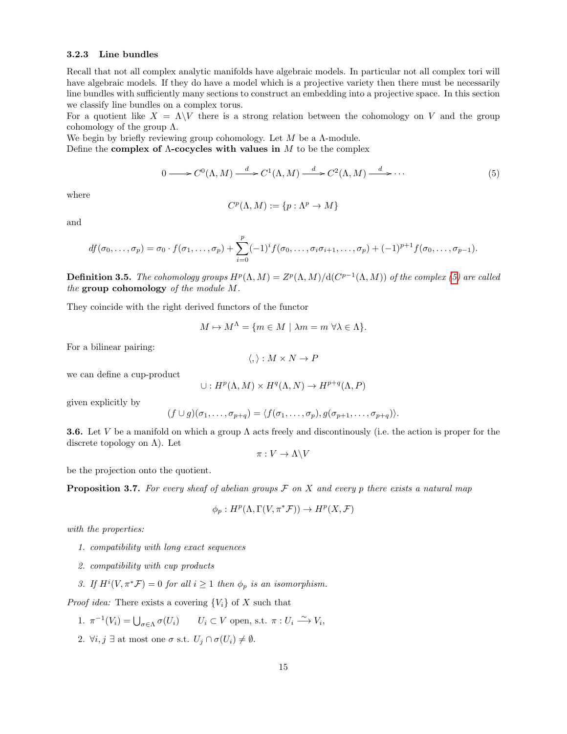### 3.2.3 Line bundles

Recall that not all complex analytic manifolds have algebraic models. In particular not all complex tori will have algebraic models. If they do have a model which is a projective variety then there must be necessarily line bundles with sufficiently many sections to construct an embedding into a projective space. In this section we classify line bundles on a complex torus.

For a quotient like $X = \Lambda \backslash V$ there is a strong relation between the cohomology on $V$ and the group cohomology of the group $\Lambda$.

We begin by briefly reviewing group cohomology. Let $M$ be a $\Lambda$-module.

Define the **complex of $\Lambda$-cocycles with values in** $M$ to be the complex

$$0 \longrightarrow C^0(\Lambda, M) \xrightarrow{d} C^1(\Lambda, M) \xrightarrow{d} C^2(\Lambda, M) \xrightarrow{d} \cdots \tag{5}$$

where

$$C^p(\Lambda, M) := \{p : \Lambda^p \to M\}$$

and

$$df(\sigma_0, \dots, \sigma_p) = \sigma_0 \cdot f(\sigma_1, \dots, \sigma_p) + \sum_{i=0}^{p} (-1)^i f(\sigma_0, \dots, \sigma_i \sigma_{i+1}, \dots, \sigma_p) + (-1)^{p+1} f(\sigma_0, \dots, \sigma_{p-1}).$$

**Definition 3.5.** *The cohomology groups $H^p(\Lambda, M) = Z^p(\Lambda, M)/\mathrm{d}(C^{p-1}(\Lambda, M))$ of the complex (5) are called the* **group cohomology** *of the module $M$.*

They coincide with the right derived functors of the functor

$$M \mapsto M^\Lambda = \{m \in M \mid \lambda m = m \ \forall \lambda \in \Lambda\}.$$

For a bilinear pairing:

$$\langle , \rangle : M \times N \to P$$

we can define a cup-product

$$\cup : H^p(\Lambda, M) \times H^q(\Lambda, N) \to H^{p+q}(\Lambda, P)$$

given explicitly by

$$(f \cup g)(\sigma_1, \dots, \sigma_{p+q}) = \langle f(\sigma_1, \dots, \sigma_p), g(\sigma_{p+1}, \dots, \sigma_{p+q}) \rangle.$$

**3.6.** Let $V$ be a manifold on which a group $\Lambda$ acts freely and discontinously (i.e. the action is proper for the discrete topology on $\Lambda$). Let

$$\pi : V \to \Lambda \backslash V$$

be the projection onto the quotient.

**Proposition 3.7.** *For every sheaf of abelian groups $\mathcal{F}$ on $X$ and every $p$ there exists a natural map*

$$\phi_p : H^p(\Lambda, \Gamma(V, \pi^* \mathcal{F})) \to H^p(X, \mathcal{F})$$

*with the properties:*

1. *compatibility with long exact sequences*
2. *compatibility with cup products*
3. *If $H^i(V, \pi^* \mathcal{F}) = 0$ for all $i \geq 1$ then $\phi_p$ is an isomorphism.*

*Proof idea:* There exists a covering $\{V_i\}$ of $X$ such that

1. $\pi^{-1}(V_i) = \bigcup_{\sigma \in \Lambda} \sigma(U_i) \qquad U_i \subset V$ open, s.t. $\pi : U_i \xrightarrow{\sim} V_i$,
2. $\forall i, j \ \exists$ at most one $\sigma$ s.t. $U_j \cap \sigma(U_i) \neq \emptyset$.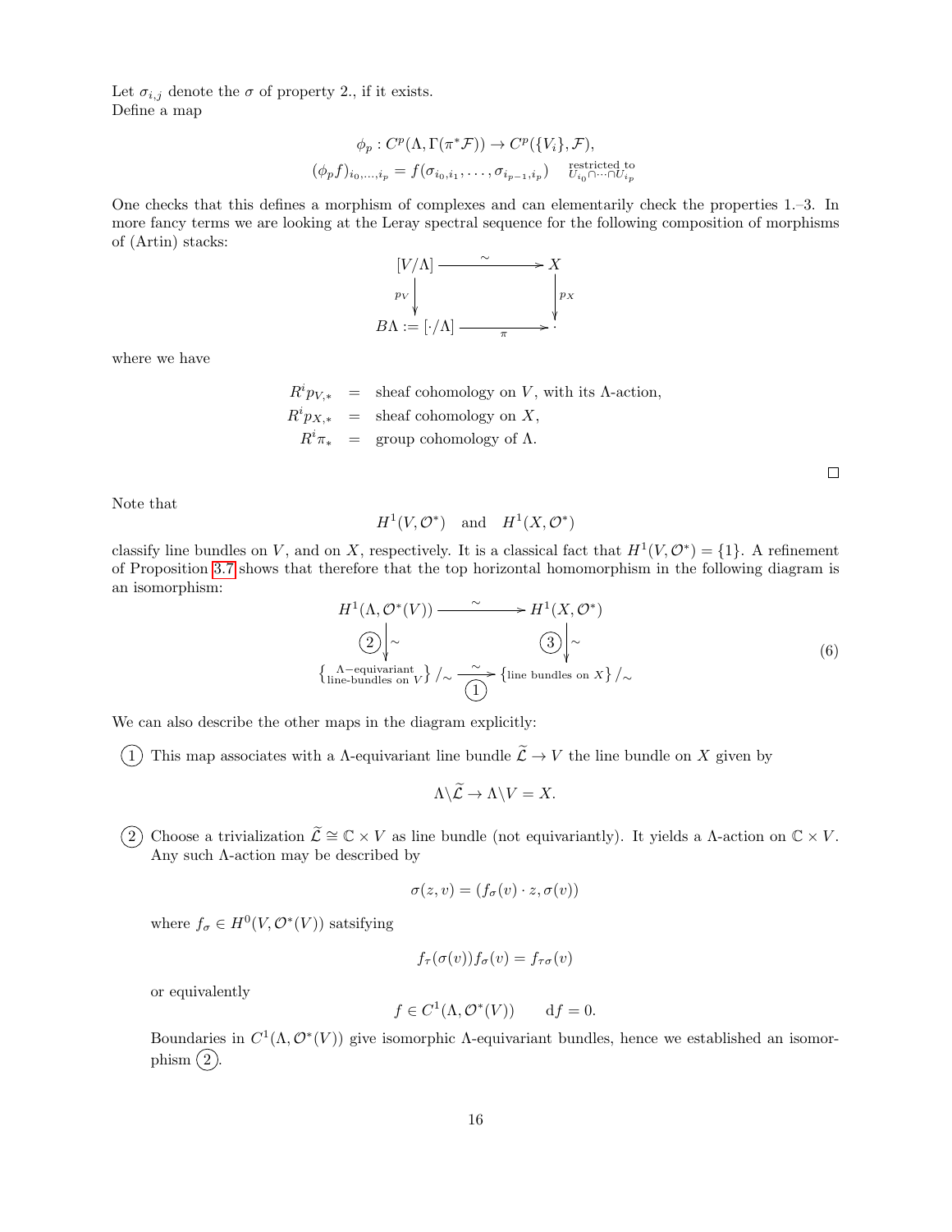Let $\sigma_{i,j}$ denote the $\sigma$ of property 2., if it exists.
Define a map

$$\phi_p : C^p(\Lambda, \Gamma(\pi^*\mathcal{F})) \to C^p(\{V_i\}, \mathcal{F}),$$
$$(\phi_p f)_{i_0,\dots,i_p} = f(\sigma_{i_0,i_1}, \dots, \sigma_{i_{p-1},i_p}) \quad \text{restricted to } U_{i_0}\cap\cdots\cap U_{i_p}$$

One checks that this defines a morphism of complexes and can elementarily check the properties 1.–3. In more fancy terms we are looking at the Leray spectral sequence for the following composition of morphisms of (Artin) stacks:

$$\begin{array}{ccc} [V/\Lambda] & \xrightarrow{\sim} & X \\ {\scriptstyle p_V}\downarrow & & \downarrow{\scriptstyle p_X} \\ B\Lambda := [\cdot/\Lambda] & \xrightarrow[\pi]{} & \cdot \end{array}$$

where we have

$$\begin{aligned} R^i p_{V,*} &= \text{sheaf cohomology on } V, \text{ with its } \Lambda\text{-action}, \\ R^i p_{X,*} &= \text{sheaf cohomology on } X, \\ R^i \pi_* &= \text{group cohomology of } \Lambda. \end{aligned}$$

□

Note that

$$H^1(V, \mathcal{O}^*) \quad \text{and} \quad H^1(X, \mathcal{O}^*)$$

classify line bundles on $V$, and on $X$, respectively. It is a classical fact that $H^1(V, \mathcal{O}^*) = \{1\}$. A refinement of Proposition 3.7 shows that therefore that the top horizontal homomorphism in the following diagram is an isomorphism:

$$\begin{array}{ccc} H^1(\Lambda, \mathcal{O}^*(V)) & \xrightarrow{\sim} & H^1(X, \mathcal{O}^*) \\ \text{(2)}\downarrow\wr & & \text{(3)}\downarrow\wr \\ \left\{ \substack{\Lambda-\text{equivariant} \\ \text{line-bundles on } V} \right\}/\sim & \xrightarrow[\text{(1)}]{\sim} & \left\{ \text{line bundles on } X \right\}/\sim \end{array} \tag{6}$$

We can also describe the other maps in the diagram explicitly:

(1) This map associates with a $\Lambda$-equivariant line bundle $\widetilde{\mathcal{L}} \to V$ the line bundle on $X$ given by

$$\Lambda\backslash\widetilde{\mathcal{L}} \to \Lambda\backslash V = X.$$

(2) Choose a trivialization $\widetilde{\mathcal{L}} \cong \mathbb{C} \times V$ as line bundle (not equivariantly). It yields a $\Lambda$-action on $\mathbb{C} \times V$. Any such $\Lambda$-action may be described by

$$\sigma(z, v) = (f_\sigma(v) \cdot z, \sigma(v))$$

where $f_\sigma \in H^0(V, \mathcal{O}^*(V))$ satsifying

$$f_\tau(\sigma(v)) f_\sigma(v) = f_{\tau\sigma}(v)$$

or equivalently

$$f \in C^1(\Lambda, \mathcal{O}^*(V)) \qquad \mathrm{d}f = 0.$$

Boundaries in $C^1(\Lambda, \mathcal{O}^*(V))$ give isomorphic $\Lambda$-equivariant bundles, hence we established an isomorphism (2).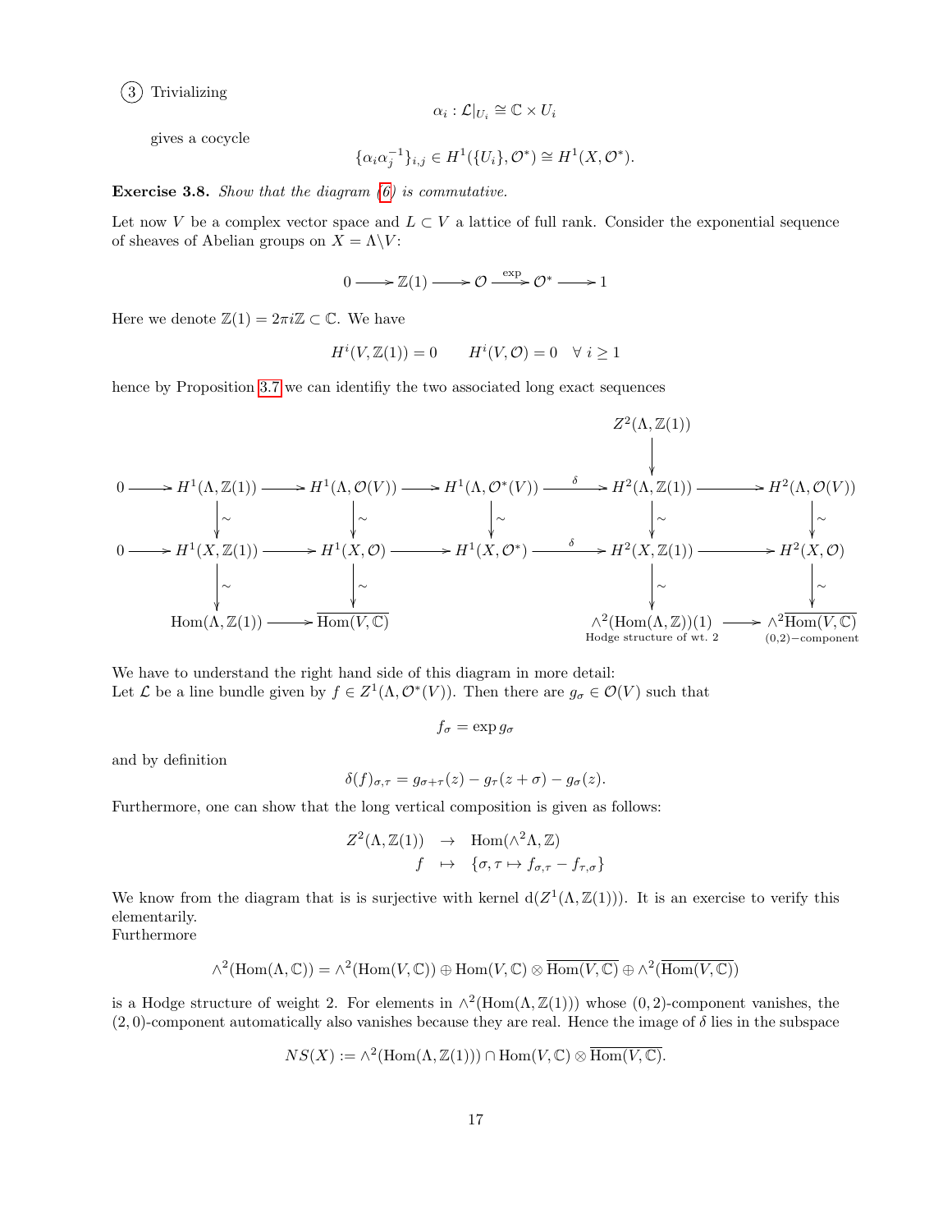③ Trivializing

$$\alpha_i : \mathcal{L}|_{U_i} \cong \mathbb{C} \times U_i$$

gives a cocycle

$$\{\alpha_i \alpha_j^{-1}\}_{i,j} \in H^1(\{U_i\}, \mathcal{O}^*) \cong H^1(X, \mathcal{O}^*).$$

**Exercise 3.8.** *Show that the diagram (6) is commutative.*

Let now $V$ be a complex vector space and $L \subset V$ a lattice of full rank. Consider the exponential sequence of sheaves of Abelian groups on $X = \Lambda \backslash V$:

$$0 \longrightarrow \mathbb{Z}(1) \longrightarrow \mathcal{O} \xrightarrow{\exp} \mathcal{O}^* \longrightarrow 1$$

Here we denote $\mathbb{Z}(1) = 2\pi i \mathbb{Z} \subset \mathbb{C}$. We have

$$H^i(V, \mathbb{Z}(1)) = 0 \qquad H^i(V, \mathcal{O}) = 0 \quad \forall\ i \geq 1$$

hence by Proposition 3.7 we can identifiy the two associated long exact sequences

$$\begin{array}{ccccccccccc}
 & & & & & & & & Z^2(\Lambda, \mathbb{Z}(1)) & & \\
 & & & & & & & & \downarrow & & \\
0 & \to & H^1(\Lambda, \mathbb{Z}(1)) & \to & H^1(\Lambda, \mathcal{O}(V)) & \to & H^1(\Lambda, \mathcal{O}^*(V)) & \xrightarrow{\delta} & H^2(\Lambda, \mathbb{Z}(1)) & \to & H^2(\Lambda, \mathcal{O}(V)) \\
 & & \downarrow \sim & & \downarrow \sim & & \downarrow \sim & & \downarrow \sim & & \downarrow \sim \\
0 & \to & H^1(X, \mathbb{Z}(1)) & \to & H^1(X, \mathcal{O}) & \to & H^1(X, \mathcal{O}^*) & \xrightarrow{\delta} & H^2(X, \mathbb{Z}(1)) & \to & H^2(X, \mathcal{O}) \\
 & & \downarrow \sim & & \downarrow \sim & & & & \downarrow \sim & & \downarrow \sim \\
 & & \mathrm{Hom}(\Lambda, \mathbb{Z}(1)) & \to & \overline{\mathrm{Hom}(V, \mathbb{C})} & & & & \underset{\text{Hodge structure of wt. 2}}{\wedge^2(\mathrm{Hom}(\Lambda, \mathbb{Z}))(1)} & \to & \underset{(0,2)-\text{component}}{\wedge^2 \overline{\mathrm{Hom}(V, \mathbb{C})}}
\end{array}$$

We have to understand the right hand side of this diagram in more detail:
Let $\mathcal{L}$ be a line bundle given by $f \in Z^1(\Lambda, \mathcal{O}^*(V))$. Then there are $g_\sigma \in \mathcal{O}(V)$ such that

$$f_\sigma = \exp g_\sigma$$

and by definition

$$\delta(f)_{\sigma,\tau} = g_{\sigma+\tau}(z) - g_\tau(z + \sigma) - g_\sigma(z).$$

Furthermore, one can show that the long vertical composition is given as follows:

$$\begin{array}{rcl}
Z^2(\Lambda, \mathbb{Z}(1)) & \to & \mathrm{Hom}(\wedge^2 \Lambda, \mathbb{Z}) \\
f & \mapsto & \{\sigma, \tau \mapsto f_{\sigma,\tau} - f_{\tau,\sigma}\}
\end{array}$$

We know from the diagram that is is surjective with kernel $\mathrm{d}(Z^1(\Lambda, \mathbb{Z}(1)))$. It is an exercise to verify this elementarily.
Furthermore

$$\wedge^2(\mathrm{Hom}(\Lambda, \mathbb{C})) = \wedge^2(\mathrm{Hom}(V, \mathbb{C})) \oplus \mathrm{Hom}(V, \mathbb{C}) \otimes \overline{\mathrm{Hom}(V, \mathbb{C})} \oplus \wedge^2(\overline{\mathrm{Hom}(V, \mathbb{C})})$$

is a Hodge structure of weight 2. For elements in $\wedge^2(\mathrm{Hom}(\Lambda, \mathbb{Z}(1)))$ whose $(0,2)$-component vanishes, the $(2,0)$-component automatically also vanishes because they are real. Hence the image of $\delta$ lies in the subspace

$$NS(X) := \wedge^2(\mathrm{Hom}(\Lambda, \mathbb{Z}(1))) \cap \mathrm{Hom}(V, \mathbb{C}) \otimes \overline{\mathrm{Hom}(V, \mathbb{C})}.$$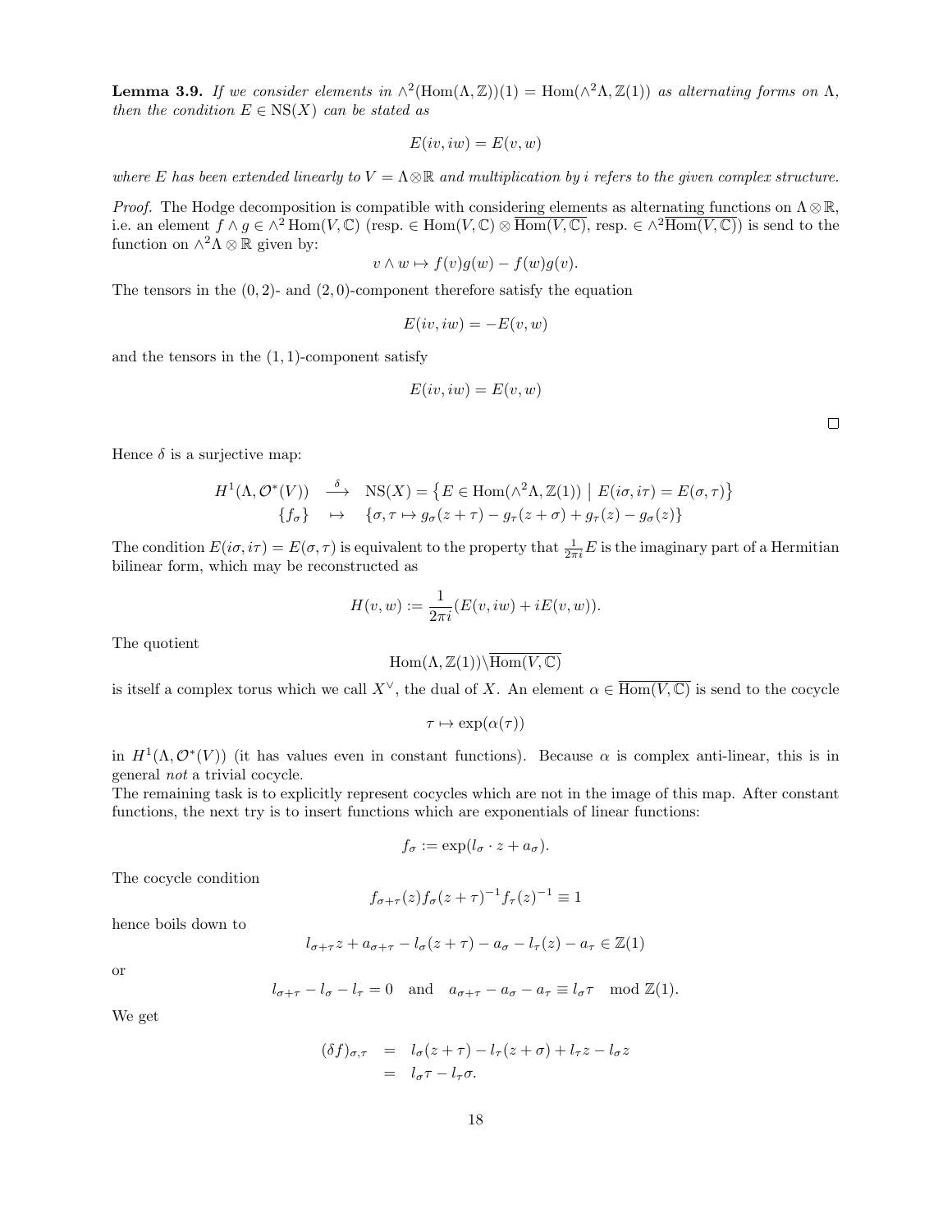**Lemma 3.9.** *If we consider elements in $\wedge^2(\mathrm{Hom}(\Lambda,\mathbb{Z}))(1) = \mathrm{Hom}(\wedge^2\Lambda,\mathbb{Z}(1))$ as alternating forms on $\Lambda$, then the condition $E \in \mathrm{NS}(X)$ can be stated as*

$$E(iv, iw) = E(v, w)$$

*where $E$ has been extended linearly to $V = \Lambda\otimes\mathbb{R}$ and multiplication by $i$ refers to the given complex structure.*

*Proof.* The Hodge decomposition is compatible with considering elements as alternating functions on $\Lambda\otimes\mathbb{R}$, i.e. an element $f \wedge g \in \wedge^2 \mathrm{Hom}(V,\mathbb{C})$ (resp. $\in \mathrm{Hom}(V,\mathbb{C}) \otimes \overline{\mathrm{Hom}(V,\mathbb{C})}$, resp. $\in \wedge^2\overline{\mathrm{Hom}(V,\mathbb{C})}$) is send to the function on $\wedge^2\Lambda\otimes\mathbb{R}$ given by:

$$v \wedge w \mapsto f(v)g(w) - f(w)g(v).$$

The tensors in the $(0,2)$- and $(2,0)$-component therefore satisfy the equation

$$E(iv, iw) = -E(v, w)$$

and the tensors in the $(1,1)$-component satisfy

$$E(iv, iw) = E(v, w)$$

□

Hence $\delta$ is a surjective map:

$$\begin{array}{ccc} H^1(\Lambda,\mathcal{O}^*(V)) & \stackrel{\delta}{\longrightarrow} & \mathrm{NS}(X) = \left\{E \in \mathrm{Hom}(\wedge^2\Lambda,\mathbb{Z}(1)) \;\middle|\; E(i\sigma, i\tau) = E(\sigma,\tau)\right\} \\ \{f_\sigma\} & \mapsto & \{\sigma,\tau \mapsto g_\sigma(z+\tau) - g_\tau(z+\sigma) + g_\tau(z) - g_\sigma(z)\} \end{array}$$

The condition $E(i\sigma, i\tau) = E(\sigma,\tau)$ is equivalent to the property that $\frac{1}{2\pi i}E$ is the imaginary part of a Hermitian bilinear form, which may be reconstructed as

$$H(v, w) := \frac{1}{2\pi i}(E(v, iw) + iE(v, w)).$$

The quotient

$$\mathrm{Hom}(\Lambda,\mathbb{Z}(1))\backslash\overline{\mathrm{Hom}(V,\mathbb{C})}$$

is itself a complex torus which we call $X^\vee$, the dual of $X$. An element $\alpha \in \overline{\mathrm{Hom}(V,\mathbb{C})}$ is send to the cocycle

$$\tau \mapsto \exp(\alpha(\tau))$$

in $H^1(\Lambda,\mathcal{O}^*(V))$ (it has values even in constant functions). Because $\alpha$ is complex anti-linear, this is in general *not* a trivial cocycle.
The remaining task is to explicitly represent cocycles which are not in the image of this map. After constant functions, the next try is to insert functions which are exponentials of linear functions:

$$f_\sigma := \exp(l_\sigma \cdot z + a_\sigma).$$

The cocycle condition

$$f_{\sigma+\tau}(z) f_\sigma(z+\tau)^{-1} f_\tau(z)^{-1} \equiv 1$$

hence boils down to

$$l_{\sigma+\tau}z + a_{\sigma+\tau} - l_\sigma(z+\tau) - a_\sigma - l_\tau(z) - a_\tau \in \mathbb{Z}(1)$$

or

$$l_{\sigma+\tau} - l_\sigma - l_\tau = 0 \quad \text{and} \quad a_{\sigma+\tau} - a_\sigma - a_\tau \equiv l_\sigma\tau \mod \mathbb{Z}(1).$$

We get

$$\begin{aligned} (\delta f)_{\sigma,\tau} &= l_\sigma(z+\tau) - l_\tau(z+\sigma) + l_\tau z - l_\sigma z \\ &= l_\sigma\tau - l_\tau\sigma. \end{aligned}$$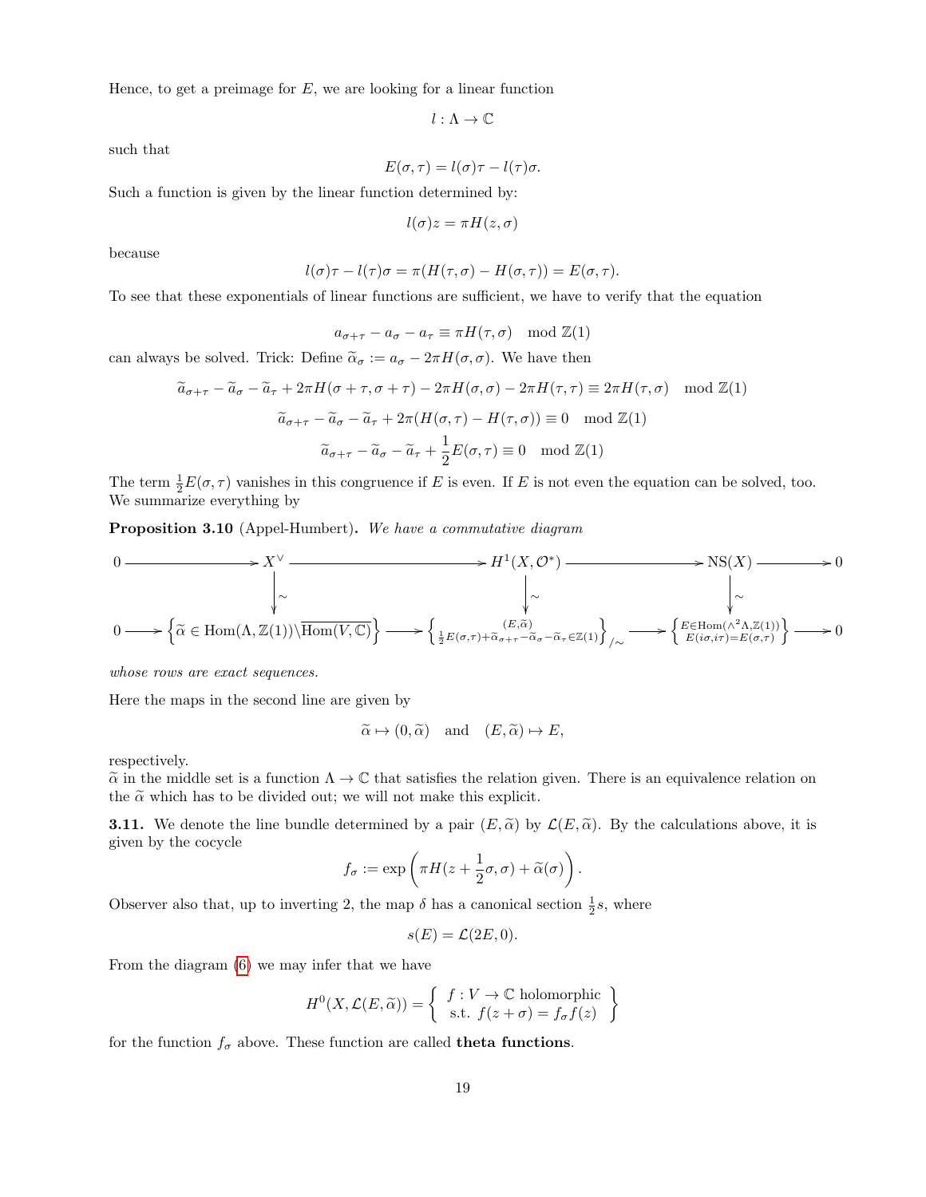Hence, to get a preimage for $E$, we are looking for a linear function

$$l : \Lambda \to \mathbb{C}$$

such that

$$E(\sigma, \tau) = l(\sigma)\tau - l(\tau)\sigma.$$

Such a function is given by the linear function determined by:

$$l(\sigma)z = \pi H(z, \sigma)$$

because

$$l(\sigma)\tau - l(\tau)\sigma = \pi(H(\tau, \sigma) - H(\sigma, \tau)) = E(\sigma, \tau).$$

To see that these exponentials of linear functions are sufficient, we have to verify that the equation

$$a_{\sigma+\tau} - a_\sigma - a_\tau \equiv \pi H(\tau, \sigma) \mod \mathbb{Z}(1)$$

can always be solved. Trick: Define $\widetilde{\alpha}_\sigma := a_\sigma - 2\pi H(\sigma, \sigma)$. We have then

$$\widetilde{a}_{\sigma+\tau} - \widetilde{a}_\sigma - \widetilde{a}_\tau + 2\pi H(\sigma + \tau, \sigma + \tau) - 2\pi H(\sigma, \sigma) - 2\pi H(\tau, \tau) \equiv 2\pi H(\tau, \sigma) \mod \mathbb{Z}(1)$$

$$\widetilde{a}_{\sigma+\tau} - \widetilde{a}_\sigma - \widetilde{a}_\tau + 2\pi(H(\sigma, \tau) - H(\tau, \sigma)) \equiv 0 \mod \mathbb{Z}(1)$$

$$\widetilde{a}_{\sigma+\tau} - \widetilde{a}_\sigma - \widetilde{a}_\tau + \frac{1}{2}E(\sigma, \tau) \equiv 0 \mod \mathbb{Z}(1)$$

The term $\frac{1}{2}E(\sigma, \tau)$ vanishes in this congruence if $E$ is even. If $E$ is not even the equation can be solved, too. We summarize everything by

**Proposition 3.10** (Appel-Humbert)**.** *We have a commutative diagram*

$$\begin{array}{ccccccccc}
0 & \longrightarrow & X^\vee & \longrightarrow & H^1(X, \mathcal{O}^*) & \longrightarrow & \mathrm{NS}(X) & \longrightarrow & 0 \\
 & & \downarrow\wr & & \downarrow\wr & & \downarrow\wr & & \\
0 & \longrightarrow & \left\{\widetilde{\alpha} \in \mathrm{Hom}(\Lambda, \mathbb{Z}(1)) \backslash \overline{\mathrm{Hom}(V, \mathbb{C})}\right\} & \longrightarrow & \left\{ {(E, \widetilde{\alpha}) \atop \frac{1}{2}E(\sigma,\tau) + \widetilde{\alpha}_{\sigma+\tau} - \widetilde{\alpha}_\sigma - \widetilde{\alpha}_\tau \in \mathbb{Z}(1)} \right\}_{/\sim} & \longrightarrow & \left\{ {E \in \mathrm{Hom}(\wedge^2\Lambda, \mathbb{Z}(1)) \atop E(i\sigma, i\tau) = E(\sigma,\tau)} \right\} & \longrightarrow & 0
\end{array}$$

*whose rows are exact sequences.*

Here the maps in the second line are given by

$$\widetilde{\alpha} \mapsto (0, \widetilde{\alpha}) \quad \text{and} \quad (E, \widetilde{\alpha}) \mapsto E,$$

respectively.
$\widetilde{\alpha}$ in the middle set is a function $\Lambda \to \mathbb{C}$ that satisfies the relation given. There is an equivalence relation on the $\widetilde{\alpha}$ which has to be divided out; we will not make this explicit.

**3.11.** We denote the line bundle determined by a pair $(E, \widetilde{\alpha})$ by $\mathcal{L}(E, \widetilde{\alpha})$. By the calculations above, it is given by the cocycle

$$f_\sigma := \exp\left(\pi H(z + \frac{1}{2}\sigma, \sigma) + \widetilde{\alpha}(\sigma)\right).$$

Observer also that, up to inverting 2, the map $\delta$ has a canonical section $\frac{1}{2}s$, where

$$s(E) = \mathcal{L}(2E, 0).$$

From the diagram (6) we may infer that we have

$$H^0(X, \mathcal{L}(E, \widetilde{\alpha})) = \left\{ \begin{array}{l} f : V \to \mathbb{C} \text{ holomorphic} \\ \text{s.t. } f(z + \sigma) = f_\sigma f(z) \end{array} \right\}$$

for the function $f_\sigma$ above. These function are called **theta functions**.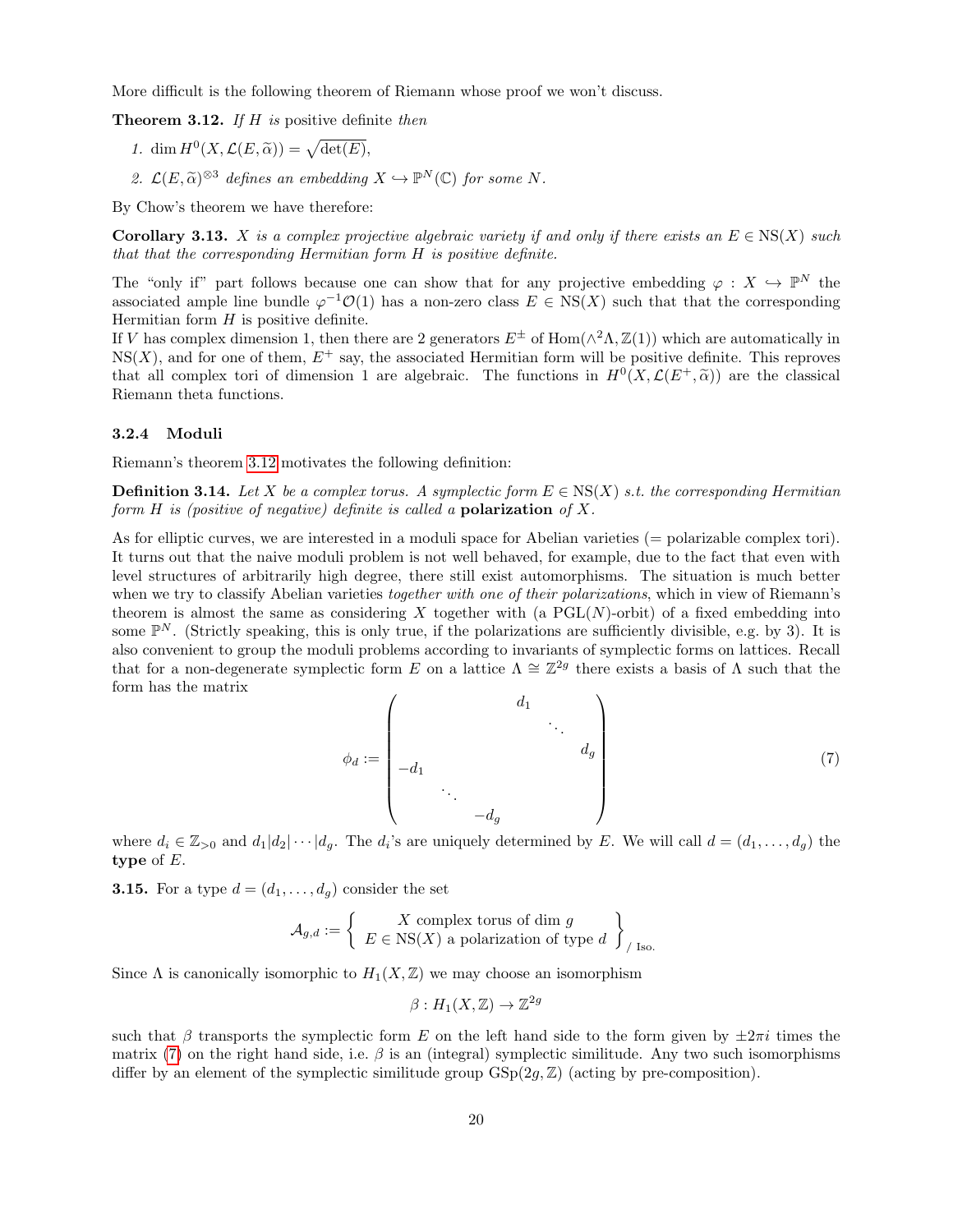More difficult is the following theorem of Riemann whose proof we won't discuss.

**Theorem 3.12.** *If $H$ is* positive definite *then*

1. $\dim H^0(X, \mathcal{L}(E, \widetilde{\alpha})) = \sqrt{\det(E)}$,
2. $\mathcal{L}(E, \widetilde{\alpha})^{\otimes 3}$ *defines an embedding $X \hookrightarrow \mathbb{P}^N(\mathbb{C})$ for some $N$.*

By Chow's theorem we have therefore:

**Corollary 3.13.** *$X$ is a complex projective algebraic variety if and only if there exists an $E \in \mathrm{NS}(X)$ such that that the corresponding Hermitian form $H$ is positive definite.*

The "only if" part follows because one can show that for any projective embedding $\varphi : X \hookrightarrow \mathbb{P}^N$ the associated ample line bundle $\varphi^{-1}\mathcal{O}(1)$ has a non-zero class $E \in \mathrm{NS}(X)$ such that that the corresponding Hermitian form $H$ is positive definite.
If $V$ has complex dimension 1, then there are 2 generators $E^{\pm}$ of $\mathrm{Hom}(\wedge^2\Lambda, \mathbb{Z}(1))$ which are automatically in $\mathrm{NS}(X)$, and for one of them, $E^+$ say, the associated Hermitian form will be positive definite. This reproves that all complex tori of dimension 1 are algebraic. The functions in $H^0(X, \mathcal{L}(E^+, \widetilde{\alpha}))$ are the classical Riemann theta functions.

### 3.2.4 Moduli

Riemann's theorem 3.12 motivates the following definition:

**Definition 3.14.** *Let $X$ be a complex torus. A symplectic form $E \in \mathrm{NS}(X)$ s.t. the corresponding Hermitian form $H$ is (positive of negative) definite is called a* **polarization** *of $X$.*

As for elliptic curves, we are interested in a moduli space for Abelian varieties (= polarizable complex tori). It turns out that the naive moduli problem is not well behaved, for example, due to the fact that even with level structures of arbitrarily high degree, there still exist automorphisms. The situation is much better when we try to classify Abelian varieties *together with one of their polarizations*, which in view of Riemann's theorem is almost the same as considering $X$ together with (a $\mathrm{PGL}(N)$-orbit) of a fixed embedding into some $\mathbb{P}^N$. (Strictly speaking, this is only true, if the polarizations are sufficiently divisible, e.g. by 3). It is also convenient to group the moduli problems according to invariants of symplectic forms on lattices. Recall that for a non-degenerate symplectic form $E$ on a lattice $\Lambda \cong \mathbb{Z}^{2g}$ there exists a basis of $\Lambda$ such that the form has the matrix

$$\phi_d := \begin{pmatrix} & & & d_1 & & \\ & & & & \ddots & \\ & & & & & d_g \\ -d_1 & & & & & \\ & \ddots & & & & \\ & & -d_g & & & \end{pmatrix} \tag{7}$$

where $d_i \in \mathbb{Z}_{>0}$ and $d_1|d_2|\cdots|d_g$. The $d_i$'s are uniquely determined by $E$. We will call $d = (d_1, \dots, d_g)$ the **type** of $E$.

**3.15.** For a type $d = (d_1, \dots, d_g)$ consider the set

$$\mathcal{A}_{g,d} := \left\{ \begin{array}{c} X \text{ complex torus of dim } g \\ E \in \mathrm{NS}(X) \text{ a polarization of type } d \end{array} \right\}_{/\text{ Iso.}}$$

Since $\Lambda$ is canonically isomorphic to $H_1(X, \mathbb{Z})$ we may choose an isomorphism

$$\beta : H_1(X, \mathbb{Z}) \to \mathbb{Z}^{2g}$$

such that $\beta$ transports the symplectic form $E$ on the left hand side to the form given by $\pm 2\pi i$ times the matrix (7) on the right hand side, i.e. $\beta$ is an (integral) symplectic similitude. Any two such isomorphisms differ by an element of the symplectic similitude group $\mathrm{GSp}(2g, \mathbb{Z})$ (acting by pre-composition).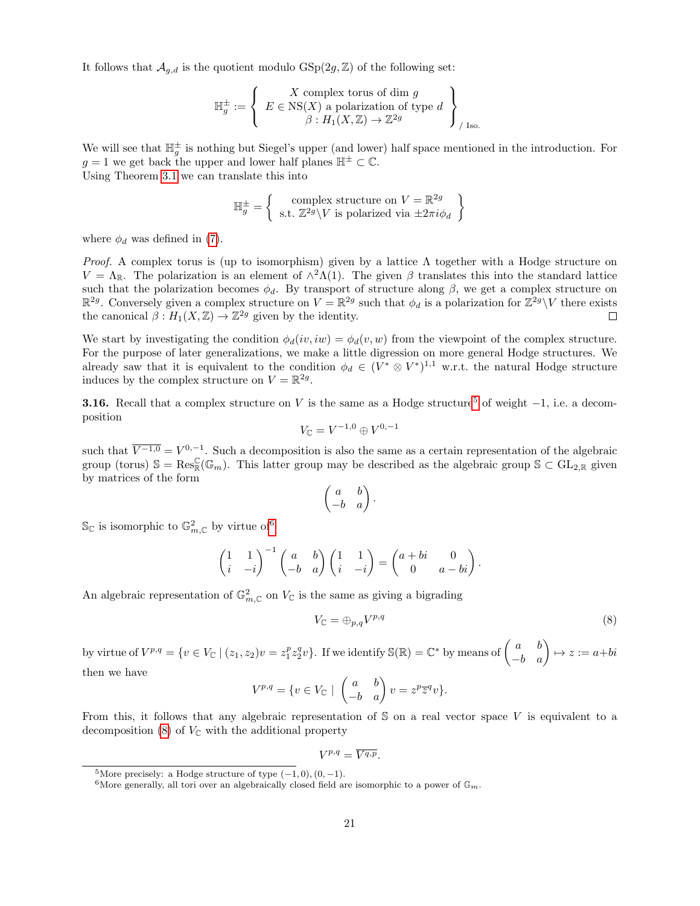It follows that $\mathcal{A}_{g,d}$ is the quotient modulo $\mathrm{GSp}(2g,\mathbb{Z})$ of the following set:

$$\mathbb{H}_g^{\pm} := \left\{ \begin{array}{c} X \text{ complex torus of dim } g \\ E \in \mathrm{NS}(X) \text{ a polarization of type } d \\ \beta : H_1(X,\mathbb{Z}) \to \mathbb{Z}^{2g} \end{array} \right\}_{/ \text{ Iso.}}$$

We will see that $\mathbb{H}_g^{\pm}$ is nothing but Siegel's upper (and lower) half space mentioned in the introduction. For $g = 1$ we get back the upper and lower half planes $\mathbb{H}^{\pm} \subset \mathbb{C}$.
Using Theorem 3.1 we can translate this into

$$\mathbb{H}_g^{\pm} = \left\{ \begin{array}{c} \text{complex structure on } V = \mathbb{R}^{2g} \\ \text{s.t. } \mathbb{Z}^{2g}\backslash V \text{ is polarized via } \pm 2\pi i \phi_d \end{array} \right\}$$

where $\phi_d$ was defined in (7).

*Proof.* A complex torus is (up to isomorphism) given by a lattice $\Lambda$ together with a Hodge structure on $V = \Lambda_{\mathbb{R}}$. The polarization is an element of $\wedge^2\Lambda(1)$. The given $\beta$ translates this into the standard lattice such that the polarization becomes $\phi_d$. By transport of structure along $\beta$, we get a complex structure on $\mathbb{R}^{2g}$. Conversely given a complex structure on $V = \mathbb{R}^{2g}$ such that $\phi_d$ is a polarization for $\mathbb{Z}^{2g}\backslash V$ there exists the canonical $\beta : H_1(X,\mathbb{Z}) \to \mathbb{Z}^{2g}$ given by the identity. $\square$

We start by investigating the condition $\phi_d(iv, iw) = \phi_d(v, w)$ from the viewpoint of the complex structure. For the purpose of later generalizations, we make a little digression on more general Hodge structures. We already saw that it is equivalent to the condition $\phi_d \in (V^* \otimes V^*)^{1,1}$ w.r.t. the natural Hodge structure induces by the complex structure on $V = \mathbb{R}^{2g}$.

**3.16.** Recall that a complex structure on $V$ is the same as a Hodge structure[5] of weight $-1$, i.e. a decomposition

$$V_{\mathbb{C}} = V^{-1,0} \oplus V^{0,-1}$$

such that $\overline{V^{-1,0}} = V^{0,-1}$. Such a decomposition is also the same as a certain representation of the algebraic group (torus) $\mathbb{S} = \mathrm{Res}_{\mathbb{R}}^{\mathbb{C}}(\mathbb{G}_m)$. This latter group may be described as the algebraic group $\mathbb{S} \subset \mathrm{GL}_{2,\mathbb{R}}$ given by matrices of the form

$$\begin{pmatrix} a & b \\ -b & a \end{pmatrix}.$$

$\mathbb{S}_{\mathbb{C}}$ is isomorphic to $\mathbb{G}_{m,\mathbb{C}}^2$ by virtue of[6]

$$\begin{pmatrix} 1 & 1 \\ i & -i \end{pmatrix}^{-1} \begin{pmatrix} a & b \\ -b & a \end{pmatrix} \begin{pmatrix} 1 & 1 \\ i & -i \end{pmatrix} = \begin{pmatrix} a+bi & 0 \\ 0 & a-bi \end{pmatrix}.$$

An algebraic representation of $\mathbb{G}_{m,\mathbb{C}}^2$ on $V_{\mathbb{C}}$ is the same as giving a bigrading

$$V_{\mathbb{C}} = \oplus_{p,q} V^{p,q} \tag{8}$$

by virtue of $V^{p,q} = \{v \in V_{\mathbb{C}} \mid (z_1, z_2)v = z_1^p z_2^q v\}$. If we identify $\mathbb{S}(\mathbb{R}) = \mathbb{C}^*$ by means of $\begin{pmatrix} a & b \\ -b & a \end{pmatrix} \mapsto z := a+bi$ then we have

$$V^{p,q} = \{v \in V_{\mathbb{C}} \mid \begin{pmatrix} a & b \\ -b & a \end{pmatrix} v = z^p \overline{z}^q v\}.$$

From this, it follows that any algebraic representation of $\mathbb{S}$ on a real vector space $V$ is equivalent to a decomposition (8) of $V_{\mathbb{C}}$ with the additional property

$$V^{p,q} = \overline{V^{q,p}}.$$

[5] More precisely: a Hodge structure of type $(-1,0), (0,-1)$.

[6] More generally, all tori over an algebraically closed field are isomorphic to a power of $\mathbb{G}_m$.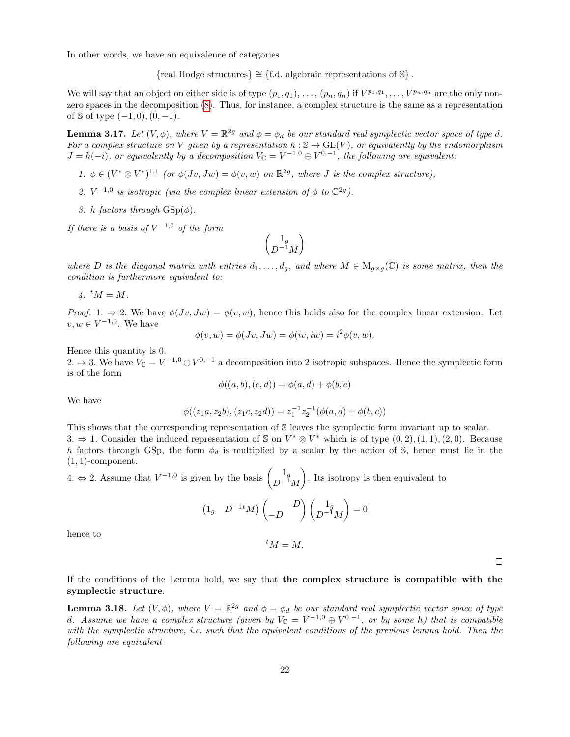In other words, we have an equivalence of categories

$$\{\text{real Hodge structures}\} \cong \{\text{f.d. algebraic representations of } \mathbb{S}\}.$$

We will say that an object on either side is of type $(p_1, q_1), \ldots, (p_n, q_n)$ if $V^{p_1,q_1}, \ldots, V^{p_n,q_n}$ are the only non-zero spaces in the decomposition (8). Thus, for instance, a complex structure is the same as a representation of $\mathbb{S}$ of type $(-1, 0), (0, -1)$.

**Lemma 3.17.** *Let $(V, \phi)$, where $V = \mathbb{R}^{2g}$ and $\phi = \phi_d$ be our standard real symplectic vector space of type $d$. For a complex structure on $V$ given by a representation $h : \mathbb{S} \to \mathrm{GL}(V)$, or equivalently by the endomorphism $J = h(-i)$, or equivalently by a decomposition $V_{\mathbb{C}} = V^{-1,0} \oplus V^{0,-1}$, the following are equivalent:*

1. *$\phi \in (V^* \otimes V^*)^{1,1}$ (or $\phi(Jv, Jw) = \phi(v, w)$ on $\mathbb{R}^{2g}$, where $J$ is the complex structure),*
2. *$V^{-1,0}$ is isotropic (via the complex linear extension of $\phi$ to $\mathbb{C}^{2g}$).*
3. *$h$ factors through $\mathrm{GSp}(\phi)$.*

*If there is a basis of $V^{-1,0}$ of the form*

$$\begin{pmatrix} 1_g \\ D^{-1}M \end{pmatrix}$$

*where $D$ is the diagonal matrix with entries $d_1, \ldots, d_g$, and where $M \in \mathrm{M}_{g\times g}(\mathbb{C})$ is some matrix, then the condition is furthermore equivalent to:*

4. *${}^tM = M$.*

*Proof.* 1. $\Rightarrow$ 2. We have $\phi(Jv, Jw) = \phi(v, w)$, hence this holds also for the complex linear extension. Let $v, w \in V^{-1,0}$. We have

$$\phi(v, w) = \phi(Jv, Jw) = \phi(iv, iw) = i^2\phi(v, w).$$

Hence this quantity is 0.
2. $\Rightarrow$ 3. We have $V_{\mathbb{C}} = V^{-1,0} \oplus V^{0,-1}$ a decomposition into 2 isotropic subspaces. Hence the symplectic form is of the form

$$\phi((a, b), (c, d)) = \phi(a, d) + \phi(b, c)$$

We have

$$\phi((z_1a, z_2b), (z_1c, z_2d)) = z_1^{-1}z_2^{-1}(\phi(a, d) + \phi(b, c))$$

This shows that the corresponding representation of $\mathbb{S}$ leaves the symplectic form invariant up to scalar.
3. $\Rightarrow$ 1. Consider the induced representation of $\mathbb{S}$ on $V^* \otimes V^*$ which is of type $(0, 2), (1, 1), (2, 0)$. Because $h$ factors through GSp, the form $\phi_d$ is multiplied by a scalar by the action of $\mathbb{S}$, hence must lie in the $(1, 1)$-component.
4. $\Leftrightarrow$ 2. Assume that $V^{-1,0}$ is given by the basis $\begin{pmatrix} 1_g \\ D^{-1}M \end{pmatrix}$. Its isotropy is then equivalent to

$$\begin{pmatrix} 1_g & D^{-1t}M \end{pmatrix} \begin{pmatrix} & D \\ -D & \end{pmatrix} \begin{pmatrix} 1_g \\ D^{-1}M \end{pmatrix} = 0$$

hence to

$${}^tM = M.$$

$\square$

If the conditions of the Lemma hold, we say that **the complex structure is compatible with the symplectic structure**.

**Lemma 3.18.** *Let $(V, \phi)$, where $V = \mathbb{R}^{2g}$ and $\phi = \phi_d$ be our standard real symplectic vector space of type $d$. Assume we have a complex structure (given by $V_{\mathbb{C}} = V^{-1,0} \oplus V^{0,-1}$, or by some $h$) that is compatible with the symplectic structure, i.e. such that the equivalent conditions of the previous lemma hold. Then the following are equivalent*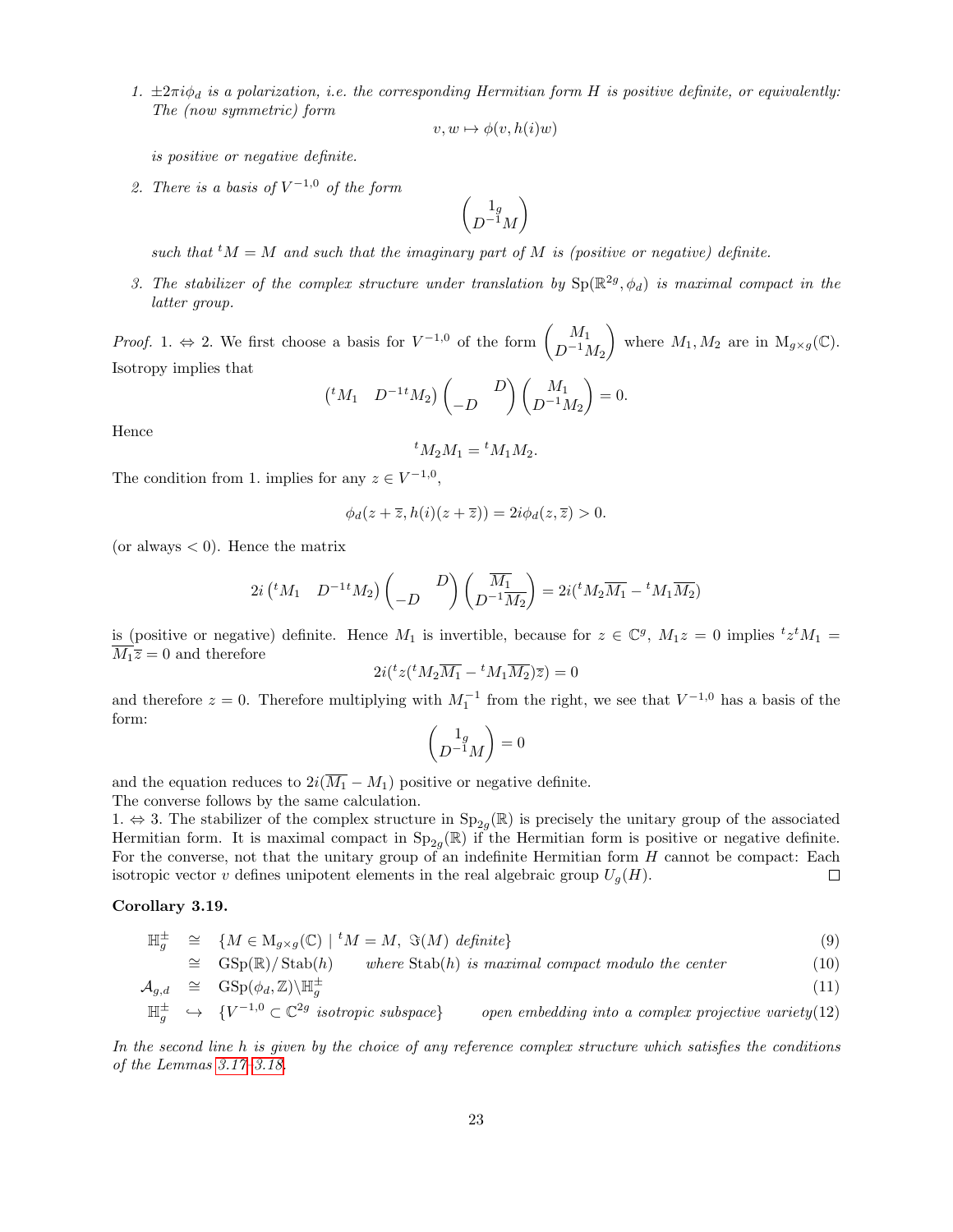1. *$\pm 2\pi i \phi_d$ is a polarization, i.e. the corresponding Hermitian form $H$ is positive definite, or equivalently: The (now symmetric) form*

$$v, w \mapsto \phi(v, h(i)w)$$

*is positive or negative definite.*

2. *There is a basis of $V^{-1,0}$ of the form*

$$\begin{pmatrix} 1_g \\ D^{-1}M \end{pmatrix}$$

*such that ${}^tM = M$ and such that the imaginary part of $M$ is (positive or negative) definite.*

3. *The stabilizer of the complex structure under translation by $\mathrm{Sp}(\mathbb{R}^{2g}, \phi_d)$ is maximal compact in the latter group.*

*Proof.* 1. $\Leftrightarrow$ 2. We first choose a basis for $V^{-1,0}$ of the form $\begin{pmatrix} M_1 \\ D^{-1}M_2 \end{pmatrix}$ where $M_1, M_2$ are in $\mathrm{M}_{g\times g}(\mathbb{C})$. Isotropy implies that

$$\begin{pmatrix} {}^tM_1 & D^{-1\,t}M_2 \end{pmatrix} \begin{pmatrix} & D \\ -D & \end{pmatrix} \begin{pmatrix} M_1 \\ D^{-1}M_2 \end{pmatrix} = 0.$$

Hence

$${}^tM_2 M_1 = {}^tM_1 M_2.$$

The condition from 1. implies for any $z \in V^{-1,0}$,

$$\phi_d(z + \overline{z}, h(i)(z + \overline{z})) = 2i\phi_d(z, \overline{z}) > 0.$$

(or always $< 0$). Hence the matrix

$$2i \begin{pmatrix} {}^tM_1 & D^{-1\,t}M_2 \end{pmatrix} \begin{pmatrix} & D \\ -D & \end{pmatrix} \begin{pmatrix} \overline{M_1} \\ D^{-1}\overline{M_2} \end{pmatrix} = 2i({}^tM_2\overline{M_1} - {}^tM_1\overline{M_2})$$

is (positive or negative) definite. Hence $M_1$ is invertible, because for $z \in \mathbb{C}^g$, $M_1 z = 0$ implies ${}^tz\,{}^tM_1 = \overline{M_1}\overline{z} = 0$ and therefore

$$2i({}^tz({}^tM_2\overline{M_1} - {}^tM_1\overline{M_2})\overline{z}) = 0$$

and therefore $z = 0$. Therefore multiplying with $M_1^{-1}$ from the right, we see that $V^{-1,0}$ has a basis of the form:

$$\begin{pmatrix} 1_g \\ D^{-1}M \end{pmatrix} = 0$$

and the equation reduces to $2i(\overline{M_1} - M_1)$ positive or negative definite.
The converse follows by the same calculation.
1. $\Leftrightarrow$ 3. The stabilizer of the complex structure in $\mathrm{Sp}_{2g}(\mathbb{R})$ is precisely the unitary group of the associated Hermitian form. It is maximal compact in $\mathrm{Sp}_{2g}(\mathbb{R})$ if the Hermitian form is positive or negative definite. For the converse, not that the unitary group of an indefinite Hermitian form $H$ cannot be compact: Each isotropic vector $v$ defines unipotent elements in the real algebraic group $U_g(H)$. $\square$

**Corollary 3.19.**

$$\begin{aligned}
\mathbb{H}_g^{\pm} &\cong \{M \in \mathrm{M}_{g\times g}(\mathbb{C}) \mid {}^tM = M,\ \Im(M) \text{ definite}\} && (9)\\
&\cong \mathrm{GSp}(\mathbb{R})/\operatorname{Stab}(h) \qquad \text{where } \operatorname{Stab}(h) \text{ is maximal compact modulo the center} && (10)\\
\mathcal{A}_{g,d} &\cong \mathrm{GSp}(\phi_d, \mathbb{Z})\backslash \mathbb{H}_g^{\pm} && (11)\\
\mathbb{H}_g^{\pm} &\hookrightarrow \{V^{-1,0} \subset \mathbb{C}^{2g} \text{ isotropic subspace}\} \qquad \text{open embedding into a complex projective variety} && (12)
\end{aligned}$$

*In the second line $h$ is given by the choice of any reference complex structure which satisfies the conditions of the Lemmas 3.17–3.18.*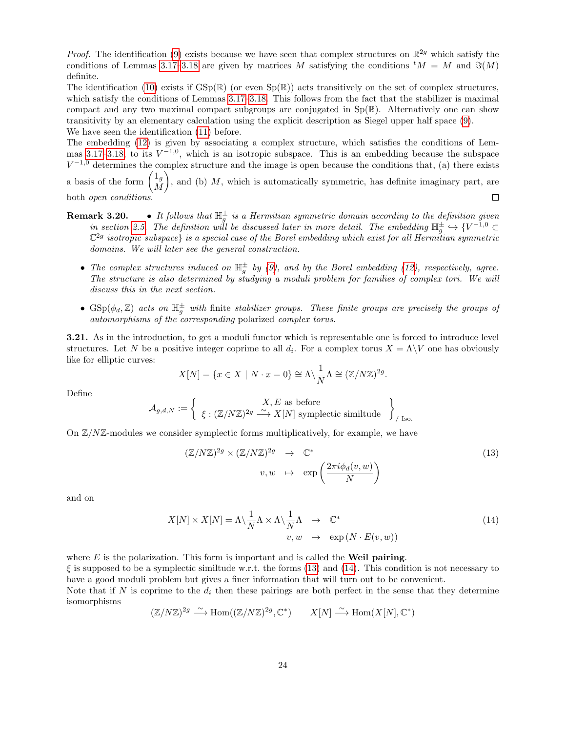*Proof.* The identification (9) exists because we have seen that complex structures on $\mathbb{R}^{2g}$ which satisfy the conditions of Lemmas 3.17–3.18 are given by matrices $M$ satisfying the conditions ${}^tM = M$ and $\Im(M)$ definite.

The identification (10) exists if $\mathrm{GSp}(\mathbb{R})$ (or even $\mathrm{Sp}(\mathbb{R})$) acts transitively on the set of complex structures, which satisfy the conditions of Lemmas 3.17–3.18. This follows from the fact that the stabilizer is maximal compact and any two maximal compact subgroups are conjugated in $\mathrm{Sp}(\mathbb{R})$. Alternatively one can show transitivity by an elementary calculation using the explicit description as Siegel upper half space (9).

We have seen the identification (11) before.

The embedding (12) is given by associating a complex structure, which satisfies the conditions of Lemmas 3.17–3.18, to its $V^{-1,0}$, which is an isotropic subspace. This is an embedding because the subspace $V^{-1,0}$ determines the complex structure and the image is open because the conditions that, (a) there exists a basis of the form $\begin{pmatrix} 1_g \\ M \end{pmatrix}$, and (b) $M$, which is automatically symmetric, has definite imaginary part, are both *open conditions*. $\square$

**Remark 3.20.**

- *It follows that $\mathbb{H}_g^{\pm}$ is a Hermitian symmetric domain according to the definition given in section 2.5. The definition will be discussed later in more detail. The embedding $\mathbb{H}_g^{\pm} \hookrightarrow \{V^{-1,0} \subset \mathbb{C}^{2g}$ isotropic subspace$\}$ is a special case of the Borel embedding which exist for all Hermitian symmetric domains. We will later see the general construction.*
- *The complex structures induced on $\mathbb{H}_g^{\pm}$ by (9), and by the Borel embedding (12), respectively, agree. The structure is also determined by studying a moduli problem for families of complex tori. We will discuss this in the next section.*
- *$\mathrm{GSp}(\phi_d, \mathbb{Z})$ acts on $\mathbb{H}_g^{\pm}$ with* finite *stabilizer groups. These finite groups are precisely the groups of automorphisms of the corresponding* polarized *complex torus.*

**3.21.** As in the introduction, to get a moduli functor which is representable one is forced to introduce level structures. Let $N$ be a positive integer coprime to all $d_i$. For a complex torus $X = \Lambda\backslash V$ one has obviously like for elliptic curves:

$$X[N] = \{x \in X \mid N \cdot x = 0\} \cong \Lambda\backslash \frac{1}{N}\Lambda \cong (\mathbb{Z}/N\mathbb{Z})^{2g}.$$

Define

$$\mathcal{A}_{g,d,N} := \left\{ \begin{array}{c} X, E \text{ as before} \\ \xi : (\mathbb{Z}/N\mathbb{Z})^{2g} \xrightarrow{\sim} X[N] \text{ symplectic similtude} \end{array} \right\}_{/\text{ Iso.}}$$

On $\mathbb{Z}/N\mathbb{Z}$-modules we consider symplectic forms multiplicatively, for example, we have

$$\begin{array}{rcl} (\mathbb{Z}/N\mathbb{Z})^{2g} \times (\mathbb{Z}/N\mathbb{Z})^{2g} & \to & \mathbb{C}^* \\ v, w & \mapsto & \exp\left(\dfrac{2\pi i \phi_d(v,w)}{N}\right) \end{array} \tag{13}$$

and on

$$\begin{array}{rcl} X[N] \times X[N] = \Lambda\backslash \frac{1}{N}\Lambda \times \Lambda\backslash \frac{1}{N}\Lambda & \to & \mathbb{C}^* \\ v, w & \mapsto & \exp\left(N \cdot E(v,w)\right) \end{array} \tag{14}$$

where $E$ is the polarization. This form is important and is called the **Weil pairing**.

$\xi$ is supposed to be a symplectic similtude w.r.t. the forms (13) and (14). This condition is not necessary to have a good moduli problem but gives a finer information that will turn out to be convenient.

Note that if $N$ is coprime to the $d_i$ then these pairings are both perfect in the sense that they determine isomorphisms

$$(\mathbb{Z}/N\mathbb{Z})^{2g} \xrightarrow{\sim} \mathrm{Hom}((\mathbb{Z}/N\mathbb{Z})^{2g}, \mathbb{C}^*) \qquad X[N] \xrightarrow{\sim} \mathrm{Hom}(X[N], \mathbb{C}^*)$$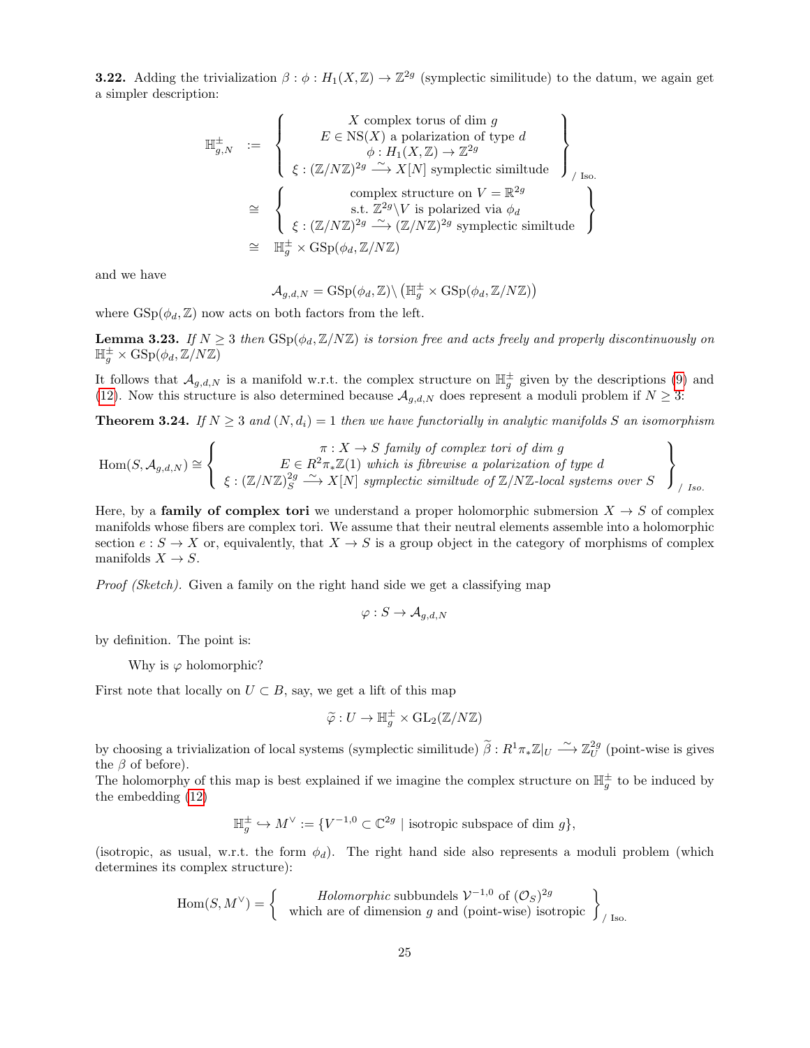**3.22.** Adding the trivialization $\beta : \phi : H_1(X,\mathbb{Z}) \to \mathbb{Z}^{2g}$ (symplectic similitude) to the datum, we again get a simpler description:

$$
\begin{aligned}
\mathbb{H}^{\pm}_{g,N} \quad &:= \quad \left\{ \begin{array}{c} X \text{ complex torus of dim } g \\ E \in \mathrm{NS}(X) \text{ a polarization of type } d \\ \phi : H_1(X,\mathbb{Z}) \to \mathbb{Z}^{2g} \\ \xi : (\mathbb{Z}/N\mathbb{Z})^{2g} \xrightarrow{\sim} X[N] \text{ symplectic similtude} \end{array} \right\}_{/\text{ Iso.}} \\
&\cong \quad \left\{ \begin{array}{c} \text{complex structure on } V = \mathbb{R}^{2g} \\ \text{s.t. } \mathbb{Z}^{2g}\backslash V \text{ is polarized via } \phi_d \\ \xi : (\mathbb{Z}/N\mathbb{Z})^{2g} \xrightarrow{\sim} (\mathbb{Z}/N\mathbb{Z})^{2g} \text{ symplectic similtude} \end{array} \right\} \\
&\cong \quad \mathbb{H}^{\pm}_g \times \mathrm{GSp}(\phi_d, \mathbb{Z}/N\mathbb{Z})
\end{aligned}
$$

and we have

$$
\mathcal{A}_{g,d,N} = \mathrm{GSp}(\phi_d,\mathbb{Z})\backslash\left(\mathbb{H}^{\pm}_g \times \mathrm{GSp}(\phi_d,\mathbb{Z}/N\mathbb{Z})\right)
$$

where $\mathrm{GSp}(\phi_d,\mathbb{Z})$ now acts on both factors from the left.

**Lemma 3.23.** *If $N \geq 3$ then $\mathrm{GSp}(\phi_d,\mathbb{Z}/N\mathbb{Z})$ is torsion free and acts freely and properly discontinuously on $\mathbb{H}^{\pm}_g \times \mathrm{GSp}(\phi_d,\mathbb{Z}/N\mathbb{Z})$*

It follows that $\mathcal{A}_{g,d,N}$ is a manifold w.r.t. the complex structure on $\mathbb{H}^{\pm}_g$ given by the descriptions (9) and (12). Now this structure is also determined because $\mathcal{A}_{g,d,N}$ does represent a moduli problem if $N \geq 3$:

**Theorem 3.24.** *If $N \geq 3$ and $(N,d_i) = 1$ then we have functorially in analytic manifolds $S$ an isomorphism*

$$
\mathrm{Hom}(S,\mathcal{A}_{g,d,N}) \cong \left\{ \begin{array}{c} \pi : X \to S \textit{ family of complex tori of dim } g \\ E \in R^2\pi_*\mathbb{Z}(1) \textit{ which is fibrewise a polarization of type } d \\ \xi : (\mathbb{Z}/N\mathbb{Z})^{2g}_S \xrightarrow{\sim} X[N] \textit{ symplectic similtude of } \mathbb{Z}/N\mathbb{Z}\textit{-local systems over } S \end{array} \right\}_{/\textit{ Iso.}}
$$

Here, by a **family of complex tori** we understand a proper holomorphic submersion $X \to S$ of complex manifolds whose fibers are complex tori. We assume that their neutral elements assemble into a holomorphic section $e : S \to X$ or, equivalently, that $X \to S$ is a group object in the category of morphisms of complex manifolds $X \to S$.

*Proof (Sketch).* Given a family on the right hand side we get a classifying map

$$
\varphi : S \to \mathcal{A}_{g,d,N}
$$

by definition. The point is:

> Why is $\varphi$ holomorphic?

First note that locally on $U \subset B$, say, we get a lift of this map

$$
\widetilde{\varphi} : U \to \mathbb{H}^{\pm}_g \times \mathrm{GL}_2(\mathbb{Z}/N\mathbb{Z})
$$

by choosing a trivialization of local systems (symplectic similitude) $\widetilde{\beta} : R^1\pi_*\mathbb{Z}|_U \xrightarrow{\sim} \mathbb{Z}^{2g}_U$ (point-wise is gives the $\beta$ of before).
The holomorphy of this map is best explained if we imagine the complex structure on $\mathbb{H}^{\pm}_g$ to be induced by the embedding (12)

$$
\mathbb{H}^{\pm}_g \hookrightarrow M^{\vee} := \{V^{-1,0} \subset \mathbb{C}^{2g} \mid \text{isotropic subspace of dim } g\},
$$

(isotropic, as usual, w.r.t. the form $\phi_d$). The right hand side also represents a moduli problem (which determines its complex structure):

$$
\mathrm{Hom}(S,M^{\vee}) = \left\{ \begin{array}{c} \textit{Holomorphic} \text{ subbundels } \mathcal{V}^{-1,0} \text{ of } (\mathcal{O}_S)^{2g} \\ \text{which are of dimension } g \text{ and (point-wise) isotropic} \end{array} \right\}_{/\text{ Iso.}}
$$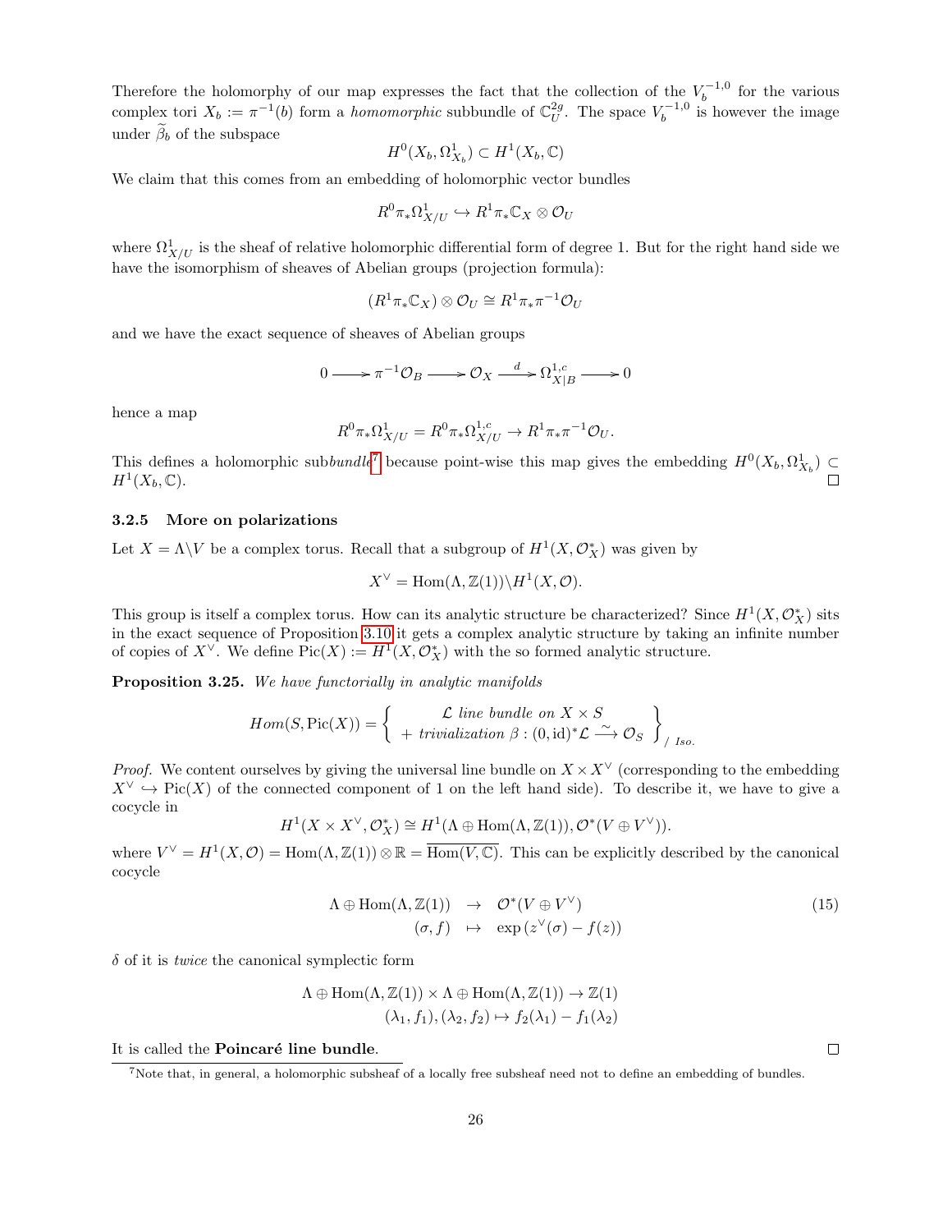Therefore the holomorphy of our map expresses the fact that the collection of the $V_b^{-1,0}$ for the various complex tori $X_b := \pi^{-1}(b)$ form a *homomorphic* subbundle of $\mathbb{C}_U^{2g}$. The space $V_b^{-1,0}$ is however the image under $\widetilde{\beta}_b$ of the subspace

$$H^0(X_b, \Omega^1_{X_b}) \subset H^1(X_b, \mathbb{C})$$

We claim that this comes from an embedding of holomorphic vector bundles

$$R^0\pi_*\Omega^1_{X/U} \hookrightarrow R^1\pi_*\mathbb{C}_X \otimes \mathcal{O}_U$$

where $\Omega^1_{X/U}$ is the sheaf of relative holomorphic differential form of degree 1. But for the right hand side we have the isomorphism of sheaves of Abelian groups (projection formula):

$$(R^1\pi_*\mathbb{C}_X) \otimes \mathcal{O}_U \cong R^1\pi_*\pi^{-1}\mathcal{O}_U$$

and we have the exact sequence of sheaves of Abelian groups

$$0 \longrightarrow \pi^{-1}\mathcal{O}_B \longrightarrow \mathcal{O}_X \xrightarrow{\ d\ } \Omega^{1,c}_{X|B} \longrightarrow 0$$

hence a map

$$R^0\pi_*\Omega^1_{X/U} = R^0\pi_*\Omega^{1,c}_{X/U} \to R^1\pi_*\pi^{-1}\mathcal{O}_U.$$

This defines a holomorphic sub*bundle*[7] because point-wise this map gives the embedding $H^0(X_b, \Omega^1_{X_b}) \subset H^1(X_b, \mathbb{C})$. □

### 3.2.5 More on polarizations

Let $X = \Lambda\backslash V$ be a complex torus. Recall that a subgroup of $H^1(X, \mathcal{O}_X^*)$ was given by

$$X^\vee = \mathrm{Hom}(\Lambda, \mathbb{Z}(1))\backslash H^1(X, \mathcal{O}).$$

This group is itself a complex torus. How can its analytic structure be characterized? Since $H^1(X, \mathcal{O}_X^*)$ sits in the exact sequence of Proposition 3.10 it gets a complex analytic structure by taking an infinite number of copies of $X^\vee$. We define $\mathrm{Pic}(X) := H^1(X, \mathcal{O}_X^*)$ with the so formed analytic structure.

**Proposition 3.25.** *We have functorially in analytic manifolds*

$$Hom(S, \mathrm{Pic}(X)) = \left\{ \begin{array}{c} \mathcal{L} \text{ line bundle on } X \times S \\ + \text{ trivialization } \beta : (0, \mathrm{id})^*\mathcal{L} \xrightarrow{\sim} \mathcal{O}_S \end{array} \right\}_{/\ Iso.}$$

*Proof.* We content ourselves by giving the universal line bundle on $X \times X^\vee$ (corresponding to the embedding $X^\vee \hookrightarrow \mathrm{Pic}(X)$ of the connected component of 1 on the left hand side). To describe it, we have to give a cocycle in

$$H^1(X \times X^\vee, \mathcal{O}_X^*) \cong H^1(\Lambda \oplus \mathrm{Hom}(\Lambda, \mathbb{Z}(1)), \mathcal{O}^*(V \oplus V^\vee)).$$

where $V^\vee = H^1(X, \mathcal{O}) = \mathrm{Hom}(\Lambda, \mathbb{Z}(1)) \otimes \mathbb{R} = \overline{\mathrm{Hom}(V, \mathbb{C})}$. This can be explicitly described by the canonical cocycle

$$\begin{array}{rcl} \Lambda \oplus \mathrm{Hom}(\Lambda, \mathbb{Z}(1)) & \to & \mathcal{O}^*(V \oplus V^\vee) \\ (\sigma, f) & \mapsto & \exp\left(z^\vee(\sigma) - f(z)\right) \end{array} \tag{15}$$

$\delta$ of it is *twice* the canonical symplectic form

$$\begin{array}{c} \Lambda \oplus \mathrm{Hom}(\Lambda, \mathbb{Z}(1)) \times \Lambda \oplus \mathrm{Hom}(\Lambda, \mathbb{Z}(1)) \to \mathbb{Z}(1) \\ (\lambda_1, f_1), (\lambda_2, f_2) \mapsto f_2(\lambda_1) - f_1(\lambda_2) \end{array}$$

It is called the **Poincaré line bundle**. □

[7] Note that, in general, a holomorphic subsheaf of a locally free subsheaf need not to define an embedding of bundles.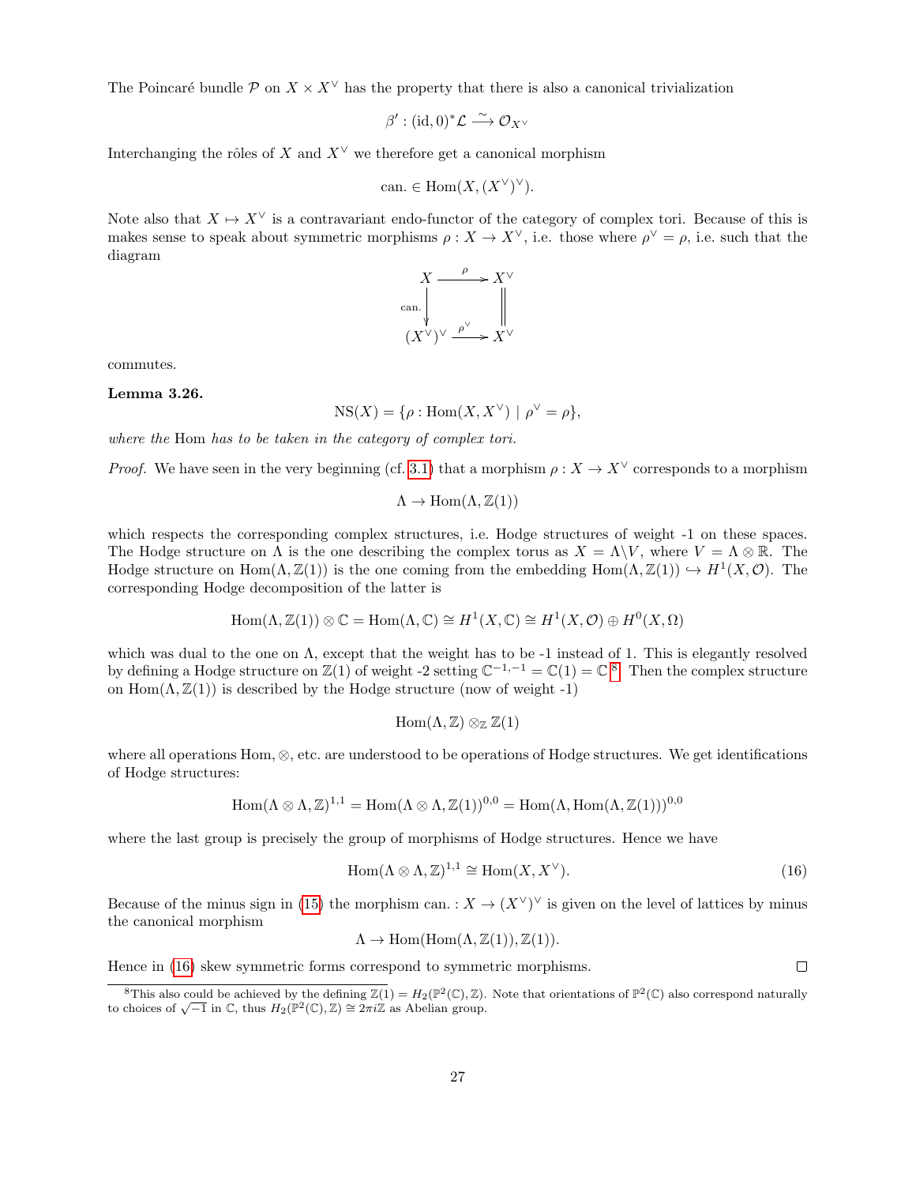The Poincaré bundle $\mathcal{P}$ on $X \times X^\vee$ has the property that there is also a canonical trivialization

$$\beta' : (\mathrm{id}, 0)^* \mathcal{L} \xrightarrow{\sim} \mathcal{O}_{X^\vee}$$

Interchanging the rôles of $X$ and $X^\vee$ we therefore get a canonical morphism

$$\mathrm{can.} \in \mathrm{Hom}(X, (X^\vee)^\vee).$$

Note also that $X \mapsto X^\vee$ is a contravariant endo-functor of the category of complex tori. Because of this is makes sense to speak about symmetric morphisms $\rho : X \to X^\vee$, i.e. those where $\rho^\vee = \rho$, i.e. such that the diagram

$$\begin{array}{ccc} X & \xrightarrow{\rho} & X^\vee \\ {\scriptstyle \mathrm{can.}}\downarrow & & \| \\ (X^\vee)^\vee & \xrightarrow{\rho^\vee} & X^\vee \end{array}$$

commutes.

**Lemma 3.26.**

$$\mathrm{NS}(X) = \{\rho : \mathrm{Hom}(X, X^\vee) \mid \rho^\vee = \rho\},$$

*where the* Hom *has to be taken in the category of complex tori.*

*Proof.* We have seen in the very beginning (cf. 3.1) that a morphism $\rho : X \to X^\vee$ corresponds to a morphism

$$\Lambda \to \mathrm{Hom}(\Lambda, \mathbb{Z}(1))$$

which respects the corresponding complex structures, i.e. Hodge structures of weight -1 on these spaces. The Hodge structure on $\Lambda$ is the one describing the complex torus as $X = \Lambda \backslash V$, where $V = \Lambda \otimes \mathbb{R}$. The Hodge structure on $\mathrm{Hom}(\Lambda, \mathbb{Z}(1))$ is the one coming from the embedding $\mathrm{Hom}(\Lambda, \mathbb{Z}(1)) \hookrightarrow H^1(X, \mathcal{O})$. The corresponding Hodge decomposition of the latter is

$$\mathrm{Hom}(\Lambda, \mathbb{Z}(1)) \otimes \mathbb{C} = \mathrm{Hom}(\Lambda, \mathbb{C}) \cong H^1(X, \mathbb{C}) \cong H^1(X, \mathcal{O}) \oplus H^0(X, \Omega)$$

which was dual to the one on $\Lambda$, except that the weight has to be -1 instead of 1. This is elegantly resolved by defining a Hodge structure on $\mathbb{Z}(1)$ of weight -2 setting $\mathbb{C}^{-1,-1} = \mathbb{C}(1) = \mathbb{C}$ [8]. Then the complex structure on $\mathrm{Hom}(\Lambda, \mathbb{Z}(1))$ is described by the Hodge structure (now of weight -1)

$$\mathrm{Hom}(\Lambda, \mathbb{Z}) \otimes_{\mathbb{Z}} \mathbb{Z}(1)$$

where all operations $\mathrm{Hom}, \otimes$, etc. are understood to be operations of Hodge structures. We get identifications of Hodge structures:

$$\mathrm{Hom}(\Lambda \otimes \Lambda, \mathbb{Z})^{1,1} = \mathrm{Hom}(\Lambda \otimes \Lambda, \mathbb{Z}(1))^{0,0} = \mathrm{Hom}(\Lambda, \mathrm{Hom}(\Lambda, \mathbb{Z}(1)))^{0,0}$$

where the last group is precisely the group of morphisms of Hodge structures. Hence we have

$$\mathrm{Hom}(\Lambda \otimes \Lambda, \mathbb{Z})^{1,1} \cong \mathrm{Hom}(X, X^\vee). \tag{16}$$

Because of the minus sign in (15) the morphism $\mathrm{can.} : X \to (X^\vee)^\vee$ is given on the level of lattices by minus the canonical morphism

$$\Lambda \to \mathrm{Hom}(\mathrm{Hom}(\Lambda, \mathbb{Z}(1)), \mathbb{Z}(1)).$$

Hence in (16) skew symmetric forms correspond to symmetric morphisms. ◻

[8] This also could be achieved by the defining $\mathbb{Z}(1) = H_2(\mathbb{P}^2(\mathbb{C}), \mathbb{Z})$. Note that orientations of $\mathbb{P}^2(\mathbb{C})$ also correspond naturally to choices of $\sqrt{-1}$ in $\mathbb{C}$, thus $H_2(\mathbb{P}^2(\mathbb{C}), \mathbb{Z}) \cong 2\pi i\mathbb{Z}$ as Abelian group.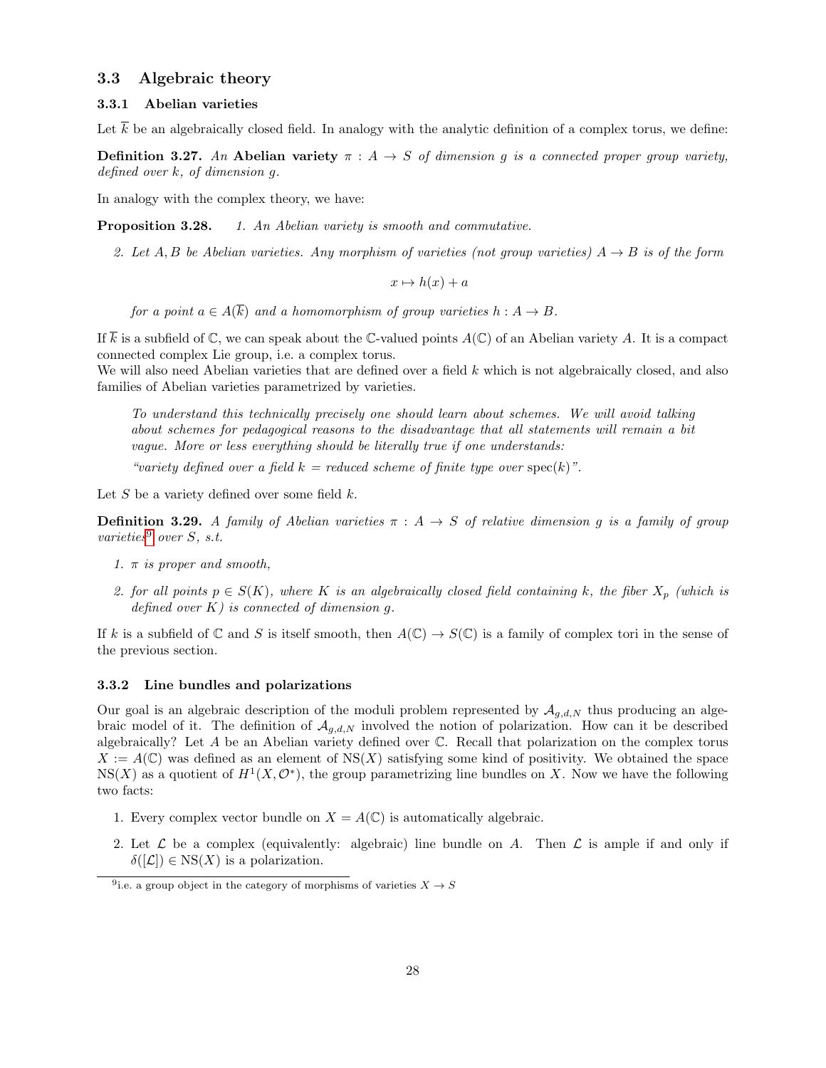## 3.3 Algebraic theory

### 3.3.1 Abelian varieties

Let $\overline{k}$ be an algebraically closed field. In analogy with the analytic definition of a complex torus, we define:

**Definition 3.27.** *An* **Abelian variety** $\pi : A \to S$ *of dimension* $g$ *is a connected proper group variety, defined over* $k$*, of dimension* $g$*.*

In analogy with the complex theory, we have:

**Proposition 3.28.**
1. *An Abelian variety is smooth and commutative.*
2. *Let* $A, B$ *be Abelian varieties. Any morphism of varieties (not group varieties)* $A \to B$ *is of the form*

$$x \mapsto h(x) + a$$

*for a point* $a \in A(\overline{k})$ *and a homomorphism of group varieties* $h : A \to B$*.*

If $\overline{k}$ is a subfield of $\mathbb{C}$, we can speak about the $\mathbb{C}$-valued points $A(\mathbb{C})$ of an Abelian variety $A$. It is a compact connected complex Lie group, i.e. a complex torus.
We will also need Abelian varieties that are defined over a field $k$ which is not algebraically closed, and also families of Abelian varieties parametrized by varieties.

> *To understand this technically precisely one should learn about schemes. We will avoid talking about schemes for pedagogical reasons to the disadvantage that all statements will remain a bit vague. More or less everything should be literally true if one understands:*
>
> *"variety defined over a field* $k$ *= reduced scheme of finite type over* $\mathrm{spec}(k)$*".*

Let $S$ be a variety defined over some field $k$.

**Definition 3.29.** *A family of Abelian varieties* $\pi : A \to S$ *of relative dimension* $g$ *is a family of group varieties*[9] *over* $S$*, s.t.*

1. $\pi$ *is proper and smooth,*
2. *for all points* $p \in S(K)$*, where* $K$ *is an algebraically closed field containing* $k$*, the fiber* $X_p$ *(which is defined over* $K$*) is connected of dimension* $g$*.*

If $k$ is a subfield of $\mathbb{C}$ and $S$ is itself smooth, then $A(\mathbb{C}) \to S(\mathbb{C})$ is a family of complex tori in the sense of the previous section.

### 3.3.2 Line bundles and polarizations

Our goal is an algebraic description of the moduli problem represented by $\mathcal{A}_{g,d,N}$ thus producing an algebraic model of it. The definition of $\mathcal{A}_{g,d,N}$ involved the notion of polarization. How can it be described algebraically? Let $A$ be an Abelian variety defined over $\mathbb{C}$. Recall that polarization on the complex torus $X := A(\mathbb{C})$ was defined as an element of $\mathrm{NS}(X)$ satisfying some kind of positivity. We obtained the space $\mathrm{NS}(X)$ as a quotient of $H^1(X, \mathcal{O}^*)$, the group parametrizing line bundles on $X$. Now we have the following two facts:

1. Every complex vector bundle on $X = A(\mathbb{C})$ is automatically algebraic.
2. Let $\mathcal{L}$ be a complex (equivalently: algebraic) line bundle on $A$. Then $\mathcal{L}$ is ample if and only if $\delta([\mathcal{L}]) \in \mathrm{NS}(X)$ is a polarization.

[9] i.e. a group object in the category of morphisms of varieties $X \to S$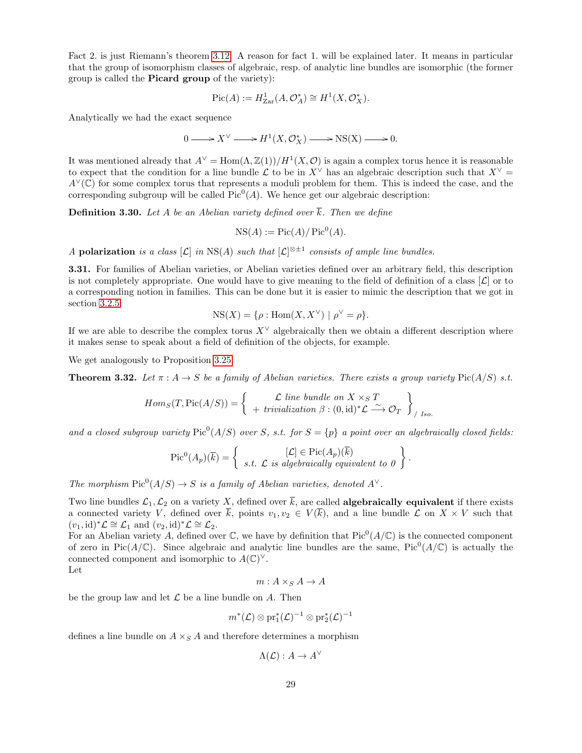Fact 2. is just Riemann's theorem 3.12. A reason for fact 1. will be explained later. It means in particular that the group of isomorphism classes of algebraic, resp. of analytic line bundles are isomorphic (the former group is called the **Picard group** of the variety):

$$\mathrm{Pic}(A) := H^1_{\mathrm{Zar}}(A, \mathcal{O}_A^*) \cong H^1(X, \mathcal{O}_X^*).$$

Analytically we had the exact sequence

$$0 \longrightarrow X^\vee \longrightarrow H^1(X, \mathcal{O}_X^*) \longrightarrow \mathrm{NS(X)} \longrightarrow 0.$$

It was mentioned already that $A^\vee = \mathrm{Hom}(\Lambda, \mathbb{Z}(1))/H^1(X, \mathcal{O})$ is again a complex torus hence it is reasonable to expect that the condition for a line bundle $\mathcal{L}$ to be in $X^\vee$ has an algebraic description such that $X^\vee = A^\vee(\mathbb{C})$ for some complex torus that represents a moduli problem for them. This is indeed the case, and the corresponding subgroup will be called $\mathrm{Pic}^0(A)$. We hence get our algebraic description:

**Definition 3.30.** *Let $A$ be an Abelian variety defined over $\overline{k}$. Then we define*

$$\mathrm{NS}(A) := \mathrm{Pic}(A)/\mathrm{Pic}^0(A).$$

*A* **polarization** *is a class $[\mathcal{L}]$ in $\mathrm{NS}(A)$ such that $[\mathcal{L}]^{\otimes \pm 1}$ consists of ample line bundles.*

**3.31.** For families of Abelian varieties, or Abelian varieties defined over an arbitrary field, this description is not completely appropriate. One would have to give meaning to the field of definition of a class $[\mathcal{L}]$ or to a corresponding notion in families. This can be done but it is easier to mimic the description that we got in section 3.2.5:

$$\mathrm{NS}(X) = \{\rho : \mathrm{Hom}(X, X^\vee) \mid \rho^\vee = \rho\}.$$

If we are able to describe the complex torus $X^\vee$ algebraically then we obtain a different description where it makes sense to speak about a field of definition of the objects, for example.

We get analogously to Proposition 3.25:

**Theorem 3.32.** *Let $\pi : A \to S$ be a family of Abelian varieties. There exists a group variety $\mathrm{Pic}(A/S)$ s.t.*

$$Hom_S(T, \mathrm{Pic}(A/S)) = \left\{ \begin{array}{c} \mathcal{L} \text{ line bundle on } X \times_S T \\ + \text{ trivialization } \beta : (0, \mathrm{id})^*\mathcal{L} \xrightarrow{\sim} \mathcal{O}_T \end{array} \right\}_{/\ Iso.}$$

*and a closed subgroup variety $\mathrm{Pic}^0(A/S)$ over $S$, s.t. for $S = \{p\}$ a point over an algebraically closed fields:*

$$\mathrm{Pic}^0(A_p)(\overline{k}) = \left\{ \begin{array}{c} [\mathcal{L}] \in \mathrm{Pic}(A_p)(\overline{k}) \\ \text{s.t. } \mathcal{L} \text{ is algebraically equivalent to } 0 \end{array} \right\}.$$

*The morphism $\mathrm{Pic}^0(A/S) \to S$ is a family of Abelian varieties, denoted $A^\vee$.*

Two line bundles $\mathcal{L}_1, \mathcal{L}_2$ on a variety $X$, defined over $\overline{k}$, are called **algebraically equivalent** if there exists a connected variety $V$, defined over $\overline{k}$, points $v_1, v_2 \in V(\overline{k})$, and a line bundle $\mathcal{L}$ on $X \times V$ such that $(v_1, \mathrm{id})^*\mathcal{L} \cong \mathcal{L}_1$ and $(v_2, \mathrm{id})^*\mathcal{L} \cong \mathcal{L}_2$.

For an Abelian variety $A$, defined over $\mathbb{C}$, we have by definition that $\mathrm{Pic}^0(A/\mathbb{C})$ is the connected component of zero in $\mathrm{Pic}(A/\mathbb{C})$. Since algebraic and analytic line bundles are the same, $\mathrm{Pic}^0(A/\mathbb{C})$ is actually the connected component and isomorphic to $A(\mathbb{C})^\vee$.

Let

$$m : A \times_S A \to A$$

be the group law and let $\mathcal{L}$ be a line bundle on $A$. Then

$$m^*(\mathcal{L}) \otimes \mathrm{pr}_1^*(\mathcal{L})^{-1} \otimes \mathrm{pr}_2^*(\mathcal{L})^{-1}$$

defines a line bundle on $A \times_S A$ and therefore determines a morphism

$$\Lambda(\mathcal{L}) : A \to A^\vee$$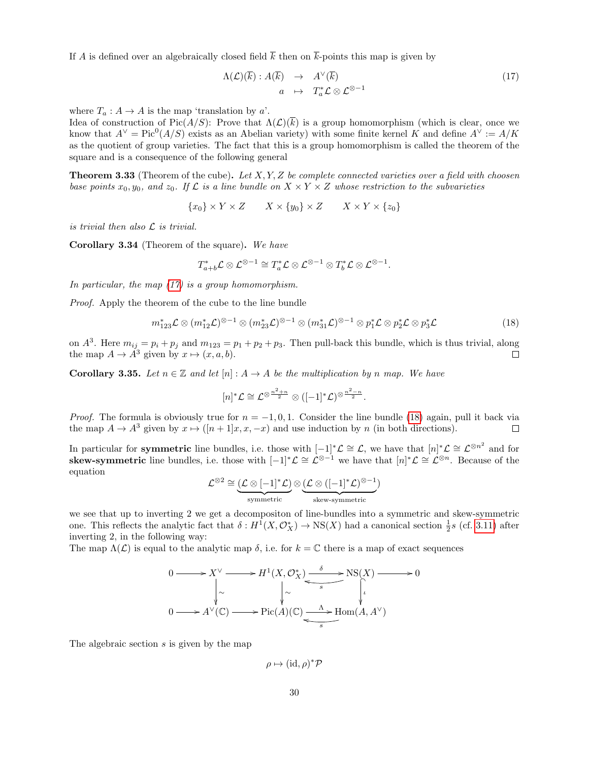If $A$ is defined over an algebraically closed field $\overline{k}$ then on $\overline{k}$-points this map is given by

$$\begin{array}{rcl} \Lambda(\mathcal{L})(\overline{k}) : A(\overline{k}) & \to & A^\vee(\overline{k}) \\ a & \mapsto & T_a^*\mathcal{L} \otimes \mathcal{L}^{\otimes -1} \end{array} \tag{17}$$

where $T_a : A \to A$ is the map 'translation by $a$'.
Idea of construction of $\mathrm{Pic}(A/S)$: Prove that $\Lambda(\mathcal{L})(\overline{k})$ is a group homomorphism (which is clear, once we know that $A^\vee = \mathrm{Pic}^0(A/S)$ exists as an Abelian variety) with some finite kernel $K$ and define $A^\vee := A/K$ as the quotient of group varieties. The fact that this is a group homomorphism is called the theorem of the square and is a consequence of the following general

**Theorem 3.33** (Theorem of the cube)**.** *Let $X, Y, Z$ be complete connected varieties over a field with choosen base points $x_0, y_0$, and $z_0$. If $\mathcal{L}$ is a line bundle on $X \times Y \times Z$ whose restriction to the subvarieties*

$$\{x_0\} \times Y \times Z \qquad X \times \{y_0\} \times Z \qquad X \times Y \times \{z_0\}$$

*is trivial then also $\mathcal{L}$ is trivial.*

**Corollary 3.34** (Theorem of the square)**.** *We have*

$$T_{a+b}^*\mathcal{L} \otimes \mathcal{L}^{\otimes -1} \cong T_a^*\mathcal{L} \otimes \mathcal{L}^{\otimes -1} \otimes T_b^*\mathcal{L} \otimes \mathcal{L}^{\otimes -1}.$$

*In particular, the map (17) is a group homomorphism.*

*Proof.* Apply the theorem of the cube to the line bundle

$$m_{123}^*\mathcal{L} \otimes (m_{12}^*\mathcal{L})^{\otimes -1} \otimes (m_{23}^*\mathcal{L})^{\otimes -1} \otimes (m_{31}^*\mathcal{L})^{\otimes -1} \otimes p_1^*\mathcal{L} \otimes p_2^*\mathcal{L} \otimes p_3^*\mathcal{L} \tag{18}$$

on $A^3$. Here $m_{ij} = p_i + p_j$ and $m_{123} = p_1 + p_2 + p_3$. Then pull-back this bundle, which is thus trivial, along the map $A \to A^3$ given by $x \mapsto (x, a, b)$. $\square$

**Corollary 3.35.** *Let $n \in \mathbb{Z}$ and let $[n] : A \to A$ be the multiplication by $n$ map. We have*

$$[n]^*\mathcal{L} \cong \mathcal{L}^{\otimes \frac{n^2+n}{2}} \otimes ([-1]^*\mathcal{L})^{\otimes \frac{n^2-n}{2}}.$$

*Proof.* The formula is obviously true for $n = -1, 0, 1$. Consider the line bundle (18) again, pull it back via the map $A \to A^3$ given by $x \mapsto ([n+1]x, x, -x)$ and use induction by $n$ (in both directions). $\square$

In particular for **symmetric** line bundles, i.e. those with $[-1]^*\mathcal{L} \cong \mathcal{L}$, we have that $[n]^*\mathcal{L} \cong \mathcal{L}^{\otimes n^2}$ and for **skew-symmetric** line bundles, i.e. those with $[-1]^*\mathcal{L} \cong \mathcal{L}^{\otimes -1}$ we have that $[n]^*\mathcal{L} \cong \mathcal{L}^{\otimes n}$. Because of the equation

$$\mathcal{L}^{\otimes 2} \cong \underbrace{(\mathcal{L} \otimes [-1]^*\mathcal{L})}_{\text{symmetric}} \otimes \underbrace{(\mathcal{L} \otimes ([-1]^*\mathcal{L})^{\otimes -1})}_{\text{skew-symmetric}}$$

we see that up to inverting 2 we get a decompositon of line-bundles into a symmetric and skew-symmetric one. This reflects the analytic fact that $\delta : H^1(X, \mathcal{O}_X^*) \to \mathrm{NS}(X)$ had a canonical section $\frac{1}{2}s$ (cf. 3.11) after inverting 2, in the following way:
The map $\Lambda(\mathcal{L})$ is equal to the analytic map $\delta$, i.e. for $k = \mathbb{C}$ there is a map of exact sequences

$$\begin{array}{ccccccccc}
0 & \to & X^\vee & \to & H^1(X, \mathcal{O}_X^*) & \underset{s}{\overset{\delta}{\rightleftarrows}} & \mathrm{NS}(X) & \to & 0 \\
 & & \downarrow \wr & & \downarrow \wr & & \downarrow \iota & & \\
0 & \to & A^\vee(\mathbb{C}) & \to & \mathrm{Pic}(A)(\mathbb{C}) & \underset{s}{\overset{\Lambda}{\rightleftarrows}} & \mathrm{Hom}(A, A^\vee) & &
\end{array}$$

The algebraic section $s$ is given by the map

$$\rho \mapsto (\mathrm{id}, \rho)^*\mathcal{P}$$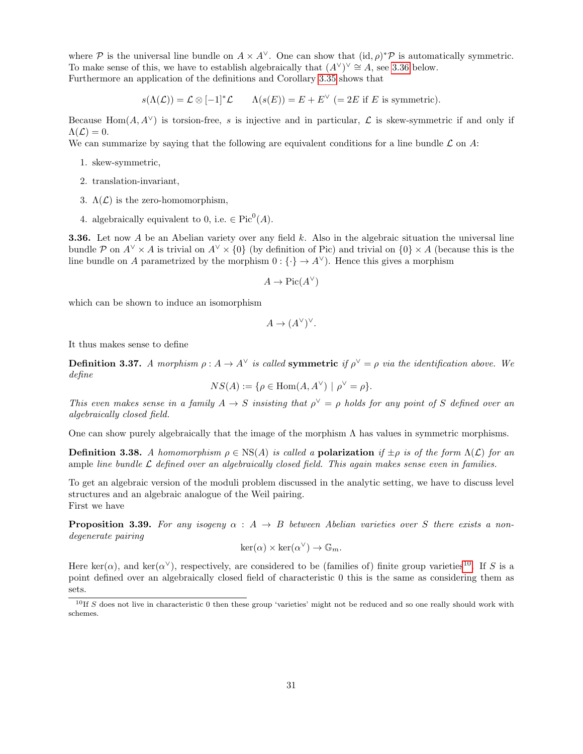where $\mathcal{P}$ is the universal line bundle on $A \times A^\vee$. One can show that $(\mathrm{id}, \rho)^*\mathcal{P}$ is automatically symmetric. To make sense of this, we have to establish algebraically that $(A^\vee)^\vee \cong A$, see 3.36 below.
Furthermore an application of the definitions and Corollary 3.35 shows that

$$s(\Lambda(\mathcal{L})) = \mathcal{L} \otimes [-1]^*\mathcal{L} \qquad \Lambda(s(E)) = E + E^\vee \ (= 2E \text{ if } E \text{ is symmetric}).$$

Because $\mathrm{Hom}(A, A^\vee)$ is torsion-free, $s$ is injective and in particular, $\mathcal{L}$ is skew-symmetric if and only if $\Lambda(\mathcal{L}) = 0$.
We can summarize by saying that the following are equivalent conditions for a line bundle $\mathcal{L}$ on $A$:

1. skew-symmetric,
2. translation-invariant,
3. $\Lambda(\mathcal{L})$ is the zero-homomorphism,
4. algebraically equivalent to 0, i.e. $\in \mathrm{Pic}^0(A)$.

**3.36.** Let now $A$ be an Abelian variety over any field $k$. Also in the algebraic situation the universal line bundle $\mathcal{P}$ on $A^\vee \times A$ is trivial on $A^\vee \times \{0\}$ (by definition of Pic) and trivial on $\{0\} \times A$ (because this is the line bundle on $A$ parametrized by the morphism $0 : \{\cdot\} \to A^\vee$). Hence this gives a morphism

$$A \to \mathrm{Pic}(A^\vee)$$

which can be shown to induce an isomorphism

$$A \to (A^\vee)^\vee.$$

It thus makes sense to define

**Definition 3.37.** *A morphism $\rho : A \to A^\vee$ is called* **symmetric** *if $\rho^\vee = \rho$ via the identification above. We define*

$$NS(A) := \{\rho \in \mathrm{Hom}(A, A^\vee) \mid \rho^\vee = \rho\}.$$

*This even makes sense in a family $A \to S$ insisting that $\rho^\vee = \rho$ holds for any point of $S$ defined over an algebraically closed field.*

One can show purely algebraically that the image of the morphism $\Lambda$ has values in symmetric morphisms.

**Definition 3.38.** *A homomorphism $\rho \in \mathrm{NS}(A)$ is called a* **polarization** *if $\pm\rho$ is of the form $\Lambda(\mathcal{L})$ for an* ample *line bundle $\mathcal{L}$ defined over an algebraically closed field. This again makes sense even in families.*

To get an algebraic version of the moduli problem discussed in the analytic setting, we have to discuss level structures and an algebraic analogue of the Weil pairing.
First we have

**Proposition 3.39.** *For any isogeny $\alpha : A \to B$ between Abelian varieties over $S$ there exists a non-degenerate pairing*

$$\ker(\alpha) \times \ker(\alpha^\vee) \to \mathbb{G}_m.$$

Here $\ker(\alpha)$, and $\ker(\alpha^\vee)$, respectively, are considered to be (families of) finite group varieties[10]. If $S$ is a point defined over an algebraically closed field of characteristic 0 this is the same as considering them as sets.

[10] If $S$ does not live in characteristic 0 then these group 'varieties' might not be reduced and so one really should work with schemes.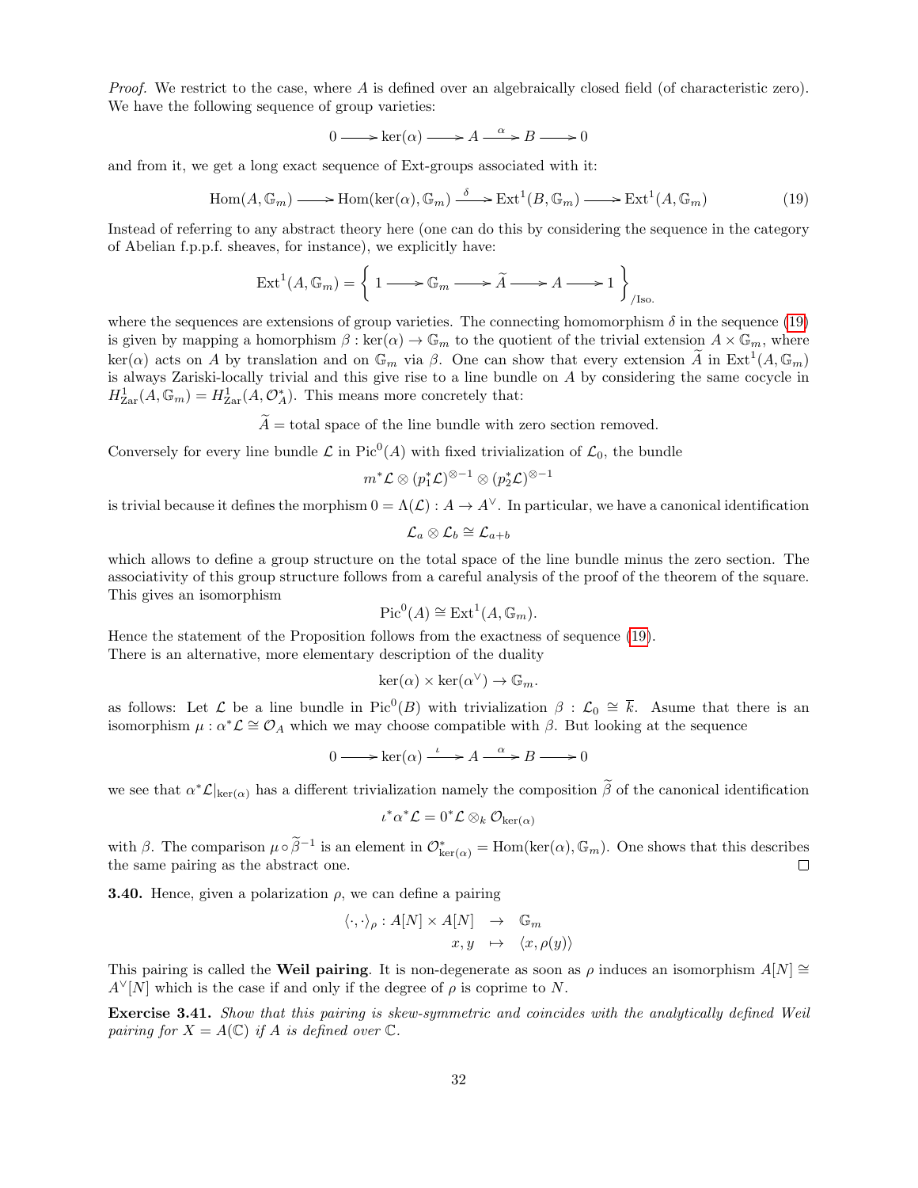*Proof.* We restrict to the case, where $A$ is defined over an algebraically closed field (of characteristic zero). We have the following sequence of group varieties:

$$0 \longrightarrow \ker(\alpha) \longrightarrow A \xrightarrow{\alpha} B \longrightarrow 0$$

and from it, we get a long exact sequence of Ext-groups associated with it:

$$\mathrm{Hom}(A, \mathbb{G}_m) \longrightarrow \mathrm{Hom}(\ker(\alpha), \mathbb{G}_m) \xrightarrow{\delta} \mathrm{Ext}^1(B, \mathbb{G}_m) \longrightarrow \mathrm{Ext}^1(A, \mathbb{G}_m) \tag{19}$$

Instead of referring to any abstract theory here (one can do this by considering the sequence in the category of Abelian f.p.p.f. sheaves, for instance), we explicitly have:

$$\mathrm{Ext}^1(A, \mathbb{G}_m) = \left\{ 1 \longrightarrow \mathbb{G}_m \longrightarrow \widetilde{A} \longrightarrow A \longrightarrow 1 \right\}_{/\text{Iso.}}$$

where the sequences are extensions of group varieties. The connecting homomorphism $\delta$ in the sequence (19) is given by mapping a homorphism $\beta : \ker(\alpha) \to \mathbb{G}_m$ to the quotient of the trivial extension $A \times \mathbb{G}_m$, where $\ker(\alpha)$ acts on $A$ by translation and on $\mathbb{G}_m$ via $\beta$. One can show that every extension $\widetilde{A}$ in $\mathrm{Ext}^1(A, \mathbb{G}_m)$ is always Zariski-locally trivial and this give rise to a line bundle on $A$ by considering the same cocycle in $H^1_{\mathrm{Zar}}(A, \mathbb{G}_m) = H^1_{\mathrm{Zar}}(A, \mathcal{O}_A^*)$. This means more concretely that:

$$\widetilde{A} = \text{total space of the line bundle with zero section removed.}$$

Conversely for every line bundle $\mathcal{L}$ in $\mathrm{Pic}^0(A)$ with fixed trivialization of $\mathcal{L}_0$, the bundle

$$m^*\mathcal{L} \otimes (p_1^*\mathcal{L})^{\otimes -1} \otimes (p_2^*\mathcal{L})^{\otimes -1}$$

is trivial because it defines the morphism $0 = \Lambda(\mathcal{L}) : A \to A^\vee$. In particular, we have a canonical identification

$$\mathcal{L}_a \otimes \mathcal{L}_b \cong \mathcal{L}_{a+b}$$

which allows to define a group structure on the total space of the line bundle minus the zero section. The associativity of this group structure follows from a careful analysis of the proof of the theorem of the square. This gives an isomorphism

$$\mathrm{Pic}^0(A) \cong \mathrm{Ext}^1(A, \mathbb{G}_m).$$

Hence the statement of the Proposition follows from the exactness of sequence (19).
There is an alternative, more elementary description of the duality

$$\ker(\alpha) \times \ker(\alpha^\vee) \to \mathbb{G}_m.$$

as follows: Let $\mathcal{L}$ be a line bundle in $\mathrm{Pic}^0(B)$ with trivialization $\beta : \mathcal{L}_0 \cong \overline{k}$. Asume that there is an isomorphism $\mu : \alpha^*\mathcal{L} \cong \mathcal{O}_A$ which we may choose compatible with $\beta$. But looking at the sequence

$$0 \longrightarrow \ker(\alpha) \xrightarrow{\iota} A \xrightarrow{\alpha} B \longrightarrow 0$$

we see that $\alpha^*\mathcal{L}|_{\ker(\alpha)}$ has a different trivialization namely the composition $\widetilde{\beta}$ of the canonical identification

$$\iota^*\alpha^*\mathcal{L} = 0^*\mathcal{L} \otimes_k \mathcal{O}_{\ker(\alpha)}$$

with $\beta$. The comparison $\mu \circ \widetilde{\beta}^{-1}$ is an element in $\mathcal{O}^*_{\ker(\alpha)} = \mathrm{Hom}(\ker(\alpha), \mathbb{G}_m)$. One shows that this describes the same pairing as the abstract one. □

**3.40.** Hence, given a polarization $\rho$, we can define a pairing

$$\begin{aligned} \langle \cdot, \cdot \rangle_\rho : A[N] \times A[N] &\to \mathbb{G}_m \\ x, y &\mapsto \langle x, \rho(y) \rangle \end{aligned}$$

This pairing is called the **Weil pairing**. It is non-degenerate as soon as $\rho$ induces an isomorphism $A[N] \cong A^\vee[N]$ which is the case if and only if the degree of $\rho$ is coprime to $N$.

**Exercise 3.41.** *Show that this pairing is skew-symmetric and coincides with the analytically defined Weil pairing for $X = A(\mathbb{C})$ if $A$ is defined over $\mathbb{C}$.*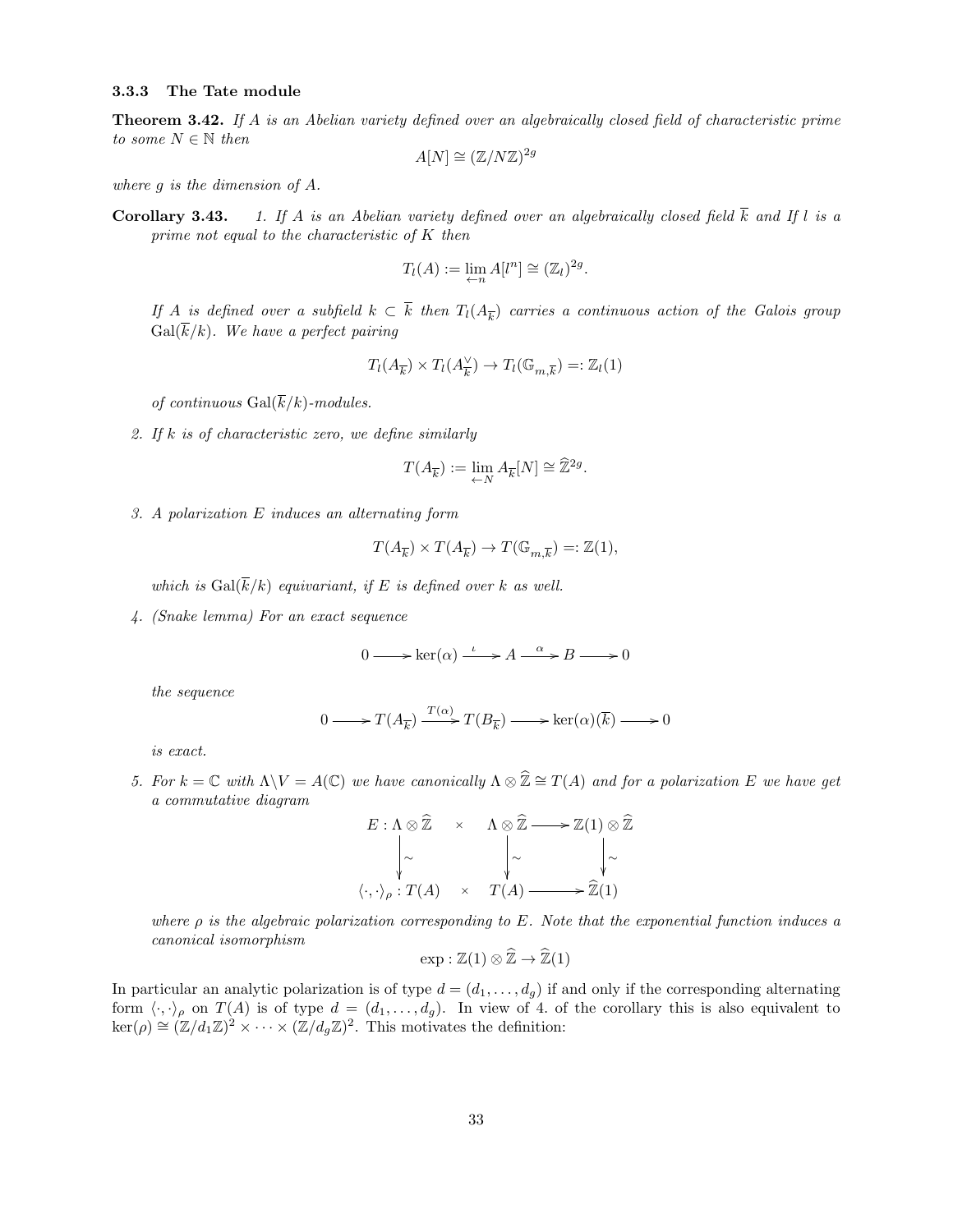### 3.3.3 The Tate module

**Theorem 3.42.** *If $A$ is an Abelian variety defined over an algebraically closed field of characteristic prime to some $N \in \mathbb{N}$ then*

$$A[N] \cong (\mathbb{Z}/N\mathbb{Z})^{2g}$$

*where $g$ is the dimension of $A$.*

**Corollary 3.43.**

1. *If $A$ is an Abelian variety defined over an algebraically closed field $\overline{k}$ and If $l$ is a prime not equal to the characteristic of $K$ then*

$$T_l(A) := \lim_{\leftarrow n} A[l^n] \cong (\mathbb{Z}_l)^{2g}.$$

*If $A$ is defined over a subfield $k \subset \overline{k}$ then $T_l(A_{\overline{k}})$ carries a continuous action of the Galois group $\mathrm{Gal}(\overline{k}/k)$. We have a perfect pairing*

$$T_l(A_{\overline{k}}) \times T_l(A^{\vee}_{\overline{k}}) \to T_l(\mathbb{G}_{m,\overline{k}}) =: \mathbb{Z}_l(1)$$

*of continuous $\mathrm{Gal}(\overline{k}/k)$-modules.*

2. *If $k$ is of characteristic zero, we define similarly*

$$T(A_{\overline{k}}) := \lim_{\leftarrow N} A_{\overline{k}}[N] \cong \widehat{\mathbb{Z}}^{2g}.$$

3. *A polarization $E$ induces an alternating form*

$$T(A_{\overline{k}}) \times T(A_{\overline{k}}) \to T(\mathbb{G}_{m,\overline{k}}) =: \mathbb{Z}(1),$$

*which is $\mathrm{Gal}(\overline{k}/k)$ equivariant, if $E$ is defined over $k$ as well.*

4. *(Snake lemma) For an exact sequence*

$$0 \longrightarrow \ker(\alpha) \xrightarrow{\iota} A \xrightarrow{\alpha} B \longrightarrow 0$$

*the sequence*

$$0 \longrightarrow T(A_{\overline{k}}) \xrightarrow{T(\alpha)} T(B_{\overline{k}}) \longrightarrow \ker(\alpha)(\overline{k}) \longrightarrow 0$$

*is exact.*

5. *For $k = \mathbb{C}$ with $\Lambda \backslash V = A(\mathbb{C})$ we have canonically $\Lambda \otimes \widehat{\mathbb{Z}} \cong T(A)$ and for a polarization $E$ we have get a commutative diagram*

$$\begin{array}{ccccc}
E : \Lambda \otimes \widehat{\mathbb{Z}} & \times & \Lambda \otimes \widehat{\mathbb{Z}} & \longrightarrow & \mathbb{Z}(1) \otimes \widehat{\mathbb{Z}} \\
\downarrow \sim & & \downarrow \sim & & \downarrow \sim \\
\langle \cdot, \cdot \rangle_\rho : T(A) & \times & T(A) & \longrightarrow & \widehat{\mathbb{Z}}(1)
\end{array}$$

*where $\rho$ is the algebraic polarization corresponding to $E$. Note that the exponential function induces a canonical isomorphism*

$$\exp : \mathbb{Z}(1) \otimes \widehat{\mathbb{Z}} \to \widehat{\mathbb{Z}}(1)$$

In particular an analytic polarization is of type $d = (d_1, \ldots, d_g)$ if and only if the corresponding alternating form $\langle \cdot, \cdot \rangle_\rho$ on $T(A)$ is of type $d = (d_1, \ldots, d_g)$. In view of 4. of the corollary this is also equivalent to $\ker(\rho) \cong (\mathbb{Z}/d_1\mathbb{Z})^2 \times \cdots \times (\mathbb{Z}/d_g\mathbb{Z})^2$. This motivates the definition: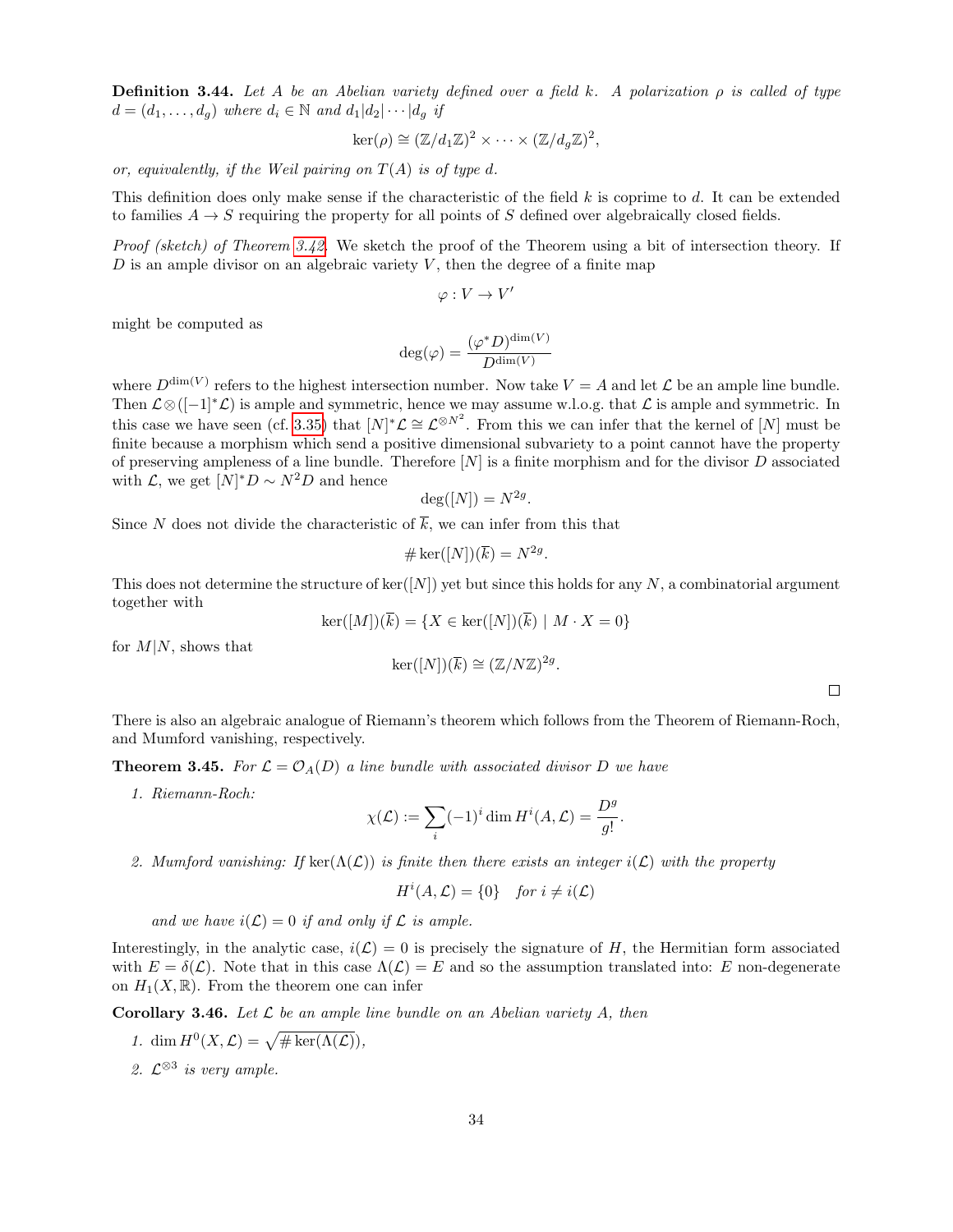**Definition 3.44.** *Let $A$ be an Abelian variety defined over a field $k$. A polarization $\rho$ is called of type $d = (d_1, \dots, d_g)$ where $d_i \in \mathbb{N}$ and $d_1|d_2|\cdots|d_g$ if*

$$\ker(\rho) \cong (\mathbb{Z}/d_1\mathbb{Z})^2 \times \cdots \times (\mathbb{Z}/d_g\mathbb{Z})^2,$$

*or, equivalently, if the Weil pairing on $T(A)$ is of type $d$.*

This definition does only make sense if the characteristic of the field $k$ is coprime to $d$. It can be extended to families $A \to S$ requiring the property for all points of $S$ defined over algebraically closed fields.

*Proof (sketch) of Theorem 3.42.* We sketch the proof of the Theorem using a bit of intersection theory. If $D$ is an ample divisor on an algebraic variety $V$, then the degree of a finite map

$$\varphi : V \to V'$$

might be computed as

$$\deg(\varphi) = \frac{(\varphi^* D)^{\dim(V)}}{D^{\dim(V)}}$$

where $D^{\dim(V)}$ refers to the highest intersection number. Now take $V = A$ and let $\mathcal{L}$ be an ample line bundle. Then $\mathcal{L} \otimes ([-1]^* \mathcal{L})$ is ample and symmetric, hence we may assume w.l.o.g. that $\mathcal{L}$ is ample and symmetric. In this case we have seen (cf. 3.35) that $[N]^* \mathcal{L} \cong \mathcal{L}^{\otimes N^2}$. From this we can infer that the kernel of $[N]$ must be finite because a morphism which send a positive dimensional subvariety to a point cannot have the property of preserving ampleness of a line bundle. Therefore $[N]$ is a finite morphism and for the divisor $D$ associated with $\mathcal{L}$, we get $[N]^* D \sim N^2 D$ and hence

$$\deg([N]) = N^{2g}.$$

Since $N$ does not divide the characteristic of $\overline{k}$, we can infer from this that

$$\# \ker([N])(\overline{k}) = N^{2g}.$$

This does not determine the structure of $\ker([N])$ yet but since this holds for any $N$, a combinatorial argument together with

$$\ker([M])(\overline{k}) = \{X \in \ker([N])(\overline{k}) \mid M \cdot X = 0\}$$

for $M|N$, shows that

$$\ker([N])(\overline{k}) \cong (\mathbb{Z}/N\mathbb{Z})^{2g}.$$

□

There is also an algebraic analogue of Riemann's theorem which follows from the Theorem of Riemann-Roch, and Mumford vanishing, respectively.

**Theorem 3.45.** *For $\mathcal{L} = \mathcal{O}_A(D)$ a line bundle with associated divisor $D$ we have*

1. *Riemann-Roch:*
$$\chi(\mathcal{L}) := \sum_i (-1)^i \dim H^i(A, \mathcal{L}) = \frac{D^g}{g!}.$$

2. *Mumford vanishing: If $\ker(\Lambda(\mathcal{L}))$ is finite then there exists an integer $i(\mathcal{L})$ with the property*
$$H^i(A, \mathcal{L}) = \{0\} \quad \text{for } i \neq i(\mathcal{L})$$
*and we have $i(\mathcal{L}) = 0$ if and only if $\mathcal{L}$ is ample.*

Interestingly, in the analytic case, $i(\mathcal{L}) = 0$ is precisely the signature of $H$, the Hermitian form associated with $E = \delta(\mathcal{L})$. Note that in this case $\Lambda(\mathcal{L}) = E$ and so the assumption translated into: $E$ non-degenerate on $H_1(X, \mathbb{R})$. From the theorem one can infer

**Corollary 3.46.** *Let $\mathcal{L}$ be an ample line bundle on an Abelian variety $A$, then*

1. $\dim H^0(X, \mathcal{L}) = \sqrt{\# \ker(\Lambda(\mathcal{L}))}$,
2. *$\mathcal{L}^{\otimes 3}$ is very ample.*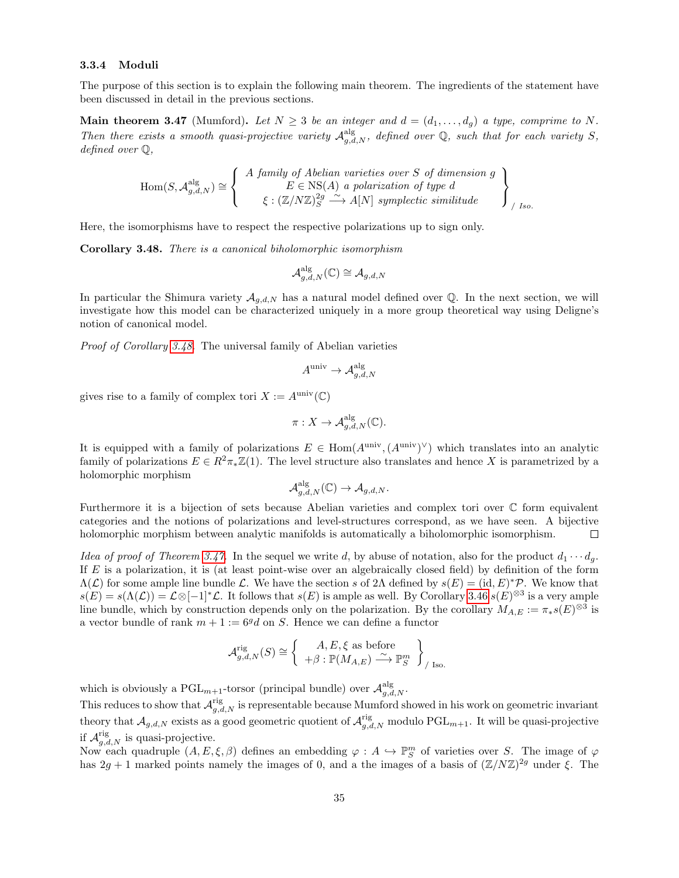### 3.3.4 Moduli

The purpose of this section is to explain the following main theorem. The ingredients of the statement have been discussed in detail in the previous sections.

**Main theorem 3.47** (Mumford). *Let $N \geq 3$ be an integer and $d = (d_1, \dots, d_g)$ a type, comprime to $N$. Then there exists a smooth quasi-projective variety $\mathcal{A}^{\mathrm{alg}}_{g,d,N}$, defined over $\mathbb{Q}$, such that for each variety $S$, defined over $\mathbb{Q}$,*

$$\mathrm{Hom}(S, \mathcal{A}^{\mathrm{alg}}_{g,d,N}) \cong \left\{ \begin{array}{c} \text{A family of Abelian varieties over } S \text{ of dimension } g \\ E \in \mathrm{NS}(A) \text{ a polarization of type } d \\ \xi : (\mathbb{Z}/N\mathbb{Z})^{2g}_S \xrightarrow{\sim} A[N] \text{ symplectic similitude} \end{array} \right\}_{/\ \mathit{Iso.}}$$

Here, the isomorphisms have to respect the respective polarizations up to sign only.

**Corollary 3.48.** *There is a canonical biholomorphic isomorphism*

$$\mathcal{A}^{\mathrm{alg}}_{g,d,N}(\mathbb{C}) \cong \mathcal{A}_{g,d,N}$$

In particular the Shimura variety $\mathcal{A}_{g,d,N}$ has a natural model defined over $\mathbb{Q}$. In the next section, we will investigate how this model can be characterized uniquely in a more group theoretical way using Deligne's notion of canonical model.

*Proof of Corollary 3.48.* The universal family of Abelian varieties

$$A^{\mathrm{univ}} \to \mathcal{A}^{\mathrm{alg}}_{g,d,N}$$

gives rise to a family of complex tori $X := A^{\mathrm{univ}}(\mathbb{C})$

$$\pi : X \to \mathcal{A}^{\mathrm{alg}}_{g,d,N}(\mathbb{C}).$$

It is equipped with a family of polarizations $E \in \mathrm{Hom}(A^{\mathrm{univ}}, (A^{\mathrm{univ}})^\vee)$ which translates into an analytic family of polarizations $E \in R^2\pi_*\mathbb{Z}(1)$. The level structure also translates and hence $X$ is parametrized by a holomorphic morphism

$$\mathcal{A}^{\mathrm{alg}}_{g,d,N}(\mathbb{C}) \to \mathcal{A}_{g,d,N}.$$

Furthermore it is a bijection of sets because Abelian varieties and complex tori over $\mathbb{C}$ form equivalent categories and the notions of polarizations and level-structures correspond, as we have seen. A bijective holomorphic morphism between analytic manifolds is automatically a biholomorphic isomorphism. □

*Idea of proof of Theorem 3.47.* In the sequel we write $d$, by abuse of notation, also for the product $d_1 \cdots d_g$. If $E$ is a polarization, it is (at least point-wise over an algebraically closed field) by definition of the form $\Lambda(\mathcal{L})$ for some ample line bundle $\mathcal{L}$. We have the section $s$ of $2\Lambda$ defined by $s(E) = (\mathrm{id}, E)^*\mathcal{P}$. We know that $s(E) = s(\Lambda(\mathcal{L})) = \mathcal{L} \otimes [-1]^*\mathcal{L}$. It follows that $s(E)$ is ample as well. By Corollary 3.46 $s(E)^{\otimes 3}$ is a very ample line bundle, which by construction depends only on the polarization. By the corollary $M_{A,E} := \pi_* s(E)^{\otimes 3}$ is a vector bundle of rank $m+1 := 6^g d$ on $S$. Hence we can define a functor

$$\mathcal{A}^{\mathrm{rig}}_{g,d,N}(S) \cong \left\{ \begin{array}{c} A, E, \xi \text{ as before} \\ +\beta : \mathbb{P}(M_{A,E}) \xrightarrow{\sim} \mathbb{P}^m_S \end{array} \right\}_{/\ \mathrm{Iso.}}$$

which is obviously a $\mathrm{PGL}_{m+1}$-torsor (principal bundle) over $\mathcal{A}^{\mathrm{alg}}_{g,d,N}$.

This reduces to show that $\mathcal{A}^{\mathrm{rig}}_{g,d,N}$ is representable because Mumford showed in his work on geometric invariant theory that $\mathcal{A}_{g,d,N}$ exists as a good geometric quotient of $\mathcal{A}^{\mathrm{rig}}_{g,d,N}$ modulo $\mathrm{PGL}_{m+1}$. It will be quasi-projective if $\mathcal{A}^{\mathrm{rig}}_{g,d,N}$ is quasi-projective.

Now each quadruple $(A, E, \xi, \beta)$ defines an embedding $\varphi : A \hookrightarrow \mathbb{P}^m_S$ of varieties over $S$. The image of $\varphi$ has $2g+1$ marked points namely the images of 0, and a the images of a basis of $(\mathbb{Z}/N\mathbb{Z})^{2g}$ under $\xi$. The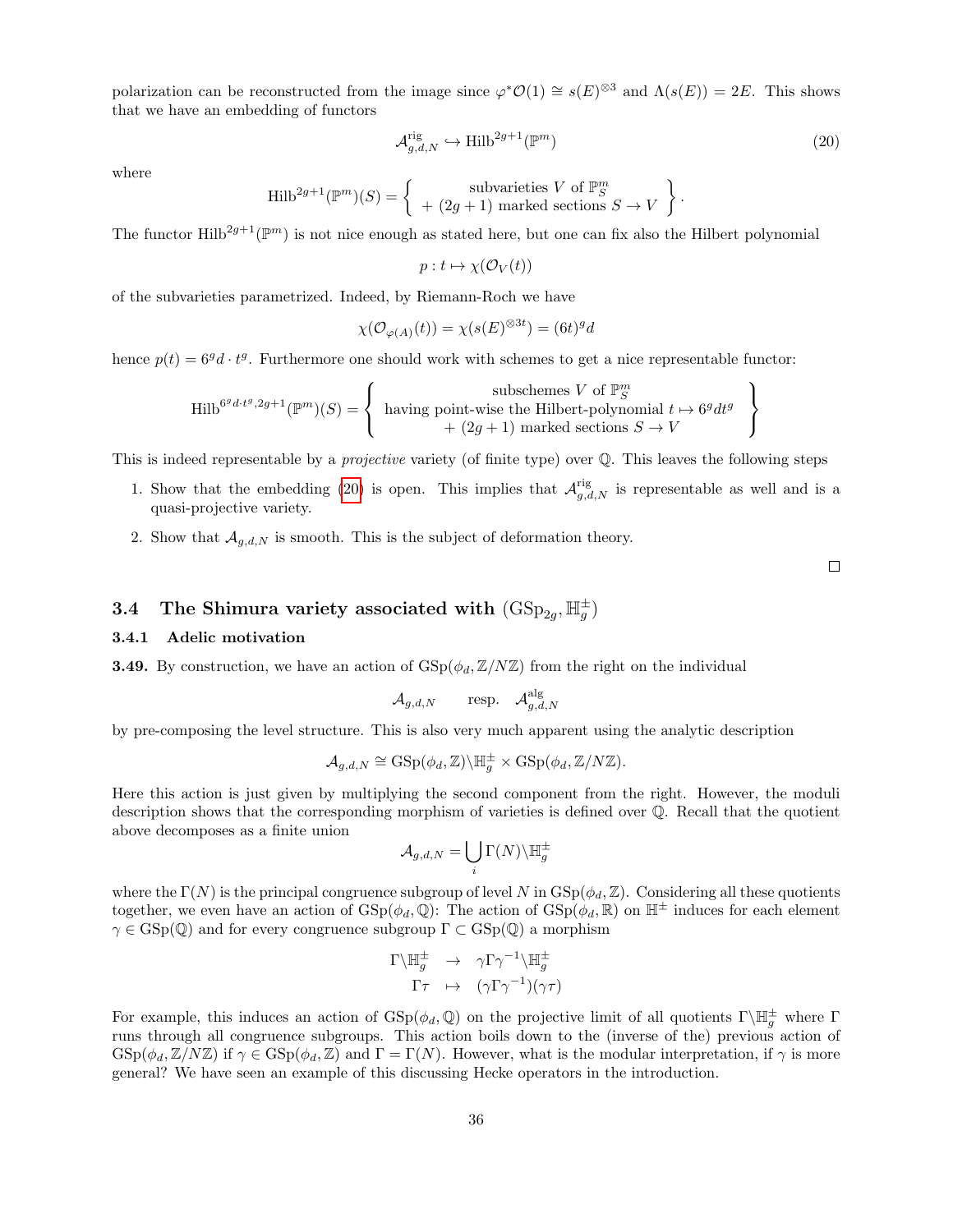polarization can be reconstructed from the image since $\varphi^*\mathcal{O}(1) \cong s(E)^{\otimes 3}$ and $\Lambda(s(E)) = 2E$. This shows that we have an embedding of functors

$$\mathcal{A}^{\mathrm{rig}}_{g,d,N} \hookrightarrow \mathrm{Hilb}^{2g+1}(\mathbb{P}^m) \tag{20}$$

where

$$\mathrm{Hilb}^{2g+1}(\mathbb{P}^m)(S) = \left\{ \begin{array}{c} \text{subvarieties } V \text{ of } \mathbb{P}^m_S \\ + (2g+1) \text{ marked sections } S \to V \end{array} \right\}.$$

The functor $\mathrm{Hilb}^{2g+1}(\mathbb{P}^m)$ is not nice enough as stated here, but one can fix also the Hilbert polynomial

$$p : t \mapsto \chi(\mathcal{O}_V(t))$$

of the subvarieties parametrized. Indeed, by Riemann-Roch we have

$$\chi(\mathcal{O}_{\varphi(A)}(t)) = \chi(s(E)^{\otimes 3t}) = (6t)^g d$$

hence $p(t) = 6^g d \cdot t^g$. Furthermore one should work with schemes to get a nice representable functor:

$$\mathrm{Hilb}^{6^g d \cdot t^g, 2g+1}(\mathbb{P}^m)(S) = \left\{ \begin{array}{c} \text{subschemes } V \text{ of } \mathbb{P}^m_S \\ \text{having point-wise the Hilbert-polynomial } t \mapsto 6^g d t^g \\ + (2g+1) \text{ marked sections } S \to V \end{array} \right\}$$

This is indeed representable by a *projective* variety (of finite type) over $\mathbb{Q}$. This leaves the following steps

1. Show that the embedding (20) is open. This implies that $\mathcal{A}^{\mathrm{rig}}_{g,d,N}$ is representable as well and is a quasi-projective variety.
2. Show that $\mathcal{A}_{g,d,N}$ is smooth. This is the subject of deformation theory.

□

## 3.4 The Shimura variety associated with $(\mathrm{GSp}_{2g}, \mathbb{H}^\pm_g)$

### 3.4.1 Adelic motivation

**3.49.** By construction, we have an action of $\mathrm{GSp}(\phi_d, \mathbb{Z}/N\mathbb{Z})$ from the right on the individual

$$\mathcal{A}_{g,d,N} \qquad \text{resp.} \quad \mathcal{A}^{\mathrm{alg}}_{g,d,N}$$

by pre-composing the level structure. This is also very much apparent using the analytic description

$$\mathcal{A}_{g,d,N} \cong \mathrm{GSp}(\phi_d, \mathbb{Z})\backslash \mathbb{H}^\pm_g \times \mathrm{GSp}(\phi_d, \mathbb{Z}/N\mathbb{Z}).$$

Here this action is just given by multiplying the second component from the right. However, the moduli description shows that the corresponding morphism of varieties is defined over $\mathbb{Q}$. Recall that the quotient above decomposes as a finite union

$$\mathcal{A}_{g,d,N} = \bigcup_i \Gamma(N)\backslash \mathbb{H}^\pm_g$$

where the $\Gamma(N)$ is the principal congruence subgroup of level $N$ in $\mathrm{GSp}(\phi_d, \mathbb{Z})$. Considering all these quotients together, we even have an action of $\mathrm{GSp}(\phi_d, \mathbb{Q})$: The action of $\mathrm{GSp}(\phi_d, \mathbb{R})$ on $\mathbb{H}^\pm$ induces for each element $\gamma \in \mathrm{GSp}(\mathbb{Q})$ and for every congruence subgroup $\Gamma \subset \mathrm{GSp}(\mathbb{Q})$ a morphism

$$\begin{array}{ccc} \Gamma\backslash \mathbb{H}^\pm_g & \to & \gamma\Gamma\gamma^{-1}\backslash \mathbb{H}^\pm_g \\ \Gamma\tau & \mapsto & (\gamma\Gamma\gamma^{-1})(\gamma\tau) \end{array}$$

For example, this induces an action of $\mathrm{GSp}(\phi_d, \mathbb{Q})$ on the projective limit of all quotients $\Gamma\backslash \mathbb{H}^\pm_g$ where $\Gamma$ runs through all congruence subgroups. This action boils down to the (inverse of the) previous action of $\mathrm{GSp}(\phi_d, \mathbb{Z}/N\mathbb{Z})$ if $\gamma \in \mathrm{GSp}(\phi_d, \mathbb{Z})$ and $\Gamma = \Gamma(N)$. However, what is the modular interpretation, if $\gamma$ is more general? We have seen an example of this discussing Hecke operators in the introduction.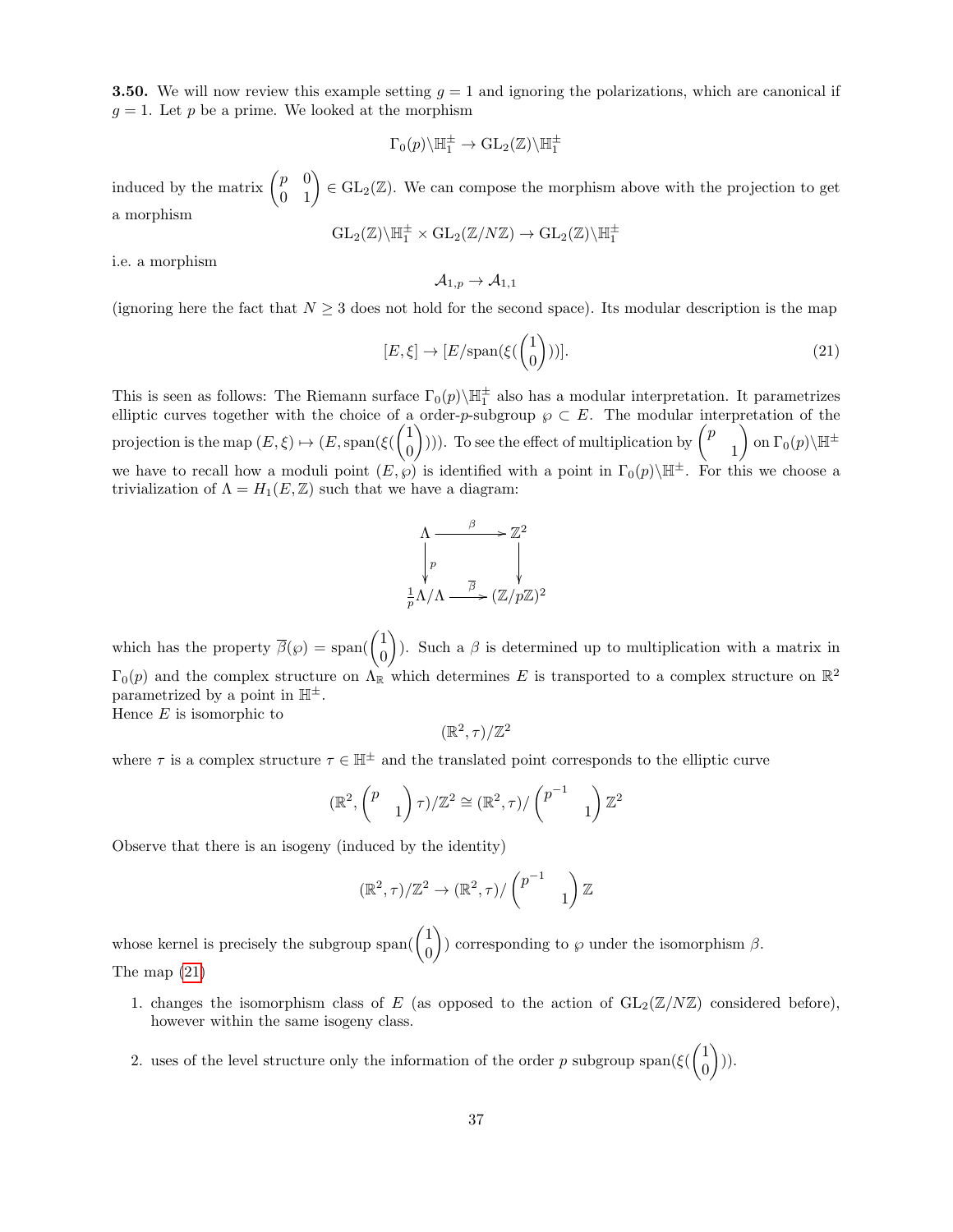**3.50.** We will now review this example setting $g = 1$ and ignoring the polarizations, which are canonical if $g = 1$. Let $p$ be a prime. We looked at the morphism

$$\Gamma_0(p)\backslash\mathbb{H}_1^{\pm} \to \mathrm{GL}_2(\mathbb{Z})\backslash\mathbb{H}_1^{\pm}$$

induced by the matrix $\begin{pmatrix} p & 0 \\ 0 & 1 \end{pmatrix} \in \mathrm{GL}_2(\mathbb{Z})$. We can compose the morphism above with the projection to get a morphism

$$\mathrm{GL}_2(\mathbb{Z})\backslash\mathbb{H}_1^{\pm} \times \mathrm{GL}_2(\mathbb{Z}/N\mathbb{Z}) \to \mathrm{GL}_2(\mathbb{Z})\backslash\mathbb{H}_1^{\pm}$$

i.e. a morphism

$$\mathcal{A}_{1,p} \to \mathcal{A}_{1,1}$$

(ignoring here the fact that $N \geq 3$ does not hold for the second space). Its modular description is the map

$$[E, \xi] \to [E/\mathrm{span}(\xi(\begin{pmatrix} 1 \\ 0 \end{pmatrix}))]. \tag{21}$$

This is seen as follows: The Riemann surface $\Gamma_0(p)\backslash\mathbb{H}_1^{\pm}$ also has a modular interpretation. It parametrizes elliptic curves together with the choice of a order-$p$-subgroup $\wp \subset E$. The modular interpretation of the projection is the map $(E, \xi) \mapsto (E, \mathrm{span}(\xi(\begin{pmatrix} 1 \\ 0 \end{pmatrix})))$. To see the effect of multiplication by $\begin{pmatrix} p & \\ & 1 \end{pmatrix}$ on $\Gamma_0(p)\backslash\mathbb{H}^{\pm}$ we have to recall how a moduli point $(E, \wp)$ is identified with a point in $\Gamma_0(p)\backslash\mathbb{H}^{\pm}$. For this we choose a trivialization of $\Lambda = H_1(E, \mathbb{Z})$ such that we have a diagram:

$$\begin{array}{ccc} \Lambda & \xrightarrow{\beta} & \mathbb{Z}^2 \\ \big\downarrow{\scriptstyle p} & & \big\downarrow \\ \frac{1}{p}\Lambda/\Lambda & \xrightarrow{\overline{\beta}} & (\mathbb{Z}/p\mathbb{Z})^2 \end{array}$$

which has the property $\overline{\beta}(\wp) = \mathrm{span}(\begin{pmatrix} 1 \\ 0 \end{pmatrix})$. Such a $\beta$ is determined up to multiplication with a matrix in $\Gamma_0(p)$ and the complex structure on $\Lambda_{\mathbb{R}}$ which determines $E$ is transported to a complex structure on $\mathbb{R}^2$ parametrized by a point in $\mathbb{H}^{\pm}$.
Hence $E$ is isomorphic to

$$(\mathbb{R}^2, \tau)/\mathbb{Z}^2$$

where $\tau$ is a complex structure $\tau \in \mathbb{H}^{\pm}$ and the translated point corresponds to the elliptic curve

$$(\mathbb{R}^2, \begin{pmatrix} p & \\ & 1 \end{pmatrix} \tau)/\mathbb{Z}^2 \cong (\mathbb{R}^2, \tau)/\begin{pmatrix} p^{-1} & \\ & 1 \end{pmatrix} \mathbb{Z}^2$$

Observe that there is an isogeny (induced by the identity)

$$(\mathbb{R}^2, \tau)/\mathbb{Z}^2 \to (\mathbb{R}^2, \tau)/\begin{pmatrix} p^{-1} & \\ & 1 \end{pmatrix} \mathbb{Z}$$

whose kernel is precisely the subgroup $\mathrm{span}(\begin{pmatrix} 1 \\ 0 \end{pmatrix})$ corresponding to $\wp$ under the isomorphism $\beta$.
The map (21)

1. changes the isomorphism class of $E$ (as opposed to the action of $\mathrm{GL}_2(\mathbb{Z}/N\mathbb{Z})$ considered before), however within the same isogeny class.

2. uses of the level structure only the information of the order $p$ subgroup $\mathrm{span}(\xi(\begin{pmatrix} 1 \\ 0 \end{pmatrix}))$.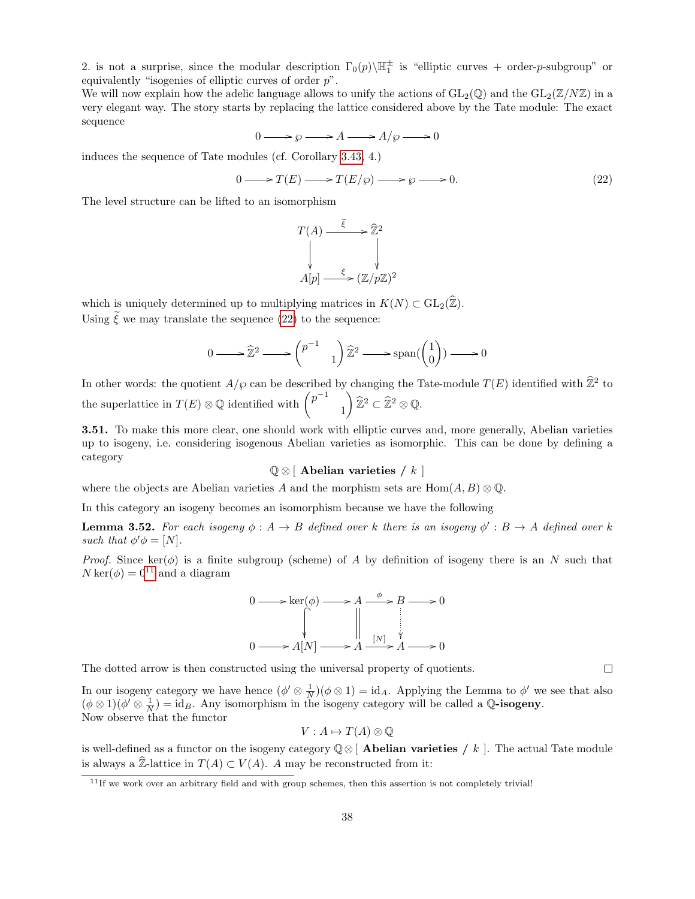2. is not a surprise, since the modular description $\Gamma_0(p)\backslash\mathbb{H}_1^\pm$ is "elliptic curves + order-$p$-subgroup" or equivalently "isogenies of elliptic curves of order $p$".

We will now explain how the adelic language allows to unify the actions of $\mathrm{GL}_2(\mathbb{Q})$ and the $\mathrm{GL}_2(\mathbb{Z}/N\mathbb{Z})$ in a very elegant way. The story starts by replacing the lattice considered above by the Tate module: The exact sequence

$$0 \longrightarrow \wp \longrightarrow A \longrightarrow A/\wp \longrightarrow 0$$

induces the sequence of Tate modules (cf. Corollary 3.43, 4.)

$$0 \longrightarrow T(E) \longrightarrow T(E/\wp) \longrightarrow \wp \longrightarrow 0. \tag{22}$$

The level structure can be lifted to an isomorphism

$$\begin{array}{ccc} T(A) & \xrightarrow{\widetilde{\xi}} & \widehat{\mathbb{Z}}^2 \\ \downarrow & & \downarrow \\ A[p] & \xrightarrow{\xi} & (\mathbb{Z}/p\mathbb{Z})^2 \end{array}$$

which is uniquely determined up to multiplying matrices in $K(N) \subset \mathrm{GL}_2(\widehat{\mathbb{Z}})$.

Using $\widetilde{\xi}$ we may translate the sequence (22) to the sequence:

$$0 \longrightarrow \widehat{\mathbb{Z}}^2 \longrightarrow \begin{pmatrix} p^{-1} & \\ & 1 \end{pmatrix} \widehat{\mathbb{Z}}^2 \longrightarrow \mathrm{span}\left(\begin{pmatrix} 1 \\ 0 \end{pmatrix}\right) \longrightarrow 0$$

In other words: the quotient $A/\wp$ can be described by changing the Tate-module $T(E)$ identified with $\widehat{\mathbb{Z}}^2$ to the superlattice in $T(E) \otimes \mathbb{Q}$ identified with $\begin{pmatrix} p^{-1} & \\ & 1 \end{pmatrix} \widehat{\mathbb{Z}}^2 \subset \widehat{\mathbb{Z}}^2 \otimes \mathbb{Q}$.

**3.51.** To make this more clear, one should work with elliptic curves and, more generally, Abelian varieties up to isogeny, i.e. considering isogenous Abelian varieties as isomorphic. This can be done by defining a category

$$\mathbb{Q} \otimes [\ \textbf{Abelian varieties } / \ k\ ]$$

where the objects are Abelian varieties $A$ and the morphism sets are $\mathrm{Hom}(A, B) \otimes \mathbb{Q}$.

In this category an isogeny becomes an isomorphism because we have the following

**Lemma 3.52.** *For each isogeny $\phi : A \to B$ defined over $k$ there is an isogeny $\phi' : B \to A$ defined over $k$ such that $\phi'\phi = [N]$.*

*Proof.* Since $\ker(\phi)$ is a finite subgroup (scheme) of $A$ by definition of isogeny there is an $N$ such that $N\ker(\phi) = 0$[11] and a diagram

$$\begin{array}{ccccccccc} 0 & \longrightarrow & \ker(\phi) & \longrightarrow & A & \xrightarrow{\phi} & B & \longrightarrow & 0 \\ & & \downarrow & & \| & & \vdots & & \\ 0 & \longrightarrow & A[N] & \longrightarrow & A & \xrightarrow{[N]} & A & \longrightarrow & 0 \end{array}$$

The dotted arrow is then constructed using the universal property of quotients. $\square$

In our isogeny category we have hence $(\phi' \otimes \frac{1}{N})(\phi \otimes 1) = \mathrm{id}_A$. Applying the Lemma to $\phi'$ we see that also $(\phi \otimes 1)(\phi' \otimes \frac{1}{N}) = \mathrm{id}_B$. Any isomorphism in the isogeny category will be called a **$\mathbb{Q}$-isogeny**.

Now observe that the functor

$$V : A \mapsto T(A) \otimes \mathbb{Q}$$

is well-defined as a functor on the isogeny category $\mathbb{Q} \otimes [\ \textbf{Abelian varieties } / \ k\ ]$. The actual Tate module is always a $\widehat{\mathbb{Z}}$-lattice in $T(A) \subset V(A)$. $A$ may be reconstructed from it:

[11] If we work over an arbitrary field and with group schemes, then this assertion is not completely trivial!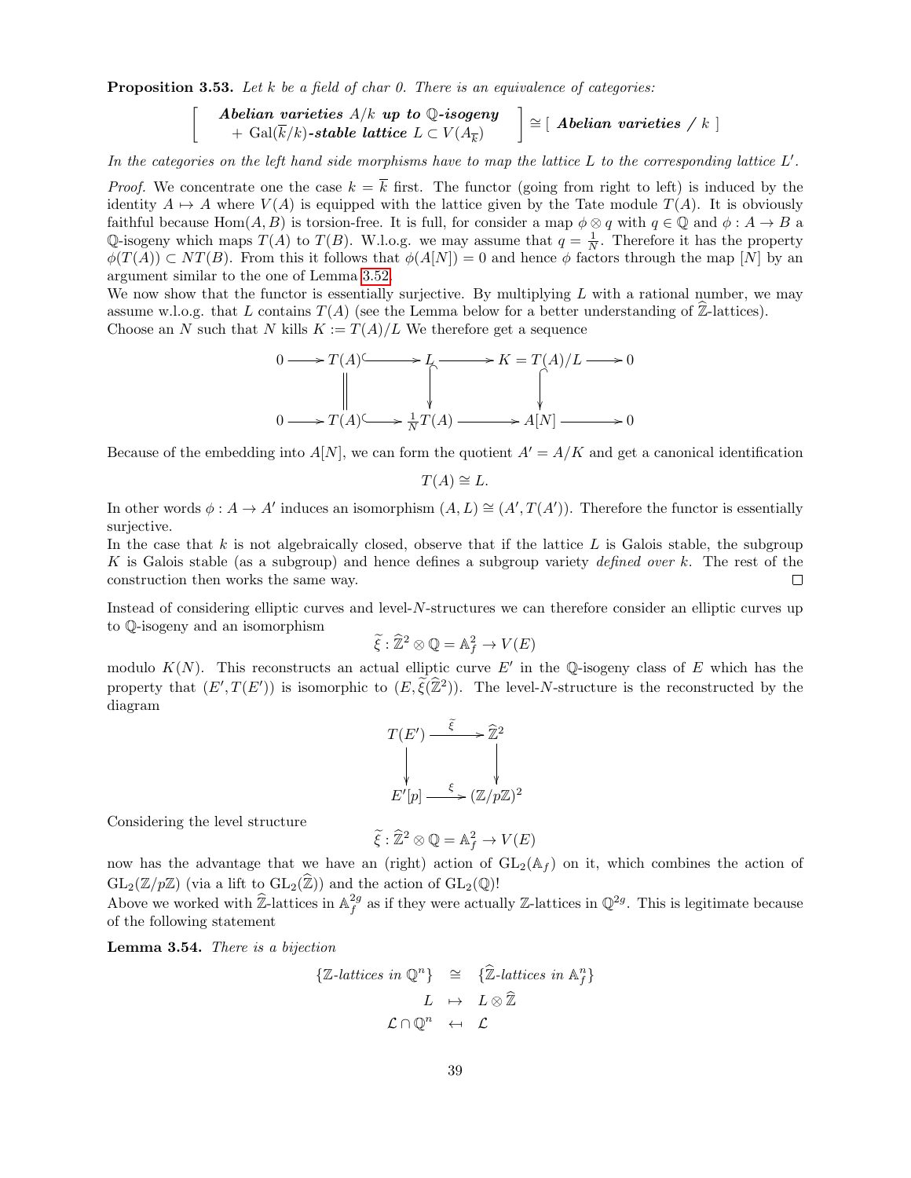**Proposition 3.53.** *Let $k$ be a field of char 0. There is an equivalence of categories:*

$$\left[\begin{array}{c}\textbf{\textit{Abelian varieties}}\ A/k\ \textbf{\textit{up to}}\ \mathbb{Q}\textbf{\textit{-isogeny}} \\ +\ \mathrm{Gal}(\overline{k}/k)\textbf{\textit{-stable lattice}}\ L \subset V(A_{\overline{k}})\end{array}\right] \cong [\ \textbf{\textit{Abelian varieties}}\ /\ k\ ]$$

*In the categories on the left hand side morphisms have to map the lattice $L$ to the corresponding lattice $L'$.*

*Proof.* We concentrate one the case $k = \overline{k}$ first. The functor (going from right to left) is induced by the identity $A \mapsto A$ where $V(A)$ is equipped with the lattice given by the Tate module $T(A)$. It is obviously faithful because $\mathrm{Hom}(A, B)$ is torsion-free. It is full, for consider a map $\phi \otimes q$ with $q \in \mathbb{Q}$ and $\phi : A \to B$ a $\mathbb{Q}$-isogeny which maps $T(A)$ to $T(B)$. W.l.o.g. we may assume that $q = \frac{1}{N}$. Therefore it has the property $\phi(T(A)) \subset NT(B)$. From this it follows that $\phi(A[N]) = 0$ and hence $\phi$ factors through the map $[N]$ by an argument similar to the one of Lemma 3.52.

We now show that the functor is essentially surjective. By multiplying $L$ with a rational number, we may assume w.l.o.g. that $L$ contains $T(A)$ (see the Lemma below for a better understanding of $\widehat{\mathbb{Z}}$-lattices). Choose an $N$ such that $N$ kills $K := T(A)/L$ We therefore get a sequence

$$\begin{array}{ccccccccc}
0 & \longrightarrow & T(A) & \hookrightarrow & L & \longrightarrow & K = T(A)/L & \longrightarrow & 0 \\
 & & \| & & \downarrow & & \downarrow & & \\
0 & \longrightarrow & T(A) & \hookrightarrow & \frac{1}{N}T(A) & \longrightarrow & A[N] & \longrightarrow & 0
\end{array}$$

Because of the embedding into $A[N]$, we can form the quotient $A' = A/K$ and get a canonical identification

$$T(A) \cong L.$$

In other words $\phi : A \to A'$ induces an isomorphism $(A, L) \cong (A', T(A'))$. Therefore the functor is essentially surjective.

In the case that $k$ is not algebraically closed, observe that if the lattice $L$ is Galois stable, the subgroup $K$ is Galois stable (as a subgroup) and hence defines a subgroup variety *defined over* $k$. The rest of the construction then works the same way. $\square$

Instead of considering elliptic curves and level-$N$-structures we can therefore consider an elliptic curves up to $\mathbb{Q}$-isogeny and an isomorphism

$$\widetilde{\xi} : \widehat{\mathbb{Z}}^2 \otimes \mathbb{Q} = \mathbb{A}_f^2 \to V(E)$$

modulo $K(N)$. This reconstructs an actual elliptic curve $E'$ in the $\mathbb{Q}$-isogeny class of $E$ which has the property that $(E', T(E'))$ is isomorphic to $(E, \widetilde{\xi}(\widehat{\mathbb{Z}}^2))$. The level-$N$-structure is the reconstructed by the diagram

$$\begin{array}{ccc}
T(E') & \xrightarrow{\ \widetilde{\xi}\ } & \widehat{\mathbb{Z}}^2 \\
\downarrow & & \downarrow \\
E'[p] & \xrightarrow{\ \xi\ } & (\mathbb{Z}/p\mathbb{Z})^2
\end{array}$$

Considering the level structure

$$\widetilde{\xi} : \widehat{\mathbb{Z}}^2 \otimes \mathbb{Q} = \mathbb{A}_f^2 \to V(E)$$

now has the advantage that we have an (right) action of $\mathrm{GL}_2(\mathbb{A}_f)$ on it, which combines the action of $\mathrm{GL}_2(\mathbb{Z}/p\mathbb{Z})$ (via a lift to $\mathrm{GL}_2(\widehat{\mathbb{Z}})$) and the action of $\mathrm{GL}_2(\mathbb{Q})$!

Above we worked with $\widehat{\mathbb{Z}}$-lattices in $\mathbb{A}_f^{2g}$ as if they were actually $\mathbb{Z}$-lattices in $\mathbb{Q}^{2g}$. This is legitimate because of the following statement

**Lemma 3.54.** *There is a bijection*

$$\begin{array}{rcl}
\{\mathbb{Z}\text{-lattices in } \mathbb{Q}^n\} & \cong & \{\widehat{\mathbb{Z}}\text{-lattices in } \mathbb{A}_f^n\} \\
L & \mapsto & L \otimes \widehat{\mathbb{Z}} \\
\mathcal{L} \cap \mathbb{Q}^n & \leftarrow & \mathcal{L}
\end{array}$$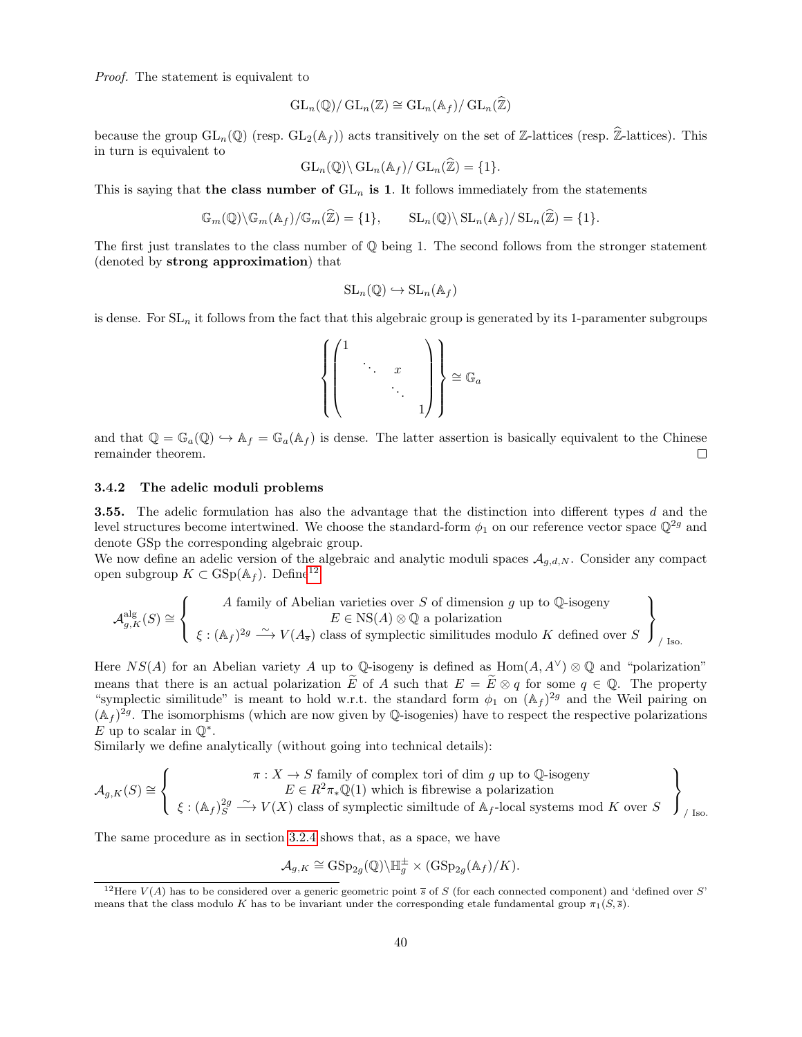*Proof.* The statement is equivalent to

$$\mathrm{GL}_n(\mathbb{Q})/\,\mathrm{GL}_n(\mathbb{Z}) \cong \mathrm{GL}_n(\mathbb{A}_f)/\,\mathrm{GL}_n(\widehat{\mathbb{Z}})$$

because the group $\mathrm{GL}_n(\mathbb{Q})$ (resp. $\mathrm{GL}_2(\mathbb{A}_f)$) acts transitively on the set of $\mathbb{Z}$-lattices (resp. $\widehat{\mathbb{Z}}$-lattices). This in turn is equivalent to

$$\mathrm{GL}_n(\mathbb{Q})\backslash\,\mathrm{GL}_n(\mathbb{A}_f)/\,\mathrm{GL}_n(\widehat{\mathbb{Z}}) = \{1\}.$$

This is saying that **the class number of $\mathrm{GL}_n$ is 1**. It follows immediately from the statements

$$\mathbb{G}_m(\mathbb{Q})\backslash\mathbb{G}_m(\mathbb{A}_f)/\mathbb{G}_m(\widehat{\mathbb{Z}}) = \{1\}, \qquad \mathrm{SL}_n(\mathbb{Q})\backslash\,\mathrm{SL}_n(\mathbb{A}_f)/\,\mathrm{SL}_n(\widehat{\mathbb{Z}}) = \{1\}.$$

The first just translates to the class number of $\mathbb{Q}$ being 1. The second follows from the stronger statement (denoted by **strong approximation**) that

$$\mathrm{SL}_n(\mathbb{Q}) \hookrightarrow \mathrm{SL}_n(\mathbb{A}_f)$$

is dense. For $\mathrm{SL}_n$ it follows from the fact that this algebraic group is generated by its 1-paramenter subgroups

$$\left\{ \begin{pmatrix} 1 & & & \\ & \ddots & x & \\ & & \ddots & \\ & & & 1 \end{pmatrix} \right\} \cong \mathbb{G}_a$$

and that $\mathbb{Q} = \mathbb{G}_a(\mathbb{Q}) \hookrightarrow \mathbb{A}_f = \mathbb{G}_a(\mathbb{A}_f)$ is dense. The latter assertion is basically equivalent to the Chinese remainder theorem. □

### 3.4.2 The adelic moduli problems

**3.55.** The adelic formulation has also the advantage that the distinction into different types $d$ and the level structures become intertwined. We choose the standard-form $\phi_1$ on our reference vector space $\mathbb{Q}^{2g}$ and denote GSp the corresponding algebraic group.
We now define an adelic version of the algebraic and analytic moduli spaces $\mathcal{A}_{g,d,N}$. Consider any compact open subgroup $K \subset \mathrm{GSp}(\mathbb{A}_f)$. Define[12]

$$\mathcal{A}^{\mathrm{alg}}_{g,K}(S) \cong \left\{ \begin{array}{c} A \text{ family of Abelian varieties over } S \text{ of dimension } g \text{ up to } \mathbb{Q}\text{-isogeny} \\ E \in \mathrm{NS}(A) \otimes \mathbb{Q} \text{ a polarization} \\ \xi : (\mathbb{A}_f)^{2g} \xrightarrow{\sim} V(A_{\overline{s}}) \text{ class of symplectic similitudes modulo } K \text{ defined over } S \end{array} \right\}_{/\text{ Iso.}}$$

Here $NS(A)$ for an Abelian variety $A$ up to $\mathbb{Q}$-isogeny is defined as $\mathrm{Hom}(A, A^\vee) \otimes \mathbb{Q}$ and "polarization" means that there is an actual polarization $\widetilde{E}$ of $A$ such that $E = \widetilde{E} \otimes q$ for some $q \in \mathbb{Q}$. The property "symplectic similitude" is meant to hold w.r.t. the standard form $\phi_1$ on $(\mathbb{A}_f)^{2g}$ and the Weil pairing on $(\mathbb{A}_f)^{2g}$. The isomorphisms (which are now given by $\mathbb{Q}$-isogenies) have to respect the respective polarizations $E$ up to scalar in $\mathbb{Q}^*$.
Similarly we define analytically (without going into technical details):

$$\mathcal{A}_{g,K}(S) \cong \left\{ \begin{array}{c} \pi : X \to S \text{ family of complex tori of dim } g \text{ up to } \mathbb{Q}\text{-isogeny} \\ E \in R^2\pi_*\mathbb{Q}(1) \text{ which is fibrewise a polarization} \\ \xi : (\mathbb{A}_f)^{2g}_S \xrightarrow{\sim} V(X) \text{ class of symplectic similtude of } \mathbb{A}_f\text{-local systems mod } K \text{ over } S \end{array} \right\}_{/\text{ Iso.}}$$

The same procedure as in section 3.2.4 shows that, as a space, we have

$$\mathcal{A}_{g,K} \cong \mathrm{GSp}_{2g}(\mathbb{Q})\backslash\mathbb{H}_g^{\pm} \times (\mathrm{GSp}_{2g}(\mathbb{A}_f)/K).$$

[12] Here $V(A)$ has to be considered over a generic geometric point $\overline{s}$ of $S$ (for each connected component) and 'defined over $S$' means that the class modulo $K$ has to be invariant under the corresponding etale fundamental group $\pi_1(S, \overline{s})$.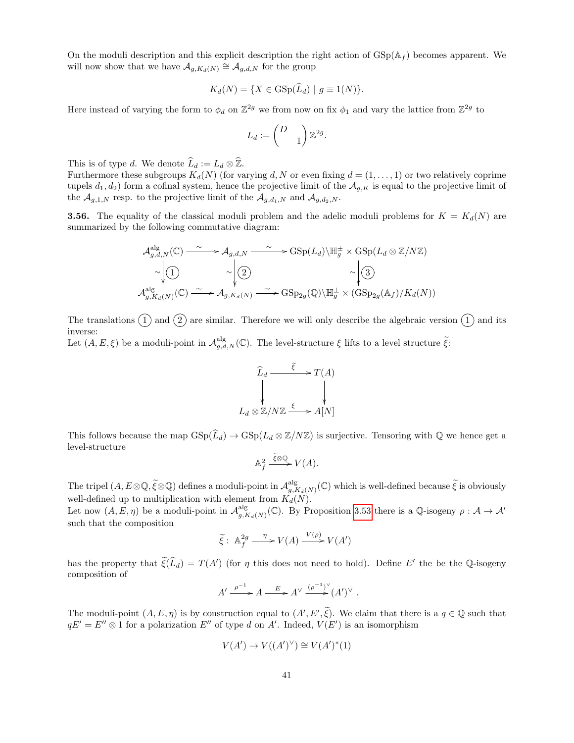On the moduli description and this explicit description the right action of $\mathrm{GSp}(\mathbb{A}_f)$ becomes apparent. We will now show that we have $\mathcal{A}_{g,K_d(N)} \cong \mathcal{A}_{g,d,N}$ for the group

$$K_d(N) = \{X \in \mathrm{GSp}(\widehat{L}_d) \mid g \equiv 1(N)\}.$$

Here instead of varying the form to $\phi_d$ on $\mathbb{Z}^{2g}$ we from now on fix $\phi_1$ and vary the lattice from $\mathbb{Z}^{2g}$ to

$$L_d := \begin{pmatrix} D & \\ & 1 \end{pmatrix} \mathbb{Z}^{2g}.$$

This is of type $d$. We denote $\widehat{L}_d := L_d \otimes \widehat{\mathbb{Z}}$.
Furthermore these subgroups $K_d(N)$ (for varying $d, N$ or even fixing $d = (1, \ldots, 1)$ or two relatively coprime tupels $d_1, d_2$) form a cofinal system, hence the projective limit of the $\mathcal{A}_{g,K}$ is equal to the projective limit of the $\mathcal{A}_{g,1,N}$ resp. to the projective limit of the $\mathcal{A}_{g,d_1,N}$ and $\mathcal{A}_{g,d_2,N}$.

**3.56.** The equality of the classical moduli problem and the adelic moduli problems for $K = K_d(N)$ are summarized by the following commutative diagram:

$$\begin{array}{ccccc}
\mathcal{A}^{\mathrm{alg}}_{g,d,N}(\mathbb{C}) & \xrightarrow{\sim} & \mathcal{A}_{g,d,N} & \xrightarrow{\sim} & \mathrm{GSp}(L_d)\backslash \mathbb{H}_g^{\pm} \times \mathrm{GSp}(L_d \otimes \mathbb{Z}/N\mathbb{Z}) \\
\sim \big\downarrow (1) & & \sim \big\downarrow (2) & & \sim \big\downarrow (3) \\
\mathcal{A}^{\mathrm{alg}}_{g,K_d(N)}(\mathbb{C}) & \xrightarrow{\sim} & \mathcal{A}_{g,K_d(N)} & \xrightarrow{\sim} & \mathrm{GSp}_{2g}(\mathbb{Q})\backslash \mathbb{H}_g^{\pm} \times (\mathrm{GSp}_{2g}(\mathbb{A}_f)/K_d(N))
\end{array}$$

The translations (1) and (2) are similar. Therefore we will only describe the algebraic version (1) and its inverse:
Let $(A, E, \xi)$ be a moduli-point in $\mathcal{A}^{\mathrm{alg}}_{g,d,N}(\mathbb{C})$. The level-structure $\xi$ lifts to a level structure $\widetilde{\xi}$:

$$\begin{array}{ccc}
\widehat{L}_d & \xrightarrow{\widetilde{\xi}} & T(A) \\
\big\downarrow & & \big\downarrow \\
L_d \otimes \mathbb{Z}/N\mathbb{Z} & \xrightarrow{\xi} & A[N]
\end{array}$$

This follows because the map $\mathrm{GSp}(\widehat{L}_d) \to \mathrm{GSp}(L_d \otimes \mathbb{Z}/N\mathbb{Z})$ is surjective. Tensoring with $\mathbb{Q}$ we hence get a level-structure

$$\mathbb{A}_f^2 \xrightarrow{\widetilde{\xi} \otimes \mathbb{Q}} V(A).$$

The tripel $(A, E \otimes \mathbb{Q}, \widetilde{\xi} \otimes \mathbb{Q})$ defines a moduli-point in $\mathcal{A}^{\mathrm{alg}}_{g,K_d(N)}(\mathbb{C})$ which is well-defined because $\widetilde{\xi}$ is obviously well-defined up to multiplication with element from $K_d(N)$.
Let now $(A, E, \eta)$ be a moduli-point in $\mathcal{A}^{\mathrm{alg}}_{g,K_d(N)}(\mathbb{C})$. By Proposition 3.53 there is a $\mathbb{Q}$-isogeny $\rho : \mathcal{A} \to \mathcal{A}'$ such that the composition

$$\widetilde{\xi} : \ \mathbb{A}_f^{2g} \xrightarrow{\eta} V(A) \xrightarrow{V(\rho)} V(A')$$

has the property that $\widetilde{\xi}(\widehat{L}_d) = T(A')$ (for $\eta$ this does not need to hold). Define $E'$ the be the $\mathbb{Q}$-isogeny composition of

$$A' \xrightarrow{\rho^{-1}} A \xrightarrow{E} A^\vee \xrightarrow{(\rho^{-1})^\vee} (A')^\vee .$$

The moduli-point $(A, E, \eta)$ is by construction equal to $(A', E', \widetilde{\xi})$. We claim that there is a $q \in \mathbb{Q}$ such that $qE' = E'' \otimes 1$ for a polarization $E''$ of type $d$ on $A'$. Indeed, $V(E')$ is an isomorphism

$$V(A') \to V((A')^\vee) \cong V(A')^*(1)$$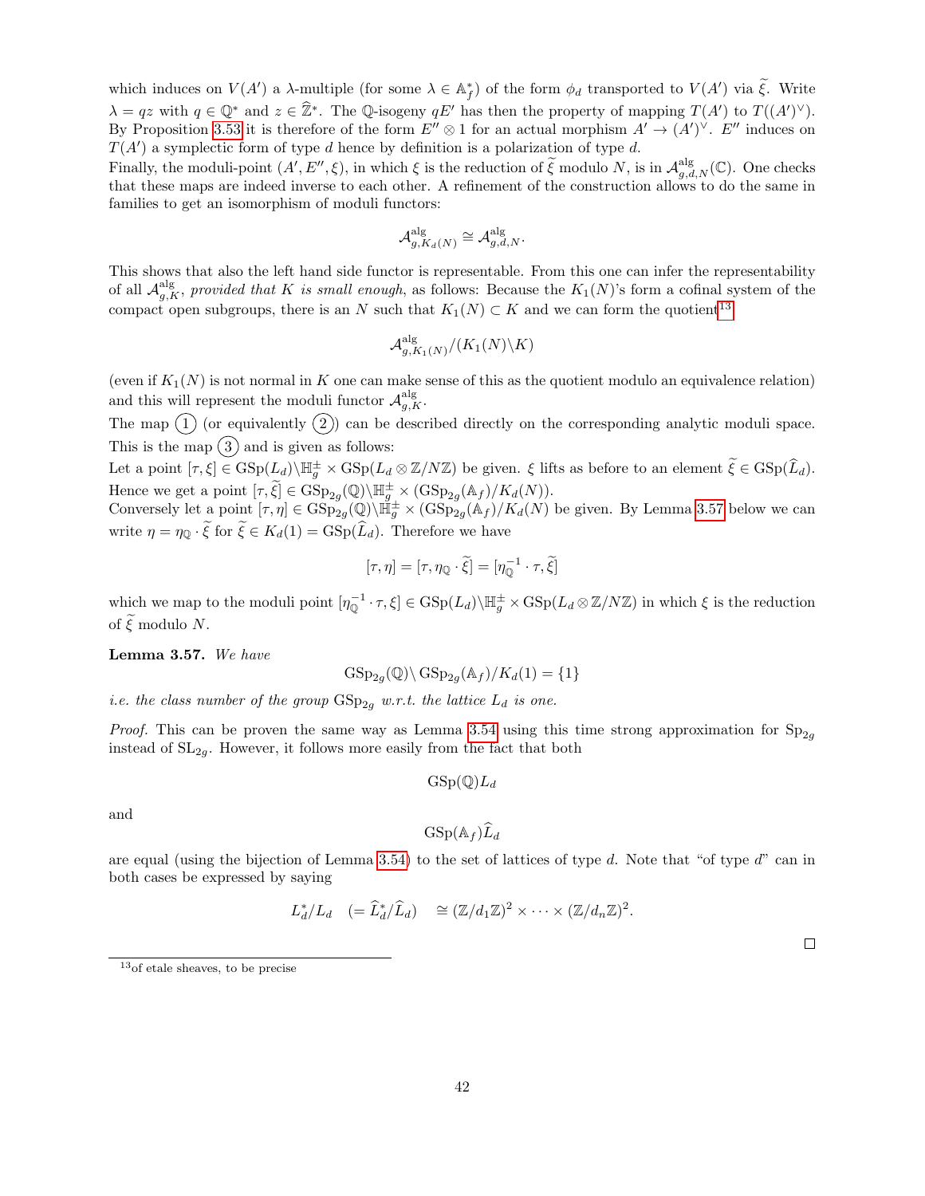which induces on $V(A')$ a $\lambda$-multiple (for some $\lambda \in \mathbb{A}_f^*$) of the form $\phi_d$ transported to $V(A')$ via $\widetilde{\xi}$. Write $\lambda = qz$ with $q \in \mathbb{Q}^*$ and $z \in \widehat{\mathbb{Z}}^*$. The $\mathbb{Q}$-isogeny $qE'$ has then the property of mapping $T(A')$ to $T((A')^\vee)$. By Proposition 3.53 it is therefore of the form $E'' \otimes 1$ for an actual morphism $A' \to (A')^\vee$. $E''$ induces on $T(A')$ a symplectic form of type $d$ hence by definition is a polarization of type $d$.

Finally, the moduli-point $(A', E'', \xi)$, in which $\xi$ is the reduction of $\widetilde{\xi}$ modulo $N$, is in $\mathcal{A}^{\text{alg}}_{g,d,N}(\mathbb{C})$. One checks that these maps are indeed inverse to each other. A refinement of the construction allows to do the same in families to get an isomorphism of moduli functors:

$$\mathcal{A}^{\text{alg}}_{g,K_d(N)} \cong \mathcal{A}^{\text{alg}}_{g,d,N}.$$

This shows that also the left hand side functor is representable. From this one can infer the representability of all $\mathcal{A}^{\text{alg}}_{g,K}$, *provided that $K$ is small enough*, as follows: Because the $K_1(N)$'s form a cofinal system of the compact open subgroups, there is an $N$ such that $K_1(N) \subset K$ and we can form the quotient[13]

$$\mathcal{A}^{\text{alg}}_{g,K_1(N)}/(K_1(N)\backslash K)$$

(even if $K_1(N)$ is not normal in $K$ one can make sense of this as the quotient modulo an equivalence relation) and this will represent the moduli functor $\mathcal{A}^{\text{alg}}_{g,K}$.

The map (1) (or equivalently (2)) can be described directly on the corresponding analytic moduli space. This is the map (3) and is given as follows:

Let a point $[\tau, \xi] \in \mathrm{GSp}(L_d)\backslash \mathbb{H}_g^\pm \times \mathrm{GSp}(L_d \otimes \mathbb{Z}/N\mathbb{Z})$ be given. $\xi$ lifts as before to an element $\widetilde{\xi} \in \mathrm{GSp}(\widehat{L}_d)$. Hence we get a point $[\tau, \widetilde{\xi}] \in \mathrm{GSp}_{2g}(\mathbb{Q})\backslash \mathbb{H}_g^\pm \times (\mathrm{GSp}_{2g}(\mathbb{A}_f)/K_d(N))$.

Conversely let a point $[\tau, \eta] \in \mathrm{GSp}_{2g}(\mathbb{Q})\backslash \mathbb{H}_g^\pm \times (\mathrm{GSp}_{2g}(\mathbb{A}_f)/K_d(N)$ be given. By Lemma 3.57 below we can write $\eta = \eta_{\mathbb{Q}} \cdot \widetilde{\xi}$ for $\widetilde{\xi} \in K_d(1) = \mathrm{GSp}(\widehat{L}_d)$. Therefore we have

$$[\tau, \eta] = [\tau, \eta_{\mathbb{Q}} \cdot \widetilde{\xi}] = [\eta_{\mathbb{Q}}^{-1} \cdot \tau, \widetilde{\xi}]$$

which we map to the moduli point $[\eta_{\mathbb{Q}}^{-1} \cdot \tau, \xi] \in \mathrm{GSp}(L_d)\backslash \mathbb{H}_g^\pm \times \mathrm{GSp}(L_d \otimes \mathbb{Z}/N\mathbb{Z})$ in which $\xi$ is the reduction of $\widetilde{\xi}$ modulo $N$.

**Lemma 3.57.** *We have*

$$\mathrm{GSp}_{2g}(\mathbb{Q})\backslash \mathrm{GSp}_{2g}(\mathbb{A}_f)/K_d(1) = \{1\}$$

*i.e. the class number of the group $\mathrm{GSp}_{2g}$ w.r.t. the lattice $L_d$ is one.*

*Proof.* This can be proven the same way as Lemma 3.54 using this time strong approximation for $\mathrm{Sp}_{2g}$ instead of $\mathrm{SL}_{2g}$. However, it follows more easily from the fact that both

$$\mathrm{GSp}(\mathbb{Q})L_d$$

and

$$\mathrm{GSp}(\mathbb{A}_f)\widehat{L}_d$$

are equal (using the bijection of Lemma 3.54) to the set of lattices of type $d$. Note that "of type $d$" can in both cases be expressed by saying

$$L_d^*/L_d \quad (= \widehat{L}_d^*/\widehat{L}_d) \quad \cong (\mathbb{Z}/d_1\mathbb{Z})^2 \times \cdots \times (\mathbb{Z}/d_n\mathbb{Z})^2.$$

□

[13] of etale sheaves, to be precise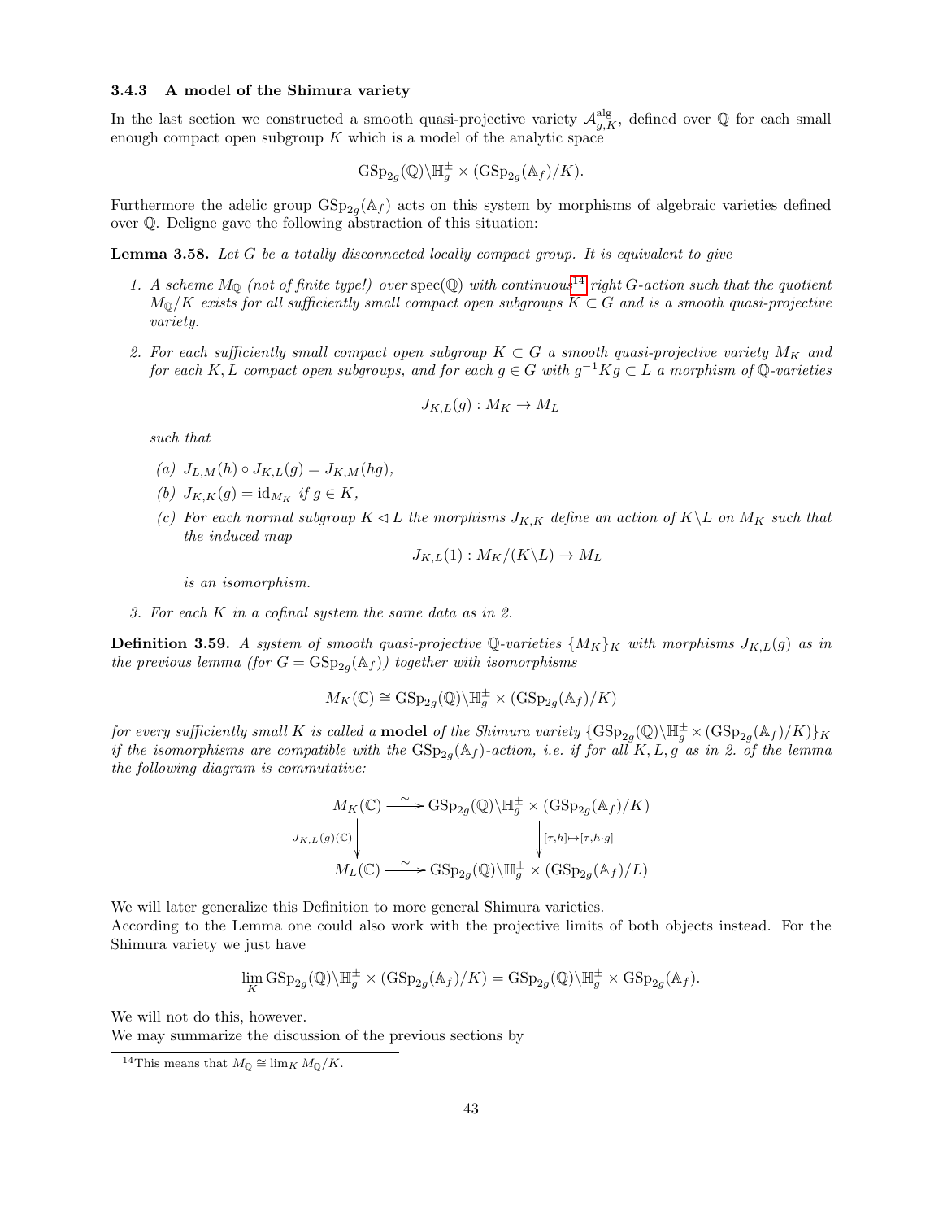### 3.4.3 A model of the Shimura variety

In the last section we constructed a smooth quasi-projective variety $\mathcal{A}^{\mathrm{alg}}_{g,K}$, defined over $\mathbb{Q}$ for each small enough compact open subgroup $K$ which is a model of the analytic space

$$\mathrm{GSp}_{2g}(\mathbb{Q})\backslash \mathbb{H}_g^{\pm} \times (\mathrm{GSp}_{2g}(\mathbb{A}_f)/K).$$

Furthermore the adelic group $\mathrm{GSp}_{2g}(\mathbb{A}_f)$ acts on this system by morphisms of algebraic varieties defined over $\mathbb{Q}$. Deligne gave the following abstraction of this situation:

**Lemma 3.58.** *Let $G$ be a totally disconnected locally compact group. It is equivalent to give*

1. *A scheme $M_{\mathbb{Q}}$ (not of finite type!) over $\mathrm{spec}(\mathbb{Q})$ with continuous[14] right $G$-action such that the quotient $M_{\mathbb{Q}}/K$ exists for all sufficiently small compact open subgroups $K \subset G$ and is a smooth quasi-projective variety.*
2. *For each sufficiently small compact open subgroup $K \subset G$ a smooth quasi-projective variety $M_K$ and for each $K, L$ compact open subgroups, and for each $g \in G$ with $g^{-1}Kg \subset L$ a morphism of $\mathbb{Q}$-varieties*

$$J_{K,L}(g) : M_K \to M_L$$

   *such that*

   *(a) $J_{L,M}(h) \circ J_{K,L}(g) = J_{K,M}(hg)$,*

   *(b) $J_{K,K}(g) = \mathrm{id}_{M_K}$ if $g \in K$,*

   *(c) For each normal subgroup $K \lhd L$ the morphisms $J_{K,K}$ define an action of $K\backslash L$ on $M_K$ such that the induced map*

$$J_{K,L}(1) : M_K/(K\backslash L) \to M_L$$

   *is an isomorphism.*

3. *For each $K$ in a cofinal system the same data as in 2.*

**Definition 3.59.** *A system of smooth quasi-projective $\mathbb{Q}$-varieties $\{M_K\}_K$ with morphisms $J_{K,L}(g)$ as in the previous lemma (for $G = \mathrm{GSp}_{2g}(\mathbb{A}_f)$) together with isomorphisms*

$$M_K(\mathbb{C}) \cong \mathrm{GSp}_{2g}(\mathbb{Q})\backslash \mathbb{H}_g^{\pm} \times (\mathrm{GSp}_{2g}(\mathbb{A}_f)/K)$$

*for every sufficiently small $K$ is called a* **model** *of the Shimura variety $\{\mathrm{GSp}_{2g}(\mathbb{Q})\backslash \mathbb{H}_g^{\pm} \times (\mathrm{GSp}_{2g}(\mathbb{A}_f)/K)\}_K$ if the isomorphisms are compatible with the $\mathrm{GSp}_{2g}(\mathbb{A}_f)$-action, i.e. if for all $K, L, g$ as in 2. of the lemma the following diagram is commutative:*

$$\begin{array}{ccc}
M_K(\mathbb{C}) & \xrightarrow{\sim} & \mathrm{GSp}_{2g}(\mathbb{Q})\backslash \mathbb{H}_g^{\pm} \times (\mathrm{GSp}_{2g}(\mathbb{A}_f)/K) \\
\downarrow{\scriptstyle J_{K,L}(g)(\mathbb{C})} & & \downarrow{\scriptstyle [\tau,h]\mapsto[\tau,h\cdot g]} \\
M_L(\mathbb{C}) & \xrightarrow{\sim} & \mathrm{GSp}_{2g}(\mathbb{Q})\backslash \mathbb{H}_g^{\pm} \times (\mathrm{GSp}_{2g}(\mathbb{A}_f)/L)
\end{array}$$

We will later generalize this Definition to more general Shimura varieties.
According to the Lemma one could also work with the projective limits of both objects instead. For the Shimura variety we just have

$$\lim_K \mathrm{GSp}_{2g}(\mathbb{Q})\backslash \mathbb{H}_g^{\pm} \times (\mathrm{GSp}_{2g}(\mathbb{A}_f)/K) = \mathrm{GSp}_{2g}(\mathbb{Q})\backslash \mathbb{H}_g^{\pm} \times \mathrm{GSp}_{2g}(\mathbb{A}_f).$$

We will not do this, however.
We may summarize the discussion of the previous sections by

[14] This means that $M_{\mathbb{Q}} \cong \lim_K M_{\mathbb{Q}}/K$.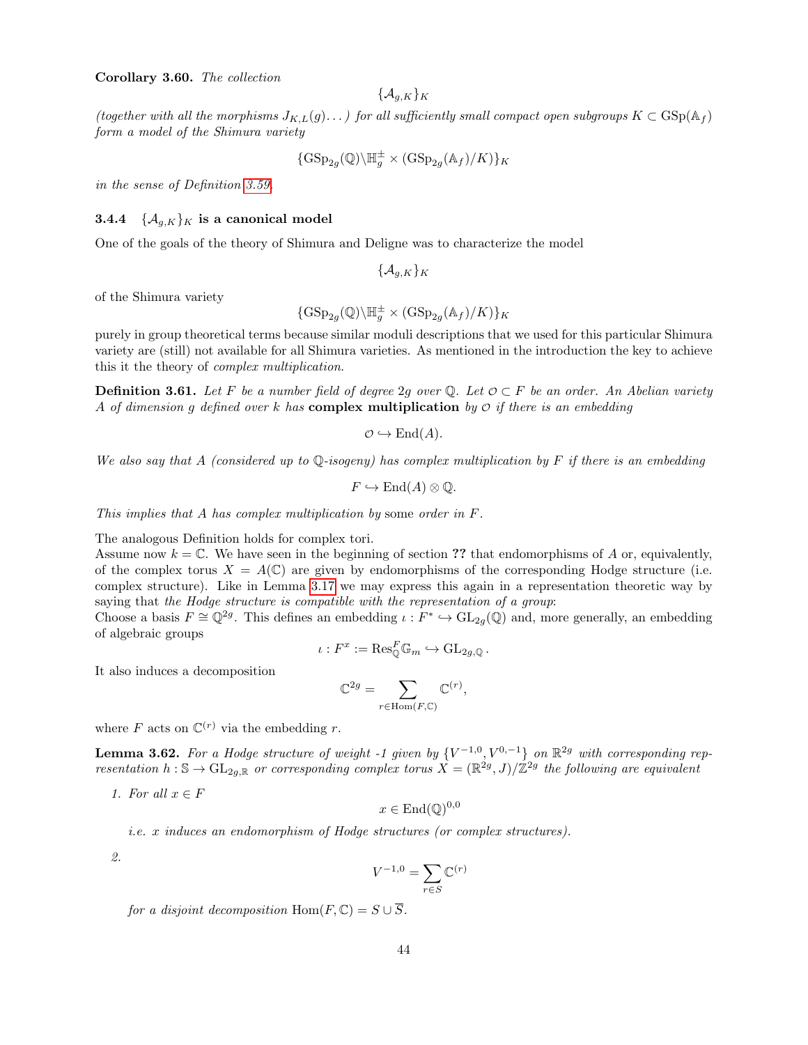**Corollary 3.60.** *The collection*

$$\{\mathcal{A}_{g,K}\}_K$$

*(together with all the morphisms $J_{K,L}(g)\dots$) for all sufficiently small compact open subgroups $K \subset \mathrm{GSp}(\mathbb{A}_f)$ form a model of the Shimura variety*

$$\{\mathrm{GSp}_{2g}(\mathbb{Q})\backslash\mathbb{H}_g^{\pm} \times (\mathrm{GSp}_{2g}(\mathbb{A}_f)/K)\}_K$$

*in the sense of Definition 3.59.*

### 3.4.4 $\{\mathcal{A}_{g,K}\}_K$ is a canonical model

One of the goals of the theory of Shimura and Deligne was to characterize the model

$$\{\mathcal{A}_{g,K}\}_K$$

of the Shimura variety

$$\{\mathrm{GSp}_{2g}(\mathbb{Q})\backslash\mathbb{H}_g^{\pm} \times (\mathrm{GSp}_{2g}(\mathbb{A}_f)/K)\}_K$$

purely in group theoretical terms because similar moduli descriptions that we used for this particular Shimura variety are (still) not available for all Shimura varieties. As mentioned in the introduction the key to achieve this it the theory of *complex multiplication*.

**Definition 3.61.** *Let $F$ be a number field of degree $2g$ over $\mathbb{Q}$. Let $\mathcal{O} \subset F$ be an order. An Abelian variety $A$ of dimension $g$ defined over $k$ has* **complex multiplication** *by $\mathcal{O}$ if there is an embedding*

$$\mathcal{O} \hookrightarrow \mathrm{End}(A).$$

*We also say that $A$ (considered up to $\mathbb{Q}$-isogeny) has complex multiplication by $F$ if there is an embedding*

$$F \hookrightarrow \mathrm{End}(A) \otimes \mathbb{Q}.$$

*This implies that $A$ has complex multiplication by* some *order in $F$.*

The analogous Definition holds for complex tori.
Assume now $k = \mathbb{C}$. We have seen in the beginning of section **??** that endomorphisms of $A$ or, equivalently, of the complex torus $X = A(\mathbb{C})$ are given by endomorphisms of the corresponding Hodge structure (i.e. complex structure). Like in Lemma 3.17 we may express this again in a representation theoretic way by saying that *the Hodge structure is compatible with the representation of a group*:
Choose a basis $F \cong \mathbb{Q}^{2g}$. This defines an embedding $\iota : F^* \hookrightarrow \mathrm{GL}_{2g}(\mathbb{Q})$ and, more generally, an embedding of algebraic groups

$$\iota : F^x := \mathrm{Res}_{\mathbb{Q}}^F \mathbb{G}_m \hookrightarrow \mathrm{GL}_{2g,\mathbb{Q}}.$$

It also induces a decomposition

$$\mathbb{C}^{2g} = \sum_{r \in \mathrm{Hom}(F,\mathbb{C})} \mathbb{C}^{(r)},$$

where $F$ acts on $\mathbb{C}^{(r)}$ via the embedding $r$.

**Lemma 3.62.** *For a Hodge structure of weight -1 given by $\{V^{-1,0}, V^{0,-1}\}$ on $\mathbb{R}^{2g}$ with corresponding representation $h : \mathbb{S} \to \mathrm{GL}_{2g,\mathbb{R}}$ or corresponding complex torus $X = (\mathbb{R}^{2g}, J)/\mathbb{Z}^{2g}$ the following are equivalent*

1. *For all $x \in F$*

$$x \in \mathrm{End}(\mathbb{Q})^{0,0}$$

   *i.e. $x$ induces an endomorphism of Hodge structures (or complex structures).*

2. $$V^{-1,0} = \sum_{r \in S} \mathbb{C}^{(r)}$$

   *for a disjoint decomposition $\mathrm{Hom}(F,\mathbb{C}) = S \cup \overline{S}$.*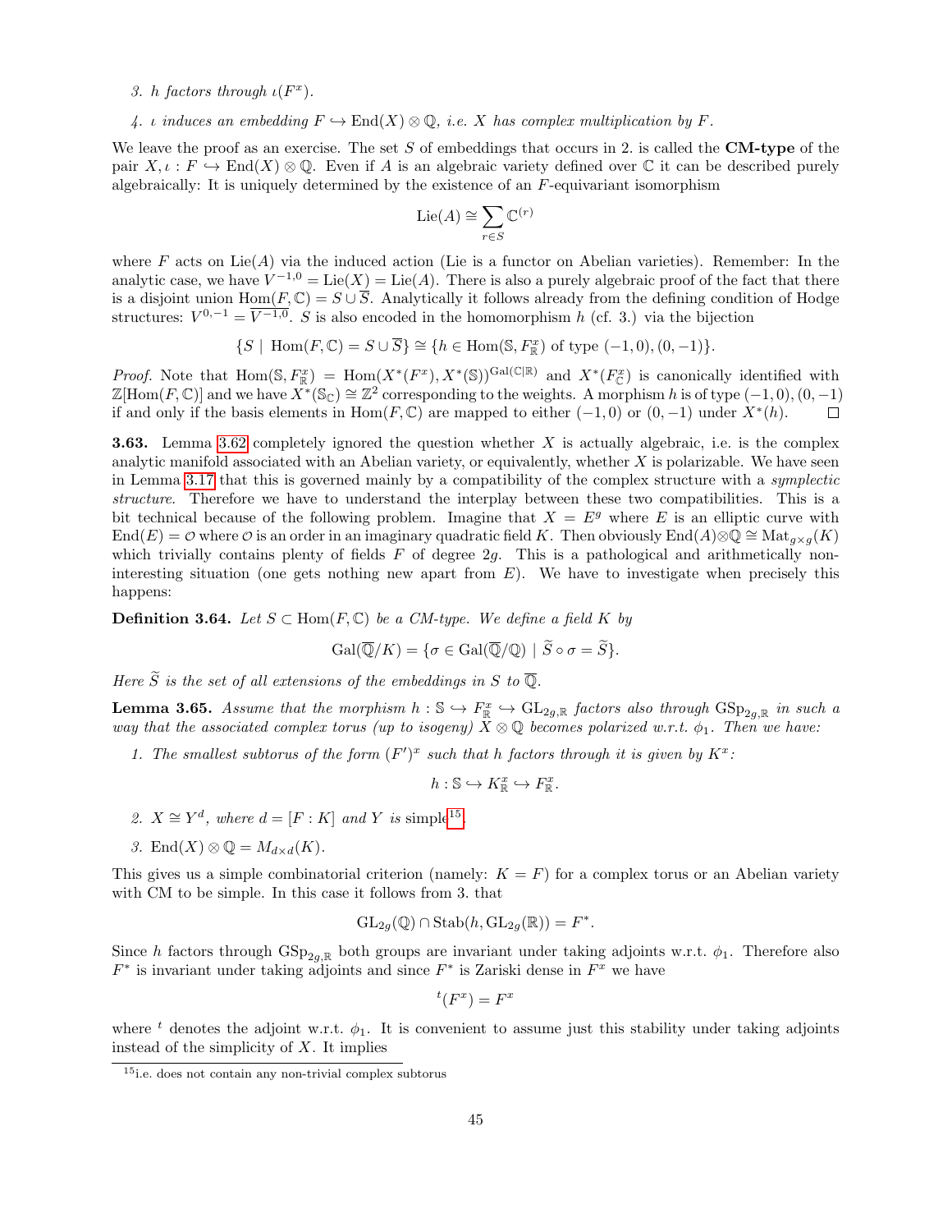3. $h$ *factors through* $\iota(F^x)$.

4. $\iota$ *induces an embedding* $F \hookrightarrow \mathrm{End}(X) \otimes \mathbb{Q}$*, i.e.* $X$ *has complex multiplication by* $F$.

We leave the proof as an exercise. The set $S$ of embeddings that occurs in 2. is called the **CM-type** of the pair $X, \iota : F \hookrightarrow \mathrm{End}(X) \otimes \mathbb{Q}$. Even if $A$ is an algebraic variety defined over $\mathbb{C}$ it can be described purely algebraically: It is uniquely determined by the existence of an $F$-equivariant isomorphism

$$\mathrm{Lie}(A) \cong \sum_{r \in S} \mathbb{C}^{(r)}$$

where $F$ acts on $\mathrm{Lie}(A)$ via the induced action (Lie is a functor on Abelian varieties). Remember: In the analytic case, we have $V^{-1,0} = \mathrm{Lie}(X) = \mathrm{Lie}(A)$. There is also a purely algebraic proof of the fact that there is a disjoint union $\mathrm{Hom}(F, \mathbb{C}) = S \cup \overline{S}$. Analytically it follows already from the defining condition of Hodge structures: $V^{0,-1} = \overline{V^{-1,0}}$. $S$ is also encoded in the homomorphism $h$ (cf. 3.) via the bijection

$$\{S \mid \mathrm{Hom}(F, \mathbb{C}) = S \cup \overline{S}\} \cong \{h \in \mathrm{Hom}(\mathbb{S}, F^x_{\mathbb{R}}) \text{ of type } (-1,0), (0,-1)\}.$$

*Proof.* Note that $\mathrm{Hom}(\mathbb{S}, F^x_{\mathbb{R}}) = \mathrm{Hom}(X^*(F^x), X^*(\mathbb{S}))^{\mathrm{Gal}(\mathbb{C}|\mathbb{R})}$ and $X^*(F^x_{\mathbb{C}})$ is canonically identified with $\mathbb{Z}[\mathrm{Hom}(F, \mathbb{C})]$ and we have $X^*(\mathbb{S}_{\mathbb{C}}) \cong \mathbb{Z}^2$ corresponding to the weights. A morphism $h$ is of type $(-1,0), (0,-1)$ if and only if the basis elements in $\mathrm{Hom}(F, \mathbb{C})$ are mapped to either $(-1,0)$ or $(0,-1)$ under $X^*(h)$. $\square$

**3.63.** Lemma 3.62 completely ignored the question whether $X$ is actually algebraic, i.e. is the complex analytic manifold associated with an Abelian variety, or equivalently, whether $X$ is polarizable. We have seen in Lemma 3.17 that this is governed mainly by a compatibility of the complex structure with a *symplectic structure*. Therefore we have to understand the interplay between these two compatibilities. This is a bit technical because of the following problem. Imagine that $X = E^g$ where $E$ is an elliptic curve with $\mathrm{End}(E) = \mathcal{O}$ where $\mathcal{O}$ is an order in an imaginary quadratic field $K$. Then obviously $\mathrm{End}(A) \otimes \mathbb{Q} \cong \mathrm{Mat}_{g \times g}(K)$ which trivially contains plenty of fields $F$ of degree $2g$. This is a pathological and arithmetically non-interesting situation (one gets nothing new apart from $E$). We have to investigate when precisely this happens:

**Definition 3.64.** *Let* $S \subset \mathrm{Hom}(F, \mathbb{C})$ *be a CM-type. We define a field* $K$ *by*

$$\mathrm{Gal}(\overline{\mathbb{Q}}/K) = \{\sigma \in \mathrm{Gal}(\overline{\mathbb{Q}}/\mathbb{Q}) \mid \widetilde{S} \circ \sigma = \widetilde{S}\}.$$

*Here* $\widetilde{S}$ *is the set of all extensions of the embeddings in* $S$ *to* $\overline{\mathbb{Q}}$.

**Lemma 3.65.** *Assume that the morphism* $h : \mathbb{S} \hookrightarrow F^x_{\mathbb{R}} \hookrightarrow \mathrm{GL}_{2g,\mathbb{R}}$ *factors also through* $\mathrm{GSp}_{2g,\mathbb{R}}$ *in such a way that the associated complex torus (up to isogeny)* $X \otimes \mathbb{Q}$ *becomes polarized w.r.t.* $\phi_1$*. Then we have:*

1. *The smallest subtorus of the form* $(F')^x$ *such that* $h$ *factors through it is given by* $K^x$*:*

$$h : \mathbb{S} \hookrightarrow K^x_{\mathbb{R}} \hookrightarrow F^x_{\mathbb{R}}.$$

2. $X \cong Y^d$*, where* $d = [F : K]$ *and* $Y$ *is* simple[15]*.*

3. $\mathrm{End}(X) \otimes \mathbb{Q} = M_{d \times d}(K)$.

This gives us a simple combinatorial criterion (namely: $K = F$) for a complex torus or an Abelian variety with CM to be simple. In this case it follows from 3. that

$$\mathrm{GL}_{2g}(\mathbb{Q}) \cap \mathrm{Stab}(h, \mathrm{GL}_{2g}(\mathbb{R})) = F^*.$$

Since $h$ factors through $\mathrm{GSp}_{2g,\mathbb{R}}$ both groups are invariant under taking adjoints w.r.t. $\phi_1$. Therefore also $F^*$ is invariant under taking adjoints and since $F^*$ is Zariski dense in $F^x$ we have

$${}^t(F^x) = F^x$$

where ${}^t$ denotes the adjoint w.r.t. $\phi_1$. It is convenient to assume just this stability under taking adjoints instead of the simplicity of $X$. It implies

[15] i.e. does not contain any non-trivial complex subtorus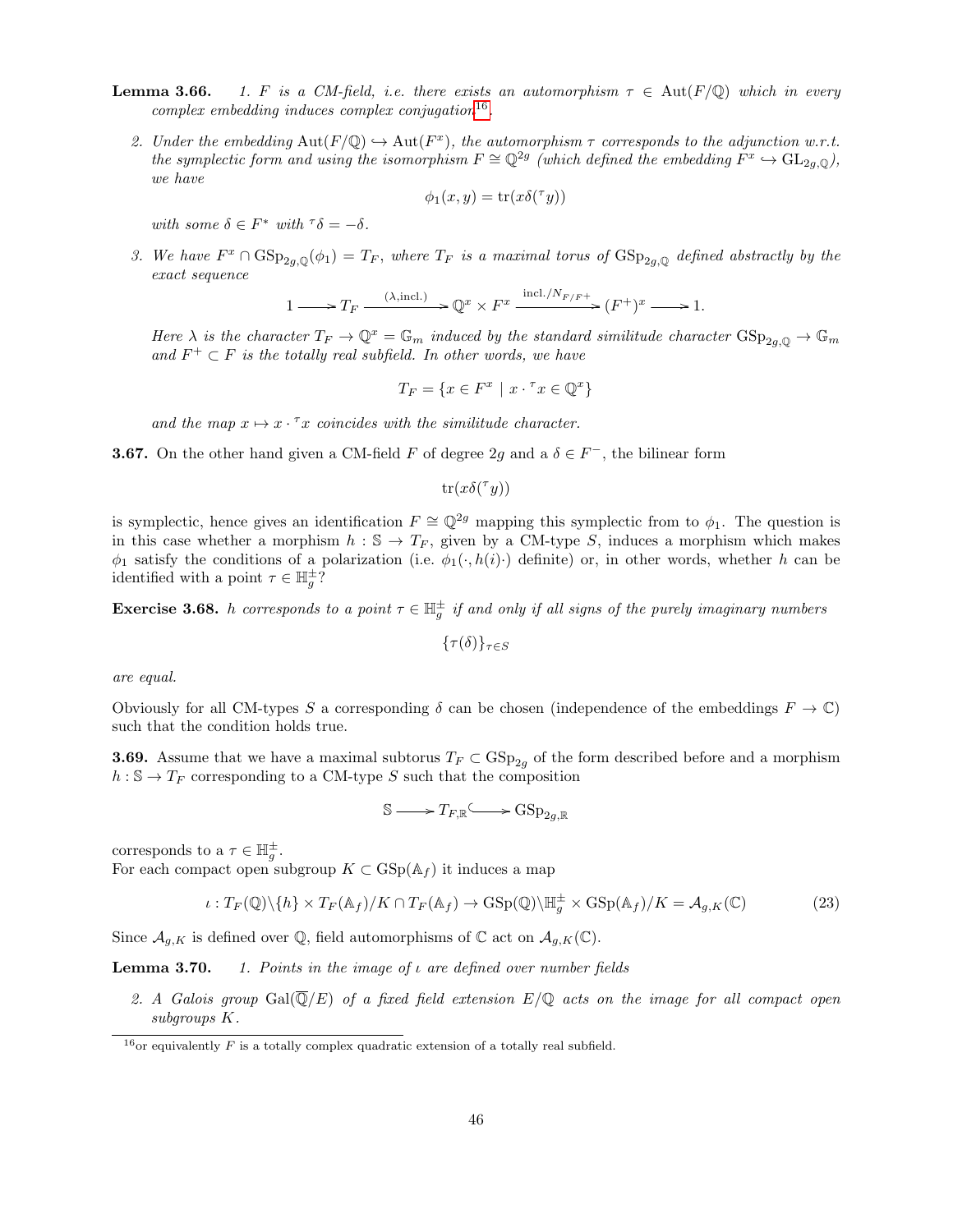**Lemma 3.66.** *1. $F$ is a CM-field, i.e. there exists an automorphism $\tau \in \mathrm{Aut}(F/\mathbb{Q})$ which in every complex embedding induces complex conjugation*[16].

*2. Under the embedding $\mathrm{Aut}(F/\mathbb{Q}) \hookrightarrow \mathrm{Aut}(F^x)$, the automorphism $\tau$ corresponds to the adjunction w.r.t. the symplectic form and using the isomorphism $F \cong \mathbb{Q}^{2g}$ (which defined the embedding $F^x \hookrightarrow \mathrm{GL}_{2g,\mathbb{Q}}$), we have*

$$\phi_1(x,y) = \mathrm{tr}(x\delta({}^\tau y))$$

*with some $\delta \in F^*$ with ${}^\tau\delta = -\delta$.*

*3. We have $F^x \cap \mathrm{GSp}_{2g,\mathbb{Q}}(\phi_1) = T_F$, where $T_F$ is a maximal torus of $\mathrm{GSp}_{2g,\mathbb{Q}}$ defined abstractly by the exact sequence*

$$1 \longrightarrow T_F \xrightarrow{(\lambda,\mathrm{incl.})} \mathbb{Q}^x \times F^x \xrightarrow{\mathrm{incl.}/N_{F/F^+}} (F^+)^x \longrightarrow 1.$$

*Here $\lambda$ is the character $T_F \to \mathbb{Q}^x = \mathbb{G}_m$ induced by the standard similitude character $\mathrm{GSp}_{2g,\mathbb{Q}} \to \mathbb{G}_m$ and $F^+ \subset F$ is the totally real subfield. In other words, we have*

$$T_F = \{x \in F^x \mid x \cdot {}^\tau x \in \mathbb{Q}^x\}$$

*and the map $x \mapsto x \cdot {}^\tau x$ coincides with the similitude character.*

**3.67.** On the other hand given a CM-field $F$ of degree $2g$ and a $\delta \in F^-$, the bilinear form

$$\mathrm{tr}(x\delta({}^\tau y))$$

is symplectic, hence gives an identification $F \cong \mathbb{Q}^{2g}$ mapping this symplectic from to $\phi_1$. The question is in this case whether a morphism $h : \mathbb{S} \to T_F$, given by a CM-type $S$, induces a morphism which makes $\phi_1$ satisfy the conditions of a polarization (i.e. $\phi_1(\cdot, h(i)\cdot)$ definite) or, in other words, whether $h$ can be identified with a point $\tau \in \mathbb{H}_g^\pm$?

**Exercise 3.68.** *$h$ corresponds to a point $\tau \in \mathbb{H}_g^\pm$ if and only if all signs of the purely imaginary numbers*

$$\{\tau(\delta)\}_{\tau \in S}$$

*are equal.*

Obviously for all CM-types $S$ a corresponding $\delta$ can be chosen (independence of the embeddings $F \to \mathbb{C}$) such that the condition holds true.

**3.69.** Assume that we have a maximal subtorus $T_F \subset \mathrm{GSp}_{2g}$ of the form described before and a morphism $h : \mathbb{S} \to T_F$ corresponding to a CM-type $S$ such that the composition

$$\mathbb{S} \longrightarrow T_{F,\mathbb{R}} \hookrightarrow \mathrm{GSp}_{2g,\mathbb{R}}$$

corresponds to a $\tau \in \mathbb{H}_g^\pm$.
For each compact open subgroup $K \subset \mathrm{GSp}(\mathbb{A}_f)$ it induces a map

$$\iota : T_F(\mathbb{Q})\backslash\{h\} \times T_F(\mathbb{A}_f)/K \cap T_F(\mathbb{A}_f) \to \mathrm{GSp}(\mathbb{Q})\backslash\mathbb{H}_g^\pm \times \mathrm{GSp}(\mathbb{A}_f)/K = \mathcal{A}_{g,K}(\mathbb{C}) \tag{23}$$

Since $\mathcal{A}_{g,K}$ is defined over $\mathbb{Q}$, field automorphisms of $\mathbb{C}$ act on $\mathcal{A}_{g,K}(\mathbb{C})$.

**Lemma 3.70.** *1. Points in the image of $\iota$ are defined over number fields*

*2. A Galois group $\mathrm{Gal}(\overline{\mathbb{Q}}/E)$ of a fixed field extension $E/\mathbb{Q}$ acts on the image for all compact open subgroups $K$.*

[16] or equivalently $F$ is a totally complex quadratic extension of a totally real subfield.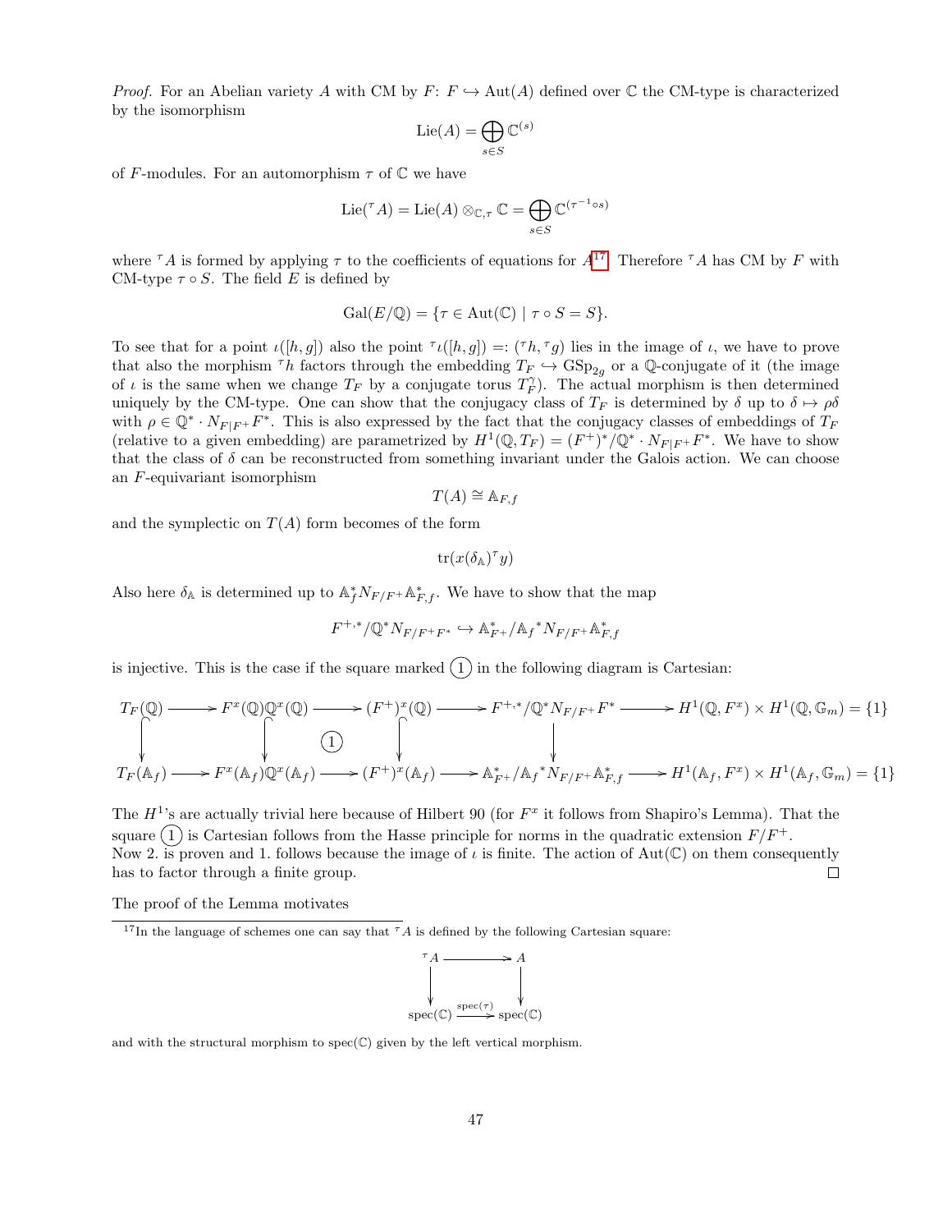*Proof.* For an Abelian variety $A$ with CM by $F$: $F \hookrightarrow \mathrm{Aut}(A)$ defined over $\mathbb{C}$ the CM-type is characterized by the isomorphism

$$\mathrm{Lie}(A) = \bigoplus_{s \in S} \mathbb{C}^{(s)}$$

of $F$-modules. For an automorphism $\tau$ of $\mathbb{C}$ we have

$$\mathrm{Lie}({}^{\tau}A) = \mathrm{Lie}(A) \otimes_{\mathbb{C},\tau} \mathbb{C} = \bigoplus_{s \in S} \mathbb{C}^{(\tau^{-1} \circ s)}$$

where ${}^{\tau}A$ is formed by applying $\tau$ to the coefficients of equations for $A$[17]. Therefore ${}^{\tau}A$ has CM by $F$ with CM-type $\tau \circ S$. The field $E$ is defined by

$$\mathrm{Gal}(E/\mathbb{Q}) = \{\tau \in \mathrm{Aut}(\mathbb{C}) \mid \tau \circ S = S\}.$$

To see that for a point $\iota([h,g])$ also the point ${}^{\tau}\iota([h,g]) =: ({}^{\tau}h, {}^{\tau}g)$ lies in the image of $\iota$, we have to prove that also the morphism ${}^{\tau}h$ factors through the embedding $T_F \hookrightarrow \mathrm{GSp}_{2g}$ or a $\mathbb{Q}$-conjugate of it (the image of $\iota$ is the same when we change $T_F$ by a conjugate torus $T_F^{\gamma}$). The actual morphism is then determined uniquely by the CM-type. One can show that the conjugacy class of $T_F$ is determined by $\delta$ up to $\delta \mapsto \rho\delta$ with $\rho \in \mathbb{Q}^* \cdot N_{F|F^+}F^*$. This is also expressed by the fact that the conjugacy classes of embeddings of $T_F$ (relative to a given embedding) are parametrized by $H^1(\mathbb{Q}, T_F) = (F^+)^*/\mathbb{Q}^* \cdot N_{F|F^+}F^*$. We have to show that the class of $\delta$ can be reconstructed from something invariant under the Galois action. We can choose an $F$-equivariant isomorphism

$$T(A) \cong \mathbb{A}_{F,f}$$

and the symplectic on $T(A)$ form becomes of the form

$$\mathrm{tr}(x(\delta_{\mathbb{A}})^{\tau} y)$$

Also here $\delta_{\mathbb{A}}$ is determined up to $\mathbb{A}_f^* N_{F/F^+}\mathbb{A}_{F,f}^*$. We have to show that the map

$$F^{+,*}/\mathbb{Q}^* N_{F/F^+F^*} \hookrightarrow \mathbb{A}_{F^+}^*/{\mathbb{A}_f}^* N_{F/F^+}\mathbb{A}_{F,f}^*$$

is injective. This is the case if the square marked (1) in the following diagram is Cartesian:

$$\begin{array}{ccccccccc}
T_F(\mathbb{Q}) & \longrightarrow & F^x(\mathbb{Q})\mathbb{Q}^x(\mathbb{Q}) & \longrightarrow & (F^+)^x(\mathbb{Q}) & \longrightarrow & F^{+,*}/\mathbb{Q}^* N_{F/F^+}F^* & \longrightarrow & H^1(\mathbb{Q}, F^x) \times H^1(\mathbb{Q}, \mathbb{G}_m) = \{1\} \\
\downarrow & & \downarrow & (1) & \downarrow & & \downarrow & & \\
T_F(\mathbb{A}_f) & \longrightarrow & F^x(\mathbb{A}_f)\mathbb{Q}^x(\mathbb{A}_f) & \longrightarrow & (F^+)^x(\mathbb{A}_f) & \longrightarrow & \mathbb{A}_{F^+}^*/{\mathbb{A}_f}^* N_{F/F^+}\mathbb{A}_{F,f}^* & \longrightarrow & H^1(\mathbb{A}_f, F^x) \times H^1(\mathbb{A}_f, \mathbb{G}_m) = \{1\}
\end{array}$$

The $H^1$'s are actually trivial here because of Hilbert 90 (for $F^x$ it follows from Shapiro's Lemma). That the square (1) is Cartesian follows from the Hasse principle for norms in the quadratic extension $F/F^+$.
Now 2. is proven and 1. follows because the image of $\iota$ is finite. The action of $\mathrm{Aut}(\mathbb{C})$ on them consequently has to factor through a finite group. □

The proof of the Lemma motivates

[17] In the language of schemes one can say that ${}^{\tau}A$ is defined by the following Cartesian square:

$$\begin{array}{ccc}
{}^{\tau}A & \longrightarrow & A \\
\downarrow & & \downarrow \\
\mathrm{spec}(\mathbb{C}) & \xrightarrow{\mathrm{spec}(\tau)} & \mathrm{spec}(\mathbb{C})
\end{array}$$

and with the structural morphism to $\mathrm{spec}(\mathbb{C})$ given by the left vertical morphism.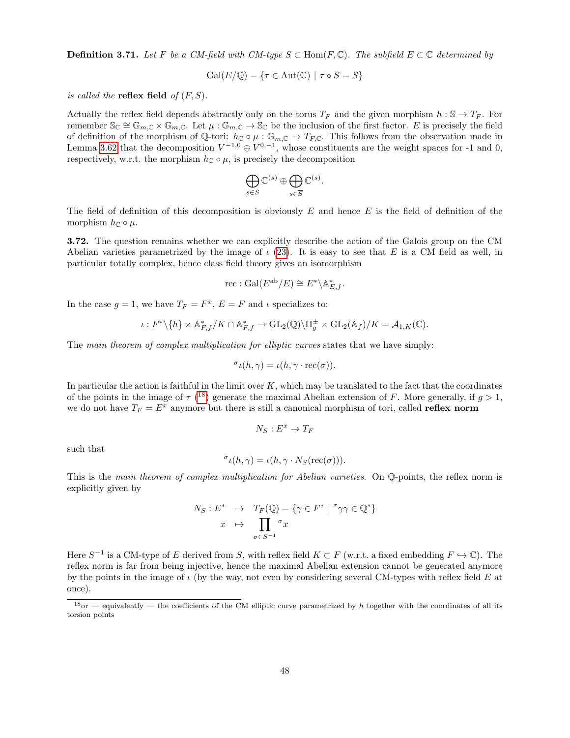**Definition 3.71.** *Let $F$ be a CM-field with CM-type $S \subset \mathrm{Hom}(F, \mathbb{C})$. The subfield $E \subset \mathbb{C}$ determined by*

$$\mathrm{Gal}(E/\mathbb{Q}) = \{\tau \in \mathrm{Aut}(\mathbb{C}) \mid \tau \circ S = S\}$$

*is called the* **reflex field** *of $(F, S)$.*

Actually the reflex field depends abstractly only on the torus $T_F$ and the given morphism $h : \mathbb{S} \to T_F$. For remember $\mathbb{S}_\mathbb{C} \cong \mathbb{G}_{m,\mathbb{C}} \times \mathbb{G}_{m,\mathbb{C}}$. Let $\mu : \mathbb{G}_{m,\mathbb{C}} \to \mathbb{S}_\mathbb{C}$ be the inclusion of the first factor. $E$ is precisely the field of definition of the morphism of $\mathbb{Q}$-tori: $h_\mathbb{C} \circ \mu : \mathbb{G}_{m,\mathbb{C}} \to T_{F,\mathbb{C}}$. This follows from the observation made in Lemma 3.62 that the decomposition $V^{-1,0} \oplus V^{0,-1}$, whose constituents are the weight spaces for -1 and 0, respectively, w.r.t. the morphism $h_\mathbb{C} \circ \mu$, is precisely the decomposition

$$\bigoplus_{s \in S} \mathbb{C}^{(s)} \oplus \bigoplus_{s \in \overline{S}} \mathbb{C}^{(s)}.$$

The field of definition of this decomposition is obviously $E$ and hence $E$ is the field of definition of the morphism $h_\mathbb{C} \circ \mu$.

**3.72.** The question remains whether we can explicitly describe the action of the Galois group on the CM Abelian varieties parametrized by the image of $\iota$ (23). It is easy to see that $E$ is a CM field as well, in particular totally complex, hence class field theory gives an isomorphism

$$\mathrm{rec} : \mathrm{Gal}(E^{\mathrm{ab}}/E) \cong E^* \backslash \mathbb{A}^*_{E,f}.$$

In the case $g = 1$, we have $T_F = F^x$, $E = F$ and $\iota$ specializes to:

$$\iota : F^* \backslash \{h\} \times \mathbb{A}^*_{F,f}/K \cap \mathbb{A}^*_{F,f} \to \mathrm{GL}_2(\mathbb{Q}) \backslash \mathbb{H}^\pm_g \times \mathrm{GL}_2(\mathbb{A}_f)/K = \mathcal{A}_{1,K}(\mathbb{C}).$$

The *main theorem of complex multiplication for elliptic curves* states that we have simply:

$$^\sigma\iota(h, \gamma) = \iota(h, \gamma \cdot \mathrm{rec}(\sigma)).$$

In particular the action is faithful in the limit over $K$, which may be translated to the fact that the coordinates of the points in the image of $\tau$ ([18]) generate the maximal Abelian extension of $F$. More generally, if $g > 1$, we do not have $T_F = E^x$ anymore but there is still a canonical morphism of tori, called **reflex norm**

$$N_S : E^x \to T_F$$

such that

$$^\sigma\iota(h, \gamma) = \iota(h, \gamma \cdot N_S(\mathrm{rec}(\sigma))).$$

This is the *main theorem of complex multiplication for Abelian varieties.* On $\mathbb{Q}$-points, the reflex norm is explicitly given by

$$\begin{array}{rcl} N_S : E^* & \to & T_F(\mathbb{Q}) = \{\gamma \in F^* \mid {}^\tau\gamma\gamma \in \mathbb{Q}^*\} \\ x & \mapsto & \displaystyle\prod_{\sigma \in S^{-1}} {}^\sigma x \end{array}$$

Here $S^{-1}$ is a CM-type of $E$ derived from $S$, with reflex field $K \subset F$ (w.r.t. a fixed embedding $F \hookrightarrow \mathbb{C}$). The reflex norm is far from being injective, hence the maximal Abelian extension cannot be generated anymore by the points in the image of $\iota$ (by the way, not even by considering several CM-types with reflex field $E$ at once).

[18] or — equivalently — the coefficients of the CM elliptic curve parametrized by $h$ together with the coordinates of all its torsion points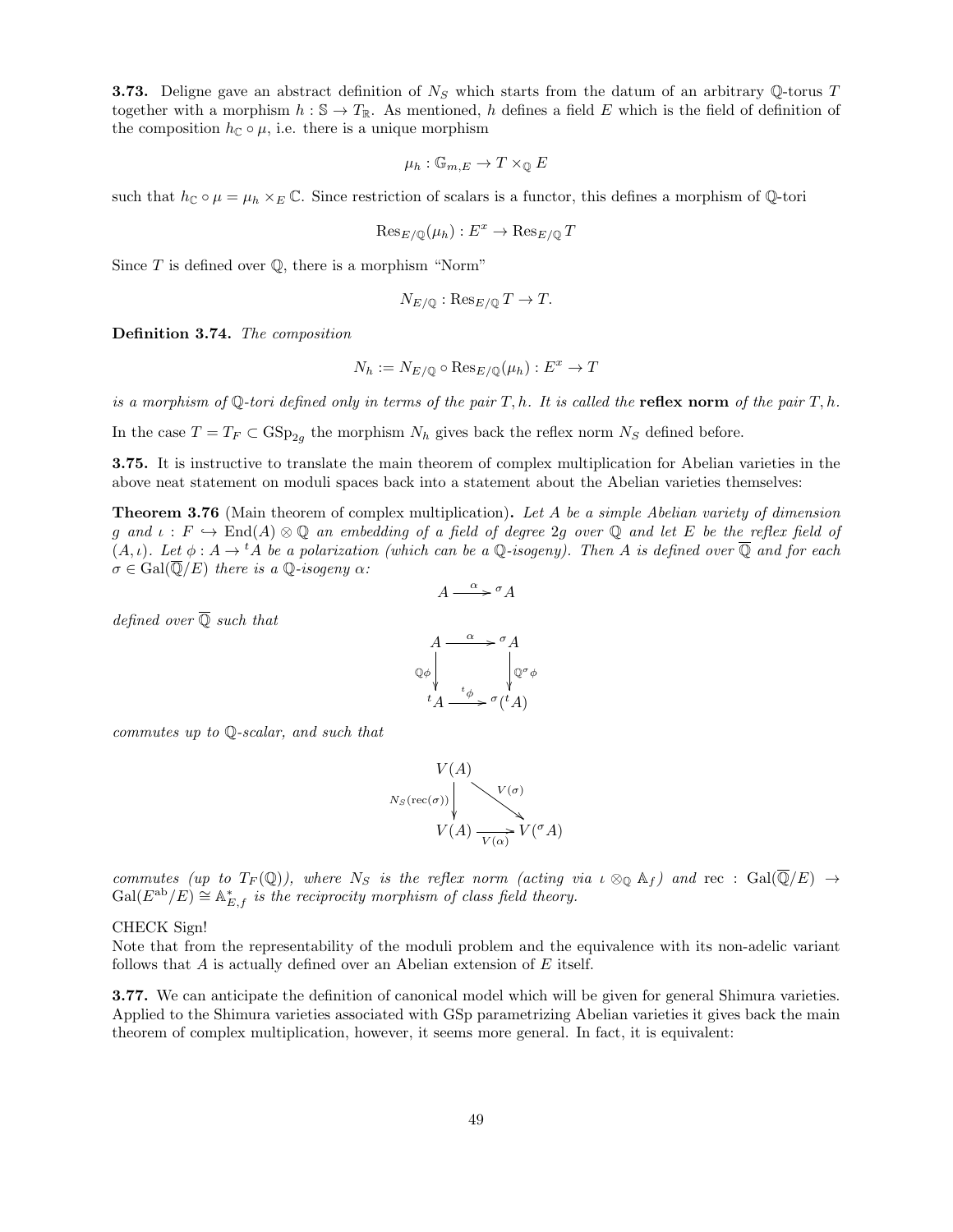**3.73.** Deligne gave an abstract definition of $N_S$ which starts from the datum of an arbitrary $\mathbb{Q}$-torus $T$ together with a morphism $h : \mathbb{S} \to T_{\mathbb{R}}$. As mentioned, $h$ defines a field $E$ which is the field of definition of the composition $h_{\mathbb{C}} \circ \mu$, i.e. there is a unique morphism

$$\mu_h : \mathbb{G}_{m,E} \to T \times_{\mathbb{Q}} E$$

such that $h_{\mathbb{C}} \circ \mu = \mu_h \times_E \mathbb{C}$. Since restriction of scalars is a functor, this defines a morphism of $\mathbb{Q}$-tori

$$\operatorname{Res}_{E/\mathbb{Q}}(\mu_h) : E^x \to \operatorname{Res}_{E/\mathbb{Q}} T$$

Since $T$ is defined over $\mathbb{Q}$, there is a morphism "Norm"

$$N_{E/\mathbb{Q}} : \operatorname{Res}_{E/\mathbb{Q}} T \to T.$$

**Definition 3.74.** *The composition*

$$N_h := N_{E/\mathbb{Q}} \circ \operatorname{Res}_{E/\mathbb{Q}}(\mu_h) : E^x \to T$$

*is a morphism of $\mathbb{Q}$-tori defined only in terms of the pair $T, h$. It is called the* **reflex norm** *of the pair $T, h$.*

In the case $T = T_F \subset \mathrm{GSp}_{2g}$ the morphism $N_h$ gives back the reflex norm $N_S$ defined before.

**3.75.** It is instructive to translate the main theorem of complex multiplication for Abelian varieties in the above neat statement on moduli spaces back into a statement about the Abelian varieties themselves:

**Theorem 3.76** (Main theorem of complex multiplication)**.** *Let $A$ be a simple Abelian variety of dimension $g$ and $\iota : F \hookrightarrow \operatorname{End}(A) \otimes \mathbb{Q}$ an embedding of a field of degree $2g$ over $\mathbb{Q}$ and let $E$ be the reflex field of $(A, \iota)$. Let $\phi : A \to {}^tA$ be a polarization (which can be a $\mathbb{Q}$-isogeny). Then $A$ is defined over $\overline{\mathbb{Q}}$ and for each $\sigma \in \operatorname{Gal}(\overline{\mathbb{Q}}/E)$ there is a $\mathbb{Q}$-isogeny $\alpha$:*

$$A \xrightarrow{\alpha} {}^\sigma A$$

*defined over $\overline{\mathbb{Q}}$ such that*

$$\begin{array}{ccc} A & \xrightarrow{\alpha} & {}^\sigma A \\ {\scriptstyle \mathbb{Q}\phi}\downarrow & & \downarrow{\scriptstyle \mathbb{Q}^\sigma\phi} \\ {}^tA & \xrightarrow{{}^t\phi} & {}^\sigma({}^tA) \end{array}$$

*commutes up to $\mathbb{Q}$-scalar, and such that*

$$\begin{array}{ccc} V(A) & & \\ {\scriptstyle N_S(\operatorname{rec}(\sigma))}\downarrow & \searrow^{V(\sigma)} & \\ V(A) & \xrightarrow[V(\alpha)]{} & V({}^\sigma A) \end{array}$$

*commutes (up to $T_F(\mathbb{Q})$), where $N_S$ is the reflex norm (acting via $\iota \otimes_{\mathbb{Q}} \mathbb{A}_f$) and $\operatorname{rec} : \operatorname{Gal}(\overline{\mathbb{Q}}/E) \to \operatorname{Gal}(E^{\mathrm{ab}}/E) \cong \mathbb{A}^*_{E,f}$ is the reciprocity morphism of class field theory.*

CHECK Sign!

Note that from the representability of the moduli problem and the equivalence with its non-adelic variant follows that $A$ is actually defined over an Abelian extension of $E$ itself.

**3.77.** We can anticipate the definition of canonical model which will be given for general Shimura varieties. Applied to the Shimura varieties associated with GSp parametrizing Abelian varieties it gives back the main theorem of complex multiplication, however, it seems more general. In fact, it is equivalent: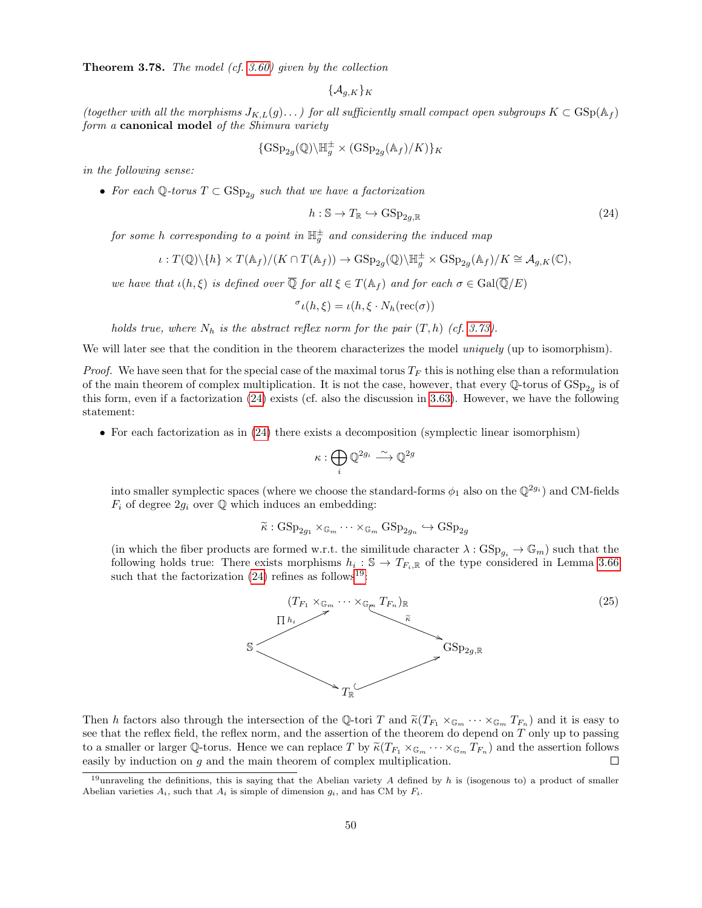**Theorem 3.78.** *The model (cf. 3.60) given by the collection*

$$\{\mathcal{A}_{g,K}\}_K$$

*(together with all the morphisms $J_{K,L}(g)\dots$) for all sufficiently small compact open subgroups $K \subset \mathrm{GSp}(\mathbb{A}_f)$ form a* **canonical model** *of the Shimura variety*

$$\{\mathrm{GSp}_{2g}(\mathbb{Q})\backslash\mathbb{H}_g^{\pm} \times (\mathrm{GSp}_{2g}(\mathbb{A}_f)/K)\}_K$$

*in the following sense:*

- *For each $\mathbb{Q}$-torus $T \subset \mathrm{GSp}_{2g}$ such that we have a factorization*

$$h : \mathbb{S} \to T_{\mathbb{R}} \hookrightarrow \mathrm{GSp}_{2g,\mathbb{R}} \tag{24}$$

  *for some $h$ corresponding to a point in $\mathbb{H}_g^{\pm}$ and considering the induced map*

$$\iota : T(\mathbb{Q})\backslash\{h\} \times T(\mathbb{A}_f)/(K \cap T(\mathbb{A}_f)) \to \mathrm{GSp}_{2g}(\mathbb{Q})\backslash\mathbb{H}_g^{\pm} \times \mathrm{GSp}_{2g}(\mathbb{A}_f)/K \cong \mathcal{A}_{g,K}(\mathbb{C}),$$

  *we have that $\iota(h,\xi)$ is defined over $\overline{\mathbb{Q}}$ for all $\xi \in T(\mathbb{A}_f)$ and for each $\sigma \in \mathrm{Gal}(\overline{\mathbb{Q}}/E)$*

$${}^{\sigma}\iota(h,\xi) = \iota(h, \xi \cdot N_h(\mathrm{rec}(\sigma))$$

  *holds true, where $N_h$ is the abstract reflex norm for the pair $(T,h)$ (cf. 3.73).*

We will later see that the condition in the theorem characterizes the model *uniquely* (up to isomorphism).

*Proof.* We have seen that for the special case of the maximal torus $T_F$ this is nothing else than a reformulation of the main theorem of complex multiplication. It is not the case, however, that every $\mathbb{Q}$-torus of $\mathrm{GSp}_{2g}$ is of this form, even if a factorization (24) exists (cf. also the discussion in 3.63). However, we have the following statement:

- For each factorization as in (24) there exists a decomposition (symplectic linear isomorphism)

$$\kappa : \bigoplus_i \mathbb{Q}^{2g_i} \xrightarrow{\sim} \mathbb{Q}^{2g}$$

  into smaller symplectic spaces (where we choose the standard-forms $\phi_1$ also on the $\mathbb{Q}^{2g_i}$) and CM-fields $F_i$ of degree $2g_i$ over $\mathbb{Q}$ which induces an embedding:

$$\widetilde{\kappa} : \mathrm{GSp}_{2g_1} \times_{\mathbb{G}_m} \cdots \times_{\mathbb{G}_m} \mathrm{GSp}_{2g_n} \hookrightarrow \mathrm{GSp}_{2g}$$

  (in which the fiber products are formed w.r.t. the similitude character $\lambda : \mathrm{GSp}_{g_i} \to \mathbb{G}_m$) such that the following holds true: There exists morphisms $h_i : \mathbb{S} \to T_{F_i,\mathbb{R}}$ of the type considered in Lemma 3.66 such that the factorization (24) refines as follows[19]:

$$\begin{array}{ccccc} & & (T_{F_1} \times_{\mathbb{G}_m} \cdots \times_{\mathbb{G}_m} T_{F_n})_{\mathbb{R}} & & \\ & \overset{\prod h_i}{\nearrow} & & \overset{\widetilde{\kappa}}{\searrow} & \\ \mathbb{S} & & & & \mathrm{GSp}_{2g,\mathbb{R}} \\ & \searrow & & \nearrow & \\ & & T_{\mathbb{R}} & & \end{array} \tag{25}$$

Then $h$ factors also through the intersection of the $\mathbb{Q}$-tori $T$ and $\widetilde{\kappa}(T_{F_1} \times_{\mathbb{G}_m} \cdots \times_{\mathbb{G}_m} T_{F_n})$ and it is easy to see that the reflex field, the reflex norm, and the assertion of the theorem do depend on $T$ only up to passing to a smaller or larger $\mathbb{Q}$-torus. Hence we can replace $T$ by $\widetilde{\kappa}(T_{F_1} \times_{\mathbb{G}_m} \cdots \times_{\mathbb{G}_m} T_{F_n})$ and the assertion follows easily by induction on $g$ and the main theorem of complex multiplication. $\square$

[19] unraveling the definitions, this is saying that the Abelian variety $A$ defined by $h$ is (isogenous to) a product of smaller Abelian varieties $A_i$, such that $A_i$ is simple of dimension $g_i$, and has CM by $F_i$.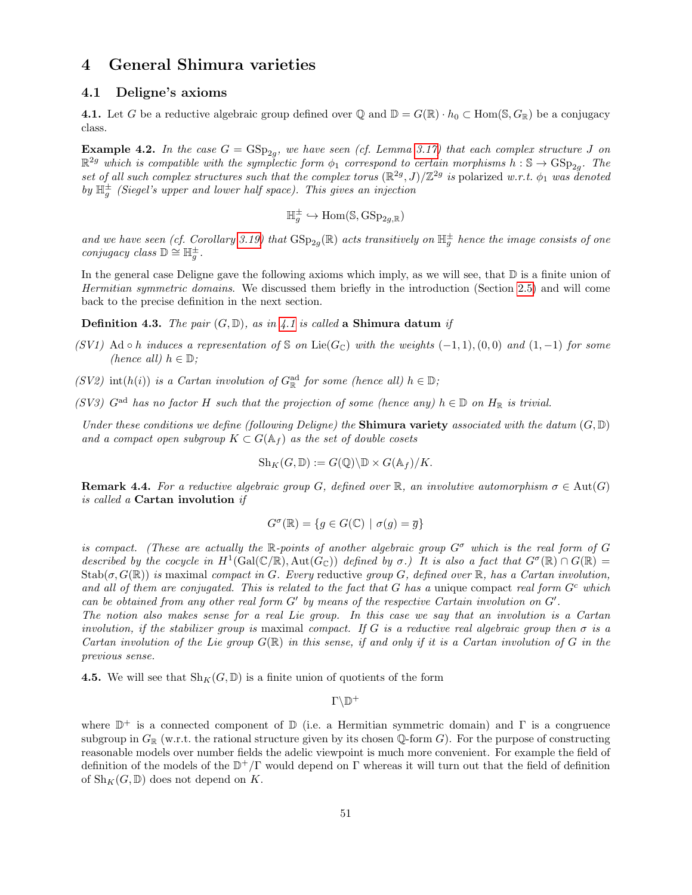# 4 General Shimura varieties

## 4.1 Deligne's axioms

**4.1.** Let $G$ be a reductive algebraic group defined over $\mathbb{Q}$ and $\mathbb{D} = G(\mathbb{R}) \cdot h_0 \subset \mathrm{Hom}(\mathbb{S}, G_{\mathbb{R}})$ be a conjugacy class.

**Example 4.2.** *In the case $G = \mathrm{GSp}_{2g}$, we have seen (cf. Lemma 3.17) that each complex structure $J$ on $\mathbb{R}^{2g}$ which is compatible with the symplectic form $\phi_1$ correspond to certain morphisms $h : \mathbb{S} \to \mathrm{GSp}_{2g}$. The set of all such complex structures such that the complex torus $(\mathbb{R}^{2g}, J)/\mathbb{Z}^{2g}$ is* polarized *w.r.t. $\phi_1$ was denoted by $\mathbb{H}_g^{\pm}$ (Siegel's upper and lower half space). This gives an injection*

$$\mathbb{H}_g^{\pm} \hookrightarrow \mathrm{Hom}(\mathbb{S}, \mathrm{GSp}_{2g,\mathbb{R}})$$

*and we have seen (cf. Corollary 3.19) that $\mathrm{GSp}_{2g}(\mathbb{R})$ acts transitively on $\mathbb{H}_g^{\pm}$ hence the image consists of one conjugacy class $\mathbb{D} \cong \mathbb{H}_g^{\pm}$.*

In the general case Deligne gave the following axioms which imply, as we will see, that $\mathbb{D}$ is a finite union of *Hermitian symmetric domains*. We discussed them briefly in the introduction (Section 2.5) and will come back to the precise definition in the next section.

**Definition 4.3.** *The pair $(G, \mathbb{D})$, as in 4.1 is called* **a Shimura datum** *if*

*(SV1)* $\mathrm{Ad} \circ h$ *induces a representation of $\mathbb{S}$ on $\mathrm{Lie}(G_{\mathbb{C}})$ with the weights $(-1, 1), (0, 0)$ and $(1, -1)$ for some (hence all) $h \in \mathbb{D}$;*

*(SV2)* $\mathrm{int}(h(i))$ *is a Cartan involution of $G_{\mathbb{R}}^{\mathrm{ad}}$ for some (hence all) $h \in \mathbb{D}$;*

*(SV3)* $G^{\mathrm{ad}}$ *has no factor $H$ such that the projection of some (hence any) $h \in \mathbb{D}$ on $H_{\mathbb{R}}$ is trivial.*

*Under these conditions we define (following Deligne) the* **Shimura variety** *associated with the datum $(G, \mathbb{D})$ and a compact open subgroup $K \subset G(\mathbb{A}_f)$ as the set of double cosets*

$$\mathrm{Sh}_K(G, \mathbb{D}) := G(\mathbb{Q}) \backslash \mathbb{D} \times G(\mathbb{A}_f)/K.$$

**Remark 4.4.** *For a reductive algebraic group $G$, defined over $\mathbb{R}$, an involutive automorphism $\sigma \in \mathrm{Aut}(G)$ is called a* **Cartan involution** *if*

$$G^{\sigma}(\mathbb{R}) = \{g \in G(\mathbb{C}) \mid \sigma(g) = \overline{g}\}$$

*is compact. (These are actually the $\mathbb{R}$-points of another algebraic group $G^{\sigma}$ which is the real form of $G$ described by the cocycle in $H^1(\mathrm{Gal}(\mathbb{C}/\mathbb{R}), \mathrm{Aut}(G_{\mathbb{C}}))$ defined by $\sigma$.) It is also a fact that $G^{\sigma}(\mathbb{R}) \cap G(\mathbb{R}) = \mathrm{Stab}(\sigma, G(\mathbb{R}))$ is* maximal *compact in $G$. Every* reductive *group $G$, defined over $\mathbb{R}$, has a Cartan involution, and all of them are conjugated. This is related to the fact that $G$ has a* unique *compact real form $G^c$ which can be obtained from any other real form $G'$ by means of the respective Cartain involution on $G'$.*
*The notion also makes sense for a real Lie group. In this case we say that an involution is a Cartan involution, if the stabilizer group is* maximal *compact. If $G$ is a reductive real algebraic group then $\sigma$ is a Cartan involution of the Lie group $G(\mathbb{R})$ in this sense, if and only if it is a Cartan involution of $G$ in the previous sense.*

**4.5.** We will see that $\mathrm{Sh}_K(G, \mathbb{D})$ is a finite union of quotients of the form

$$\Gamma \backslash \mathbb{D}^+$$

where $\mathbb{D}^+$ is a connected component of $\mathbb{D}$ (i.e. a Hermitian symmetric domain) and $\Gamma$ is a congruence subgroup in $G_{\mathbb{R}}$ (w.r.t. the rational structure given by its chosen $\mathbb{Q}$-form $G$). For the purpose of constructing reasonable models over number fields the adelic viewpoint is much more convenient. For example the field of definition of the models of the $\mathbb{D}^+/\Gamma$ would depend on $\Gamma$ whereas it will turn out that the field of definition of $\mathrm{Sh}_K(G, \mathbb{D})$ does not depend on $K$.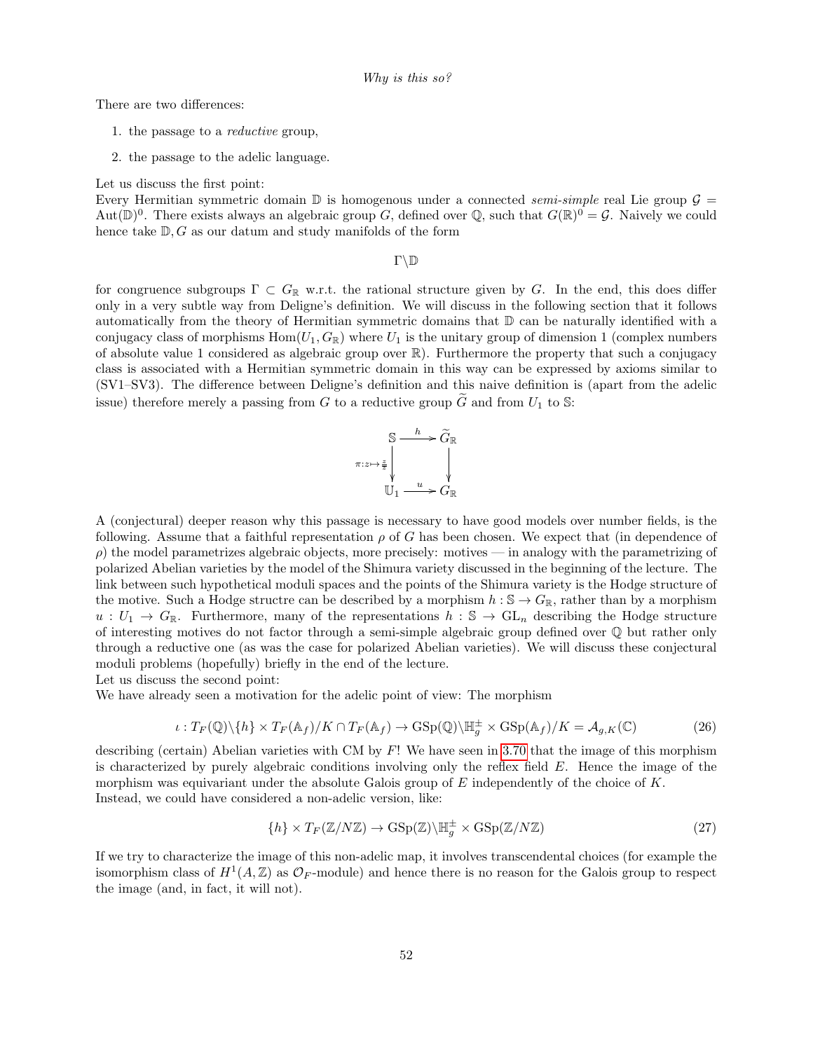*Why is this so?*

There are two differences:

1. the passage to a *reductive* group,
2. the passage to the adelic language.

Let us discuss the first point:
Every Hermitian symmetric domain $\mathbb{D}$ is homogenous under a connected *semi-simple* real Lie group $\mathcal{G} = \operatorname{Aut}(\mathbb{D})^0$. There exists always an algebraic group $G$, defined over $\mathbb{Q}$, such that $G(\mathbb{R})^0 = \mathcal{G}$. Naively we could hence take $\mathbb{D}, G$ as our datum and study manifolds of the form

$$\Gamma \backslash \mathbb{D}$$

for congruence subgroups $\Gamma \subset G_{\mathbb{R}}$ w.r.t. the rational structure given by $G$. In the end, this does differ only in a very subtle way from Deligne's definition. We will discuss in the following section that it follows automatically from the theory of Hermitian symmetric domains that $\mathbb{D}$ can be naturally identified with a conjugacy class of morphisms $\operatorname{Hom}(U_1, G_{\mathbb{R}})$ where $U_1$ is the unitary group of dimension 1 (complex numbers of absolute value 1 considered as algebraic group over $\mathbb{R}$). Furthermore the property that such a conjugacy class is associated with a Hermitian symmetric domain in this way can be expressed by axioms similar to (SV1–SV3). The difference between Deligne's definition and this naive definition is (apart from the adelic issue) therefore merely a passing from $G$ to a reductive group $\widetilde{G}$ and from $U_1$ to $\mathbb{S}$:

$$\begin{array}{ccc} \mathbb{S} & \xrightarrow{h} & \widetilde{G}_{\mathbb{R}} \\ {\scriptstyle \pi: z \mapsto \frac{z}{\bar{z}}} \downarrow & & \downarrow \\ \mathbb{U}_1 & \xrightarrow{u} & G_{\mathbb{R}} \end{array}$$

A (conjectural) deeper reason why this passage is necessary to have good models over number fields, is the following. Assume that a faithful representation $\rho$ of $G$ has been chosen. We expect that (in dependence of $\rho$) the model parametrizes algebraic objects, more precisely: motives — in analogy with the parametrizing of polarized Abelian varieties by the model of the Shimura variety discussed in the beginning of the lecture. The link between such hypothetical moduli spaces and the points of the Shimura variety is the Hodge structure of the motive. Such a Hodge structre can be described by a morphism $h : \mathbb{S} \to G_{\mathbb{R}}$, rather than by a morphism $u : U_1 \to G_{\mathbb{R}}$. Furthermore, many of the representations $h : \mathbb{S} \to \mathrm{GL}_n$ describing the Hodge structure of interesting motives do not factor through a semi-simple algebraic group defined over $\mathbb{Q}$ but rather only through a reductive one (as was the case for polarized Abelian varieties). We will discuss these conjectural moduli problems (hopefully) briefly in the end of the lecture.
Let us discuss the second point:
We have already seen a motivation for the adelic point of view: The morphism

$$\iota : T_F(\mathbb{Q}) \backslash \{h\} \times T_F(\mathbb{A}_f)/K \cap T_F(\mathbb{A}_f) \to \mathrm{GSp}(\mathbb{Q}) \backslash \mathbb{H}_g^{\pm} \times \mathrm{GSp}(\mathbb{A}_f)/K = \mathcal{A}_{g,K}(\mathbb{C}) \tag{26}$$

describing (certain) Abelian varieties with CM by $F$! We have seen in 3.70 that the image of this morphism is characterized by purely algebraic conditions involving only the reflex field $E$. Hence the image of the morphism was equivariant under the absolute Galois group of $E$ independently of the choice of $K$.
Instead, we could have considered a non-adelic version, like:

$$\{h\} \times T_F(\mathbb{Z}/N\mathbb{Z}) \to \mathrm{GSp}(\mathbb{Z}) \backslash \mathbb{H}_g^{\pm} \times \mathrm{GSp}(\mathbb{Z}/N\mathbb{Z}) \tag{27}$$

If we try to characterize the image of this non-adelic map, it involves transcendental choices (for example the isomorphism class of $H^1(A, \mathbb{Z})$ as $\mathcal{O}_F$-module) and hence there is no reason for the Galois group to respect the image (and, in fact, it will not).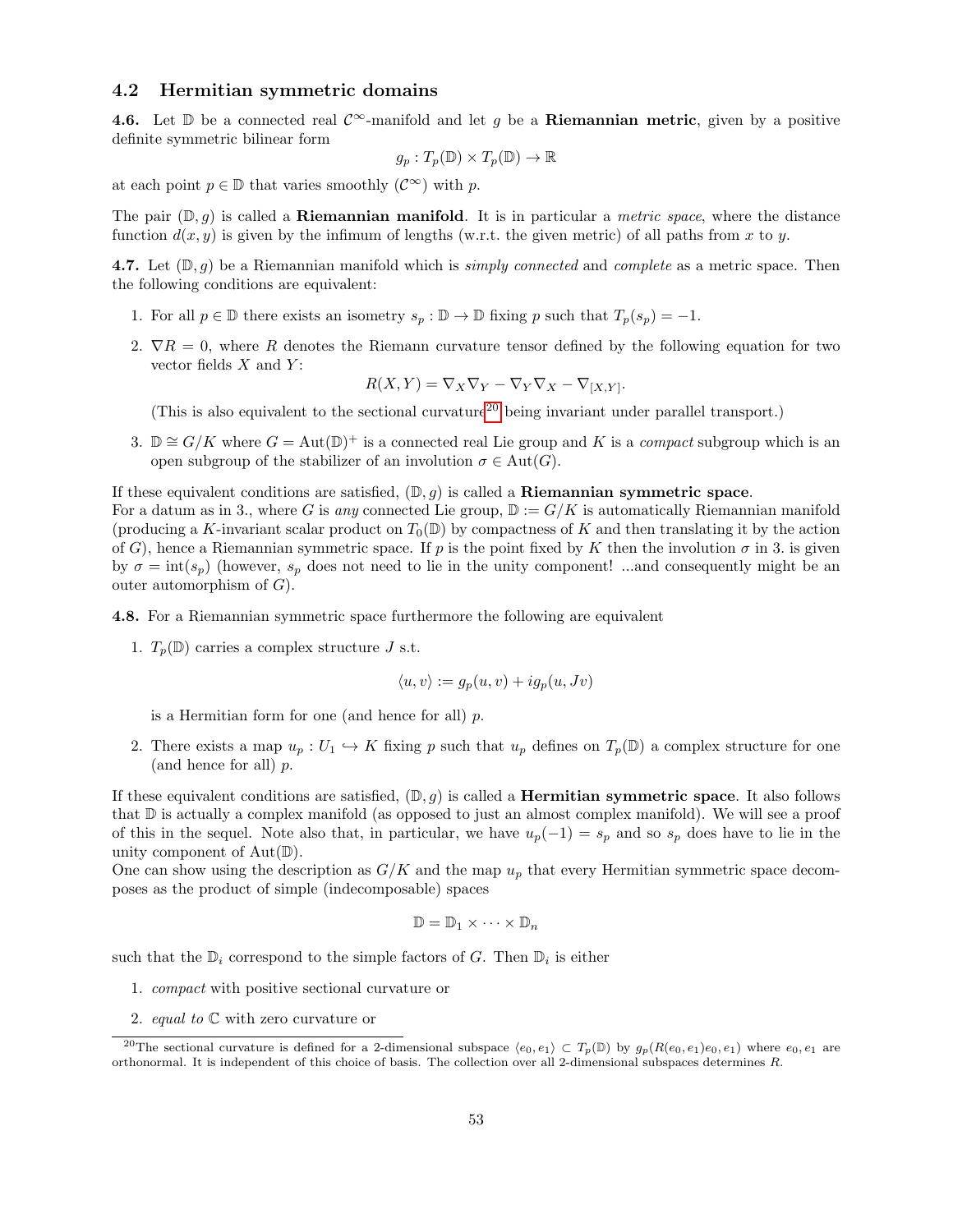## 4.2 Hermitian symmetric domains

**4.6.** Let $\mathbb{D}$ be a connected real $\mathcal{C}^\infty$-manifold and let $g$ be a **Riemannian metric**, given by a positive definite symmetric bilinear form

$$g_p : T_p(\mathbb{D}) \times T_p(\mathbb{D}) \to \mathbb{R}$$

at each point $p \in \mathbb{D}$ that varies smoothly ($\mathcal{C}^\infty$) with $p$.

The pair $(\mathbb{D}, g)$ is called a **Riemannian manifold**. It is in particular a *metric space*, where the distance function $d(x, y)$ is given by the infimum of lengths (w.r.t. the given metric) of all paths from $x$ to $y$.

**4.7.** Let $(\mathbb{D}, g)$ be a Riemannian manifold which is *simply connected* and *complete* as a metric space. Then the following conditions are equivalent:

1. For all $p \in \mathbb{D}$ there exists an isometry $s_p : \mathbb{D} \to \mathbb{D}$ fixing $p$ such that $T_p(s_p) = -1$.
2. $\nabla R = 0$, where $R$ denotes the Riemann curvature tensor defined by the following equation for two vector fields $X$ and $Y$:
$$R(X, Y) = \nabla_X \nabla_Y - \nabla_Y \nabla_X - \nabla_{[X,Y]}.$$
(This is also equivalent to the sectional curvature[20] being invariant under parallel transport.)
3. $\mathbb{D} \cong G/K$ where $G = \mathrm{Aut}(\mathbb{D})^+$ is a connected real Lie group and $K$ is a *compact* subgroup which is an open subgroup of the stabilizer of an involution $\sigma \in \mathrm{Aut}(G)$.

If these equivalent conditions are satisfied, $(\mathbb{D}, g)$ is called a **Riemannian symmetric space**.
For a datum as in 3., where $G$ is *any* connected Lie group, $\mathbb{D} := G/K$ is automatically Riemannian manifold (producing a $K$-invariant scalar product on $T_0(\mathbb{D})$ by compactness of $K$ and then translating it by the action of $G$), hence a Riemannian symmetric space. If $p$ is the point fixed by $K$ then the involution $\sigma$ in 3. is given by $\sigma = \mathrm{int}(s_p)$ (however, $s_p$ does not need to lie in the unity component! ...and consequently might be an outer automorphism of $G$).

**4.8.** For a Riemannian symmetric space furthermore the following are equivalent

1. $T_p(\mathbb{D})$ carries a complex structure $J$ s.t.
$$\langle u, v \rangle := g_p(u, v) + i g_p(u, Jv)$$
is a Hermitian form for one (and hence for all) $p$.
2. There exists a map $u_p : U_1 \hookrightarrow K$ fixing $p$ such that $u_p$ defines on $T_p(\mathbb{D})$ a complex structure for one (and hence for all) $p$.

If these equivalent conditions are satisfied, $(\mathbb{D}, g)$ is called a **Hermitian symmetric space**. It also follows that $\mathbb{D}$ is actually a complex manifold (as opposed to just an almost complex manifold). We will see a proof of this in the sequel. Note also that, in particular, we have $u_p(-1) = s_p$ and so $s_p$ does have to lie in the unity component of $\mathrm{Aut}(\mathbb{D})$.
One can show using the description as $G/K$ and the map $u_p$ that every Hermitian symmetric space decomposes as the product of simple (indecomposable) spaces

$$\mathbb{D} = \mathbb{D}_1 \times \cdots \times \mathbb{D}_n$$

such that the $\mathbb{D}_i$ correspond to the simple factors of $G$. Then $\mathbb{D}_i$ is either

1. *compact* with positive sectional curvature or
2. *equal to* $\mathbb{C}$ with zero curvature or

[20] The sectional curvature is defined for a 2-dimensional subspace $\langle e_0, e_1 \rangle \subset T_p(\mathbb{D})$ by $g_p(R(e_0, e_1)e_0, e_1)$ where $e_0, e_1$ are orthonormal. It is independent of this choice of basis. The collection over all 2-dimensional subspaces determines $R$.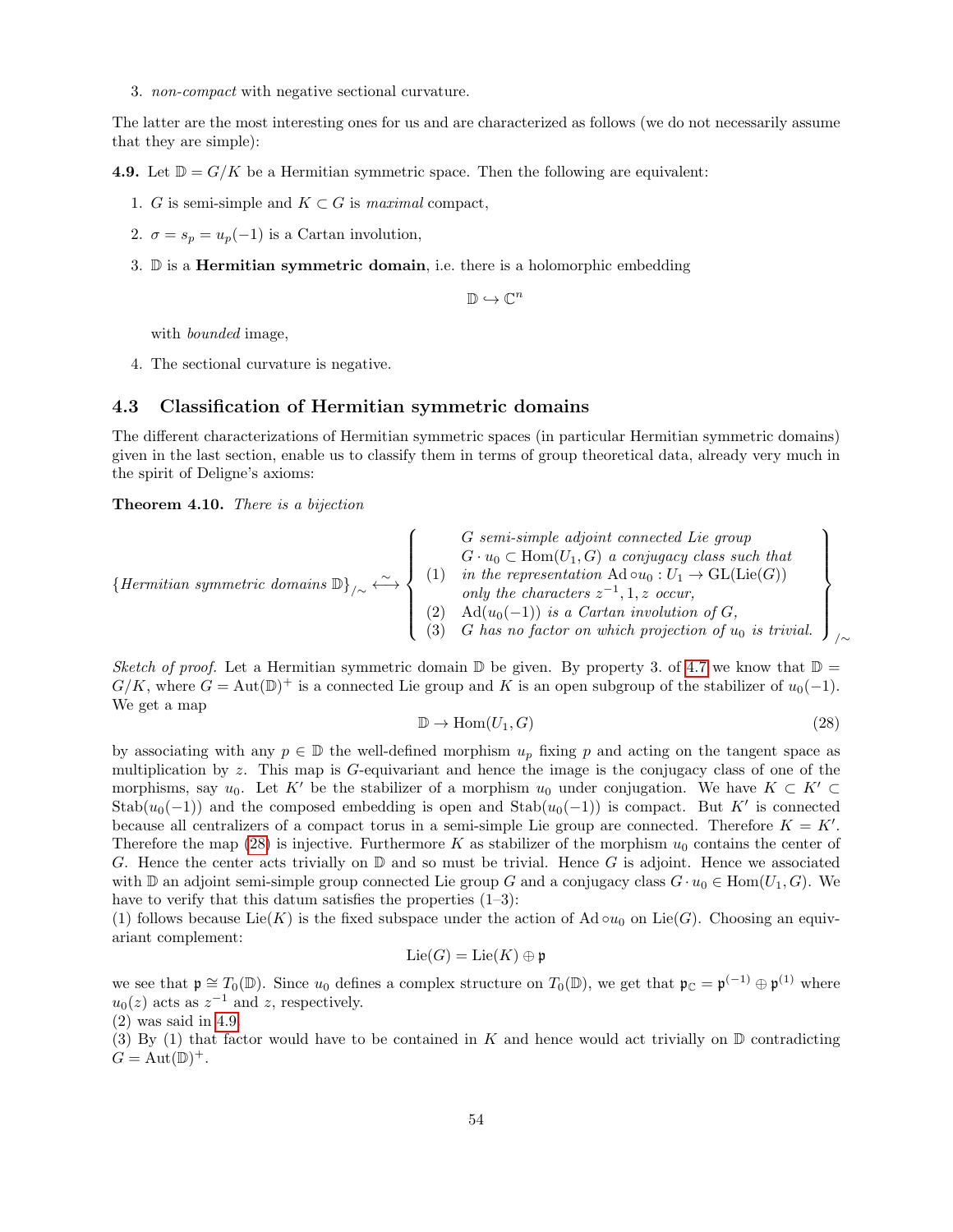3. *non-compact* with negative sectional curvature.

The latter are the most interesting ones for us and are characterized as follows (we do not necessarily assume that they are simple):

**4.9.** Let $\mathbb{D} = G/K$ be a Hermitian symmetric space. Then the following are equivalent:

1. $G$ is semi-simple and $K \subset G$ is *maximal* compact,
2. $\sigma = s_p = u_p(-1)$ is a Cartan involution,
3. $\mathbb{D}$ is a **Hermitian symmetric domain**, i.e. there is a holomorphic embedding
$$\mathbb{D} \hookrightarrow \mathbb{C}^n$$
with *bounded* image,
4. The sectional curvature is negative.

## 4.3 Classification of Hermitian symmetric domains

The different characterizations of Hermitian symmetric spaces (in particular Hermitian symmetric domains) given in the last section, enable us to classify them in terms of group theoretical data, already very much in the spirit of Deligne's axioms:

**Theorem 4.10.** *There is a bijection*

$$\{\textit{Hermitian symmetric domains } \mathbb{D}\}_{/\sim} \overset{\sim}{\longleftrightarrow} \left\{ \begin{array}{ll} & G \textit{ semi-simple adjoint connected Lie group} \\ & G \cdot u_0 \subset \mathrm{Hom}(U_1, G) \textit{ a conjugacy class such that} \\ (1) & \textit{in the representation } \mathrm{Ad} \circ u_0 : U_1 \to \mathrm{GL}(\mathrm{Lie}(G)) \\ & \textit{only the characters } z^{-1}, 1, z \textit{ occur,} \\ (2) & \mathrm{Ad}(u_0(-1)) \textit{ is a Cartan involution of } G, \\ (3) & G \textit{ has no factor on which projection of } u_0 \textit{ is trivial.} \end{array} \right\}_{/\sim}$$

*Sketch of proof.* Let a Hermitian symmetric domain $\mathbb{D}$ be given. By property 3. of 4.7 we know that $\mathbb{D} = G/K$, where $G = \mathrm{Aut}(\mathbb{D})^+$ is a connected Lie group and $K$ is an open subgroup of the stabilizer of $u_0(-1)$. We get a map
$$\mathbb{D} \to \mathrm{Hom}(U_1, G) \tag{28}$$
by associating with any $p \in \mathbb{D}$ the well-defined morphism $u_p$ fixing $p$ and acting on the tangent space as multiplication by $z$. This map is $G$-equivariant and hence the image is the conjugacy class of one of the morphisms, say $u_0$. Let $K'$ be the stabilizer of a morphism $u_0$ under conjugation. We have $K \subset K' \subset \mathrm{Stab}(u_0(-1))$ and the composed embedding is open and $\mathrm{Stab}(u_0(-1))$ is compact. But $K'$ is connected because all centralizers of a compact torus in a semi-simple Lie group are connected. Therefore $K = K'$. Therefore the map (28) is injective. Furthermore $K$ as stabilizer of the morphism $u_0$ contains the center of $G$. Hence the center acts trivially on $\mathbb{D}$ and so must be trivial. Hence $G$ is adjoint. Hence we associated with $\mathbb{D}$ an adjoint semi-simple group connected Lie group $G$ and a conjugacy class $G \cdot u_0 \in \mathrm{Hom}(U_1, G)$. We have to verify that this datum satisfies the properties (1–3):
(1) follows because $\mathrm{Lie}(K)$ is the fixed subspace under the action of $\mathrm{Ad} \circ u_0$ on $\mathrm{Lie}(G)$. Choosing an equivariant complement:
$$\mathrm{Lie}(G) = \mathrm{Lie}(K) \oplus \mathfrak{p}$$
we see that $\mathfrak{p} \cong T_0(\mathbb{D})$. Since $u_0$ defines a complex structure on $T_0(\mathbb{D})$, we get that $\mathfrak{p}_{\mathbb{C}} = \mathfrak{p}^{(-1)} \oplus \mathfrak{p}^{(1)}$ where $u_0(z)$ acts as $z^{-1}$ and $z$, respectively.
(2) was said in 4.9.
(3) By (1) that factor would have to be contained in $K$ and hence would act trivially on $\mathbb{D}$ contradicting $G = \mathrm{Aut}(\mathbb{D})^+$.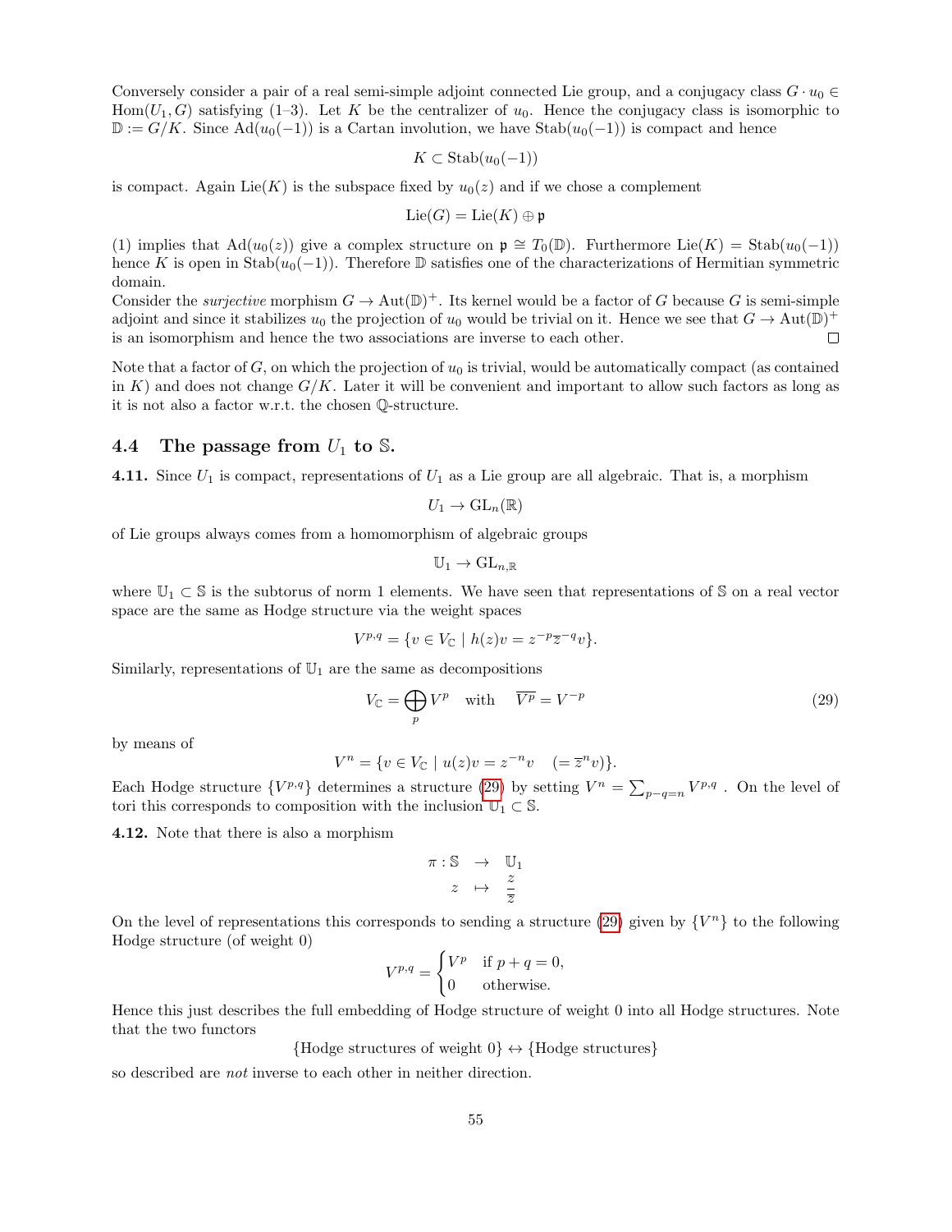Conversely consider a pair of a real semi-simple adjoint connected Lie group, and a conjugacy class $G \cdot u_0 \in \mathrm{Hom}(U_1, G)$ satisfying (1–3). Let $K$ be the centralizer of $u_0$. Hence the conjugacy class is isomorphic to $\mathbb{D} := G/K$. Since $\mathrm{Ad}(u_0(-1))$ is a Cartan involution, we have $\mathrm{Stab}(u_0(-1))$ is compact and hence

$$K \subset \mathrm{Stab}(u_0(-1))$$

is compact. Again $\mathrm{Lie}(K)$ is the subspace fixed by $u_0(z)$ and if we chose a complement

$$\mathrm{Lie}(G) = \mathrm{Lie}(K) \oplus \mathfrak{p}$$

(1) implies that $\mathrm{Ad}(u_0(z))$ give a complex structure on $\mathfrak{p} \cong T_0(\mathbb{D})$. Furthermore $\mathrm{Lie}(K) = \mathrm{Stab}(u_0(-1))$ hence $K$ is open in $\mathrm{Stab}(u_0(-1))$. Therefore $\mathbb{D}$ satisfies one of the characterizations of Hermitian symmetric domain.

Consider the *surjective* morphism $G \to \mathrm{Aut}(\mathbb{D})^+$. Its kernel would be a factor of $G$ because $G$ is semi-simple adjoint and since it stabilizes $u_0$ the projection of $u_0$ would be trivial on it. Hence we see that $G \to \mathrm{Aut}(\mathbb{D})^+$ is an isomorphism and hence the two associations are inverse to each other. □

Note that a factor of $G$, on which the projection of $u_0$ is trivial, would be automatically compact (as contained in $K$) and does not change $G/K$. Later it will be convenient and important to allow such factors as long as it is not also a factor w.r.t. the chosen $\mathbb{Q}$-structure.

## 4.4 The passage from $U_1$ to $\mathbb{S}$.

**4.11.** Since $U_1$ is compact, representations of $U_1$ as a Lie group are all algebraic. That is, a morphism

$$U_1 \to \mathrm{GL}_n(\mathbb{R})$$

of Lie groups always comes from a homomorphism of algebraic groups

$$\mathbb{U}_1 \to \mathrm{GL}_{n,\mathbb{R}}$$

where $\mathbb{U}_1 \subset \mathbb{S}$ is the subtorus of norm 1 elements. We have seen that representations of $\mathbb{S}$ on a real vector space are the same as Hodge structure via the weight spaces

$$V^{p,q} = \{v \in V_{\mathbb{C}} \mid h(z)v = z^{-p}\overline{z}^{-q}v\}.$$

Similarly, representations of $\mathbb{U}_1$ are the same as decompositions

$$V_{\mathbb{C}} = \bigoplus_p V^p \quad \text{with} \quad \overline{V^p} = V^{-p} \tag{29}$$

by means of

$$V^n = \{v \in V_{\mathbb{C}} \mid u(z)v = z^{-n}v \quad (= \overline{z}^n v)\}.$$

Each Hodge structure $\{V^{p,q}\}$ determines a structure (29) by setting $V^n = \sum_{p-q=n} V^{p,q}$. On the level of tori this corresponds to composition with the inclusion $\mathbb{U}_1 \subset \mathbb{S}$.

**4.12.** Note that there is also a morphism

$$\begin{aligned} \pi : \mathbb{S} &\to \mathbb{U}_1 \\ z &\mapsto \frac{z}{\overline{z}} \end{aligned}$$

On the level of representations this corresponds to sending a structure (29) given by $\{V^n\}$ to the following Hodge structure (of weight 0)

$$V^{p,q} = \begin{cases} V^p & \text{if } p+q = 0, \\ 0 & \text{otherwise.} \end{cases}$$

Hence this just describes the full embedding of Hodge structure of weight 0 into all Hodge structures. Note that the two functors

$$\{\text{Hodge structures of weight } 0\} \leftrightarrow \{\text{Hodge structures}\}$$

so described are *not* inverse to each other in neither direction.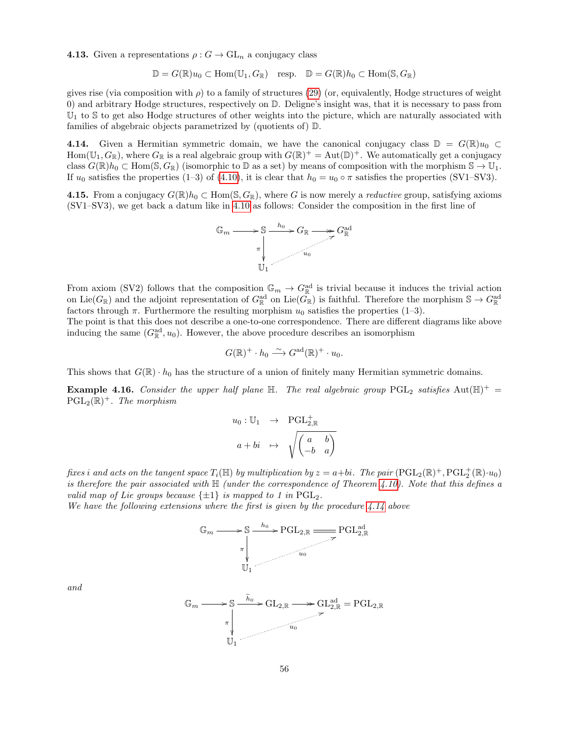**4.13.** Given a representations $\rho : G \to \mathrm{GL}_n$ a conjugacy class

$$\mathbb{D} = G(\mathbb{R})u_0 \subset \mathrm{Hom}(\mathbb{U}_1, G_\mathbb{R}) \quad \text{resp.} \quad \mathbb{D} = G(\mathbb{R})h_0 \subset \mathrm{Hom}(\mathbb{S}, G_\mathbb{R})$$

gives rise (via composition with $\rho$) to a family of structures (29) (or, equivalently, Hodge structures of weight 0) and arbitrary Hodge structures, respectively on $\mathbb{D}$. Deligne's insight was, that it is necessary to pass from $\mathbb{U}_1$ to $\mathbb{S}$ to get also Hodge structures of other weights into the picture, which are naturally associated with families of abgebraic objects parametrized by (quotients of) $\mathbb{D}$.

**4.14.** Given a Hermitian symmetric domain, we have the canonical conjugacy class $\mathbb{D} = G(\mathbb{R})u_0 \subset \mathrm{Hom}(\mathbb{U}_1, G_\mathbb{R})$, where $G_\mathbb{R}$ is a real algebraic group with $G(\mathbb{R})^+ = \mathrm{Aut}(\mathbb{D})^+$. We automatically get a conjugacy class $G(\mathbb{R})h_0 \subset \mathrm{Hom}(\mathbb{S}, G_\mathbb{R})$ (isomorphic to $\mathbb{D}$ as a set) by means of composition with the morphism $\mathbb{S} \to \mathbb{U}_1$. If $u_0$ satisfies the properties (1–3) of (4.10), it is clear that $h_0 = u_0 \circ \pi$ satisfies the properties (SV1–SV3).

**4.15.** From a conjugacy $G(\mathbb{R})h_0 \subset \mathrm{Hom}(\mathbb{S}, G_\mathbb{R})$, where $G$ is now merely a *reductive* group, satisfying axioms (SV1–SV3), we get back a datum like in 4.10 as follows: Consider the composition in the first line of

$$\begin{array}{ccccccc} \mathbb{G}_m & \longrightarrow & \mathbb{S} & \xrightarrow{h_0} & G_\mathbb{R} & \twoheadrightarrow & G^{\mathrm{ad}}_\mathbb{R} \\ & & \downarrow \pi & & & \nearrow u_0 & \\ & & \mathbb{U}_1 & & & & \end{array}$$

From axiom (SV2) follows that the composition $\mathbb{G}_m \to G^{\mathrm{ad}}_\mathbb{R}$ is trivial because it induces the trivial action on $\mathrm{Lie}(G_\mathbb{R})$ and the adjoint representation of $G^{\mathrm{ad}}_\mathbb{R}$ on $\mathrm{Lie}(G_\mathbb{R})$ is faithful. Therefore the morphism $\mathbb{S} \to G^{\mathrm{ad}}_\mathbb{R}$ factors through $\pi$. Furthermore the resulting morphism $u_0$ satisfies the properties (1–3).
The point is that this does not describe a one-to-one correspondence. There are different diagrams like above inducing the same $(G^{\mathrm{ad}}_\mathbb{R}, u_0)$. However, the above procedure describes an isomorphism

$$G(\mathbb{R})^+ \cdot h_0 \xrightarrow{\sim} G^{\mathrm{ad}}(\mathbb{R})^+ \cdot u_0.$$

This shows that $G(\mathbb{R}) \cdot h_0$ has the structure of a union of finitely many Hermitian symmetric domains.

**Example 4.16.** *Consider the upper half plane $\mathbb{H}$. The real algebraic group $\mathrm{PGL}_2$ satisfies $\mathrm{Aut}(\mathbb{H})^+ = \mathrm{PGL}_2(\mathbb{R})^+$. The morphism*

$$\begin{array}{rcl} u_0 : \mathbb{U}_1 & \to & \mathrm{PGL}^+_{2,\mathbb{R}} \\ a + bi & \mapsto & \sqrt{\begin{pmatrix} a & b \\ -b & a \end{pmatrix}} \end{array}$$

*fixes $i$ and acts on the tangent space $T_i(\mathbb{H})$ by multiplication by $z = a+bi$. The pair $(\mathrm{PGL}_2(\mathbb{R})^+, \mathrm{PGL}^+_2(\mathbb{R}) \cdot u_0)$ is therefore the pair associated with $\mathbb{H}$ (under the correspondence of Theorem 4.10). Note that this defines a valid map of Lie groups because $\{\pm 1\}$ is mapped to 1 in $\mathrm{PGL}_2$.*
*We have the following extensions where the first is given by the procedure 4.14 above*

$$\begin{array}{ccccccc} \mathbb{G}_m & \longrightarrow & \mathbb{S} & \xrightarrow{h_0} & \mathrm{PGL}_{2,\mathbb{R}} & = & \mathrm{PGL}^{\mathrm{ad}}_{2,\mathbb{R}} \\ & & \downarrow \pi & & & \nearrow u_0 & \\ & & \mathbb{U}_1 & & & & \end{array}$$

*and*

$$\begin{array}{ccccccc} \mathbb{G}_m & \longrightarrow & \mathbb{S} & \xrightarrow{\widetilde{h}_0} & \mathrm{GL}_{2,\mathbb{R}} & \twoheadrightarrow & \mathrm{GL}^{\mathrm{ad}}_{2,\mathbb{R}} = \mathrm{PGL}_{2,\mathbb{R}} \\ & & \downarrow \pi & & & \nearrow u_0 & \\ & & \mathbb{U}_1 & & & & \end{array}$$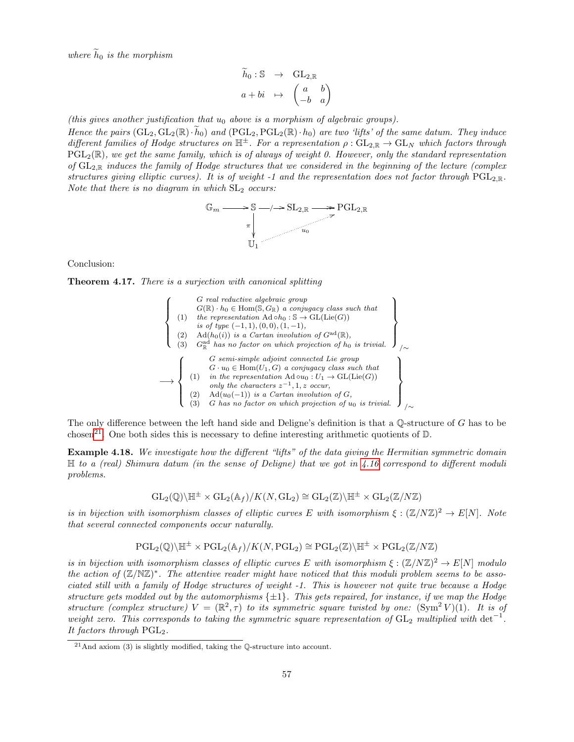*where $\widetilde{h}_0$ is the morphism*

$$\begin{aligned}\widetilde{h}_0 : \mathbb{S} &\to \mathrm{GL}_{2,\mathbb{R}}\\ a+bi &\mapsto \begin{pmatrix} a & b \\ -b & a\end{pmatrix}\end{aligned}$$

*(this gives another justification that $u_0$ above is a morphism of algebraic groups).*

*Hence the pairs $(\mathrm{GL}_2, \mathrm{GL}_2(\mathbb{R})\cdot\widetilde{h}_0)$ and $(\mathrm{PGL}_2, \mathrm{PGL}_2(\mathbb{R})\cdot h_0)$ are two 'lifts' of the same datum. They induce different families of Hodge structures on $\mathbb{H}^\pm$. For a representation $\rho : \mathrm{GL}_{2,\mathbb{R}} \to \mathrm{GL}_N$ which factors through $\mathrm{PGL}_2(\mathbb{R})$, we get the same family, which is of always of weight 0. However, only the standard representation of $\mathrm{GL}_{2,\mathbb{R}}$ induces the family of Hodge structures that we considered in the beginning of the lecture (complex structures giving elliptic curves). It is of weight -1 and the representation does not factor through $\mathrm{PGL}_{2,\mathbb{R}}$. Note that there is no diagram in which $\mathrm{SL}_2$ occurs:*

$$\begin{array}{ccccccc}\mathbb{G}_m & \longrightarrow & \mathbb{S} & \not\longrightarrow & \mathrm{SL}_{2,\mathbb{R}} & \longrightarrow & \mathrm{PGL}_{2,\mathbb{R}} \\ & & \downarrow{\scriptstyle\pi} & & & \nearrow_{u_0} & \\ & & \mathbb{U}_1 & \cdots & & & \end{array}$$

Conclusion:

**Theorem 4.17.** *There is a surjection with canonical splitting*

$$\left\{\begin{array}{ll} & G \text{ real reductive algebraic group} \\ & G(\mathbb{R})\cdot h_0 \in \mathrm{Hom}(\mathbb{S}, G_{\mathbb{R}}) \text{ a conjugacy class such that} \\ (1) & \text{the representation } \mathrm{Ad}\circ h_0 : \mathbb{S} \to \mathrm{GL}(\mathrm{Lie}(G)) \\ & \text{is of type } (-1,1),(0,0),(1,-1), \\ (2) & \mathrm{Ad}(h_0(i)) \text{ is a Cartan involution of } G^{\mathrm{ad}}(\mathbb{R}), \\ (3) & G^{\mathrm{ad}}_{\mathbb{R}} \text{ has no factor on which projection of } h_0 \text{ is trivial.}\end{array}\right\}_{/\sim}$$

$$\longrightarrow \left\{\begin{array}{ll} & G \text{ semi-simple adjoint connected Lie group} \\ & G\cdot u_0 \in \mathrm{Hom}(U_1, G) \text{ a conjugacy class such that} \\ (1) & \text{in the representation } \mathrm{Ad}\circ u_0 : U_1 \to \mathrm{GL}(\mathrm{Lie}(G)) \\ & \text{only the characters } z^{-1}, 1, z \text{ occur,} \\ (2) & \mathrm{Ad}(u_0(-1)) \text{ is a Cartan involution of } G, \\ (3) & G \text{ has no factor on which projection of } u_0 \text{ is trivial.}\end{array}\right\}_{/\sim}$$

The only difference between the left hand side and Deligne's definition is that a $\mathbb{Q}$-structure of $G$ has to be chosen[21]. One both sides this is necessary to define interesting arithmetic quotients of $\mathbb{D}$.

**Example 4.18.** *We investigate how the different "lifts" of the data giving the Hermitian symmetric domain $\mathbb{H}$ to a (real) Shimura datum (in the sense of Deligne) that we got in 4.16 correspond to different moduli problems.*

$$\mathrm{GL}_2(\mathbb{Q})\backslash\mathbb{H}^\pm \times \mathrm{GL}_2(\mathbb{A}_f)/K(N, \mathrm{GL}_2) \cong \mathrm{GL}_2(\mathbb{Z})\backslash\mathbb{H}^\pm \times \mathrm{GL}_2(\mathbb{Z}/N\mathbb{Z})$$

*is in bijection with isomorphism classes of elliptic curves $E$ with isomorphism $\xi : (\mathbb{Z}/N\mathbb{Z})^2 \to E[N]$. Note that several connected components occur naturally.*

$$\mathrm{PGL}_2(\mathbb{Q})\backslash\mathbb{H}^\pm \times \mathrm{PGL}_2(\mathbb{A}_f)/K(N, \mathrm{PGL}_2) \cong \mathrm{PGL}_2(\mathbb{Z})\backslash\mathbb{H}^\pm \times \mathrm{PGL}_2(\mathbb{Z}/N\mathbb{Z})$$

*is in bijection with isomorphism classes of elliptic curves $E$ with isomorphism $\xi : (\mathbb{Z}/N\mathbb{Z})^2 \to E[N]$ modulo the action of $(\mathbb{Z}/\mathbb{N}\mathbb{Z})^*$. The attentive reader might have noticed that this moduli problem seems to be associated still with a family of Hodge structures of weight -1. This is however not quite true because a Hodge structure gets modded out by the automorphisms $\{\pm 1\}$. This gets repaired, for instance, if we map the Hodge structure (complex structure) $V = (\mathbb{R}^2, \tau)$ to its symmetric square twisted by one: $(\mathrm{Sym}^2 V)(1)$. It is of weight zero. This corresponds to taking the symmetric square representation of $\mathrm{GL}_2$ multiplied with $\det^{-1}$. It factors through $\mathrm{PGL}_2$.*

[21] And axiom (3) is slightly modified, taking the $\mathbb{Q}$-structure into account.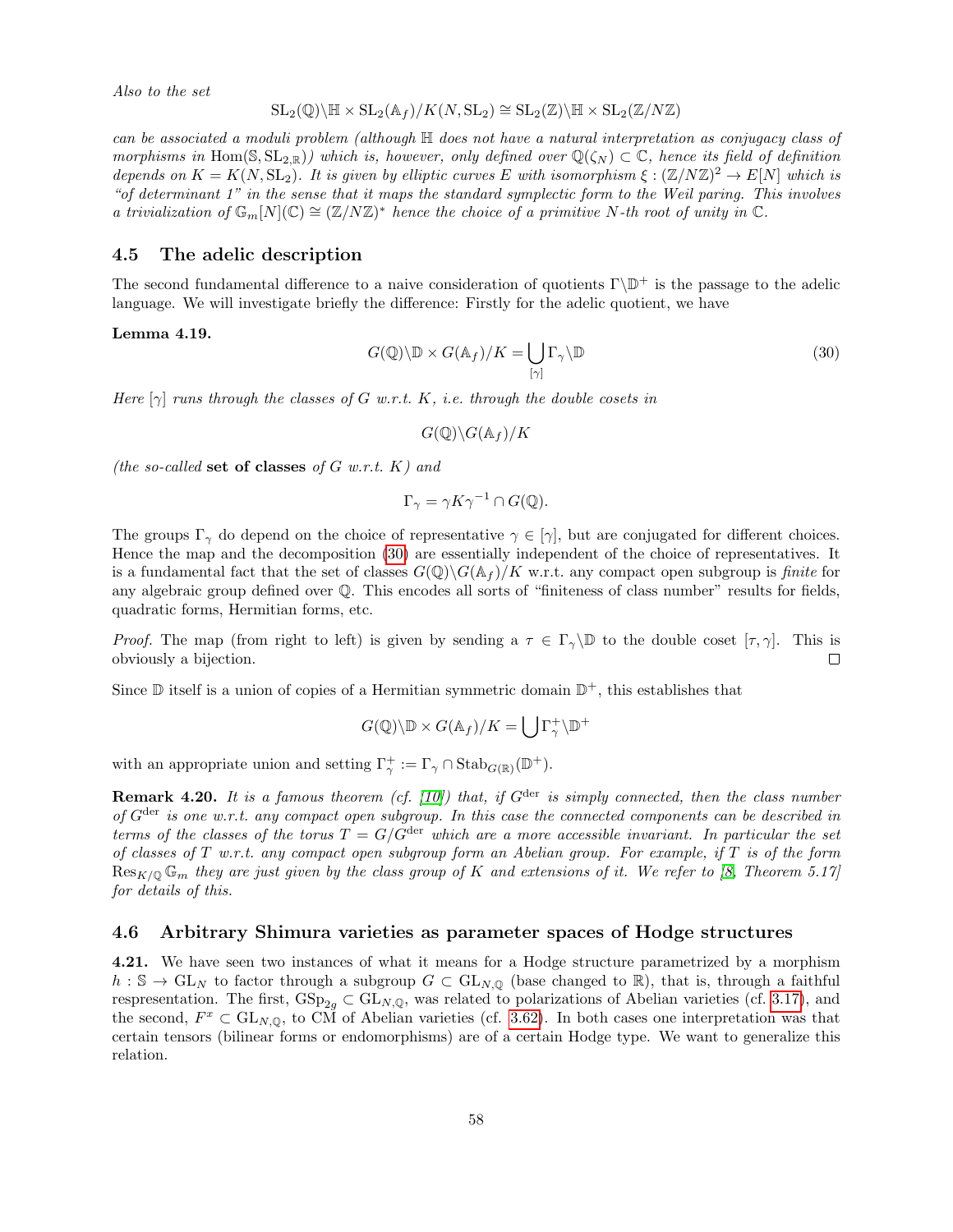*Also to the set*

$$\mathrm{SL}_2(\mathbb{Q})\backslash \mathbb{H} \times \mathrm{SL}_2(\mathbb{A}_f)/K(N, \mathrm{SL}_2) \cong \mathrm{SL}_2(\mathbb{Z})\backslash \mathbb{H} \times \mathrm{SL}_2(\mathbb{Z}/N\mathbb{Z})$$

*can be associated a moduli problem (although $\mathbb{H}$ does not have a natural interpretation as conjugacy class of morphisms in $\mathrm{Hom}(\mathbb{S}, \mathrm{SL}_{2,\mathbb{R}})$) which is, however, only defined over $\mathbb{Q}(\zeta_N) \subset \mathbb{C}$, hence its field of definition depends on $K = K(N, \mathrm{SL}_2)$. It is given by elliptic curves $E$ with isomorphism $\xi : (\mathbb{Z}/N\mathbb{Z})^2 \to E[N]$ which is "of determinant 1" in the sense that it maps the standard symplectic form to the Weil paring. This involves a trivialization of $\mathbb{G}_m[N](\mathbb{C}) \cong (\mathbb{Z}/N\mathbb{Z})^*$ hence the choice of a primitive $N$-th root of unity in $\mathbb{C}$.*

### 4.5 The adelic description

The second fundamental difference to a naive consideration of quotients $\Gamma\backslash\mathbb{D}^+$ is the passage to the adelic language. We will investigate briefly the difference: Firstly for the adelic quotient, we have

**Lemma 4.19.**

$$G(\mathbb{Q})\backslash \mathbb{D} \times G(\mathbb{A}_f)/K = \bigcup_{[\gamma]} \Gamma_\gamma \backslash \mathbb{D} \tag{30}$$

*Here $[\gamma]$ runs through the classes of $G$ w.r.t. $K$, i.e. through the double cosets in*

$$G(\mathbb{Q})\backslash G(\mathbb{A}_f)/K$$

*(the so-called* **set of classes** *of $G$ w.r.t. $K$) and*

$$\Gamma_\gamma = \gamma K \gamma^{-1} \cap G(\mathbb{Q}).$$

The groups $\Gamma_\gamma$ do depend on the choice of representative $\gamma \in [\gamma]$, but are conjugated for different choices. Hence the map and the decomposition (30) are essentially independent of the choice of representatives. It is a fundamental fact that the set of classes $G(\mathbb{Q})\backslash G(\mathbb{A}_f)/K$ w.r.t. any compact open subgroup is *finite* for any algebraic group defined over $\mathbb{Q}$. This encodes all sorts of "finiteness of class number" results for fields, quadratic forms, Hermitian forms, etc.

*Proof.* The map (from right to left) is given by sending a $\tau \in \Gamma_\gamma\backslash\mathbb{D}$ to the double coset $[\tau, \gamma]$. This is obviously a bijection. $\square$

Since $\mathbb{D}$ itself is a union of copies of a Hermitian symmetric domain $\mathbb{D}^+$, this establishes that

$$G(\mathbb{Q})\backslash \mathbb{D} \times G(\mathbb{A}_f)/K = \bigcup \Gamma_\gamma^+ \backslash \mathbb{D}^+$$

with an appropriate union and setting $\Gamma_\gamma^+ := \Gamma_\gamma \cap \mathrm{Stab}_{G(\mathbb{R})}(\mathbb{D}^+)$.

**Remark 4.20.** *It is a famous theorem (cf. [10]) that, if $G^{\mathrm{der}}$ is simply connected, then the class number of $G^{\mathrm{der}}$ is one w.r.t. any compact open subgroup. In this case the connected components can be described in terms of the classes of the torus $T = G/G^{\mathrm{der}}$ which are a more accessible invariant. In particular the set of classes of $T$ w.r.t. any compact open subgroup form an Abelian group. For example, if $T$ is of the form $\mathrm{Res}_{K/\mathbb{Q}}\mathbb{G}_m$ they are just given by the class group of $K$ and extensions of it. We refer to [8, Theorem 5.17] for details of this.*

### 4.6 Arbitrary Shimura varieties as parameter spaces of Hodge structures

**4.21.** We have seen two instances of what it means for a Hodge structure parametrized by a morphism $h : \mathbb{S} \to \mathrm{GL}_N$ to factor through a subgroup $G \subset \mathrm{GL}_{N,\mathbb{Q}}$ (base changed to $\mathbb{R}$), that is, through a faithful respresentation. The first, $\mathrm{GSp}_{2g} \subset \mathrm{GL}_{N,\mathbb{Q}}$, was related to polarizations of Abelian varieties (cf. 3.17), and the second, $F^x \subset \mathrm{GL}_{N,\mathbb{Q}}$, to CM of Abelian varieties (cf. 3.62). In both cases one interpretation was that certain tensors (bilinear forms or endomorphisms) are of a certain Hodge type. We want to generalize this relation.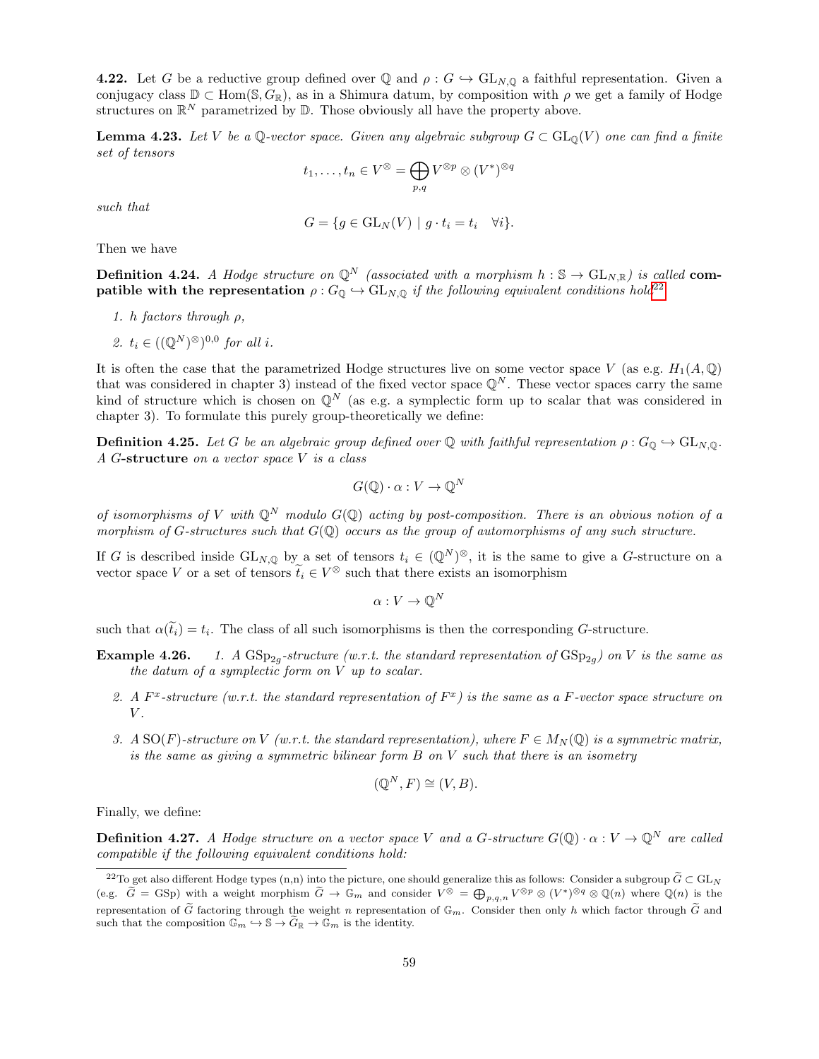**4.22.** Let $G$ be a reductive group defined over $\mathbb{Q}$ and $\rho : G \hookrightarrow \mathrm{GL}_{N,\mathbb{Q}}$ a faithful representation. Given a conjugacy class $\mathbb{D} \subset \mathrm{Hom}(\mathbb{S}, G_{\mathbb{R}})$, as in a Shimura datum, by composition with $\rho$ we get a family of Hodge structures on $\mathbb{R}^N$ parametrized by $\mathbb{D}$. Those obviously all have the property above.

**Lemma 4.23.** *Let $V$ be a $\mathbb{Q}$-vector space. Given any algebraic subgroup $G \subset \mathrm{GL}_{\mathbb{Q}}(V)$ one can find a finite set of tensors*

$$t_1, \dots, t_n \in V^{\otimes} = \bigoplus_{p,q} V^{\otimes p} \otimes (V^*)^{\otimes q}$$

*such that*

$$G = \{g \in \mathrm{GL}_N(V) \mid g \cdot t_i = t_i \quad \forall i\}.$$

Then we have

**Definition 4.24.** *A Hodge structure on $\mathbb{Q}^N$ (associated with a morphism $h : \mathbb{S} \to \mathrm{GL}_{N,\mathbb{R}}$) is called* **compatible with the representation** *$\rho : G_{\mathbb{Q}} \hookrightarrow \mathrm{GL}_{N,\mathbb{Q}}$ if the following equivalent conditions hold*[22]

1. *$h$ factors through $\rho$,*
2. *$t_i \in ((\mathbb{Q}^N)^{\otimes})^{0,0}$ for all $i$.*

It is often the case that the parametrized Hodge structures live on some vector space $V$ (as e.g. $H_1(A,\mathbb{Q})$ that was considered in chapter 3) instead of the fixed vector space $\mathbb{Q}^N$. These vector spaces carry the same kind of structure which is chosen on $\mathbb{Q}^N$ (as e.g. a symplectic form up to scalar that was considered in chapter 3). To formulate this purely group-theoretically we define:

**Definition 4.25.** *Let $G$ be an algebraic group defined over $\mathbb{Q}$ with faithful representation $\rho : G_{\mathbb{Q}} \hookrightarrow \mathrm{GL}_{N,\mathbb{Q}}$. A* **$G$-structure** *on a vector space $V$ is a class*

$$G(\mathbb{Q}) \cdot \alpha : V \to \mathbb{Q}^N$$

*of isomorphisms of $V$ with $\mathbb{Q}^N$ modulo $G(\mathbb{Q})$ acting by post-composition. There is an obvious notion of a morphism of $G$-structures such that $G(\mathbb{Q})$ occurs as the group of automorphisms of any such structure.*

If $G$ is described inside $\mathrm{GL}_{N,\mathbb{Q}}$ by a set of tensors $t_i \in (\mathbb{Q}^N)^{\otimes}$, it is the same to give a $G$-structure on a vector space $V$ or a set of tensors $\widetilde{t}_i \in V^{\otimes}$ such that there exists an isomorphism

$$\alpha : V \to \mathbb{Q}^N$$

such that $\alpha(\widetilde{t}_i) = t_i$. The class of all such isomorphisms is then the corresponding $G$-structure.

**Example 4.26.**

1. *A $\mathrm{GSp}_{2g}$-structure (w.r.t. the standard representation of $\mathrm{GSp}_{2g}$) on $V$ is the same as the datum of a symplectic form on $V$ up to scalar.*
2. *A $F^x$-structure (w.r.t. the standard representation of $F^x$) is the same as a $F$-vector space structure on $V$.*
3. *A $\mathrm{SO}(F)$-structure on $V$ (w.r.t. the standard representation), where $F \in M_N(\mathbb{Q})$ is a symmetric matrix, is the same as giving a symmetric bilinear form $B$ on $V$ such that there is an isometry*

$$(\mathbb{Q}^N, F) \cong (V, B).$$

Finally, we define:

**Definition 4.27.** *A Hodge structure on a vector space $V$ and a $G$-structure $G(\mathbb{Q}) \cdot \alpha : V \to \mathbb{Q}^N$ are called compatible if the following equivalent conditions hold:*

---

[22] To get also different Hodge types (n,n) into the picture, one should generalize this as follows: Consider a subgroup $\widetilde{G} \subset \mathrm{GL}_N$ (e.g. $\widetilde{G} = \mathrm{GSp}$) with a weight morphism $\widetilde{G} \to \mathbb{G}_m$ and consider $V^{\otimes} = \bigoplus_{p,q,n} V^{\otimes p} \otimes (V^*)^{\otimes q} \otimes \mathbb{Q}(n)$ where $\mathbb{Q}(n)$ is the representation of $\widetilde{G}$ factoring through the weight $n$ representation of $\mathbb{G}_m$. Consider then only $h$ which factor through $\widetilde{G}$ and such that the composition $\mathbb{G}_m \hookrightarrow \mathbb{S} \to \widetilde{G}_{\mathbb{R}} \to \mathbb{G}_m$ is the identity.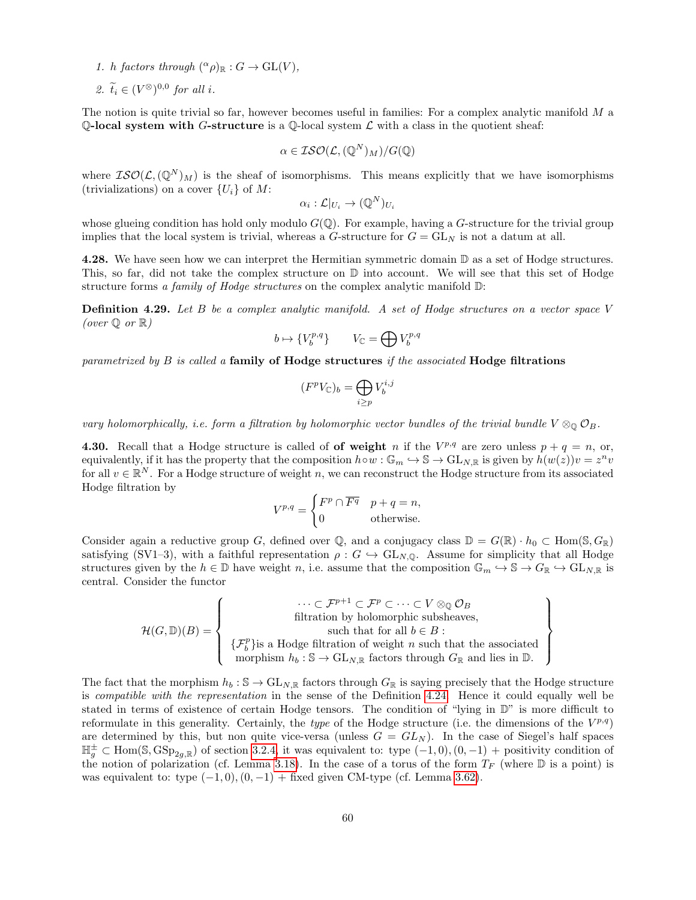1. $h$ factors through $({}^{\alpha}\rho)_{\mathbb{R}} : G \to \mathrm{GL}(V)$,
2. $\widetilde{t}_i \in (V^{\otimes})^{0,0}$ for all $i$.

The notion is quite trivial so far, however becomes useful in families: For a complex analytic manifold $M$ a **$\mathbb{Q}$-local system with $G$-structure** is a $\mathbb{Q}$-local system $\mathcal{L}$ with a class in the quotient sheaf:

$$\alpha \in \mathcal{ISO}(\mathcal{L}, (\mathbb{Q}^N)_M)/G(\mathbb{Q})$$

where $\mathcal{ISO}(\mathcal{L}, (\mathbb{Q}^N)_M)$ is the sheaf of isomorphisms. This means explicitly that we have isomorphisms (trivializations) on a cover $\{U_i\}$ of $M$:

$$\alpha_i : \mathcal{L}|_{U_i} \to (\mathbb{Q}^N)_{U_i}$$

whose glueing condition has hold only modulo $G(\mathbb{Q})$. For example, having a $G$-structure for the trivial group implies that the local system is trivial, whereas a $G$-structure for $G = \mathrm{GL}_N$ is not a datum at all.

**4.28.** We have seen how we can interpret the Hermitian symmetric domain $\mathbb{D}$ as a set of Hodge structures. This, so far, did not take the complex structure on $\mathbb{D}$ into account. We will see that this set of Hodge structure forms *a family of Hodge structures* on the complex analytic manifold $\mathbb{D}$:

**Definition 4.29.** *Let $B$ be a complex analytic manifold. A set of Hodge structures on a vector space $V$ (over $\mathbb{Q}$ or $\mathbb{R}$)*

$$b \mapsto \{V_b^{p,q}\} \qquad V_{\mathbb{C}} = \bigoplus V_b^{p,q}$$

*parametrized by $B$ is called a* **family of Hodge structures** *if the associated* **Hodge filtrations**

$$(F^p V_{\mathbb{C}})_b = \bigoplus_{i \geq p} V_b^{i,j}$$

*vary holomorphically, i.e. form a filtration by holomorphic vector bundles of the trivial bundle $V \otimes_{\mathbb{Q}} \mathcal{O}_B$.*

**4.30.** Recall that a Hodge structure is called of **of weight** $n$ if the $V^{p,q}$ are zero unless $p + q = n$, or, equivalently, if it has the property that the composition $h \circ w : \mathbb{G}_m \hookrightarrow \mathbb{S} \to \mathrm{GL}_{N,\mathbb{R}}$ is given by $h(w(z))v = z^n v$ for all $v \in \mathbb{R}^N$. For a Hodge structure of weight $n$, we can reconstruct the Hodge structure from its associated Hodge filtration by

$$V^{p,q} = \begin{cases} F^p \cap \overline{F^q} & p + q = n, \\ 0 & \text{otherwise.} \end{cases}$$

Consider again a reductive group $G$, defined over $\mathbb{Q}$, and a conjugacy class $\mathbb{D} = G(\mathbb{R}) \cdot h_0 \subset \mathrm{Hom}(\mathbb{S}, G_{\mathbb{R}})$ satisfying (SV1–3), with a faithful representation $\rho : G \hookrightarrow \mathrm{GL}_{N,\mathbb{Q}}$. Assume for simplicity that all Hodge structures given by the $h \in \mathbb{D}$ have weight $n$, i.e. assume that the composition $\mathbb{G}_m \hookrightarrow \mathbb{S} \to G_{\mathbb{R}} \hookrightarrow \mathrm{GL}_{N,\mathbb{R}}$ is central. Consider the functor

$$\mathcal{H}(G,\mathbb{D})(B) = \left\{ \begin{array}{c} \cdots \subset \mathcal{F}^{p+1} \subset \mathcal{F}^p \subset \cdots \subset V \otimes_{\mathbb{Q}} \mathcal{O}_B \\ \text{filtration by holomorphic subsheaves,} \\ \text{such that for all } b \in B : \\ \{\mathcal{F}_b^p\} \text{is a Hodge filtration of weight } n \text{ such that the associated} \\ \text{morphism } h_b : \mathbb{S} \to \mathrm{GL}_{N,\mathbb{R}} \text{ factors through } G_{\mathbb{R}} \text{ and lies in } \mathbb{D}. \end{array} \right\}$$

The fact that the morphism $h_b : \mathbb{S} \to \mathrm{GL}_{N,\mathbb{R}}$ factors through $G_{\mathbb{R}}$ is saying precisely that the Hodge structure is *compatible with the representation* in the sense of the Definition 4.24. Hence it could equally well be stated in terms of existence of certain Hodge tensors. The condition of "lying in $\mathbb{D}$" is more difficult to reformulate in this generality. Certainly, the *type* of the Hodge structure (i.e. the dimensions of the $V^{p,q}$) are determined by this, but non quite vice-versa (unless $G = GL_N$). In the case of Siegel's half spaces $\mathbb{H}_g^{\pm} \subset \mathrm{Hom}(\mathbb{S}, \mathrm{GSp}_{2g,\mathbb{R}})$ of section 3.2.4, it was equivalent to: type $(-1,0), (0,-1)$ + positivity condition of the notion of polarization (cf. Lemma 3.18). In the case of a torus of the form $T_F$ (where $\mathbb{D}$ is a point) is was equivalent to: type $(-1,0), (0,-1)$ + fixed given CM-type (cf. Lemma 3.62).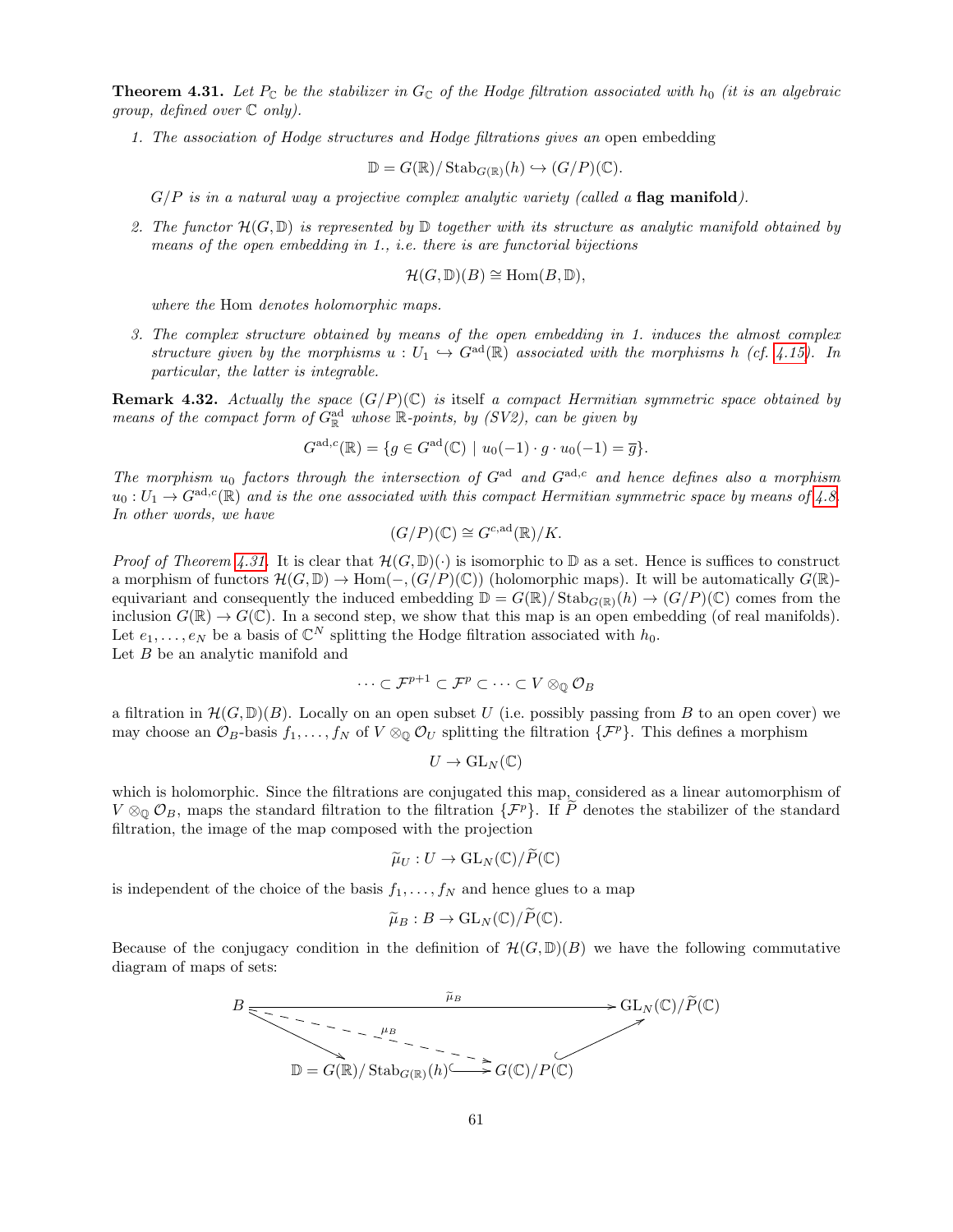**Theorem 4.31.** *Let $P_{\mathbb{C}}$ be the stabilizer in $G_{\mathbb{C}}$ of the Hodge filtration associated with $h_0$ (it is an algebraic group, defined over $\mathbb{C}$ only).*

1. *The association of Hodge structures and Hodge filtrations gives an* open embedding

$$\mathbb{D} = G(\mathbb{R})/\operatorname{Stab}_{G(\mathbb{R})}(h) \hookrightarrow (G/P)(\mathbb{C}).$$

   *$G/P$ is in a natural way a projective complex analytic variety (called a* **flag manifold***).*

2. *The functor $\mathcal{H}(G,\mathbb{D})$ is represented by $\mathbb{D}$ together with its structure as analytic manifold obtained by means of the open embedding in 1., i.e. there is are functorial bijections*

$$\mathcal{H}(G,\mathbb{D})(B) \cong \operatorname{Hom}(B,\mathbb{D}),$$

   *where the* Hom *denotes holomorphic maps.*

3. *The complex structure obtained by means of the open embedding in 1. induces the almost complex structure given by the morphisms $u : U_1 \hookrightarrow G^{\mathrm{ad}}(\mathbb{R})$ associated with the morphisms $h$ (cf. 4.15). In particular, the latter is integrable.*

**Remark 4.32.** *Actually the space $(G/P)(\mathbb{C})$ is itself a compact Hermitian symmetric space obtained by means of the compact form of $G^{\mathrm{ad}}_{\mathbb{R}}$ whose $\mathbb{R}$-points, by (SV2), can be given by*

$$G^{\mathrm{ad},c}(\mathbb{R}) = \{g \in G^{\mathrm{ad}}(\mathbb{C}) \mid u_0(-1)\cdot g \cdot u_0(-1) = \overline{g}\}.$$

*The morphism $u_0$ factors through the intersection of $G^{\mathrm{ad}}$ and $G^{\mathrm{ad},c}$ and hence defines also a morphism $u_0 : U_1 \to G^{\mathrm{ad},c}(\mathbb{R})$ and is the one associated with this compact Hermitian symmetric space by means of 4.8. In other words, we have*

$$(G/P)(\mathbb{C}) \cong G^{c,\mathrm{ad}}(\mathbb{R})/K.$$

*Proof of Theorem 4.31.* It is clear that $\mathcal{H}(G,\mathbb{D})(\cdot)$ is isomorphic to $\mathbb{D}$ as a set. Hence is suffices to construct a morphism of functors $\mathcal{H}(G,\mathbb{D}) \to \operatorname{Hom}(-,(G/P)(\mathbb{C}))$ (holomorphic maps). It will be automatically $G(\mathbb{R})$-equivariant and consequently the induced embedding $\mathbb{D} = G(\mathbb{R})/\operatorname{Stab}_{G(\mathbb{R})}(h) \to (G/P)(\mathbb{C})$ comes from the inclusion $G(\mathbb{R}) \to G(\mathbb{C})$. In a second step, we show that this map is an open embedding (of real manifolds). Let $e_1,\dots,e_N$ be a basis of $\mathbb{C}^N$ splitting the Hodge filtration associated with $h_0$.
Let $B$ be an analytic manifold and

$$\cdots \subset \mathcal{F}^{p+1} \subset \mathcal{F}^p \subset \cdots \subset V \otimes_{\mathbb{Q}} \mathcal{O}_B$$

a filtration in $\mathcal{H}(G,\mathbb{D})(B)$. Locally on an open subset $U$ (i.e. possibly passing from $B$ to an open cover) we may choose an $\mathcal{O}_B$-basis $f_1,\dots,f_N$ of $V \otimes_{\mathbb{Q}} \mathcal{O}_U$ splitting the filtration $\{\mathcal{F}^p\}$. This defines a morphism

$$U \to \operatorname{GL}_N(\mathbb{C})$$

which is holomorphic. Since the filtrations are conjugated this map, considered as a linear automorphism of $V \otimes_{\mathbb{Q}} \mathcal{O}_B$, maps the standard filtration to the filtration $\{\mathcal{F}^p\}$. If $\widetilde{P}$ denotes the stabilizer of the standard filtration, the image of the map composed with the projection

$$\widetilde{\mu}_U : U \to \operatorname{GL}_N(\mathbb{C})/\widetilde{P}(\mathbb{C})$$

is independent of the choice of the basis $f_1,\dots,f_N$ and hence glues to a map

$$\widetilde{\mu}_B : B \to \operatorname{GL}_N(\mathbb{C})/\widetilde{P}(\mathbb{C}).$$

Because of the conjugacy condition in the definition of $\mathcal{H}(G,\mathbb{D})(B)$ we have the following commutative diagram of maps of sets:

$$\begin{array}{ccccc}
B & & \xrightarrow{\quad\widetilde{\mu}_B\quad} & & \operatorname{GL}_N(\mathbb{C})/\widetilde{P}(\mathbb{C}) \\
& \searrow & \overset{\mu_B}{\dashrightarrow} & & \nearrow \\
& \mathbb{D} = G(\mathbb{R})/\operatorname{Stab}_{G(\mathbb{R})}(h) & \hookrightarrow & G(\mathbb{C})/P(\mathbb{C}) &
\end{array}$$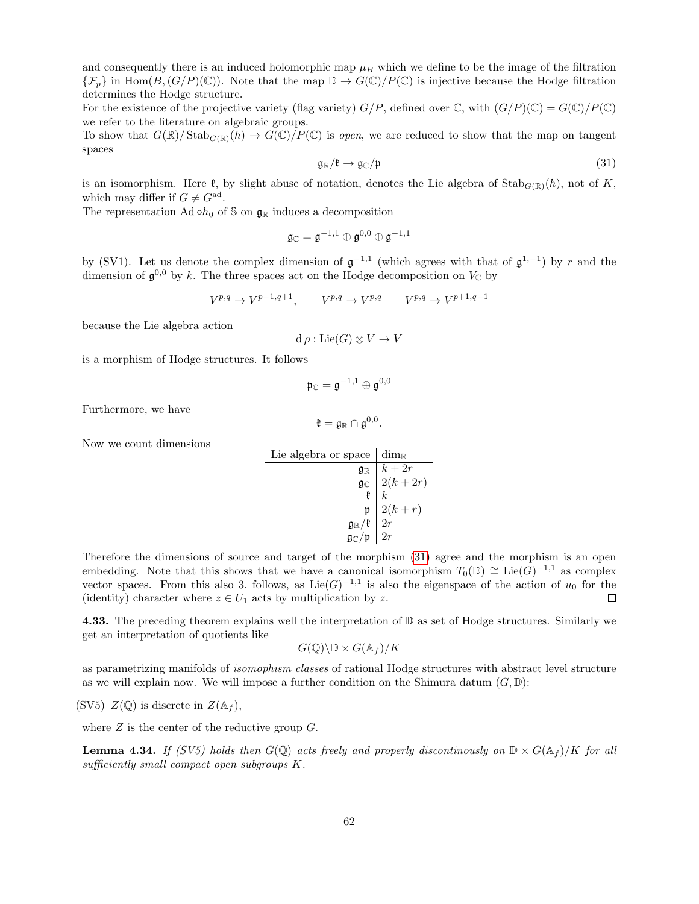and consequently there is an induced holomorphic map $\mu_B$ which we define to be the image of the filtration $\{\mathcal{F}_p\}$ in $\mathrm{Hom}(B,(G/P)(\mathbb{C}))$. Note that the map $\mathbb{D} \to G(\mathbb{C})/P(\mathbb{C})$ is injective because the Hodge filtration determines the Hodge structure.

For the existence of the projective variety (flag variety) $G/P$, defined over $\mathbb{C}$, with $(G/P)(\mathbb{C}) = G(\mathbb{C})/P(\mathbb{C})$ we refer to the literature on algebraic groups.

To show that $G(\mathbb{R})/\operatorname{Stab}_{G(\mathbb{R})}(h) \to G(\mathbb{C})/P(\mathbb{C})$ is *open*, we are reduced to show that the map on tangent spaces

$$\mathfrak{g}_{\mathbb{R}}/\mathfrak{k} \to \mathfrak{g}_{\mathbb{C}}/\mathfrak{p} \tag{31}$$

is an isomorphism. Here $\mathfrak{k}$, by slight abuse of notation, denotes the Lie algebra of $\operatorname{Stab}_{G(\mathbb{R})}(h)$, not of $K$, which may differ if $G \neq G^{\mathrm{ad}}$.

The representation $\mathrm{Ad} \circ h_0$ of $\mathbb{S}$ on $\mathfrak{g}_{\mathbb{R}}$ induces a decomposition

$$\mathfrak{g}_{\mathbb{C}} = \mathfrak{g}^{-1,1} \oplus \mathfrak{g}^{0,0} \oplus \mathfrak{g}^{-1,1}$$

by (SV1). Let us denote the complex dimension of $\mathfrak{g}^{-1,1}$ (which agrees with that of $\mathfrak{g}^{1,-1}$) by $r$ and the dimension of $\mathfrak{g}^{0,0}$ by $k$. The three spaces act on the Hodge decomposition on $V_{\mathbb{C}}$ by

$$V^{p,q} \to V^{p-1,q+1}, \qquad V^{p,q} \to V^{p,q} \qquad V^{p,q} \to V^{p+1,q-1}$$

because the Lie algebra action

$$\mathrm{d}\,\rho : \mathrm{Lie}(G) \otimes V \to V$$

is a morphism of Hodge structures. It follows

$$\mathfrak{p}_{\mathbb{C}} = \mathfrak{g}^{-1,1} \oplus \mathfrak{g}^{0,0}$$

Furthermore, we have

$$\mathfrak{k} = \mathfrak{g}_{\mathbb{R}} \cap \mathfrak{g}^{0,0}.$$

Now we count dimensions

| Lie algebra or space | $\dim_{\mathbb{R}}$ |
|---:|---|
| $\mathfrak{g}_{\mathbb{R}}$ | $k+2r$ |
| $\mathfrak{g}_{\mathbb{C}}$ | $2(k+2r)$ |
| $\mathfrak{k}$ | $k$ |
| $\mathfrak{p}$ | $2(k+r)$ |
| $\mathfrak{g}_{\mathbb{R}}/\mathfrak{k}$ | $2r$ |
| $\mathfrak{g}_{\mathbb{C}}/\mathfrak{p}$ | $2r$ |

Therefore the dimensions of source and target of the morphism (31) agree and the morphism is an open embedding. Note that this shows that we have a canonical isomorphism $T_0(\mathbb{D}) \cong \mathrm{Lie}(G)^{-1,1}$ as complex vector spaces. From this also 3. follows, as $\mathrm{Lie}(G)^{-1,1}$ is also the eigenspace of the action of $u_0$ for the (identity) character where $z \in U_1$ acts by multiplication by $z$. □

**4.33.** The preceding theorem explains well the interpretation of $\mathbb{D}$ as set of Hodge structures. Similarly we get an interpretation of quotients like

$$G(\mathbb{Q})\backslash \mathbb{D} \times G(\mathbb{A}_f)/K$$

as parametrizing manifolds of *isomorphism classes* of rational Hodge structures with abstract level structure as we will explain now. We will impose a further condition on the Shimura datum $(G,\mathbb{D})$:

(SV5) $Z(\mathbb{Q})$ is discrete in $Z(\mathbb{A}_f)$,

where $Z$ is the center of the reductive group $G$.

**Lemma 4.34.** *If (SV5) holds then $G(\mathbb{Q})$ acts freely and properly discontinously on $\mathbb{D} \times G(\mathbb{A}_f)/K$ for all sufficiently small compact open subgroups $K$.*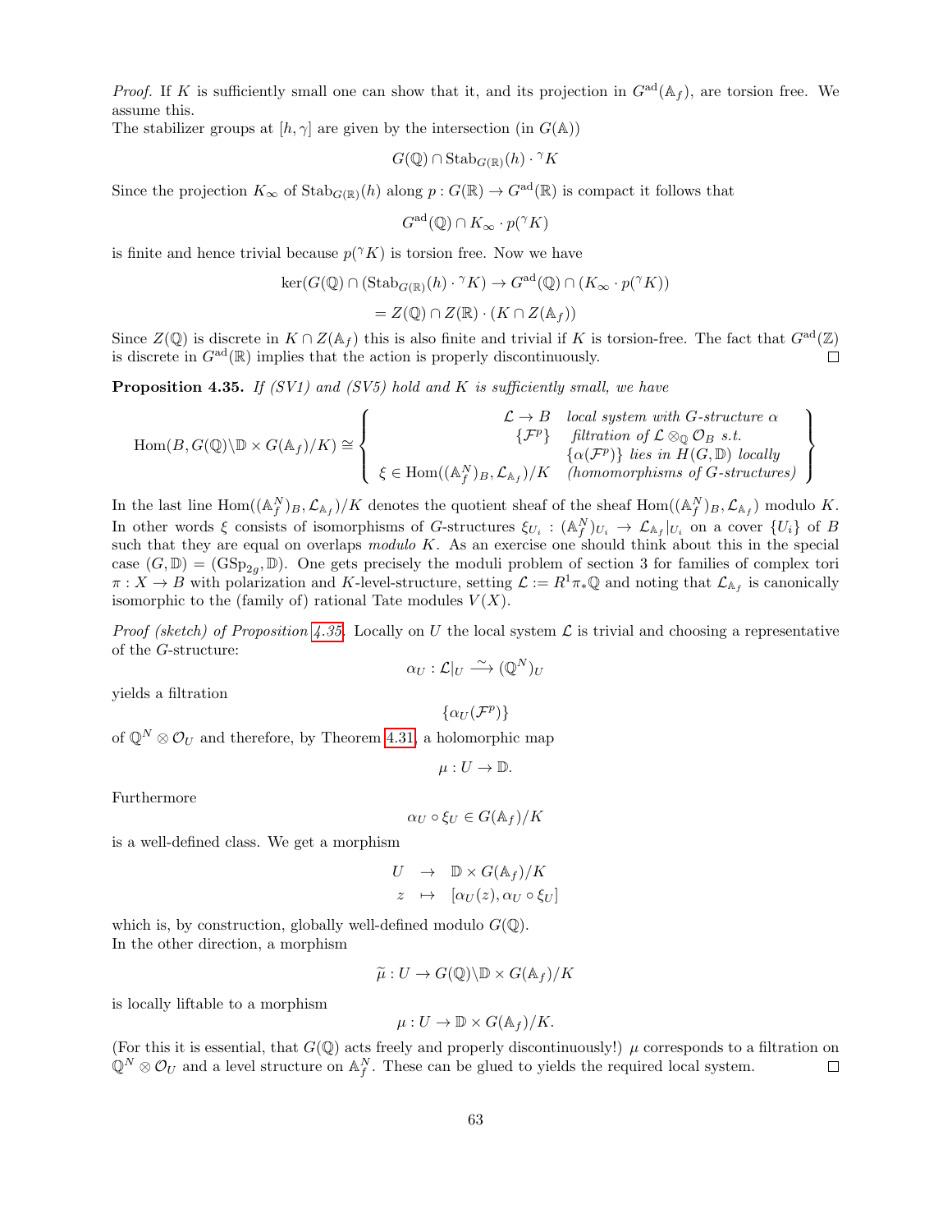*Proof.* If $K$ is sufficiently small one can show that it, and its projection in $G^{\mathrm{ad}}(\mathbb{A}_f)$, are torsion free. We assume this.
The stabilizer groups at $[h,\gamma]$ are given by the intersection (in $G(\mathbb{A})$)

$$G(\mathbb{Q}) \cap \mathrm{Stab}_{G(\mathbb{R})}(h) \cdot {}^{\gamma}K$$

Since the projection $K_\infty$ of $\mathrm{Stab}_{G(\mathbb{R})}(h)$ along $p : G(\mathbb{R}) \to G^{\mathrm{ad}}(\mathbb{R})$ is compact it follows that

$$G^{\mathrm{ad}}(\mathbb{Q}) \cap K_\infty \cdot p({}^{\gamma}K)$$

is finite and hence trivial because $p({}^{\gamma}K)$ is torsion free. Now we have

$$\ker(G(\mathbb{Q}) \cap (\mathrm{Stab}_{G(\mathbb{R})}(h) \cdot {}^{\gamma}K) \to G^{\mathrm{ad}}(\mathbb{Q}) \cap (K_\infty \cdot p({}^{\gamma}K))$$
$$= Z(\mathbb{Q}) \cap Z(\mathbb{R}) \cdot (K \cap Z(\mathbb{A}_f))$$

Since $Z(\mathbb{Q})$ is discrete in $K \cap Z(\mathbb{A}_f)$ this is also finite and trivial if $K$ is torsion-free. The fact that $G^{\mathrm{ad}}(\mathbb{Z})$ is discrete in $G^{\mathrm{ad}}(\mathbb{R})$ implies that the action is properly discontinuously. $\square$

**Proposition 4.35.** *If (SV1) and (SV5) hold and $K$ is sufficiently small, we have*

$$\mathrm{Hom}(B, G(\mathbb{Q})\backslash\mathbb{D} \times G(\mathbb{A}_f)/K) \cong \left\{ \begin{array}{rl} \mathcal{L} \to B & \textit{local system with } G\textit{-structure } \alpha \\ \{\mathcal{F}^p\} & \textit{filtration of } \mathcal{L} \otimes_{\mathbb{Q}} \mathcal{O}_B \textit{ s.t.} \\ & \{\alpha(\mathcal{F}^p)\} \textit{ lies in } H(G,\mathbb{D}) \textit{ locally} \\ \xi \in \mathrm{Hom}((\mathbb{A}_f^N)_B, \mathcal{L}_{\mathbb{A}_f})/K & \textit{(homomorphisms of } G\textit{-structures)} \end{array} \right\}$$

In the last line $\mathrm{Hom}((\mathbb{A}_f^N)_B, \mathcal{L}_{\mathbb{A}_f})/K$ denotes the quotient sheaf of the sheaf $\mathrm{Hom}((\mathbb{A}_f^N)_B, \mathcal{L}_{\mathbb{A}_f})$ modulo $K$. In other words $\xi$ consists of isomorphisms of $G$-structures $\xi_{U_i} : (\mathbb{A}_f^N)_{U_i} \to \mathcal{L}_{\mathbb{A}_f}|_{U_i}$ on a cover $\{U_i\}$ of $B$ such that they are equal on overlaps *modulo* $K$. As an exercise one should think about this in the special case $(G,\mathbb{D}) = (\mathrm{GSp}_{2g}, \mathbb{D})$. One gets precisely the moduli problem of section 3 for families of complex tori $\pi : X \to B$ with polarization and $K$-level-structure, setting $\mathcal{L} := R^1\pi_*\mathbb{Q}$ and noting that $\mathcal{L}_{\mathbb{A}_f}$ is canonically isomorphic to the (family of) rational Tate modules $V(X)$.

*Proof (sketch) of Proposition 4.35.* Locally on $U$ the local system $\mathcal{L}$ is trivial and choosing a representative of the $G$-structure:

$$\alpha_U : \mathcal{L}|_U \xrightarrow{\sim} (\mathbb{Q}^N)_U$$

yields a filtration

$$\{\alpha_U(\mathcal{F}^p)\}$$

of $\mathbb{Q}^N \otimes \mathcal{O}_U$ and therefore, by Theorem 4.31, a holomorphic map

$$\mu : U \to \mathbb{D}.$$

Furthermore

$$\alpha_U \circ \xi_U \in G(\mathbb{A}_f)/K$$

is a well-defined class. We get a morphism

$$\begin{array}{rcl} U & \to & \mathbb{D} \times G(\mathbb{A}_f)/K \\ z & \mapsto & [\alpha_U(z), \alpha_U \circ \xi_U] \end{array}$$

which is, by construction, globally well-defined modulo $G(\mathbb{Q})$.
In the other direction, a morphism

$$\widetilde{\mu} : U \to G(\mathbb{Q})\backslash\mathbb{D} \times G(\mathbb{A}_f)/K$$

is locally liftable to a morphism

$$\mu : U \to \mathbb{D} \times G(\mathbb{A}_f)/K.$$

(For this it is essential, that $G(\mathbb{Q})$ acts freely and properly discontinuously!) $\mu$ corresponds to a filtration on $\mathbb{Q}^N \otimes \mathcal{O}_U$ and a level structure on $\mathbb{A}_f^N$. These can be glued to yields the required local system. $\square$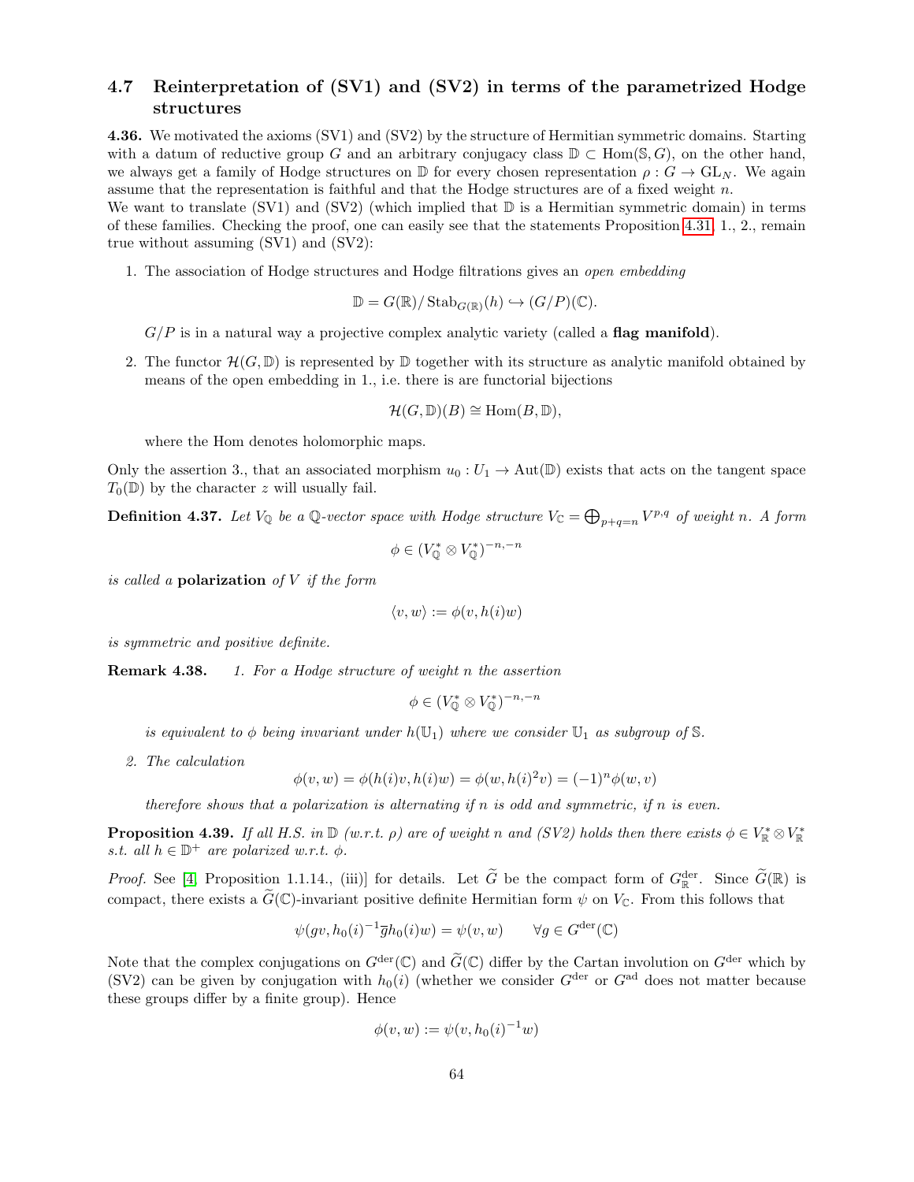## 4.7 Reinterpretation of (SV1) and (SV2) in terms of the parametrized Hodge structures

**4.36.** We motivated the axioms (SV1) and (SV2) by the structure of Hermitian symmetric domains. Starting with a datum of reductive group $G$ and an arbitrary conjugacy class $\mathbb{D} \subset \mathrm{Hom}(\mathbb{S}, G)$, on the other hand, we always get a family of Hodge structures on $\mathbb{D}$ for every chosen representation $\rho : G \to \mathrm{GL}_N$. We again assume that the representation is faithful and that the Hodge structures are of a fixed weight $n$.
We want to translate (SV1) and (SV2) (which implied that $\mathbb{D}$ is a Hermitian symmetric domain) in terms of these families. Checking the proof, one can easily see that the statements Proposition 4.31. 1., 2., remain true without assuming (SV1) and (SV2):

1. The association of Hodge structures and Hodge filtrations gives an *open embedding*

$$\mathbb{D} = G(\mathbb{R})/\operatorname{Stab}_{G(\mathbb{R})}(h) \hookrightarrow (G/P)(\mathbb{C}).$$

   $G/P$ is in a natural way a projective complex analytic variety (called a **flag manifold**).

2. The functor $\mathcal{H}(G, \mathbb{D})$ is represented by $\mathbb{D}$ together with its structure as analytic manifold obtained by means of the open embedding in 1., i.e. there is are functorial bijections

$$\mathcal{H}(G, \mathbb{D})(B) \cong \mathrm{Hom}(B, \mathbb{D}),$$

   where the Hom denotes holomorphic maps.

Only the assertion 3., that an associated morphism $u_0 : U_1 \to \mathrm{Aut}(\mathbb{D})$ exists that acts on the tangent space $T_0(\mathbb{D})$ by the character $z$ will usually fail.

**Definition 4.37.** *Let $V_\mathbb{Q}$ be a $\mathbb{Q}$-vector space with Hodge structure $V_\mathbb{C} = \bigoplus_{p+q=n} V^{p,q}$ of weight $n$. A form*

$$\phi \in (V_\mathbb{Q}^* \otimes V_\mathbb{Q}^*)^{-n,-n}$$

*is called a* **polarization** *of $V$ if the form*

$$\langle v, w \rangle := \phi(v, h(i)w)$$

*is symmetric and positive definite.*

**Remark 4.38.**

1. *For a Hodge structure of weight $n$ the assertion*

$$\phi \in (V_\mathbb{Q}^* \otimes V_\mathbb{Q}^*)^{-n,-n}$$

   *is equivalent to $\phi$ being invariant under $h(\mathbb{U}_1)$ where we consider $\mathbb{U}_1$ as subgroup of $\mathbb{S}$.*

2. *The calculation*

$$\phi(v, w) = \phi(h(i)v, h(i)w) = \phi(w, h(i)^2 v) = (-1)^n \phi(w, v)$$

   *therefore shows that a polarization is alternating if $n$ is odd and symmetric, if $n$ is even.*

**Proposition 4.39.** *If all H.S. in $\mathbb{D}$ (w.r.t. $\rho$) are of weight $n$ and (SV2) holds then there exists $\phi \in V_\mathbb{R}^* \otimes V_\mathbb{R}^*$ s.t. all $h \in \mathbb{D}^+$ are polarized w.r.t. $\phi$.*

*Proof.* See [4] Proposition 1.1.14., (iii)] for details. Let $\widetilde{G}$ be the compact form of $G_\mathbb{R}^{\mathrm{der}}$. Since $\widetilde{G}(\mathbb{R})$ is compact, there exists a $\widetilde{G}(\mathbb{C})$-invariant positive definite Hermitian form $\psi$ on $V_\mathbb{C}$. From this follows that

$$\psi(gv, h_0(i)^{-1}\overline{g}h_0(i)w) = \psi(v, w) \qquad \forall g \in G^{\mathrm{der}}(\mathbb{C})$$

Note that the complex conjugations on $G^{\mathrm{der}}(\mathbb{C})$ and $\widetilde{G}(\mathbb{C})$ differ by the Cartan involution on $G^{\mathrm{der}}$ which by (SV2) can be given by conjugation with $h_0(i)$ (whether we consider $G^{\mathrm{der}}$ or $G^{\mathrm{ad}}$ does not matter because these groups differ by a finite group). Hence

$$\phi(v, w) := \psi(v, h_0(i)^{-1}w)$$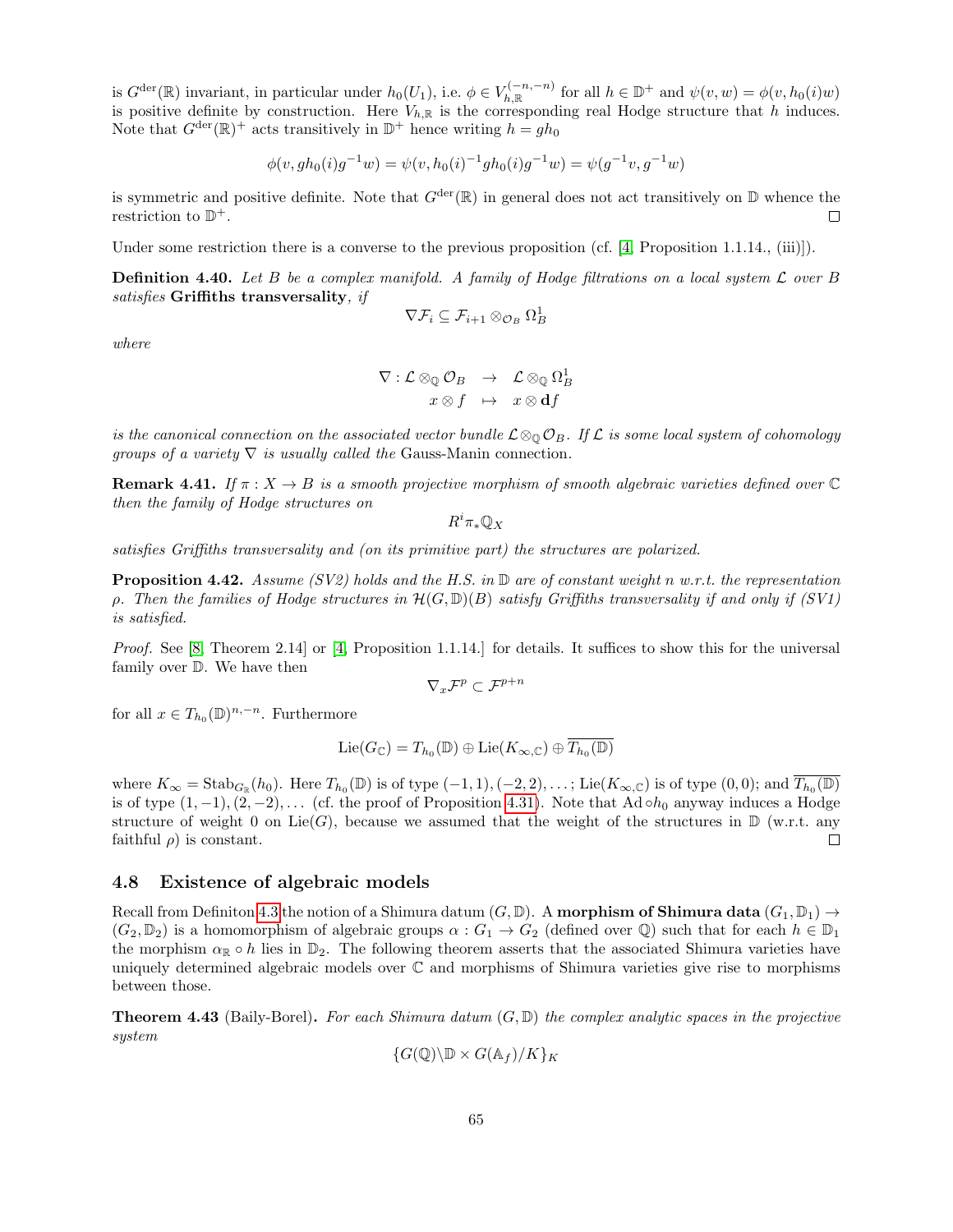is $G^{\mathrm{der}}(\mathbb{R})$ invariant, in particular under $h_0(U_1)$, i.e. $\phi \in V_{h,\mathbb{R}}^{(-n,-n)}$ for all $h \in \mathbb{D}^+$ and $\psi(v,w) = \phi(v, h_0(i)w)$ is positive definite by construction. Here $V_{h,\mathbb{R}}$ is the corresponding real Hodge structure that $h$ induces. Note that $G^{\mathrm{der}}(\mathbb{R})^+$ acts transitively in $\mathbb{D}^+$ hence writing $h = gh_0$

$$\phi(v, gh_0(i)g^{-1}w) = \psi(v, h_0(i)^{-1}gh_0(i)g^{-1}w) = \psi(g^{-1}v, g^{-1}w)$$

is symmetric and positive definite. Note that $G^{\mathrm{der}}(\mathbb{R})$ in general does not act transitively on $\mathbb{D}$ whence the restriction to $\mathbb{D}^+$. $\square$

Under some restriction there is a converse to the previous proposition (cf. [4, Proposition 1.1.14., (iii)]).

**Definition 4.40.** *Let $B$ be a complex manifold. A family of Hodge filtrations on a local system $\mathcal{L}$ over $B$ satisfies* **Griffiths transversality**, *if*

$$\nabla \mathcal{F}_i \subseteq \mathcal{F}_{i+1} \otimes_{\mathcal{O}_B} \Omega_B^1$$

*where*

$$\begin{array}{rcl} \nabla : \mathcal{L} \otimes_{\mathbb{Q}} \mathcal{O}_B & \to & \mathcal{L} \otimes_{\mathbb{Q}} \Omega_B^1 \\ x \otimes f & \mapsto & x \otimes \mathbf{d}f \end{array}$$

*is the canonical connection on the associated vector bundle $\mathcal{L} \otimes_{\mathbb{Q}} \mathcal{O}_B$. If $\mathcal{L}$ is some local system of cohomology groups of a variety $\nabla$ is usually called the* Gauss-Manin connection*.*

**Remark 4.41.** *If $\pi : X \to B$ is a smooth projective morphism of smooth algebraic varieties defined over $\mathbb{C}$ then the family of Hodge structures on*

$$R^i \pi_* \mathbb{Q}_X$$

*satisfies Griffiths transversality and (on its primitive part) the structures are polarized.*

**Proposition 4.42.** *Assume (SV2) holds and the H.S. in $\mathbb{D}$ are of constant weight $n$ w.r.t. the representation $\rho$. Then the families of Hodge structures in $\mathcal{H}(G,\mathbb{D})(B)$ satisfy Griffiths transversality if and only if (SV1) is satisfied.*

*Proof.* See [8, Theorem 2.14] or [4, Proposition 1.1.14.] for details. It suffices to show this for the universal family over $\mathbb{D}$. We have then

$$\nabla_x \mathcal{F}^p \subset \mathcal{F}^{p+n}$$

for all $x \in T_{h_0}(\mathbb{D})^{n,-n}$. Furthermore

$$\mathrm{Lie}(G_{\mathbb{C}}) = T_{h_0}(\mathbb{D}) \oplus \mathrm{Lie}(K_{\infty,\mathbb{C}}) \oplus \overline{T_{h_0}(\mathbb{D})}$$

where $K_\infty = \mathrm{Stab}_{G_{\mathbb{R}}}(h_0)$. Here $T_{h_0}(\mathbb{D})$ is of type $(-1,1),(-2,2),\ldots$; $\mathrm{Lie}(K_{\infty,\mathbb{C}})$ is of type $(0,0)$; and $\overline{T_{h_0}(\mathbb{D})}$ is of type $(1,-1),(2,-2),\ldots$ (cf. the proof of Proposition 4.31). Note that $\mathrm{Ad} \circ h_0$ anyway induces a Hodge structure of weight $0$ on $\mathrm{Lie}(G)$, because we assumed that the weight of the structures in $\mathbb{D}$ (w.r.t. any faithful $\rho$) is constant. $\square$

### 4.8 Existence of algebraic models

Recall from Definiton 4.3 the notion of a Shimura datum $(G,\mathbb{D})$. A **morphism of Shimura data** $(G_1,\mathbb{D}_1) \to (G_2,\mathbb{D}_2)$ is a homomorphism of algebraic groups $\alpha : G_1 \to G_2$ (defined over $\mathbb{Q}$) such that for each $h \in \mathbb{D}_1$ the morphism $\alpha_{\mathbb{R}} \circ h$ lies in $\mathbb{D}_2$. The following theorem asserts that the associated Shimura varieties have uniquely determined algebraic models over $\mathbb{C}$ and morphisms of Shimura varieties give rise to morphisms between those.

**Theorem 4.43** (Baily-Borel)**.** *For each Shimura datum $(G,\mathbb{D})$ the complex analytic spaces in the projective system*

$$\{G(\mathbb{Q}) \backslash \mathbb{D} \times G(\mathbb{A}_f)/K\}_K$$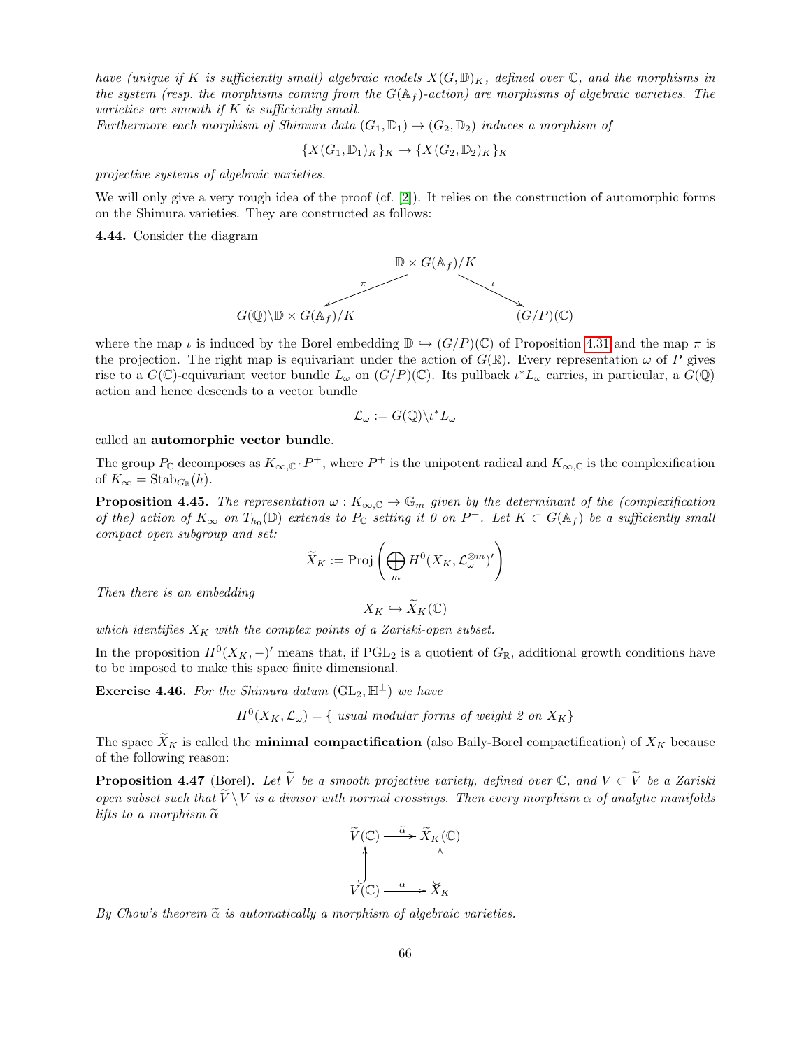*have (unique if $K$ is sufficiently small) algebraic models $X(G,\mathbb{D})_K$, defined over $\mathbb{C}$, and the morphisms in the system (resp. the morphisms coming from the $G(\mathbb{A}_f)$-action) are morphisms of algebraic varieties. The varieties are smooth if $K$ is sufficiently small.*
*Furthermore each morphism of Shimura data $(G_1,\mathbb{D}_1)\to(G_2,\mathbb{D}_2)$ induces a morphism of*

$$\{X(G_1,\mathbb{D}_1)_K\}_K \to \{X(G_2,\mathbb{D}_2)_K\}_K$$

*projective systems of algebraic varieties.*

We will only give a very rough idea of the proof (cf. [2]). It relies on the construction of automorphic forms on the Shimura varieties. They are constructed as follows:

**4.44.** Consider the diagram

$$\begin{array}{ccccc} & & \mathbb{D}\times G(\mathbb{A}_f)/K & & \\ & \overset{\pi}{\swarrow} & & \overset{\iota}{\searrow} & \\ G(\mathbb{Q})\backslash\mathbb{D}\times G(\mathbb{A}_f)/K & & & & (G/P)(\mathbb{C}) \end{array}$$

where the map $\iota$ is induced by the Borel embedding $\mathbb{D}\hookrightarrow(G/P)(\mathbb{C})$ of Proposition 4.31 and the map $\pi$ is the projection. The right map is equivariant under the action of $G(\mathbb{R})$. Every representation $\omega$ of $P$ gives rise to a $G(\mathbb{C})$-equivariant vector bundle $L_\omega$ on $(G/P)(\mathbb{C})$. Its pullback $\iota^*L_\omega$ carries, in particular, a $G(\mathbb{Q})$ action and hence descends to a vector bundle

$$\mathcal{L}_\omega := G(\mathbb{Q})\backslash\iota^*L_\omega$$

called an **automorphic vector bundle**.

The group $P_\mathbb{C}$ decomposes as $K_{\infty,\mathbb{C}}\cdot P^+$, where $P^+$ is the unipotent radical and $K_{\infty,\mathbb{C}}$ is the complexification of $K_\infty=\mathrm{Stab}_{G_\mathbb{R}}(h)$.

**Proposition 4.45.** *The representation $\omega : K_{\infty,\mathbb{C}}\to\mathbb{G}_m$ given by the determinant of the (complexification of the) action of $K_\infty$ on $T_{h_0}(\mathbb{D})$ extends to $P_\mathbb{C}$ setting it 0 on $P^+$. Let $K\subset G(\mathbb{A}_f)$ be a sufficiently small compact open subgroup and set:*

$$\widetilde{X}_K := \mathrm{Proj}\left(\bigoplus_m H^0(X_K,\mathcal{L}_\omega^{\otimes m})'\right)$$

*Then there is an embedding*

$$X_K\hookrightarrow\widetilde{X}_K(\mathbb{C})$$

*which identifies $X_K$ with the complex points of a Zariski-open subset.*

In the proposition $H^0(X_K,-)'$ means that, if $\mathrm{PGL}_2$ is a quotient of $G_\mathbb{R}$, additional growth conditions have to be imposed to make this space finite dimensional.

**Exercise 4.46.** *For the Shimura datum $(\mathrm{GL}_2,\mathbb{H}^\pm)$ we have*

$$H^0(X_K,\mathcal{L}_\omega)=\{\text{ usual modular forms of weight 2 on } X_K\}$$

The space $\widetilde{X}_K$ is called the **minimal compactification** (also Baily-Borel compactification) of $X_K$ because of the following reason:

**Proposition 4.47** (Borel)**.** *Let $\widetilde{V}$ be a smooth projective variety, defined over $\mathbb{C}$, and $V\subset\widetilde{V}$ be a Zariski open subset such that $\widetilde{V}\setminus V$ is a divisor with normal crossings. Then every morphism $\alpha$ of analytic manifolds lifts to a morphism $\widetilde{\alpha}$*

$$\begin{array}{ccc} \widetilde{V}(\mathbb{C}) & \xrightarrow{\widetilde{\alpha}} & \widetilde{X}_K(\mathbb{C}) \\ \uparrow & & \uparrow \\ V(\mathbb{C}) & \xrightarrow{\alpha} & X_K \end{array}$$

*By Chow's theorem $\widetilde{\alpha}$ is automatically a morphism of algebraic varieties.*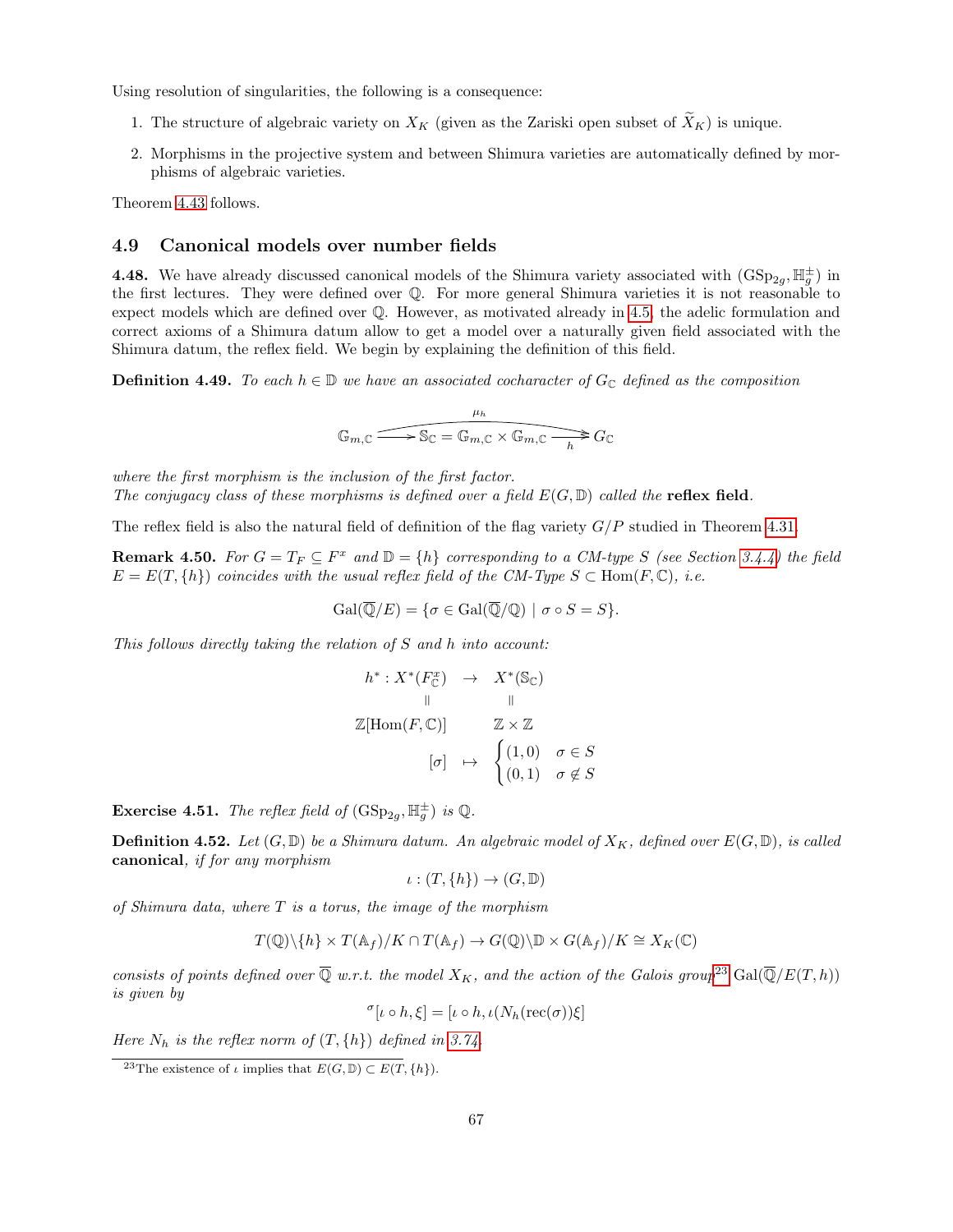Using resolution of singularities, the following is a consequence:

1. The structure of algebraic variety on $X_K$ (given as the Zariski open subset of $\widetilde{X}_K$) is unique.
2. Morphisms in the projective system and between Shimura varieties are automatically defined by morphisms of algebraic varieties.

Theorem 4.43 follows.

## 4.9 Canonical models over number fields

**4.48.** We have already discussed canonical models of the Shimura variety associated with $(\mathrm{GSp}_{2g}, \mathbb{H}_g^{\pm})$ in the first lectures. They were defined over $\mathbb{Q}$. For more general Shimura varieties it is not reasonable to expect models which are defined over $\mathbb{Q}$. However, as motivated already in 4.5, the adelic formulation and correct axioms of a Shimura datum allow to get a model over a naturally given field associated with the Shimura datum, the reflex field. We begin by explaining the definition of this field.

**Definition 4.49.** *To each $h \in \mathbb{D}$ we have an associated cocharacter of $G_{\mathbb{C}}$ defined as the composition*

$$\mathbb{G}_{m,\mathbb{C}} \longrightarrow \mathbb{S}_{\mathbb{C}} = \mathbb{G}_{m,\mathbb{C}} \times \mathbb{G}_{m,\mathbb{C}} \xrightarrow{h} G_{\mathbb{C}}, \qquad \mu_h \text{ (the composition)}$$

*where the first morphism is the inclusion of the first factor.*
*The conjugacy class of these morphisms is defined over a field $E(G, \mathbb{D})$ called the* **reflex field**.

The reflex field is also the natural field of definition of the flag variety $G/P$ studied in Theorem 4.31.

**Remark 4.50.** *For $G = T_F \subseteq F^x$ and $\mathbb{D} = \{h\}$ corresponding to a CM-type $S$ (see Section 3.4.4) the field $E = E(T, \{h\})$ coincides with the usual reflex field of the CM-Type $S \subset \mathrm{Hom}(F, \mathbb{C})$, i.e.*

$$\mathrm{Gal}(\overline{\mathbb{Q}}/E) = \{\sigma \in \mathrm{Gal}(\overline{\mathbb{Q}}/\mathbb{Q}) \mid \sigma \circ S = S\}.$$

*This follows directly taking the relation of $S$ and $h$ into account:*

$$\begin{array}{ccc} h^* : X^*(F^x_{\mathbb{C}}) & \to & X^*(\mathbb{S}_{\mathbb{C}}) \\ \parallel & & \parallel \\ \mathbb{Z}[\mathrm{Hom}(F, \mathbb{C})] & & \mathbb{Z} \times \mathbb{Z} \\ {[\sigma]} & \mapsto & \begin{cases} (1,0) & \sigma \in S \\ (0,1) & \sigma \notin S \end{cases} \end{array}$$

**Exercise 4.51.** *The reflex field of $(\mathrm{GSp}_{2g}, \mathbb{H}_g^{\pm})$ is $\mathbb{Q}$.*

**Definition 4.52.** *Let $(G, \mathbb{D})$ be a Shimura datum. An algebraic model of $X_K$, defined over $E(G, \mathbb{D})$, is called* **canonical**, *if for any morphism*

$$\iota : (T, \{h\}) \to (G, \mathbb{D})$$

*of Shimura data, where $T$ is a torus, the image of the morphism*

$$T(\mathbb{Q})\backslash\{h\} \times T(\mathbb{A}_f)/K \cap T(\mathbb{A}_f) \to G(\mathbb{Q})\backslash\mathbb{D} \times G(\mathbb{A}_f)/K \cong X_K(\mathbb{C})$$

*consists of points defined over $\overline{\mathbb{Q}}$ w.r.t. the model $X_K$, and the action of the Galois group*[23] *$\mathrm{Gal}(\overline{\mathbb{Q}}/E(T, h))$ is given by*

$${}^{\sigma}[\iota \circ h, \xi] = [\iota \circ h, \iota(N_h(\mathrm{rec}(\sigma))\xi]$$

*Here $N_h$ is the reflex norm of $(T, \{h\})$ defined in 3.74.*

[23] The existence of $\iota$ implies that $E(G, \mathbb{D}) \subset E(T, \{h\})$.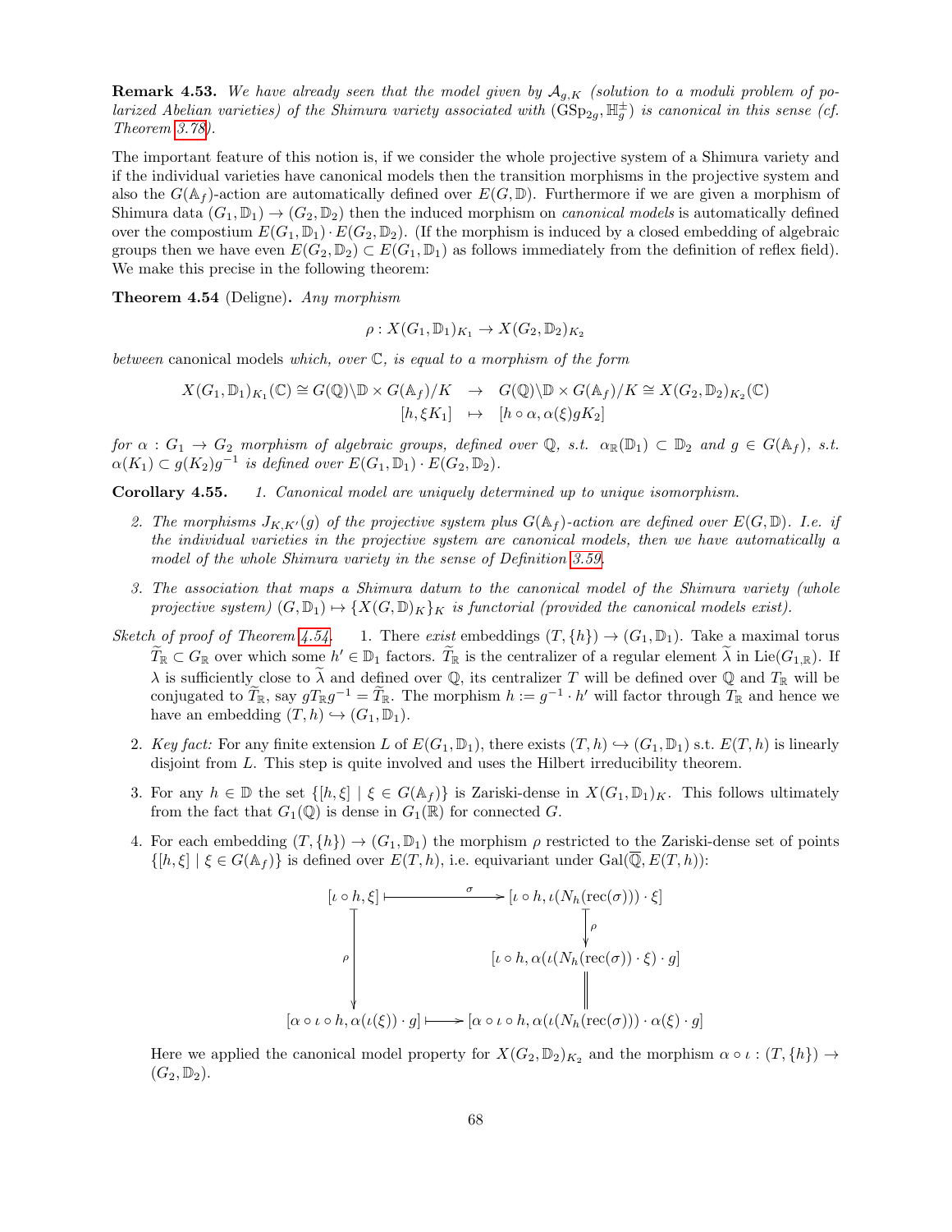**Remark 4.53.** *We have already seen that the model given by $\mathcal{A}_{g,K}$ (solution to a moduli problem of polarized Abelian varieties) of the Shimura variety associated with $(\mathrm{GSp}_{2g}, \mathbb{H}_g^{\pm})$ is canonical in this sense (cf. Theorem 3.78).*

The important feature of this notion is, if we consider the whole projective system of a Shimura variety and if the individual varieties have canonical models then the transition morphisms in the projective system and also the $G(\mathbb{A}_f)$-action are automatically defined over $E(G, \mathbb{D})$. Furthermore if we are given a morphism of Shimura data $(G_1, \mathbb{D}_1) \to (G_2, \mathbb{D}_2)$ then the induced morphism on *canonical models* is automatically defined over the compostium $E(G_1, \mathbb{D}_1) \cdot E(G_2, \mathbb{D}_2)$. (If the morphism is induced by a closed embedding of algebraic groups then we have even $E(G_2, \mathbb{D}_2) \subset E(G_1, \mathbb{D}_1)$ as follows immediately from the definition of reflex field). We make this precise in the following theorem:

**Theorem 4.54** (Deligne)**.** *Any morphism*

$$\rho : X(G_1, \mathbb{D}_1)_{K_1} \to X(G_2, \mathbb{D}_2)_{K_2}$$

*between* canonical models *which, over $\mathbb{C}$, is equal to a morphism of the form*

$$\begin{array}{rcl} X(G_1, \mathbb{D}_1)_{K_1}(\mathbb{C}) \cong G(\mathbb{Q})\backslash \mathbb{D} \times G(\mathbb{A}_f)/K & \to & G(\mathbb{Q})\backslash \mathbb{D} \times G(\mathbb{A}_f)/K \cong X(G_2, \mathbb{D}_2)_{K_2}(\mathbb{C}) \\ {[h, \xi K_1]} & \mapsto & [h \circ \alpha, \alpha(\xi) g K_2] \end{array}$$

*for $\alpha : G_1 \to G_2$ morphism of algebraic groups, defined over $\mathbb{Q}$, s.t. $\alpha_{\mathbb{R}}(\mathbb{D}_1) \subset \mathbb{D}_2$ and $g \in G(\mathbb{A}_f)$, s.t. $\alpha(K_1) \subset g(K_2)g^{-1}$ is defined over $E(G_1, \mathbb{D}_1) \cdot E(G_2, \mathbb{D}_2)$.*

**Corollary 4.55.**

1. *Canonical model are uniquely determined up to unique isomorphism.*
2. *The morphisms $J_{K,K'}(g)$ of the projective system plus $G(\mathbb{A}_f)$-action are defined over $E(G, \mathbb{D})$. I.e. if the individual varieties in the projective system are canonical models, then we have automatically a model of the whole Shimura variety in the sense of Definition 3.59.*
3. *The association that maps a Shimura datum to the canonical model of the Shimura variety (whole projective system) $(G, \mathbb{D}_1) \mapsto \{X(G, \mathbb{D})_K\}_K$ is functorial (provided the canonical models exist).*

*Sketch of proof of Theorem 4.54.*

1. There *exist* embeddings $(T, \{h\}) \to (G_1, \mathbb{D}_1)$. Take a maximal torus $\widetilde{T}_{\mathbb{R}} \subset G_{\mathbb{R}}$ over which some $h' \in \mathbb{D}_1$ factors. $\widetilde{T}_{\mathbb{R}}$ is the centralizer of a regular element $\widetilde{\lambda}$ in $\mathrm{Lie}(G_{1,\mathbb{R}})$. If $\lambda$ is sufficiently close to $\widetilde{\lambda}$ and defined over $\mathbb{Q}$, its centralizer $T$ will be defined over $\mathbb{Q}$ and $T_{\mathbb{R}}$ will be conjugated to $\widetilde{T}_{\mathbb{R}}$, say $gT_{\mathbb{R}}g^{-1} = \widetilde{T}_{\mathbb{R}}$. The morphism $h := g^{-1} \cdot h'$ will factor through $T_{\mathbb{R}}$ and hence we have an embedding $(T, h) \hookrightarrow (G_1, \mathbb{D}_1)$.
2. *Key fact:* For any finite extension $L$ of $E(G_1, \mathbb{D}_1)$, there exists $(T, h) \hookrightarrow (G_1, \mathbb{D}_1)$ s.t. $E(T, h)$ is linearly disjoint from $L$. This step is quite involved and uses the Hilbert irreducibility theorem.
3. For any $h \in \mathbb{D}$ the set $\{[h, \xi] \mid \xi \in G(\mathbb{A}_f)\}$ is Zariski-dense in $X(G_1, \mathbb{D}_1)_K$. This follows ultimately from the fact that $G_1(\mathbb{Q})$ is dense in $G_1(\mathbb{R})$ for connected $G$.
4. For each embedding $(T, \{h\}) \to (G_1, \mathbb{D}_1)$ the morphism $\rho$ restricted to the Zariski-dense set of points $\{[h, \xi] \mid \xi \in G(\mathbb{A}_f)\}$ is defined over $E(T, h)$, i.e. equivariant under $\mathrm{Gal}(\overline{\mathbb{Q}}, E(T, h))$:

$$\begin{array}{ccc} [\iota \circ h, \xi] & \xrightarrow{\ \sigma\ } & [\iota \circ h, \iota(N_h(\mathrm{rec}(\sigma))) \cdot \xi] \\ \Big\downarrow \rho & & \Big\downarrow \rho \\ & & [\iota \circ h, \alpha(\iota(N_h(\mathrm{rec}(\sigma)) \cdot \xi) \cdot g] \\ & & \Big\| \\ {[\alpha \circ \iota \circ h, \alpha(\iota(\xi)) \cdot g]} & \longmapsto & [\alpha \circ \iota \circ h, \alpha(\iota(N_h(\mathrm{rec}(\sigma))) \cdot \alpha(\xi) \cdot g] \end{array}$$

   Here we applied the canonical model property for $X(G_2, \mathbb{D}_2)_{K_2}$ and the morphism $\alpha \circ \iota : (T, \{h\}) \to (G_2, \mathbb{D}_2)$.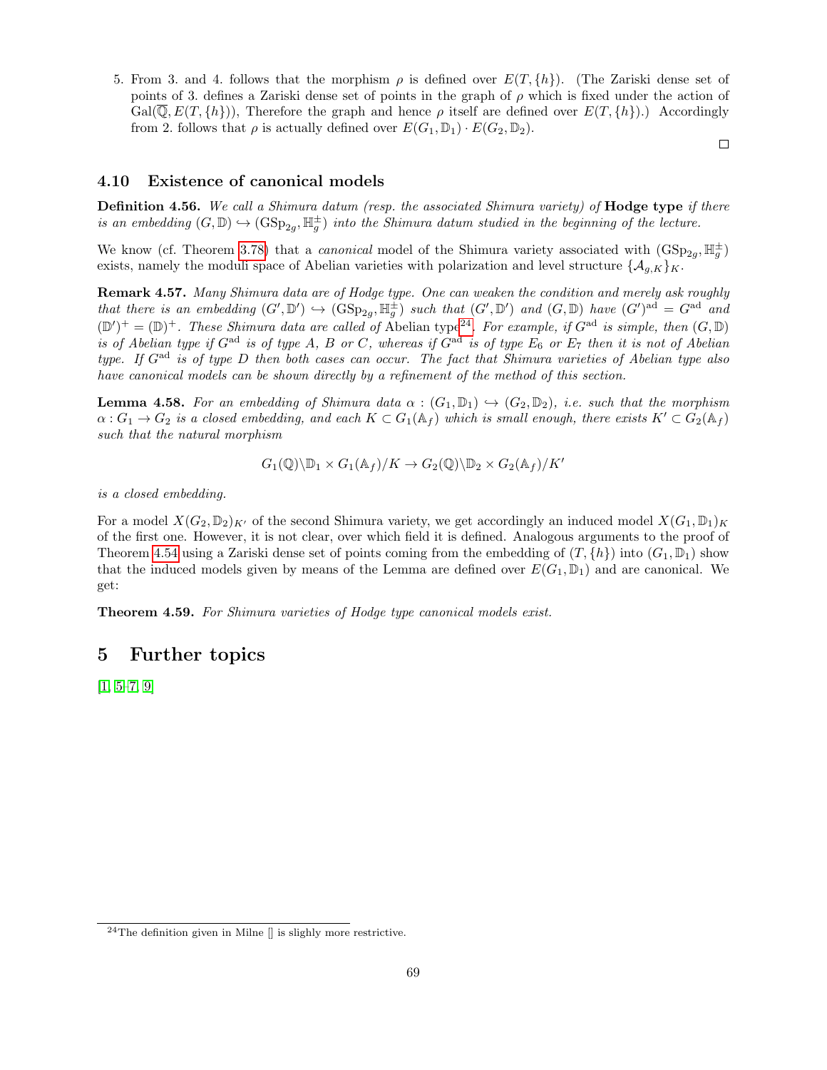5. From 3. and 4. follows that the morphism $\rho$ is defined over $E(T, \{h\})$. (The Zariski dense set of points of 3. defines a Zariski dense set of points in the graph of $\rho$ which is fixed under the action of $\mathrm{Gal}(\overline{\mathbb{Q}}, E(T, \{h\}))$, Therefore the graph and hence $\rho$ itself are defined over $E(T, \{h\})$.) Accordingly from 2. follows that $\rho$ is actually defined over $E(G_1, \mathbb{D}_1) \cdot E(G_2, \mathbb{D}_2)$.

□

### 4.10 Existence of canonical models

**Definition 4.56.** *We call a Shimura datum (resp. the associated Shimura variety) of* **Hodge type** *if there is an embedding $(G, \mathbb{D}) \hookrightarrow (\mathrm{GSp}_{2g}, \mathbb{H}_g^{\pm})$ into the Shimura datum studied in the beginning of the lecture.*

We know (cf. Theorem 3.78) that a *canonical* model of the Shimura variety associated with $(\mathrm{GSp}_{2g}, \mathbb{H}_g^{\pm})$ exists, namely the moduli space of Abelian varieties with polarization and level structure $\{\mathcal{A}_{g,K}\}_K$.

**Remark 4.57.** *Many Shimura data are of Hodge type. One can weaken the condition and merely ask roughly that there is an embedding $(G', \mathbb{D}') \hookrightarrow (\mathrm{GSp}_{2g}, \mathbb{H}_g^{\pm})$ such that $(G', \mathbb{D}')$ and $(G, \mathbb{D})$ have $(G')^{\mathrm{ad}} = G^{\mathrm{ad}}$ and $(\mathbb{D}')^+ = (\mathbb{D})^+$. These Shimura data are called of* Abelian type[24]*. For example, if $G^{\mathrm{ad}}$ is simple, then $(G, \mathbb{D})$ is of Abelian type if $G^{\mathrm{ad}}$ is of type A, B or C, whereas if $G^{\mathrm{ad}}$ is of type $E_6$ or $E_7$ then it is not of Abelian type. If $G^{\mathrm{ad}}$ is of type D then both cases can occur. The fact that Shimura varieties of Abelian type also have canonical models can be shown directly by a refinement of the method of this section.*

**Lemma 4.58.** *For an embedding of Shimura data $\alpha : (G_1, \mathbb{D}_1) \hookrightarrow (G_2, \mathbb{D}_2)$, i.e. such that the morphism $\alpha : G_1 \to G_2$ is a closed embedding, and each $K \subset G_1(\mathbb{A}_f)$ which is small enough, there exists $K' \subset G_2(\mathbb{A}_f)$ such that the natural morphism*

$$G_1(\mathbb{Q})\backslash\mathbb{D}_1 \times G_1(\mathbb{A}_f)/K \to G_2(\mathbb{Q})\backslash\mathbb{D}_2 \times G_2(\mathbb{A}_f)/K'$$

*is a closed embedding.*

For a model $X(G_2, \mathbb{D}_2)_{K'}$ of the second Shimura variety, we get accordingly an induced model $X(G_1, \mathbb{D}_1)_K$ of the first one. However, it is not clear, over which field it is defined. Analogous arguments to the proof of Theorem 4.54 using a Zariski dense set of points coming from the embedding of $(T, \{h\})$ into $(G_1, \mathbb{D}_1)$ show that the induced models given by means of the Lemma are defined over $E(G_1, \mathbb{D}_1)$ and are canonical. We get:

**Theorem 4.59.** *For Shimura varieties of Hodge type canonical models exist.*

## 5 Further topics

[1, 5–7, 9]

[24] The definition given in Milne [] is slighly more restrictive.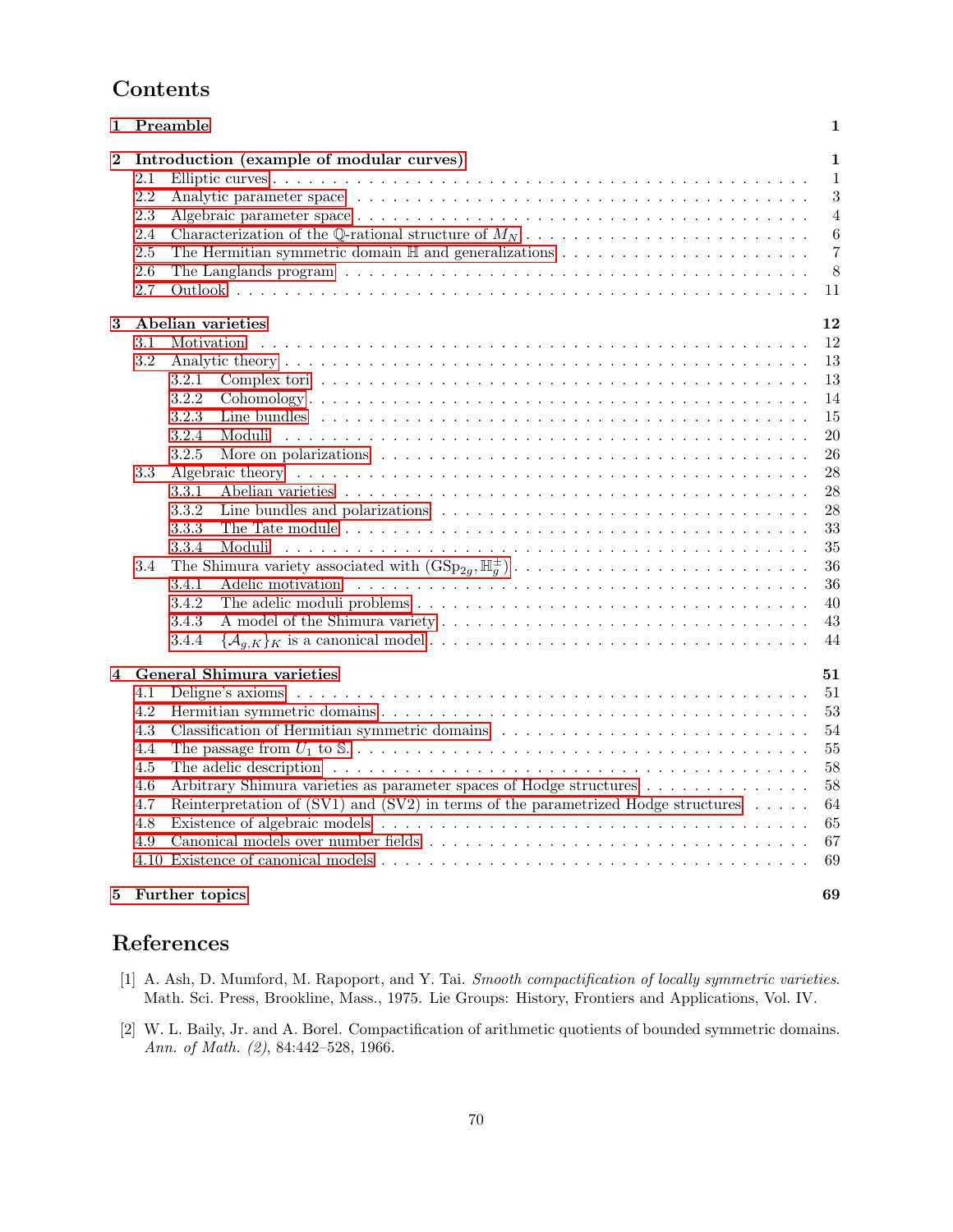# Contents

- **1 Preamble** — 1
- **2 Introduction (example of modular curves)** — 1
  - 2.1 Elliptic curves — 1
  - 2.2 Analytic parameter space — 3
  - 2.3 Algebraic parameter space — 4
  - 2.4 Characterization of the $\mathbb{Q}$-rational structure of $M_N$ — 6
  - 2.5 The Hermitian symmetric domain $\mathbb{H}$ and generalizations — 7
  - 2.6 The Langlands program — 8
  - 2.7 Outlook — 11
- **3 Abelian varieties** — 12
  - 3.1 Motivation — 12
  - 3.2 Analytic theory — 13
    - 3.2.1 Complex tori — 13
    - 3.2.2 Cohomology — 14
    - 3.2.3 Line bundles — 15
    - 3.2.4 Moduli — 20
    - 3.2.5 More on polarizations — 26
  - 3.3 Algebraic theory — 28
    - 3.3.1 Abelian varieties — 28
    - 3.3.2 Line bundles and polarizations — 28
    - 3.3.3 The Tate module — 33
    - 3.3.4 Moduli — 35
  - 3.4 The Shimura variety associated with $(\mathrm{GSp}_{2g}, \mathbb{H}_g^{\pm})$ — 36
    - 3.4.1 Adelic motivation — 36
    - 3.4.2 The adelic moduli problems — 40
    - 3.4.3 A model of the Shimura variety — 43
    - 3.4.4 $\{\mathcal{A}_{g,K}\}_K$ is a canonical model — 44
- **4 General Shimura varieties** — 51
  - 4.1 Deligne's axioms — 51
  - 4.2 Hermitian symmetric domains — 53
  - 4.3 Classification of Hermitian symmetric domains — 54
  - 4.4 The passage from $U_1$ to $\mathbb{S}$. — 55
  - 4.5 The adelic description — 58
  - 4.6 Arbitrary Shimura varieties as parameter spaces of Hodge structures — 58
  - 4.7 Reinterpretation of (SV1) and (SV2) in terms of the parametrized Hodge structures — 64
  - 4.8 Existence of algebraic models — 65
  - 4.9 Canonical models over number fields — 67
  - 4.10 Existence of canonical models — 69
- **5 Further topics** — 69

# References

[1] A. Ash, D. Mumford, M. Rapoport, and Y. Tai. *Smooth compactification of locally symmetric varieties*. Math. Sci. Press, Brookline, Mass., 1975. Lie Groups: History, Frontiers and Applications, Vol. IV.

[2] W. L. Baily, Jr. and A. Borel. Compactification of arithmetic quotients of bounded symmetric domains. *Ann. of Math. (2)*, 84:442–528, 1966.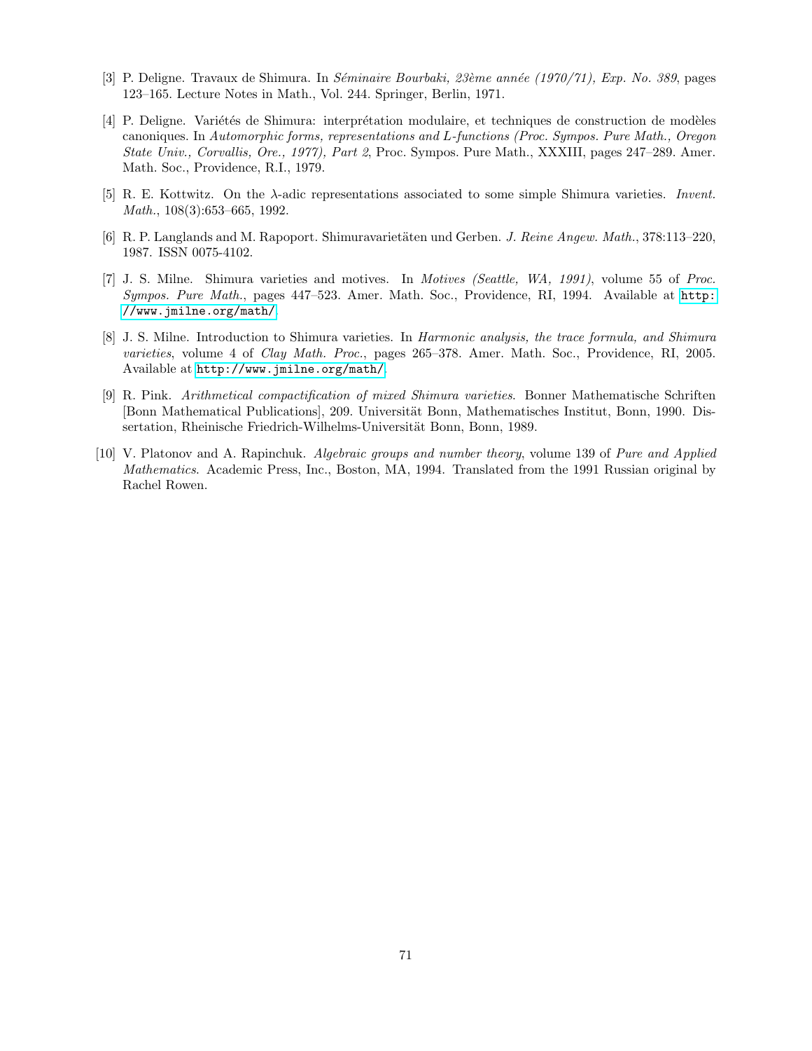[3] P. Deligne. Travaux de Shimura. In *Séminaire Bourbaki, 23ème année (1970/71), Exp. No. 389*, pages 123–165. Lecture Notes in Math., Vol. 244. Springer, Berlin, 1971.

[4] P. Deligne. Variétés de Shimura: interprétation modulaire, et techniques de construction de modèles canoniques. In *Automorphic forms, representations and L-functions (Proc. Sympos. Pure Math., Oregon State Univ., Corvallis, Ore., 1977), Part 2*, Proc. Sympos. Pure Math., XXXIII, pages 247–289. Amer. Math. Soc., Providence, R.I., 1979.

[5] R. E. Kottwitz. On the $\lambda$-adic representations associated to some simple Shimura varieties. *Invent. Math.*, 108(3):653–665, 1992.

[6] R. P. Langlands and M. Rapoport. Shimuravarietäten und Gerben. *J. Reine Angew. Math.*, 378:113–220, 1987. ISSN 0075-4102.

[7] J. S. Milne. Shimura varieties and motives. In *Motives (Seattle, WA, 1991)*, volume 55 of *Proc. Sympos. Pure Math.*, pages 447–523. Amer. Math. Soc., Providence, RI, 1994. Available at http://www.jmilne.org/math/.

[8] J. S. Milne. Introduction to Shimura varieties. In *Harmonic analysis, the trace formula, and Shimura varieties*, volume 4 of *Clay Math. Proc.*, pages 265–378. Amer. Math. Soc., Providence, RI, 2005. Available at http://www.jmilne.org/math/.

[9] R. Pink. *Arithmetical compactification of mixed Shimura varieties*. Bonner Mathematische Schriften [Bonn Mathematical Publications], 209. Universität Bonn, Mathematisches Institut, Bonn, 1990. Dissertation, Rheinische Friedrich-Wilhelms-Universität Bonn, Bonn, 1989.

[10] V. Platonov and A. Rapinchuk. *Algebraic groups and number theory*, volume 139 of *Pure and Applied Mathematics*. Academic Press, Inc., Boston, MA, 1994. Translated from the 1991 Russian original by Rachel Rowen.